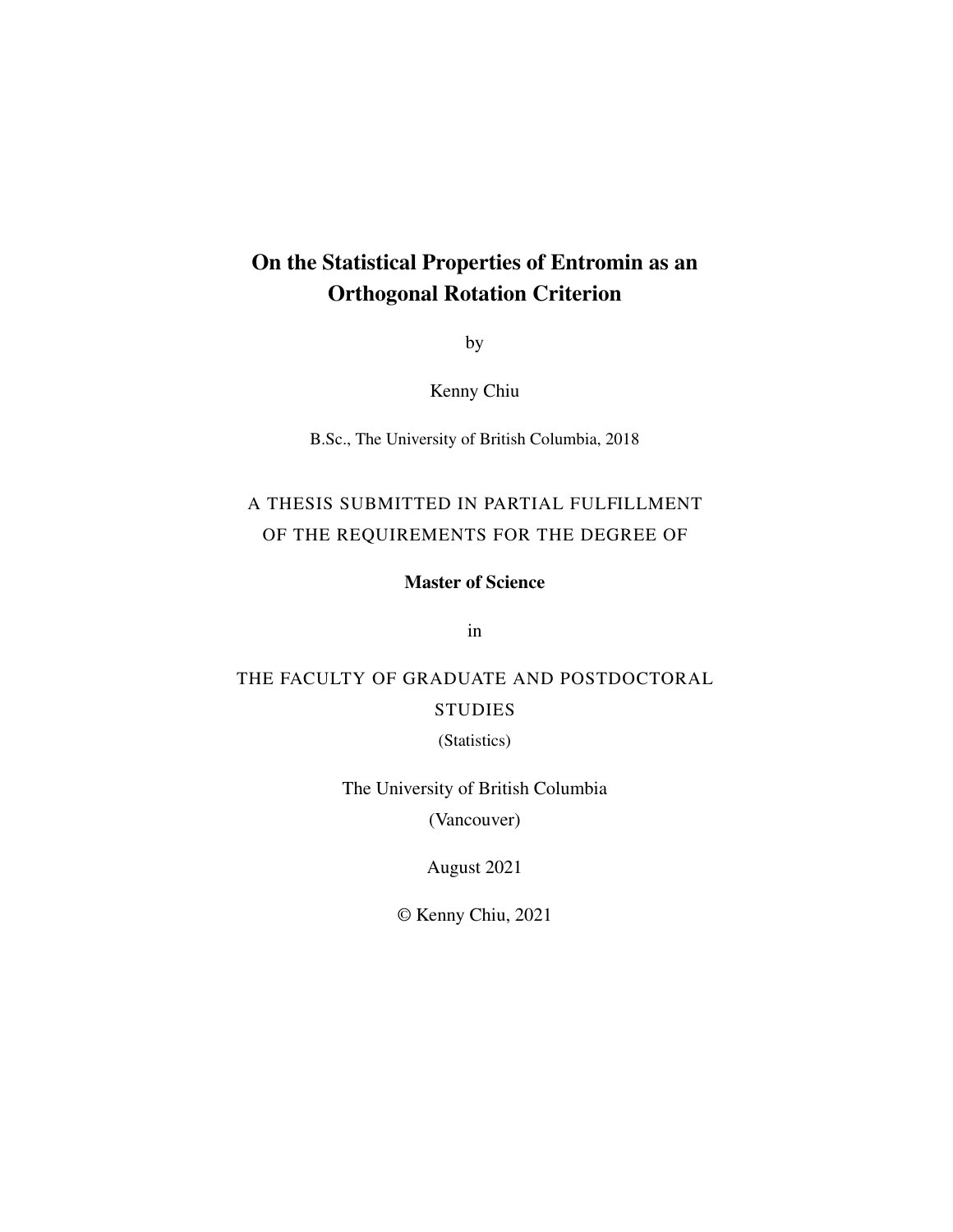# On the Statistical Properties of Entromin as an Orthogonal Rotation Criterion

by

Kenny Chiu

B.Sc., The University of British Columbia, 2018

A THESIS SUBMITTED IN PARTIAL FULFILLMENT OF THE REQUIREMENTS FOR THE DEGREE OF

**Master of Science**

in

THE FACULTY OF GRADUATE AND POSTDOCTORAL STUDIES

(Statistics)

The University of British Columbia

(Vancouver)

August 2021

© Kenny Chiu, 2021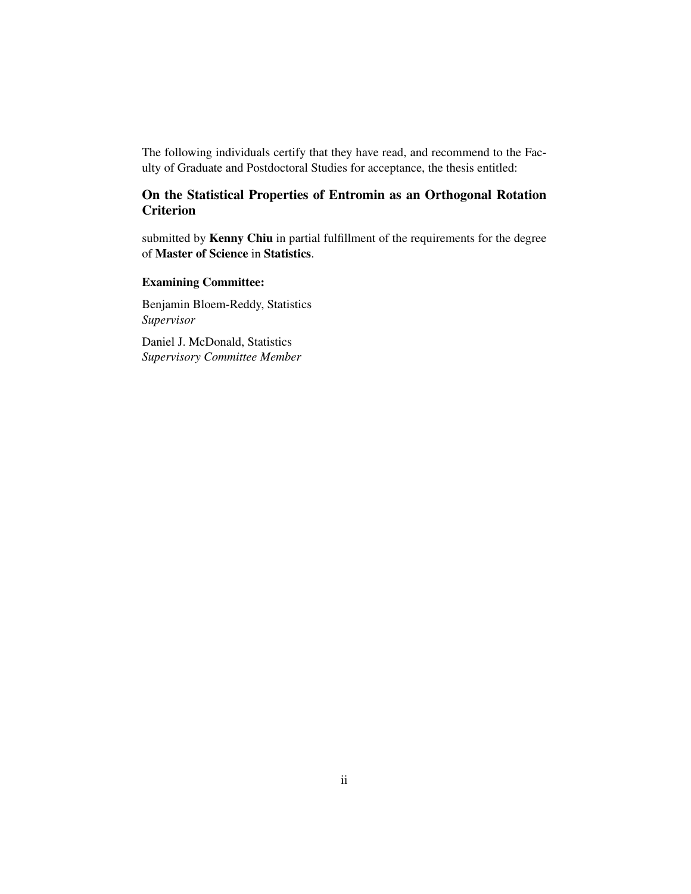The following individuals certify that they have read, and recommend to the Faculty of Graduate and Postdoctoral Studies for acceptance, the thesis entitled:

**On the Statistical Properties of Entromin as an Orthogonal Rotation Criterion**

submitted by **Kenny Chiu** in partial fulfillment of the requirements for the degree of **Master of Science** in **Statistics**.

**Examining Committee:**

Benjamin Bloem-Reddy, Statistics
*Supervisor*

Daniel J. McDonald, Statistics
*Supervisory Committee Member*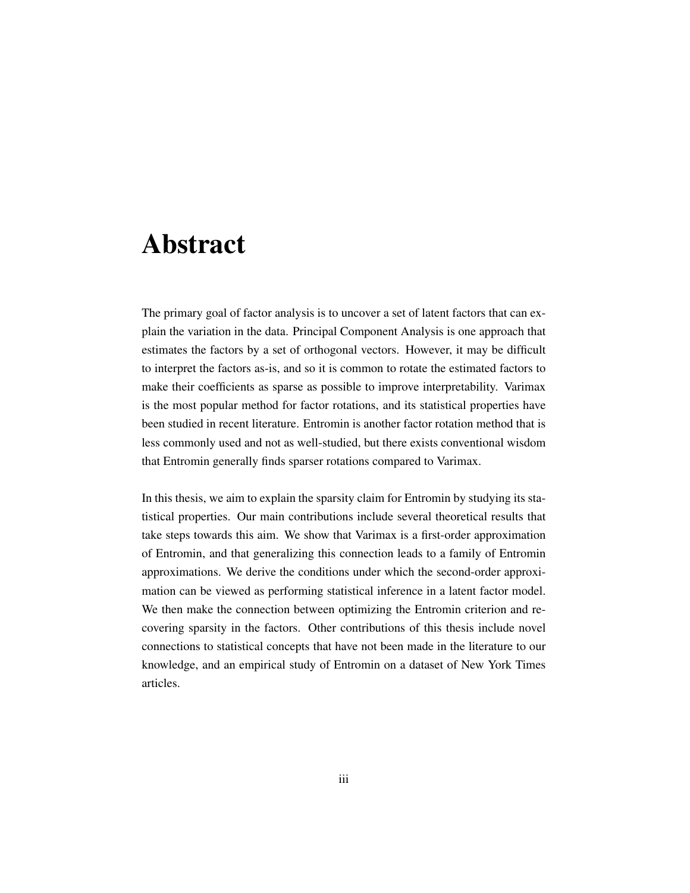# Abstract

The primary goal of factor analysis is to uncover a set of latent factors that can explain the variation in the data. Principal Component Analysis is one approach that estimates the factors by a set of orthogonal vectors. However, it may be difficult to interpret the factors as-is, and so it is common to rotate the estimated factors to make their coefficients as sparse as possible to improve interpretability. Varimax is the most popular method for factor rotations, and its statistical properties have been studied in recent literature. Entromin is another factor rotation method that is less commonly used and not as well-studied, but there exists conventional wisdom that Entromin generally finds sparser rotations compared to Varimax.

In this thesis, we aim to explain the sparsity claim for Entromin by studying its statistical properties. Our main contributions include several theoretical results that take steps towards this aim. We show that Varimax is a first-order approximation of Entromin, and that generalizing this connection leads to a family of Entromin approximations. We derive the conditions under which the second-order approximation can be viewed as performing statistical inference in a latent factor model. We then make the connection between optimizing the Entromin criterion and recovering sparsity in the factors. Other contributions of this thesis include novel connections to statistical concepts that have not been made in the literature to our knowledge, and an empirical study of Entromin on a dataset of New York Times articles.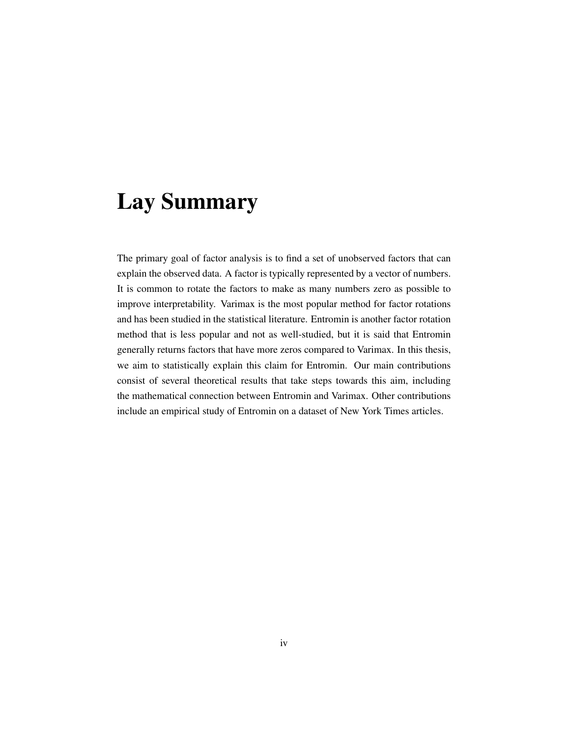# Lay Summary

The primary goal of factor analysis is to find a set of unobserved factors that can explain the observed data. A factor is typically represented by a vector of numbers. It is common to rotate the factors to make as many numbers zero as possible to improve interpretability. Varimax is the most popular method for factor rotations and has been studied in the statistical literature. Entromin is another factor rotation method that is less popular and not as well-studied, but it is said that Entromin generally returns factors that have more zeros compared to Varimax. In this thesis, we aim to statistically explain this claim for Entromin. Our main contributions consist of several theoretical results that take steps towards this aim, including the mathematical connection between Entromin and Varimax. Other contributions include an empirical study of Entromin on a dataset of New York Times articles.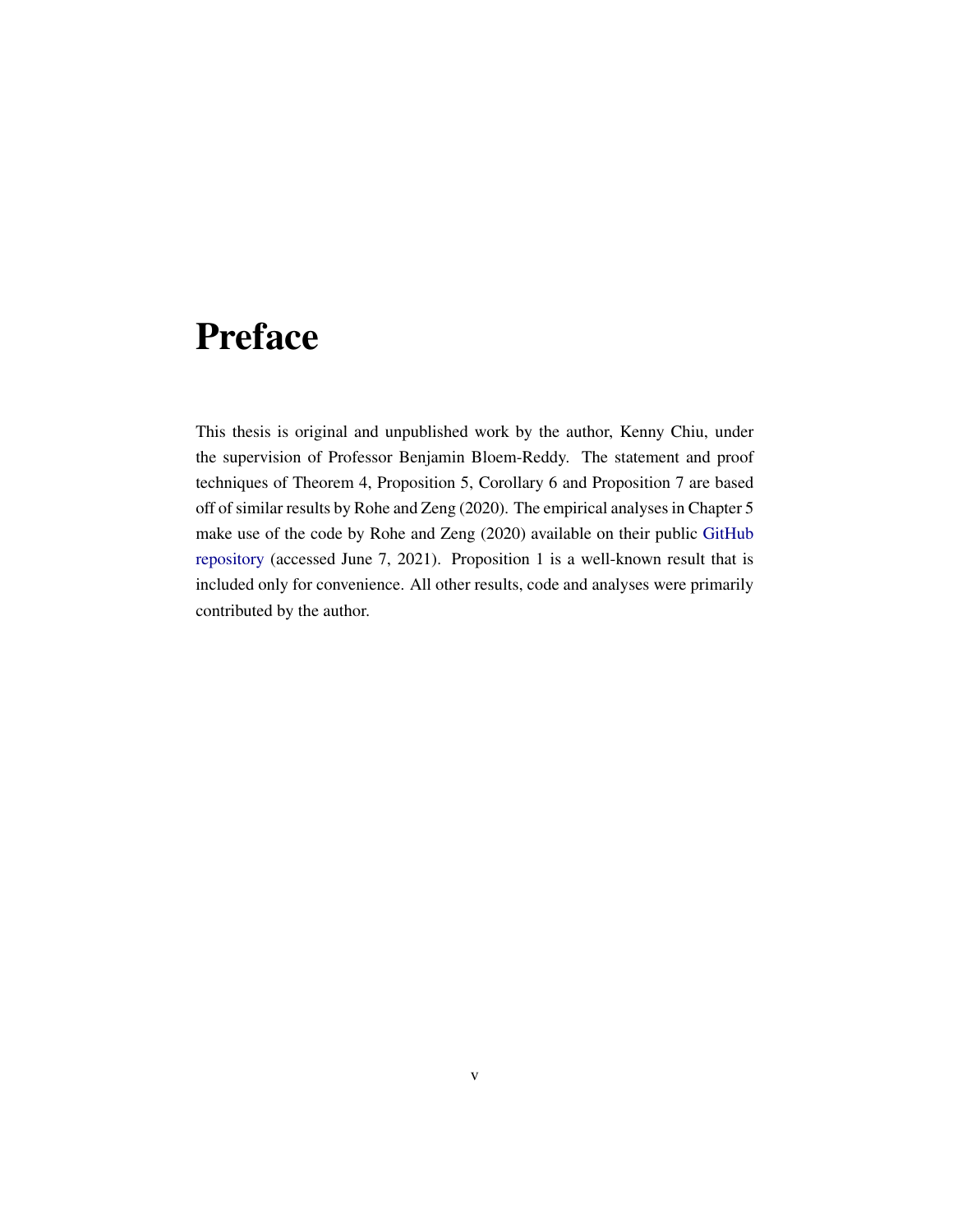# Preface

This thesis is original and unpublished work by the author, Kenny Chiu, under the supervision of Professor Benjamin Bloem-Reddy. The statement and proof techniques of Theorem 4, Proposition 5, Corollary 6 and Proposition 7 are based off of similar results by Rohe and Zeng (2020). The empirical analyses in Chapter 5 make use of the code by Rohe and Zeng (2020) available on their public GitHub repository (accessed June 7, 2021). Proposition 1 is a well-known result that is included only for convenience. All other results, code and analyses were primarily contributed by the author.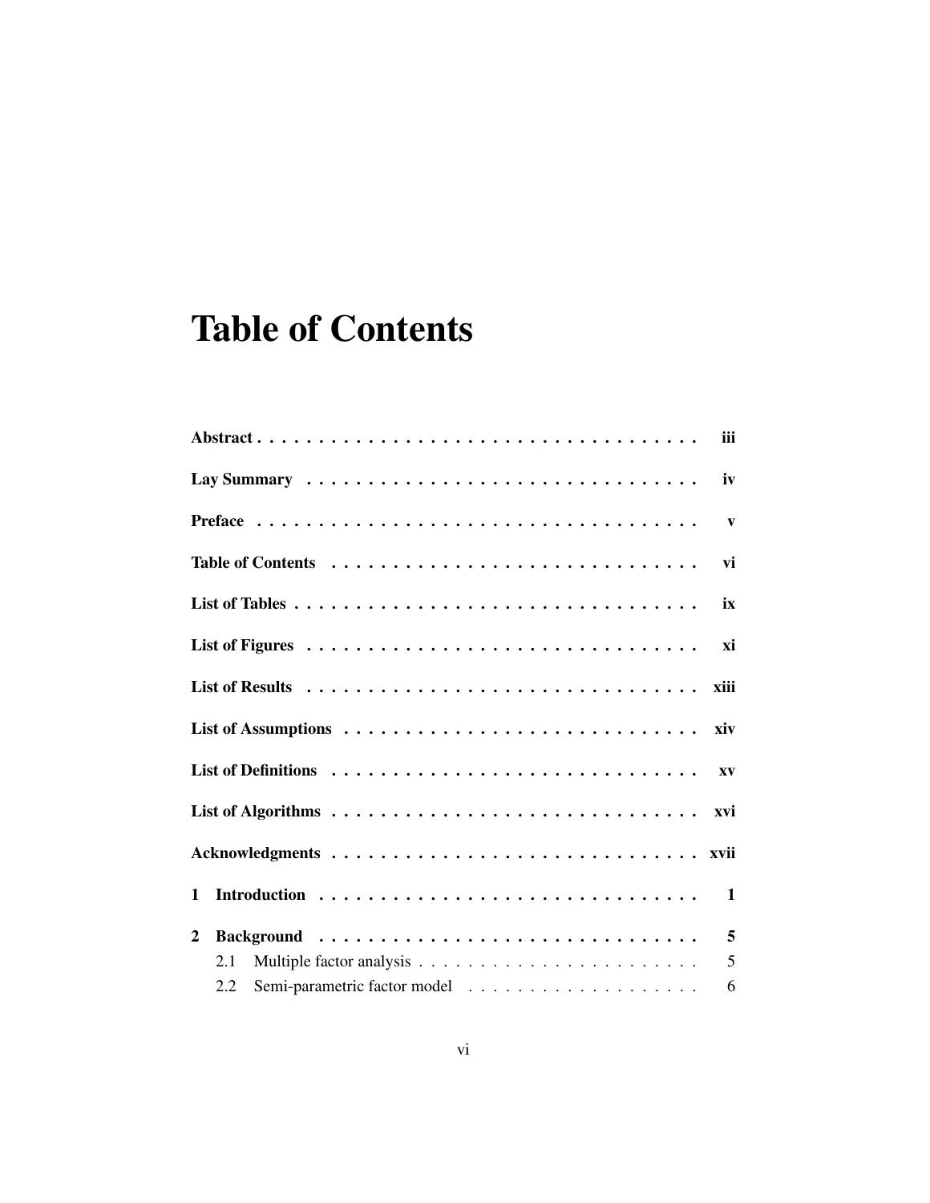# Table of Contents

**Abstract** . . . . . . . . . . . . . . . . . . . . . . . . . . . . . . . . . . . **iii**

**Lay Summary** . . . . . . . . . . . . . . . . . . . . . . . . . . . . . . . **iv**

**Preface** . . . . . . . . . . . . . . . . . . . . . . . . . . . . . . . . . . . . **v**

**Table of Contents** . . . . . . . . . . . . . . . . . . . . . . . . . . . . . **vi**

**List of Tables** . . . . . . . . . . . . . . . . . . . . . . . . . . . . . . . . . **ix**

**List of Figures** . . . . . . . . . . . . . . . . . . . . . . . . . . . . . . . . **xi**

**List of Results** . . . . . . . . . . . . . . . . . . . . . . . . . . . . . . . . **xiii**

**List of Assumptions** . . . . . . . . . . . . . . . . . . . . . . . . . . . . **xiv**

**List of Definitions** . . . . . . . . . . . . . . . . . . . . . . . . . . . . . **xv**

**List of Algorithms** . . . . . . . . . . . . . . . . . . . . . . . . . . . . . **xvi**

**Acknowledgments** . . . . . . . . . . . . . . . . . . . . . . . . . . . . . **xvii**

**1 Introduction** . . . . . . . . . . . . . . . . . . . . . . . . . . . . . . . . **1**

**2 Background** . . . . . . . . . . . . . . . . . . . . . . . . . . . . . . . . **5**

2.1 Multiple factor analysis . . . . . . . . . . . . . . . . . . . . . . . . 5

2.2 Semi-parametric factor model . . . . . . . . . . . . . . . . . . . . 6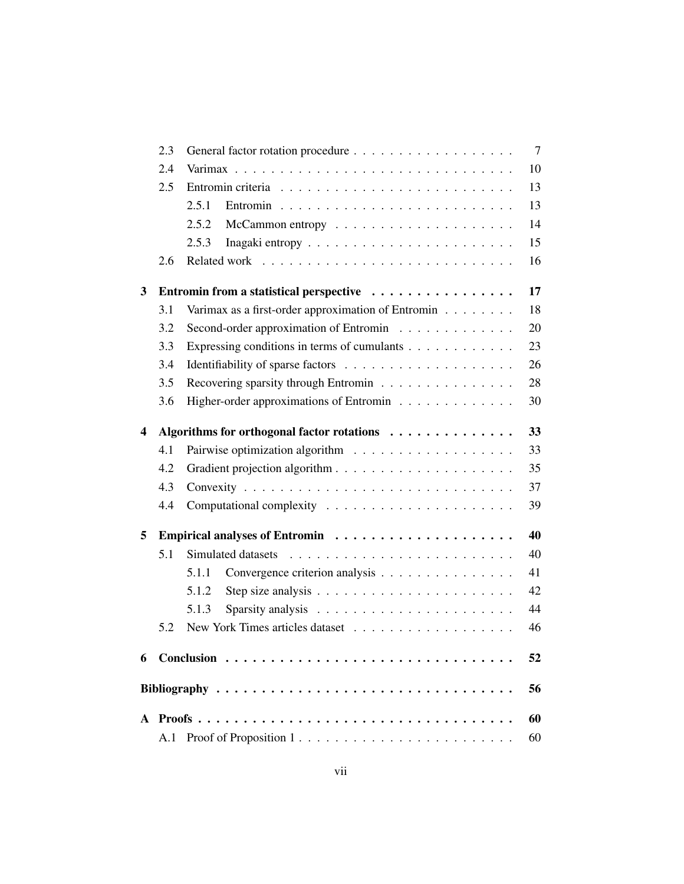2.3 General factor rotation procedure . . . . . . . . . . . . . . . . . . 7

2.4 Varimax . . . . . . . . . . . . . . . . . . . . . . . . . . . . . . . 10

2.5 Entromin criteria . . . . . . . . . . . . . . . . . . . . . . . . . . 13

2.5.1 Entromin . . . . . . . . . . . . . . . . . . . . . . . . . . 13

2.5.2 McCammon entropy . . . . . . . . . . . . . . . . . . . . 14

2.5.3 Inagaki entropy . . . . . . . . . . . . . . . . . . . . . . . 15

2.6 Related work . . . . . . . . . . . . . . . . . . . . . . . . . . . . 16

**3 Entromin from a statistical perspective . . . . . . . . . . . . . . . . 17**

3.1 Varimax as a first-order approximation of Entromin . . . . . . . . 18

3.2 Second-order approximation of Entromin . . . . . . . . . . . . . 20

3.3 Expressing conditions in terms of cumulants . . . . . . . . . . . . 23

3.4 Identifiability of sparse factors . . . . . . . . . . . . . . . . . . . 26

3.5 Recovering sparsity through Entromin . . . . . . . . . . . . . . . 28

3.6 Higher-order approximations of Entromin . . . . . . . . . . . . . 30

**4 Algorithms for orthogonal factor rotations . . . . . . . . . . . . . . 33**

4.1 Pairwise optimization algorithm . . . . . . . . . . . . . . . . . . 33

4.2 Gradient projection algorithm . . . . . . . . . . . . . . . . . . . . 35

4.3 Convexity . . . . . . . . . . . . . . . . . . . . . . . . . . . . . . 37

4.4 Computational complexity . . . . . . . . . . . . . . . . . . . . . 39

**5 Empirical analyses of Entromin . . . . . . . . . . . . . . . . . . . . 40**

5.1 Simulated datasets . . . . . . . . . . . . . . . . . . . . . . . . . 40

5.1.1 Convergence criterion analysis . . . . . . . . . . . . . . . . 41

5.1.2 Step size analysis . . . . . . . . . . . . . . . . . . . . . . 42

5.1.3 Sparsity analysis . . . . . . . . . . . . . . . . . . . . . . 44

5.2 New York Times articles dataset . . . . . . . . . . . . . . . . . . 46

**6 Conclusion . . . . . . . . . . . . . . . . . . . . . . . . . . . . . . . . 52**

**Bibliography . . . . . . . . . . . . . . . . . . . . . . . . . . . . . . . . 56**

**A Proofs . . . . . . . . . . . . . . . . . . . . . . . . . . . . . . . . . . 60**

A.1 Proof of Proposition 1 . . . . . . . . . . . . . . . . . . . . . . . 60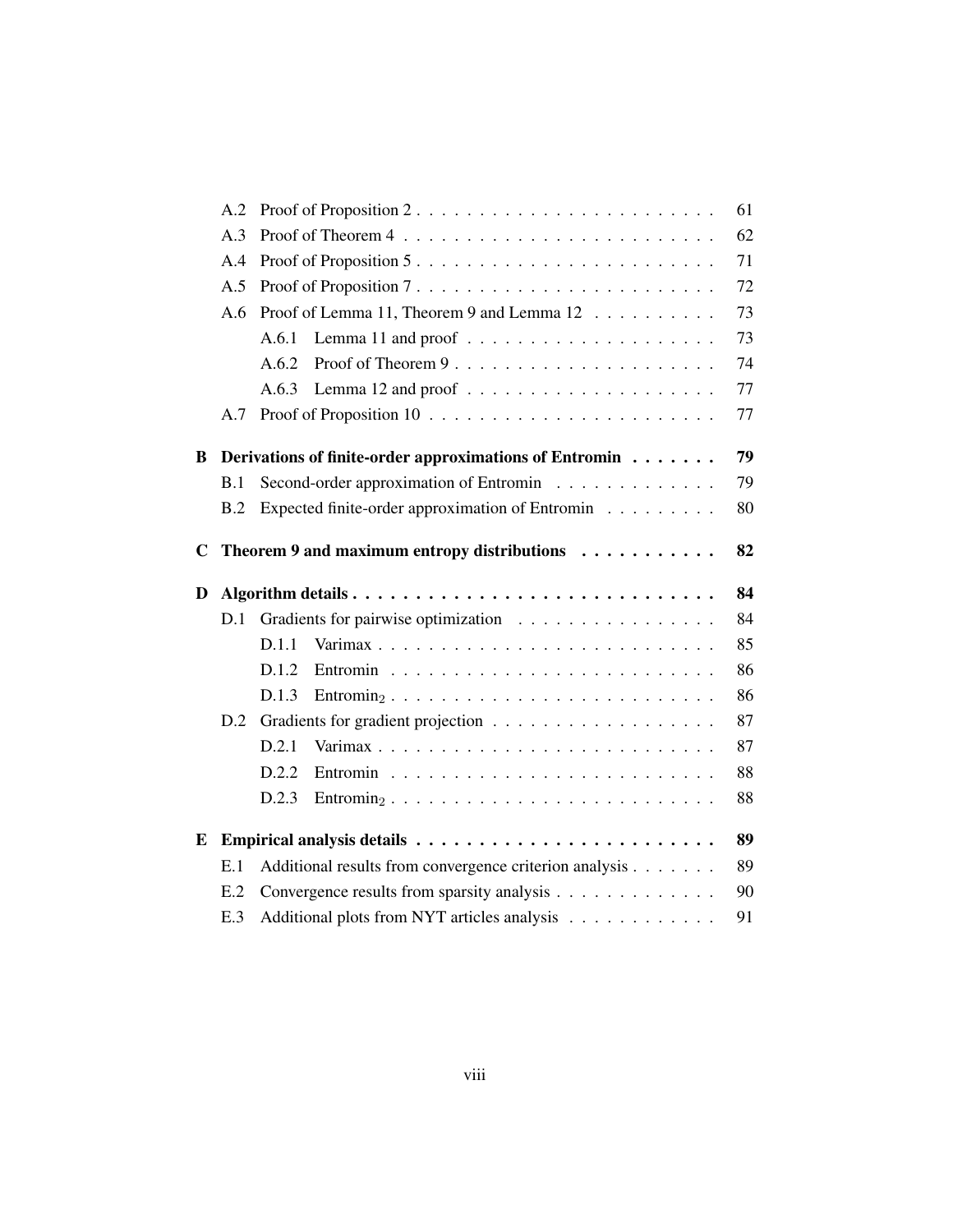- A.2 Proof of Proposition 2 . . . . . . . . . . . . . . . . . . . . . . . . 61
- A.3 Proof of Theorem 4 . . . . . . . . . . . . . . . . . . . . . . . . . 62
- A.4 Proof of Proposition 5 . . . . . . . . . . . . . . . . . . . . . . . . 71
- A.5 Proof of Proposition 7 . . . . . . . . . . . . . . . . . . . . . . . . 72
- A.6 Proof of Lemma 11, Theorem 9 and Lemma 12 . . . . . . . . . . 73
  - A.6.1 Lemma 11 and proof . . . . . . . . . . . . . . . . . . . . 73
  - A.6.2 Proof of Theorem 9 . . . . . . . . . . . . . . . . . . . . . 74
  - A.6.3 Lemma 12 and proof . . . . . . . . . . . . . . . . . . . . 77
- A.7 Proof of Proposition 10 . . . . . . . . . . . . . . . . . . . . . . . 77

**B Derivations of finite-order approximations of Entromin . . . . . . . 79**

- B.1 Second-order approximation of Entromin . . . . . . . . . . . . . 79
- B.2 Expected finite-order approximation of Entromin . . . . . . . . . 80

**C Theorem 9 and maximum entropy distributions . . . . . . . . . . . 82**

**D Algorithm details . . . . . . . . . . . . . . . . . . . . . . . . . . . . . 84**

- D.1 Gradients for pairwise optimization . . . . . . . . . . . . . . . . 84
  - D.1.1 Varimax . . . . . . . . . . . . . . . . . . . . . . . . . . . 85
  - D.1.2 Entromin . . . . . . . . . . . . . . . . . . . . . . . . . . 86
  - D.1.3 Entromin$_2$ . . . . . . . . . . . . . . . . . . . . . . . . . 86
- D.2 Gradients for gradient projection . . . . . . . . . . . . . . . . . . 87
  - D.2.1 Varimax . . . . . . . . . . . . . . . . . . . . . . . . . . . 87
  - D.2.2 Entromin . . . . . . . . . . . . . . . . . . . . . . . . . . 88
  - D.2.3 Entromin$_2$ . . . . . . . . . . . . . . . . . . . . . . . . . 88

**E Empirical analysis details . . . . . . . . . . . . . . . . . . . . . . . . 89**

- E.1 Additional results from convergence criterion analysis . . . . . . . 89
- E.2 Convergence results from sparsity analysis . . . . . . . . . . . . . 90
- E.3 Additional plots from NYT articles analysis . . . . . . . . . . . . 91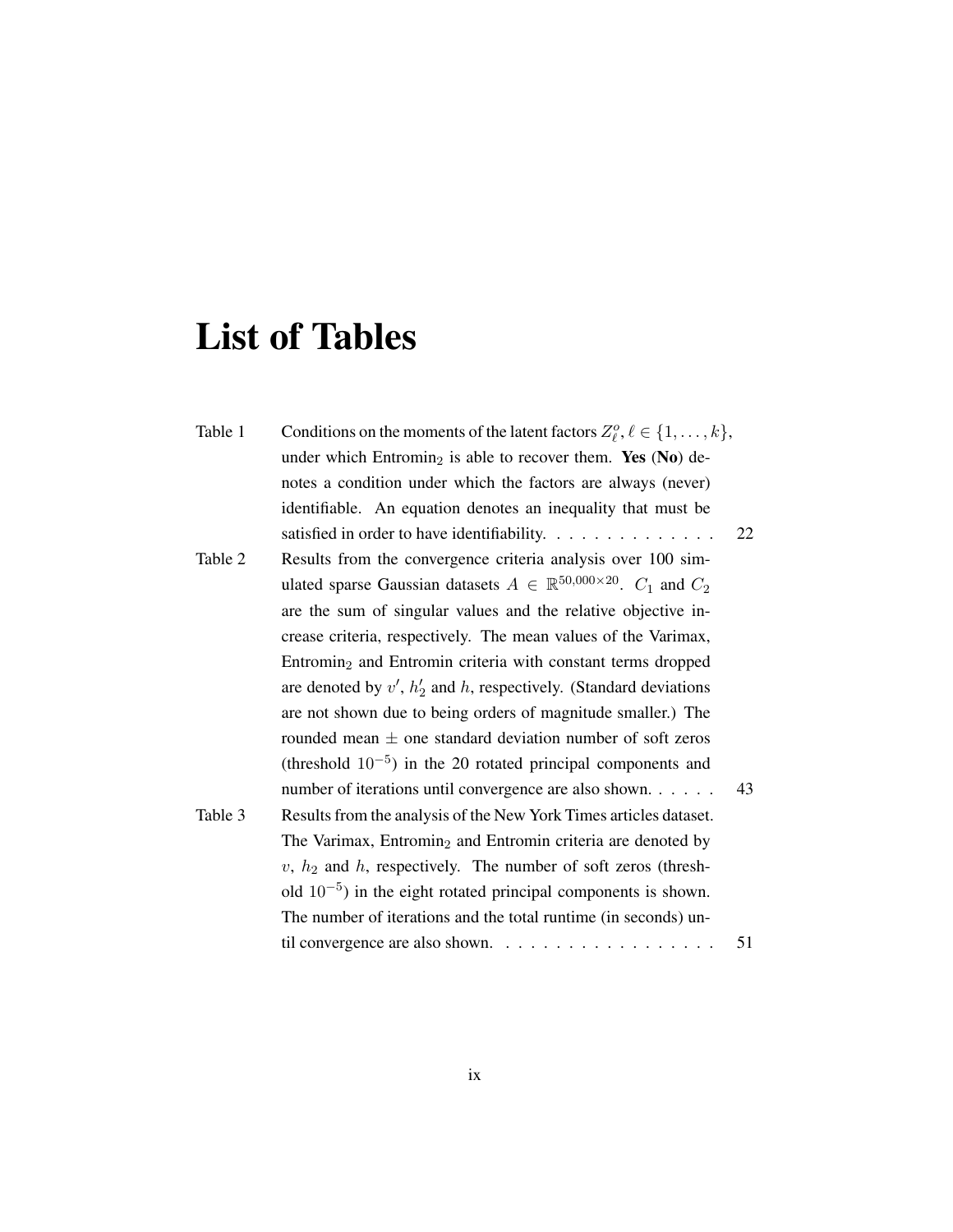# List of Tables

| | | |
|---|---|---|
| Table 1 | Conditions on the moments of the latent factors $Z^o_\ell, \ell \in \{1, \ldots, k\}$, under which Entromin$_2$ is able to recover them. **Yes** (**No**) denotes a condition under which the factors are always (never) identifiable. An equation denotes an inequality that must be satisfied in order to have identifiability. | 22 |
| Table 2 | Results from the convergence criteria analysis over 100 simulated sparse Gaussian datasets $A \in \mathbb{R}^{50{,}000 \times 20}$. $C_1$ and $C_2$ are the sum of singular values and the relative objective increase criteria, respectively. The mean values of the Varimax, Entromin$_2$ and Entromin criteria with constant terms dropped are denoted by $v'$, $h'_2$ and $h$, respectively. (Standard deviations are not shown due to being orders of magnitude smaller.) The rounded mean $\pm$ one standard deviation number of soft zeros (threshold $10^{-5}$) in the 20 rotated principal components and number of iterations until convergence are also shown. | 43 |
| Table 3 | Results from the analysis of the New York Times articles dataset. The Varimax, Entromin$_2$ and Entromin criteria are denoted by $v$, $h_2$ and $h$, respectively. The number of soft zeros (threshold $10^{-5}$) in the eight rotated principal components is shown. The number of iterations and the total runtime (in seconds) until convergence are also shown. | 51 |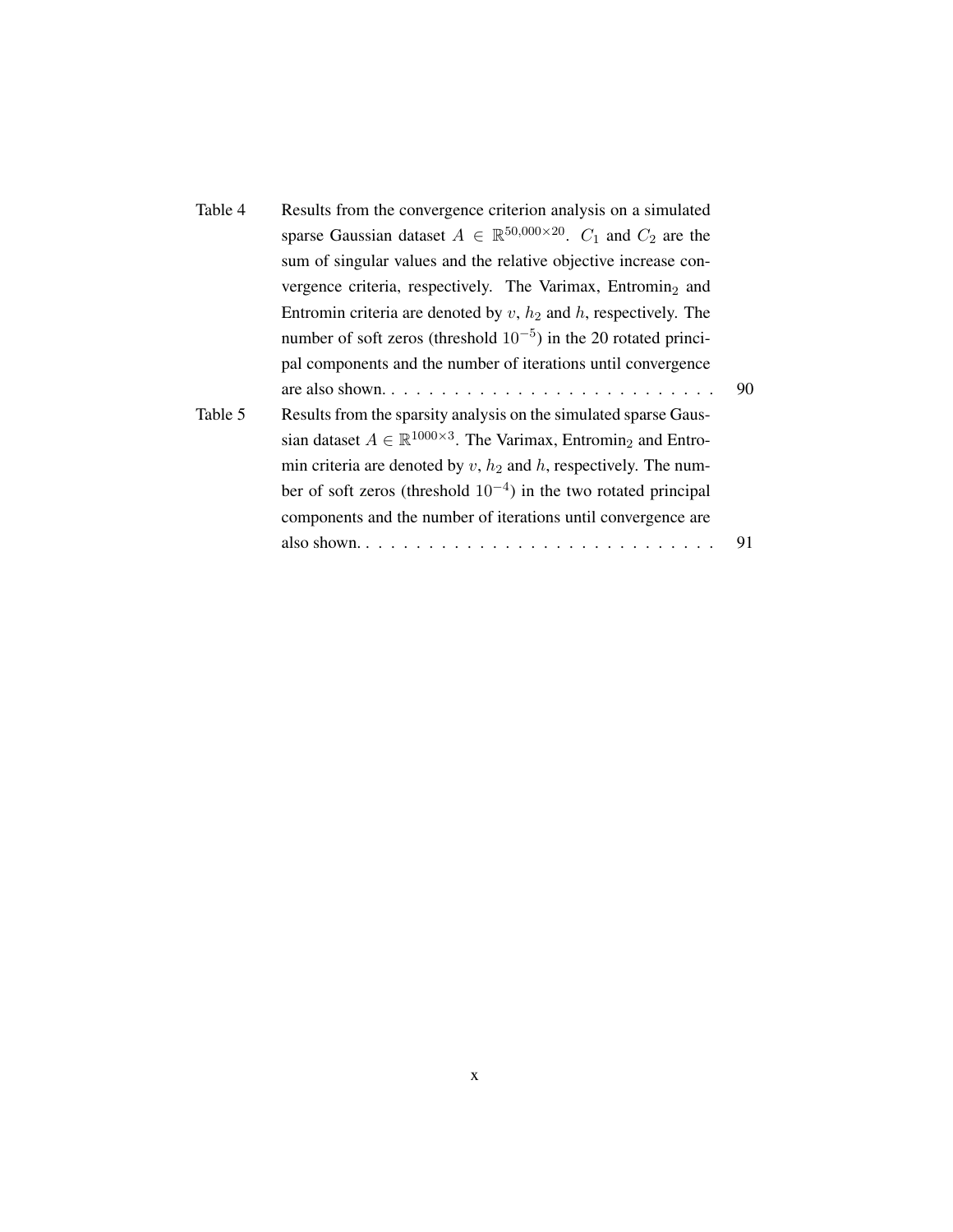| | | |
|---|---|---|
| Table 4 | Results from the convergence criterion analysis on a simulated sparse Gaussian dataset $A \in \mathbb{R}^{50,000\times 20}$. $C_1$ and $C_2$ are the sum of singular values and the relative objective increase convergence criteria, respectively. The Varimax, Entromin$_2$ and Entromin criteria are denoted by $v$, $h_2$ and $h$, respectively. The number of soft zeros (threshold $10^{-5}$) in the 20 rotated principal components and the number of iterations until convergence are also shown. | 90 |
| Table 5 | Results from the sparsity analysis on the simulated sparse Gaussian dataset $A \in \mathbb{R}^{1000\times 3}$. The Varimax, Entromin$_2$ and Entromin criteria are denoted by $v$, $h_2$ and $h$, respectively. The number of soft zeros (threshold $10^{-4}$) in the two rotated principal components and the number of iterations until convergence are also shown. | 91 |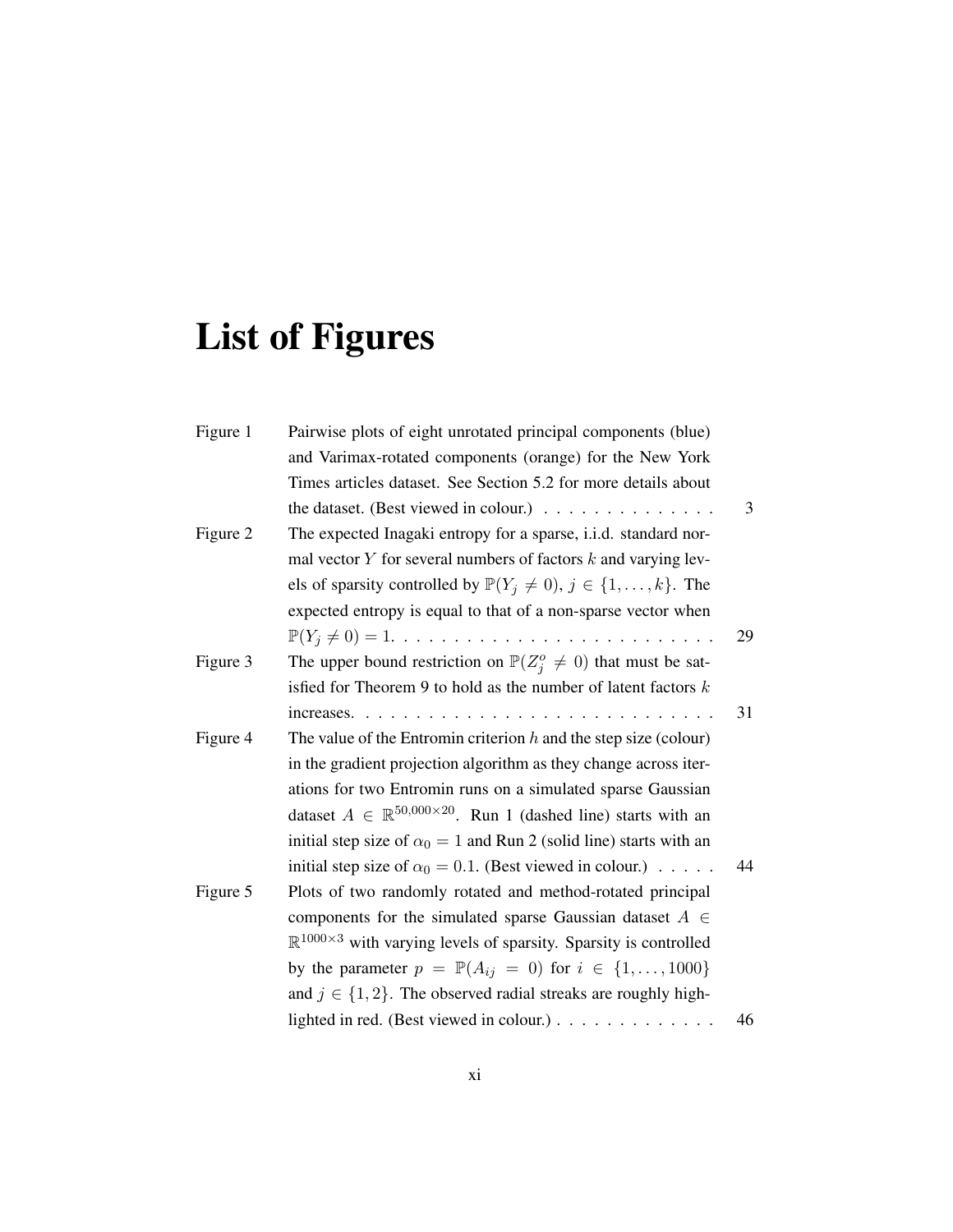# List of Figures

| | | |
|---|---|---|
| Figure 1 | Pairwise plots of eight unrotated principal components (blue) and Varimax-rotated components (orange) for the New York Times articles dataset. See Section 5.2 for more details about the dataset. (Best viewed in colour.) | 3 |
| Figure 2 | The expected Inagaki entropy for a sparse, i.i.d. standard normal vector $Y$ for several numbers of factors $k$ and varying levels of sparsity controlled by $\mathbb{P}(Y_j \neq 0)$, $j \in \{1, \ldots, k\}$. The expected entropy is equal to that of a non-sparse vector when $\mathbb{P}(Y_j \neq 0) = 1$. | 29 |
| Figure 3 | The upper bound restriction on $\mathbb{P}(Z_j^o \neq 0)$ that must be satisfied for Theorem 9 to hold as the number of latent factors $k$ increases. | 31 |
| Figure 4 | The value of the Entromin criterion $h$ and the step size (colour) in the gradient projection algorithm as they change across iterations for two Entromin runs on a simulated sparse Gaussian dataset $A \in \mathbb{R}^{50{,}000 \times 20}$. Run 1 (dashed line) starts with an initial step size of $\alpha_0 = 1$ and Run 2 (solid line) starts with an initial step size of $\alpha_0 = 0.1$. (Best viewed in colour.) | 44 |
| Figure 5 | Plots of two randomly rotated and method-rotated principal components for the simulated sparse Gaussian dataset $A \in \mathbb{R}^{1000 \times 3}$ with varying levels of sparsity. Sparsity is controlled by the parameter $p = \mathbb{P}(A_{ij} = 0)$ for $i \in \{1, \ldots, 1000\}$ and $j \in \{1, 2\}$. The observed radial streaks are roughly highlighted in red. (Best viewed in colour.) | 46 |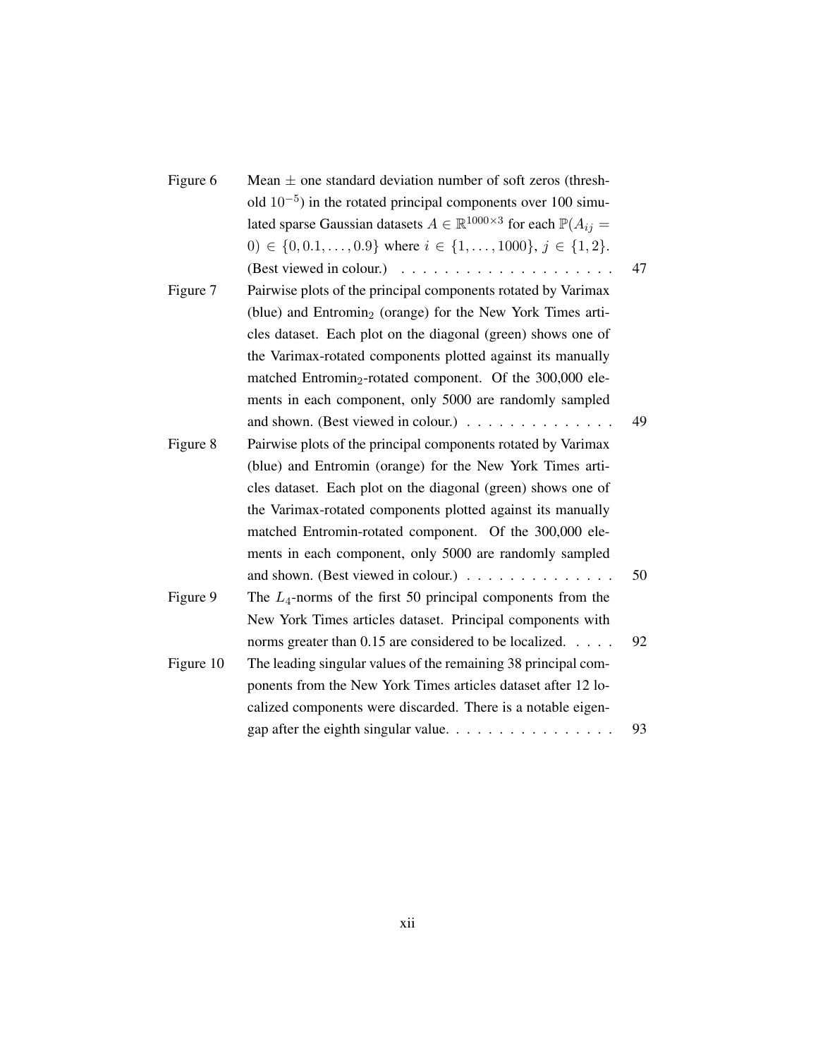| | | |
|---|---|---|
| Figure 6 | Mean $\pm$ one standard deviation number of soft zeros (threshold $10^{-5}$) in the rotated principal components over 100 simulated sparse Gaussian datasets $A \in \mathbb{R}^{1000\times 3}$ for each $\mathbb{P}(A_{ij} = 0) \in \{0, 0.1, \ldots, 0.9\}$ where $i \in \{1, \ldots, 1000\}$, $j \in \{1, 2\}$. (Best viewed in colour.) | 47 |
| Figure 7 | Pairwise plots of the principal components rotated by Varimax (blue) and Entromin$_2$ (orange) for the New York Times articles dataset. Each plot on the diagonal (green) shows one of the Varimax-rotated components plotted against its manually matched Entromin$_2$-rotated component. Of the 300,000 elements in each component, only 5000 are randomly sampled and shown. (Best viewed in colour.) | 49 |
| Figure 8 | Pairwise plots of the principal components rotated by Varimax (blue) and Entromin (orange) for the New York Times articles dataset. Each plot on the diagonal (green) shows one of the Varimax-rotated components plotted against its manually matched Entromin-rotated component. Of the 300,000 elements in each component, only 5000 are randomly sampled and shown. (Best viewed in colour.) | 50 |
| Figure 9 | The $L_4$-norms of the first 50 principal components from the New York Times articles dataset. Principal components with norms greater than 0.15 are considered to be localized. | 92 |
| Figure 10 | The leading singular values of the remaining 38 principal components from the New York Times articles dataset after 12 localized components were discarded. There is a notable eigengap after the eighth singular value. | 93 |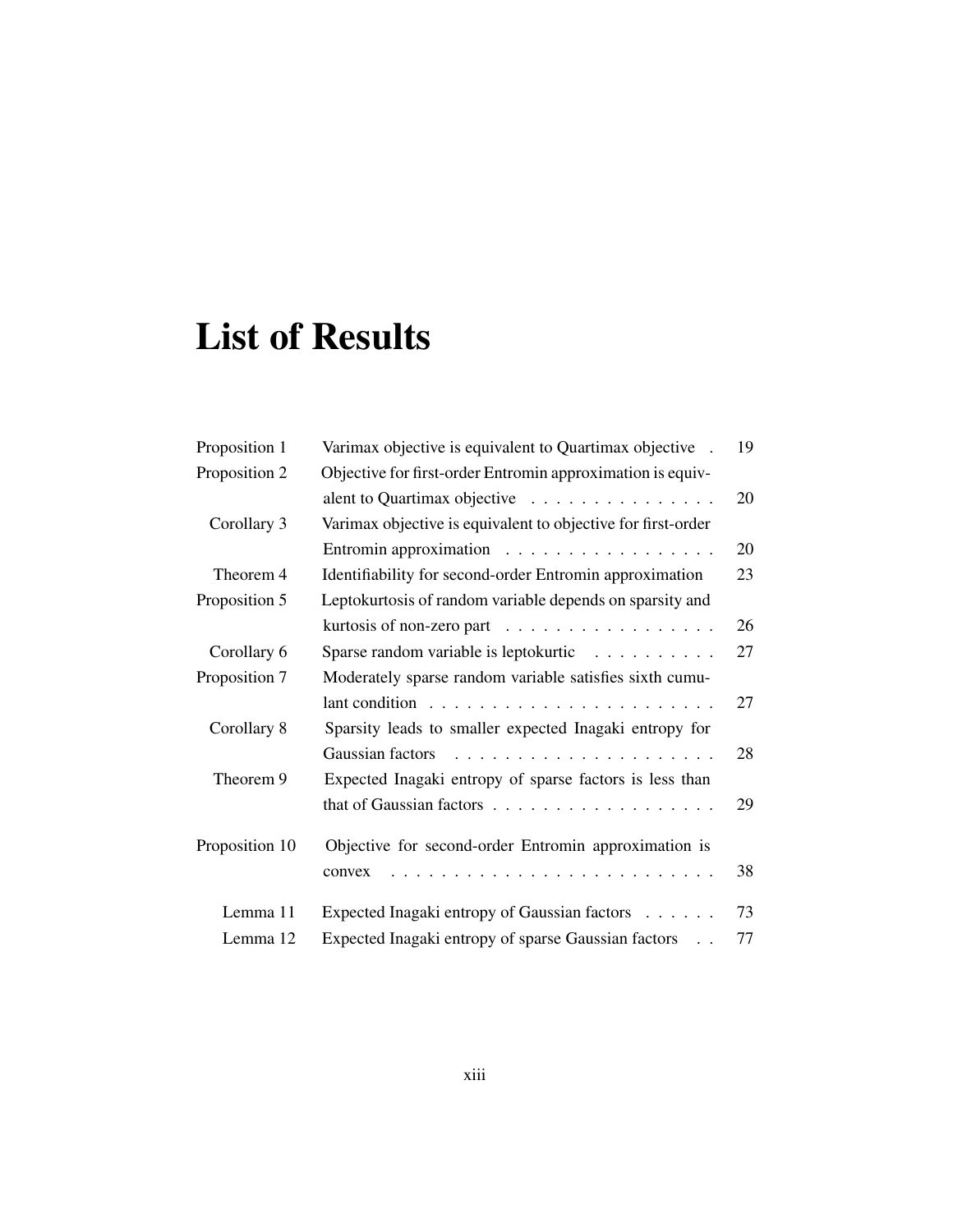# List of Results

| | | |
|---|---|---|
| Proposition 1 | Varimax objective is equivalent to Quartimax objective | 19 |
| Proposition 2 | Objective for first-order Entromin approximation is equivalent to Quartimax objective | 20 |
| Corollary 3 | Varimax objective is equivalent to objective for first-order Entromin approximation | 20 |
| Theorem 4 | Identifiability for second-order Entromin approximation | 23 |
| Proposition 5 | Leptokurtosis of random variable depends on sparsity and kurtosis of non-zero part | 26 |
| Corollary 6 | Sparse random variable is leptokurtic | 27 |
| Proposition 7 | Moderately sparse random variable satisfies sixth cumulant condition | 27 |
| Corollary 8 | Sparsity leads to smaller expected Inagaki entropy for Gaussian factors | 28 |
| Theorem 9 | Expected Inagaki entropy of sparse factors is less than that of Gaussian factors | 29 |
| Proposition 10 | Objective for second-order Entromin approximation is convex | 38 |
| Lemma 11 | Expected Inagaki entropy of Gaussian factors | 73 |
| Lemma 12 | Expected Inagaki entropy of sparse Gaussian factors | 77 |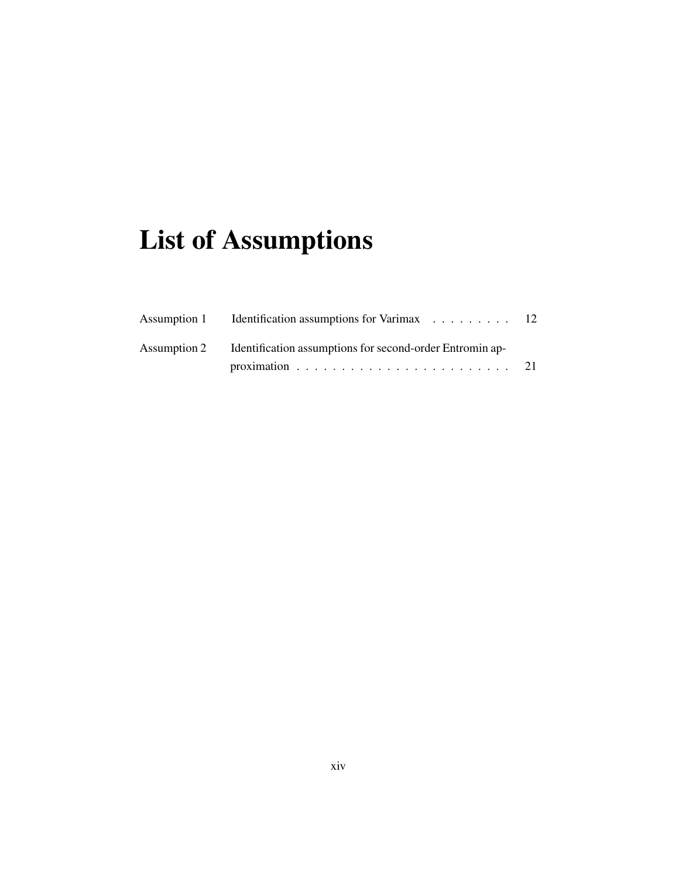# List of Assumptions

| | | |
|---|---|---|
| Assumption 1 | Identification assumptions for Varimax | 12 |
| Assumption 2 | Identification assumptions for second-order Entromin approximation | 21 |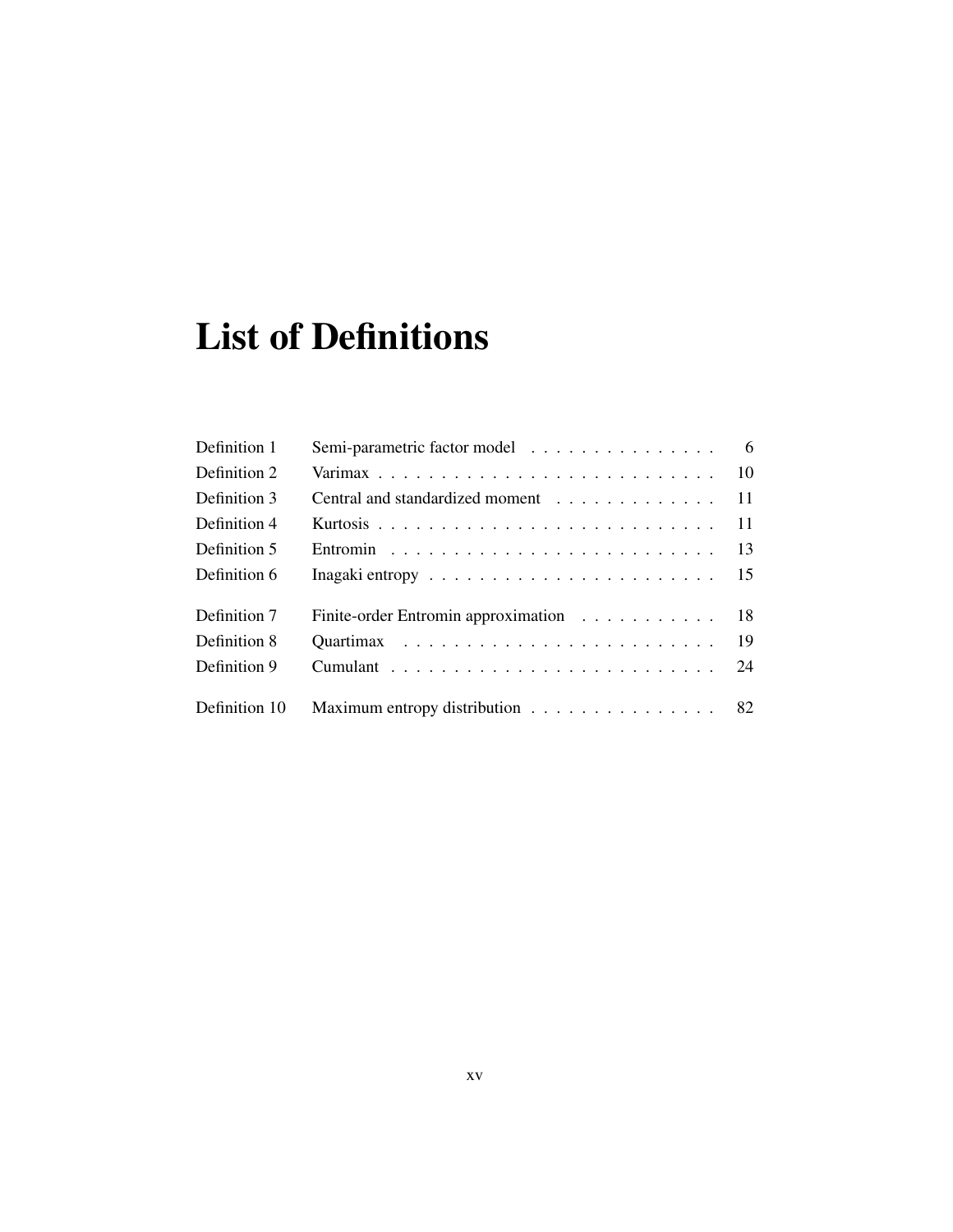# List of Definitions

| | | |
|---|---|---|
| Definition 1 | Semi-parametric factor model | 6 |
| Definition 2 | Varimax | 10 |
| Definition 3 | Central and standardized moment | 11 |
| Definition 4 | Kurtosis | 11 |
| Definition 5 | Entromin | 13 |
| Definition 6 | Inagaki entropy | 15 |
| Definition 7 | Finite-order Entromin approximation | 18 |
| Definition 8 | Quartimax | 19 |
| Definition 9 | Cumulant | 24 |
| Definition 10 | Maximum entropy distribution | 82 |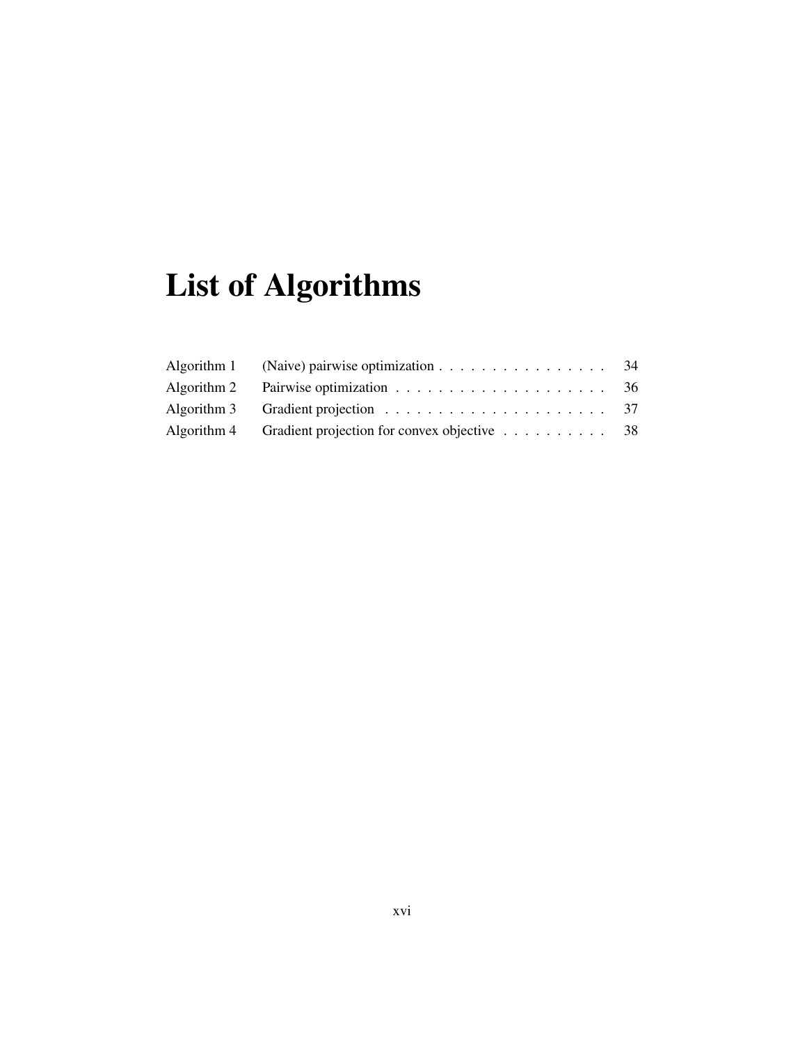# List of Algorithms

| | | |
|---|---|---|
| Algorithm 1 | (Naive) pairwise optimization | 34 |
| Algorithm 2 | Pairwise optimization | 36 |
| Algorithm 3 | Gradient projection | 37 |
| Algorithm 4 | Gradient projection for convex objective | 38 |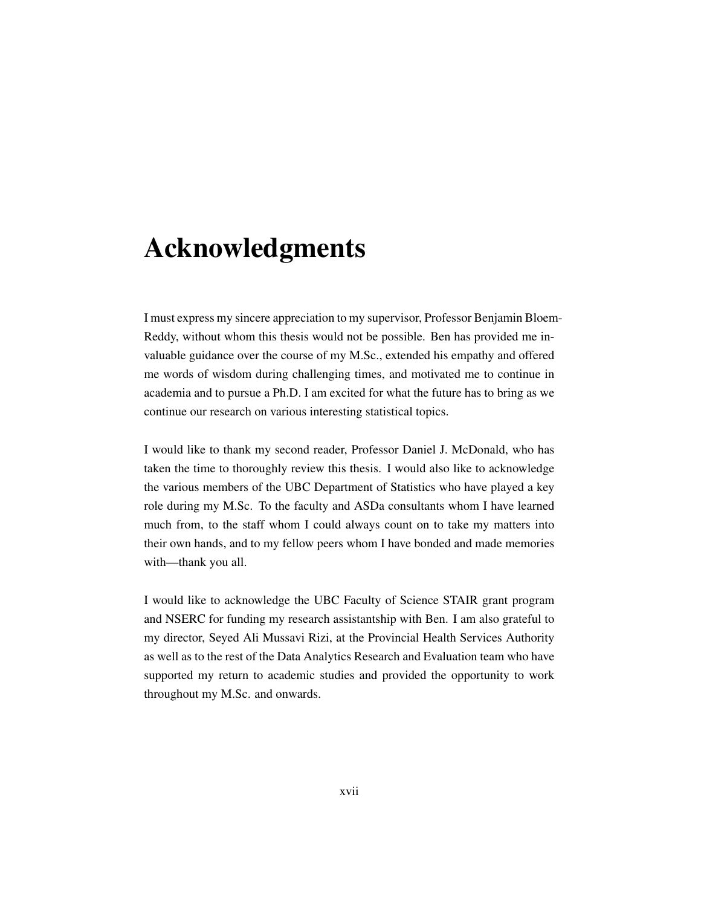# Acknowledgments

I must express my sincere appreciation to my supervisor, Professor Benjamin Bloem-Reddy, without whom this thesis would not be possible. Ben has provided me invaluable guidance over the course of my M.Sc., extended his empathy and offered me words of wisdom during challenging times, and motivated me to continue in academia and to pursue a Ph.D. I am excited for what the future has to bring as we continue our research on various interesting statistical topics.

I would like to thank my second reader, Professor Daniel J. McDonald, who has taken the time to thoroughly review this thesis. I would also like to acknowledge the various members of the UBC Department of Statistics who have played a key role during my M.Sc. To the faculty and ASDa consultants whom I have learned much from, to the staff whom I could always count on to take my matters into their own hands, and to my fellow peers whom I have bonded and made memories with—thank you all.

I would like to acknowledge the UBC Faculty of Science STAIR grant program and NSERC for funding my research assistantship with Ben. I am also grateful to my director, Seyed Ali Mussavi Rizi, at the Provincial Health Services Authority as well as to the rest of the Data Analytics Research and Evaluation team who have supported my return to academic studies and provided the opportunity to work throughout my M.Sc. and onwards.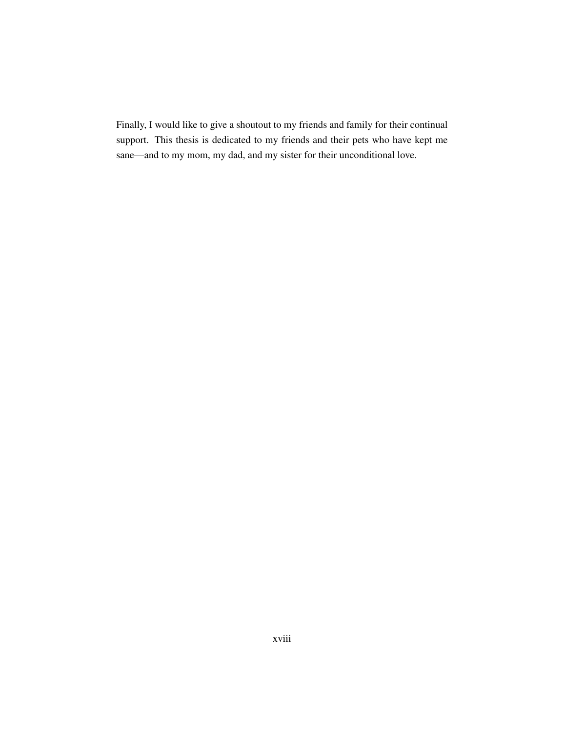Finally, I would like to give a shoutout to my friends and family for their continual support. This thesis is dedicated to my friends and their pets who have kept me sane—and to my mom, my dad, and my sister for their unconditional love.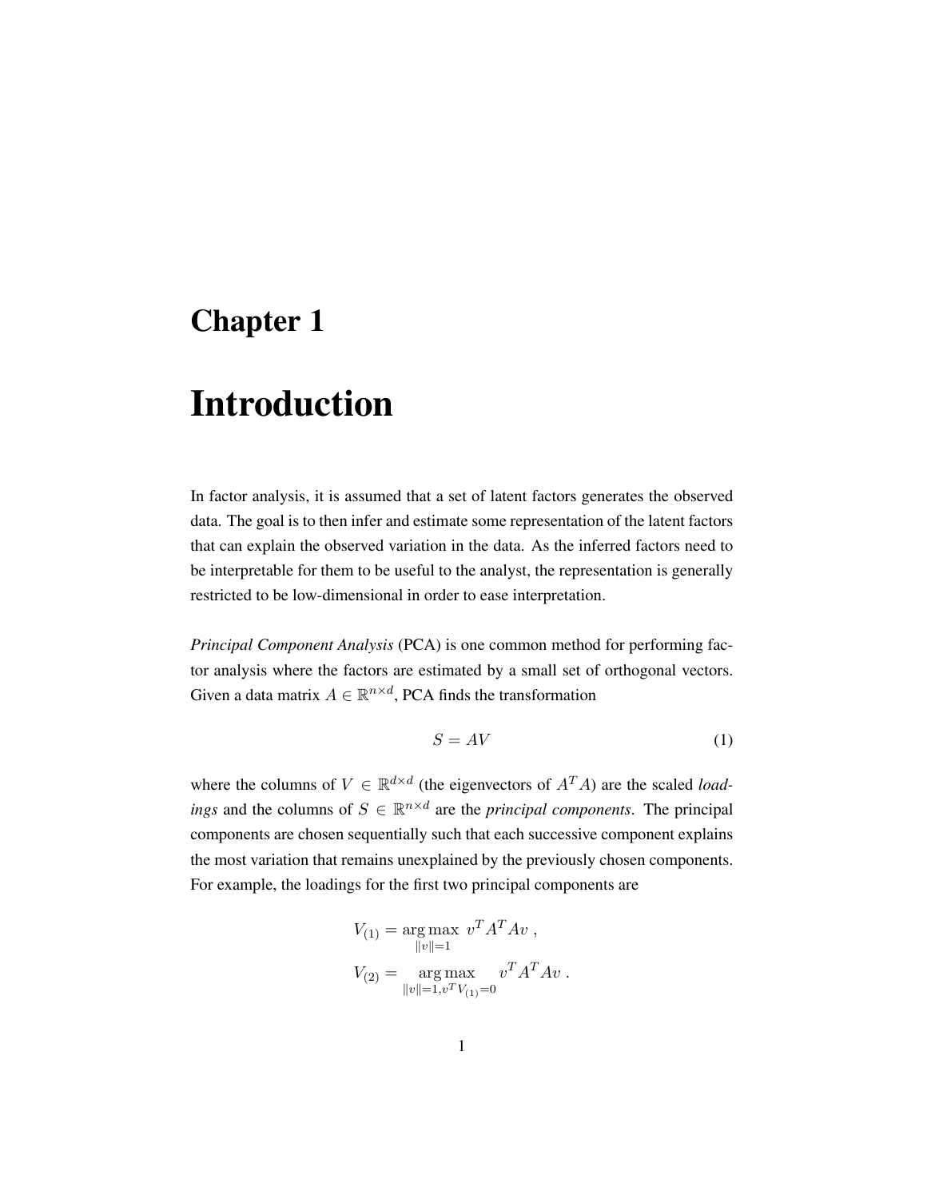# Chapter 1

# Introduction

In factor analysis, it is assumed that a set of latent factors generates the observed data. The goal is to then infer and estimate some representation of the latent factors that can explain the observed variation in the data. As the inferred factors need to be interpretable for them to be useful to the analyst, the representation is generally restricted to be low-dimensional in order to ease interpretation.

*Principal Component Analysis* (PCA) is one common method for performing factor analysis where the factors are estimated by a small set of orthogonal vectors. Given a data matrix $A \in \mathbb{R}^{n \times d}$, PCA finds the transformation

$$S = AV \tag{1}$$

where the columns of $V \in \mathbb{R}^{d \times d}$ (the eigenvectors of $A^T A$) are the scaled *loadings* and the columns of $S \in \mathbb{R}^{n \times d}$ are the *principal components*. The principal components are chosen sequentially such that each successive component explains the most variation that remains unexplained by the previously chosen components. For example, the loadings for the first two principal components are

$$V_{(1)} = \underset{\|v\|=1}{\arg\max} \; v^T A^T A v \; ,$$
$$V_{(2)} = \underset{\|v\|=1, v^T V_{(1)}=0}{\arg\max} \; v^T A^T A v \; .$$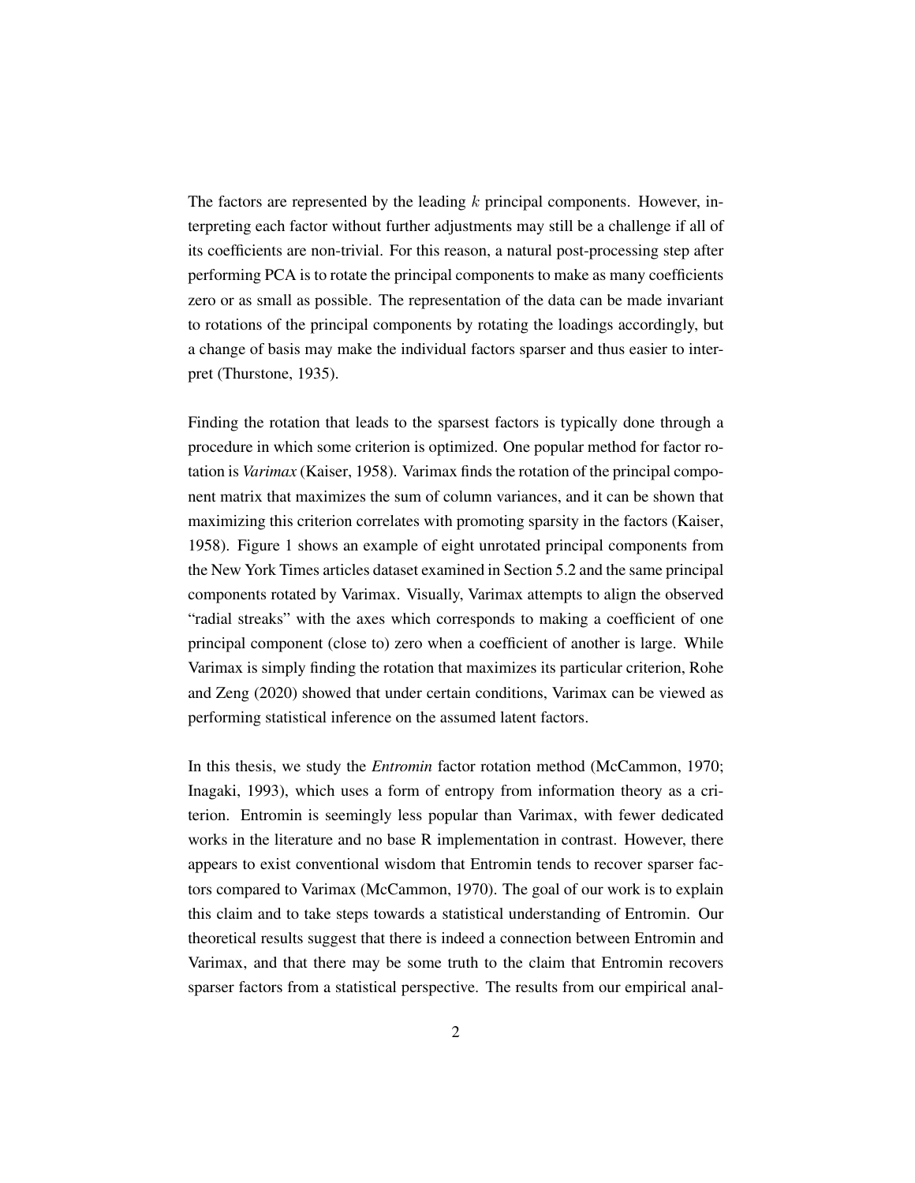The factors are represented by the leading $k$ principal components. However, interpreting each factor without further adjustments may still be a challenge if all of its coefficients are non-trivial. For this reason, a natural post-processing step after performing PCA is to rotate the principal components to make as many coefficients zero or as small as possible. The representation of the data can be made invariant to rotations of the principal components by rotating the loadings accordingly, but a change of basis may make the individual factors sparser and thus easier to interpret (Thurstone, 1935).

Finding the rotation that leads to the sparsest factors is typically done through a procedure in which some criterion is optimized. One popular method for factor rotation is *Varimax* (Kaiser, 1958). Varimax finds the rotation of the principal component matrix that maximizes the sum of column variances, and it can be shown that maximizing this criterion correlates with promoting sparsity in the factors (Kaiser, 1958). Figure 1 shows an example of eight unrotated principal components from the New York Times articles dataset examined in Section 5.2 and the same principal components rotated by Varimax. Visually, Varimax attempts to align the observed "radial streaks" with the axes which corresponds to making a coefficient of one principal component (close to) zero when a coefficient of another is large. While Varimax is simply finding the rotation that maximizes its particular criterion, Rohe and Zeng (2020) showed that under certain conditions, Varimax can be viewed as performing statistical inference on the assumed latent factors.

In this thesis, we study the *Entromin* factor rotation method (McCammon, 1970; Inagaki, 1993), which uses a form of entropy from information theory as a criterion. Entromin is seemingly less popular than Varimax, with fewer dedicated works in the literature and no base R implementation in contrast. However, there appears to exist conventional wisdom that Entromin tends to recover sparser factors compared to Varimax (McCammon, 1970). The goal of our work is to explain this claim and to take steps towards a statistical understanding of Entromin. Our theoretical results suggest that there is indeed a connection between Entromin and Varimax, and that there may be some truth to the claim that Entromin recovers sparser factors from a statistical perspective. The results from our empirical anal-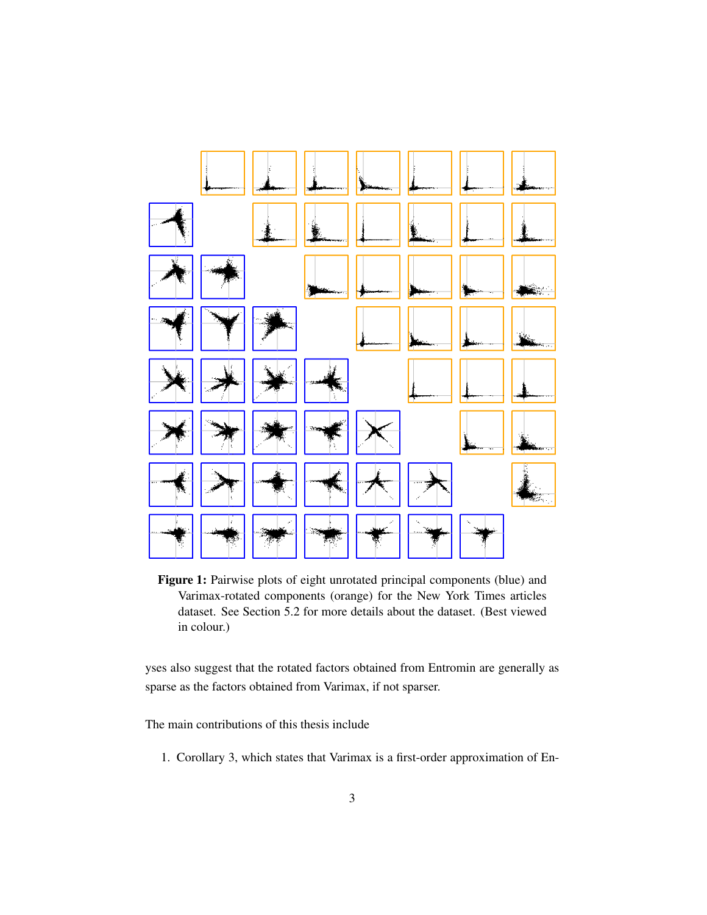**Figure 1:** Pairwise plots of eight unrotated principal components (blue) and Varimax-rotated components (orange) for the New York Times articles dataset. See Section 5.2 for more details about the dataset. (Best viewed in colour.)

yses also suggest that the rotated factors obtained from Entromin are generally as sparse as the factors obtained from Varimax, if not sparser.

The main contributions of this thesis include

1. Corollary 3, which states that Varimax is a first-order approximation of En-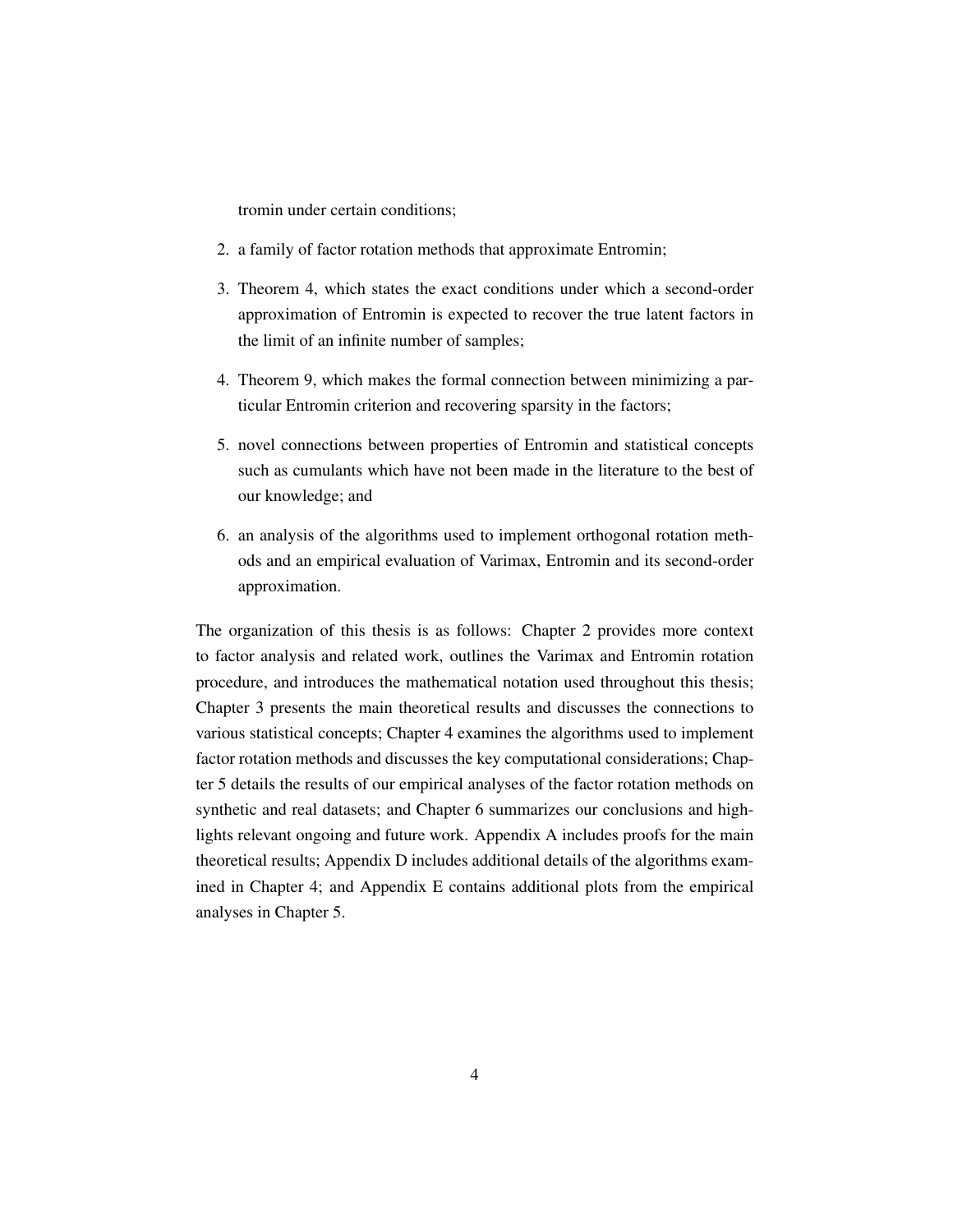tromin under certain conditions;

2. a family of factor rotation methods that approximate Entromin;

3. Theorem 4, which states the exact conditions under which a second-order approximation of Entromin is expected to recover the true latent factors in the limit of an infinite number of samples;

4. Theorem 9, which makes the formal connection between minimizing a particular Entromin criterion and recovering sparsity in the factors;

5. novel connections between properties of Entromin and statistical concepts such as cumulants which have not been made in the literature to the best of our knowledge; and

6. an analysis of the algorithms used to implement orthogonal rotation methods and an empirical evaluation of Varimax, Entromin and its second-order approximation.

The organization of this thesis is as follows: Chapter 2 provides more context to factor analysis and related work, outlines the Varimax and Entromin rotation procedure, and introduces the mathematical notation used throughout this thesis; Chapter 3 presents the main theoretical results and discusses the connections to various statistical concepts; Chapter 4 examines the algorithms used to implement factor rotation methods and discusses the key computational considerations; Chapter 5 details the results of our empirical analyses of the factor rotation methods on synthetic and real datasets; and Chapter 6 summarizes our conclusions and highlights relevant ongoing and future work. Appendix A includes proofs for the main theoretical results; Appendix D includes additional details of the algorithms examined in Chapter 4; and Appendix E contains additional plots from the empirical analyses in Chapter 5.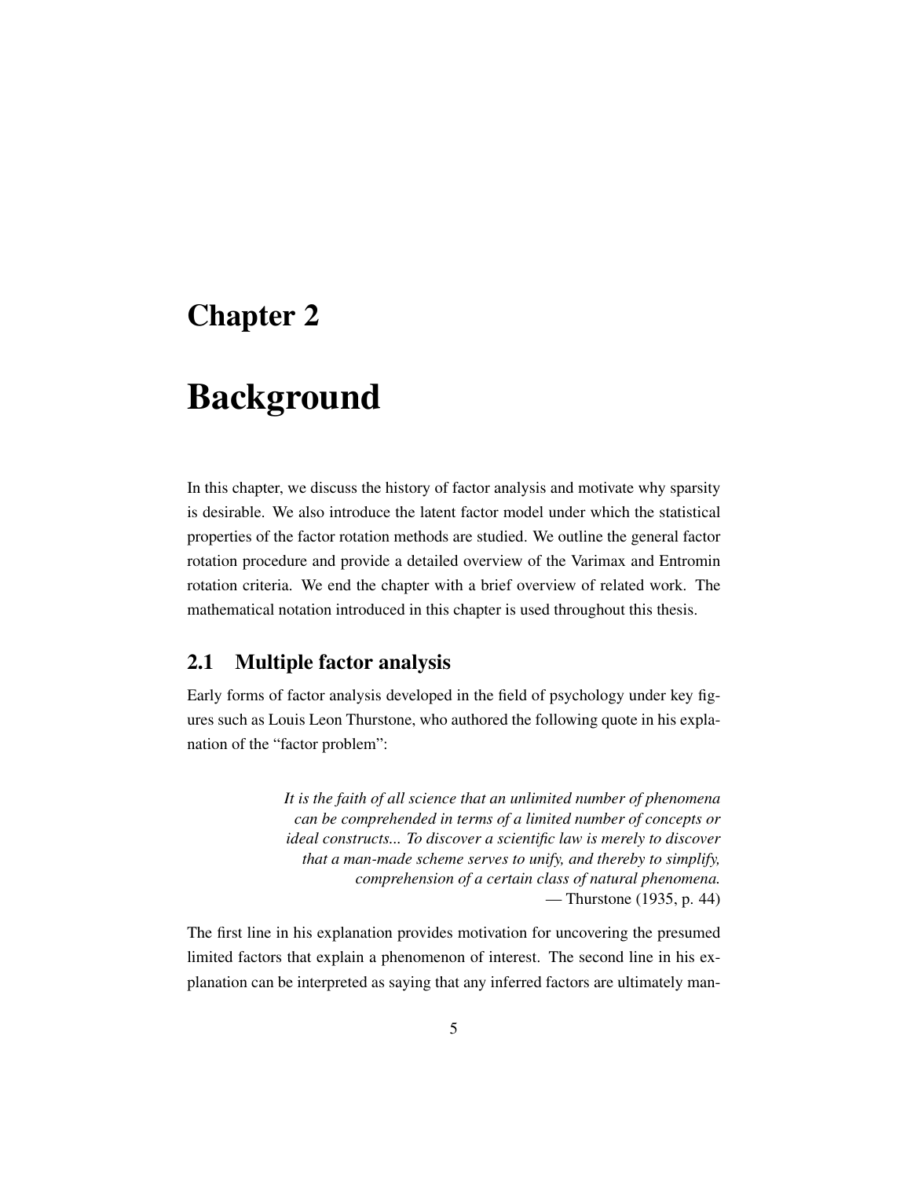# Chapter 2

# Background

In this chapter, we discuss the history of factor analysis and motivate why sparsity is desirable. We also introduce the latent factor model under which the statistical properties of the factor rotation methods are studied. We outline the general factor rotation procedure and provide a detailed overview of the Varimax and Entromin rotation criteria. We end the chapter with a brief overview of related work. The mathematical notation introduced in this chapter is used throughout this thesis.

## 2.1 Multiple factor analysis

Early forms of factor analysis developed in the field of psychology under key figures such as Louis Leon Thurstone, who authored the following quote in his explanation of the "factor problem":

> *It is the faith of all science that an unlimited number of phenomena can be comprehended in terms of a limited number of concepts or ideal constructs... To discover a scientific law is merely to discover that a man-made scheme serves to unify, and thereby to simplify, comprehension of a certain class of natural phenomena.*
> — Thurstone (1935, p. 44)

The first line in his explanation provides motivation for uncovering the presumed limited factors that explain a phenomenon of interest. The second line in his explanation can be interpreted as saying that any inferred factors are ultimately man-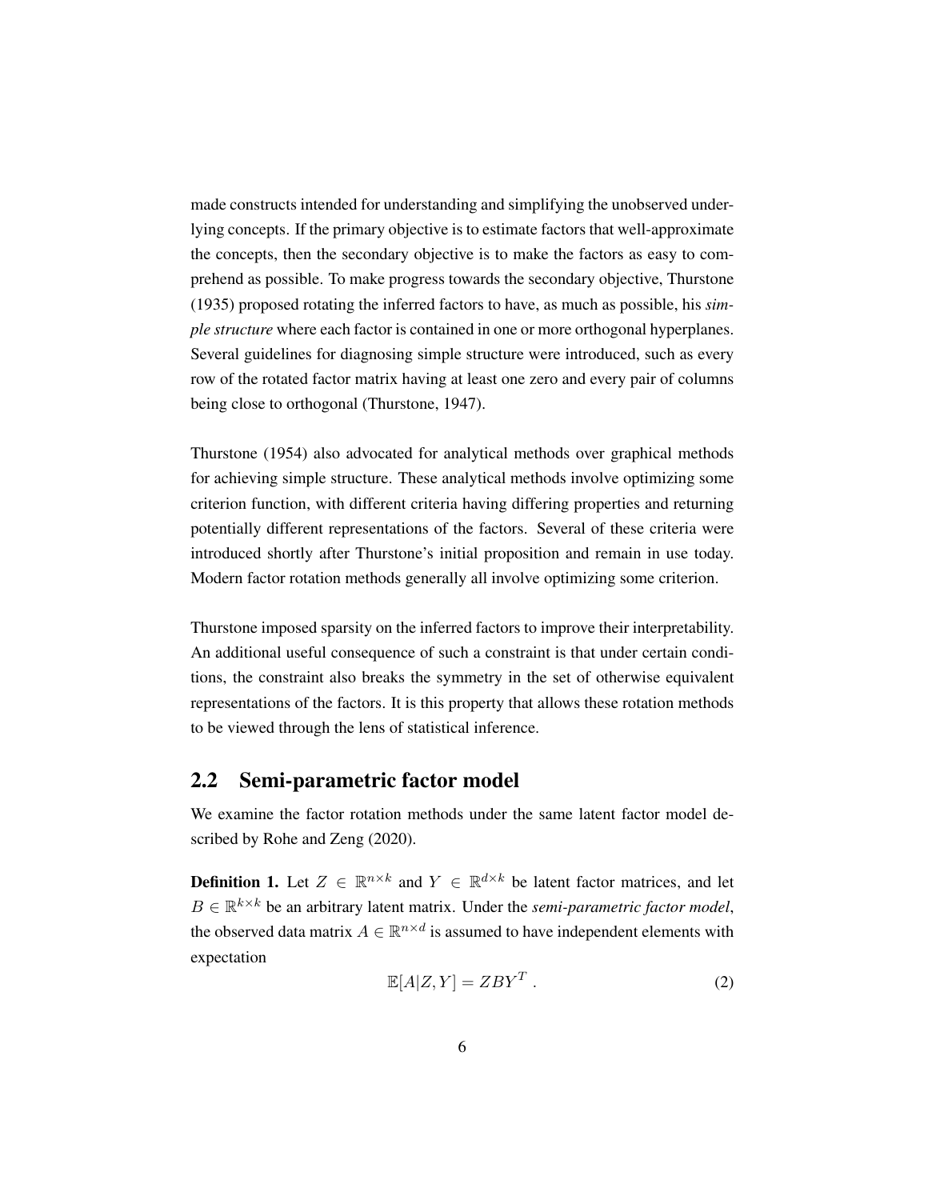made constructs intended for understanding and simplifying the unobserved underlying concepts. If the primary objective is to estimate factors that well-approximate the concepts, then the secondary objective is to make the factors as easy to comprehend as possible. To make progress towards the secondary objective, Thurstone (1935) proposed rotating the inferred factors to have, as much as possible, his *simple structure* where each factor is contained in one or more orthogonal hyperplanes. Several guidelines for diagnosing simple structure were introduced, such as every row of the rotated factor matrix having at least one zero and every pair of columns being close to orthogonal (Thurstone, 1947).

Thurstone (1954) also advocated for analytical methods over graphical methods for achieving simple structure. These analytical methods involve optimizing some criterion function, with different criteria having differing properties and returning potentially different representations of the factors. Several of these criteria were introduced shortly after Thurstone's initial proposition and remain in use today. Modern factor rotation methods generally all involve optimizing some criterion.

Thurstone imposed sparsity on the inferred factors to improve their interpretability. An additional useful consequence of such a constraint is that under certain conditions, the constraint also breaks the symmetry in the set of otherwise equivalent representations of the factors. It is this property that allows these rotation methods to be viewed through the lens of statistical inference.

## 2.2 Semi-parametric factor model

We examine the factor rotation methods under the same latent factor model described by Rohe and Zeng (2020).

**Definition 1.** Let $Z \in \mathbb{R}^{n \times k}$ and $Y \in \mathbb{R}^{d \times k}$ be latent factor matrices, and let $B \in \mathbb{R}^{k \times k}$ be an arbitrary latent matrix. Under the *semi-parametric factor model*, the observed data matrix $A \in \mathbb{R}^{n \times d}$ is assumed to have independent elements with expectation

$$\mathbb{E}[A|Z, Y] = ZBY^T \, . \tag{2}$$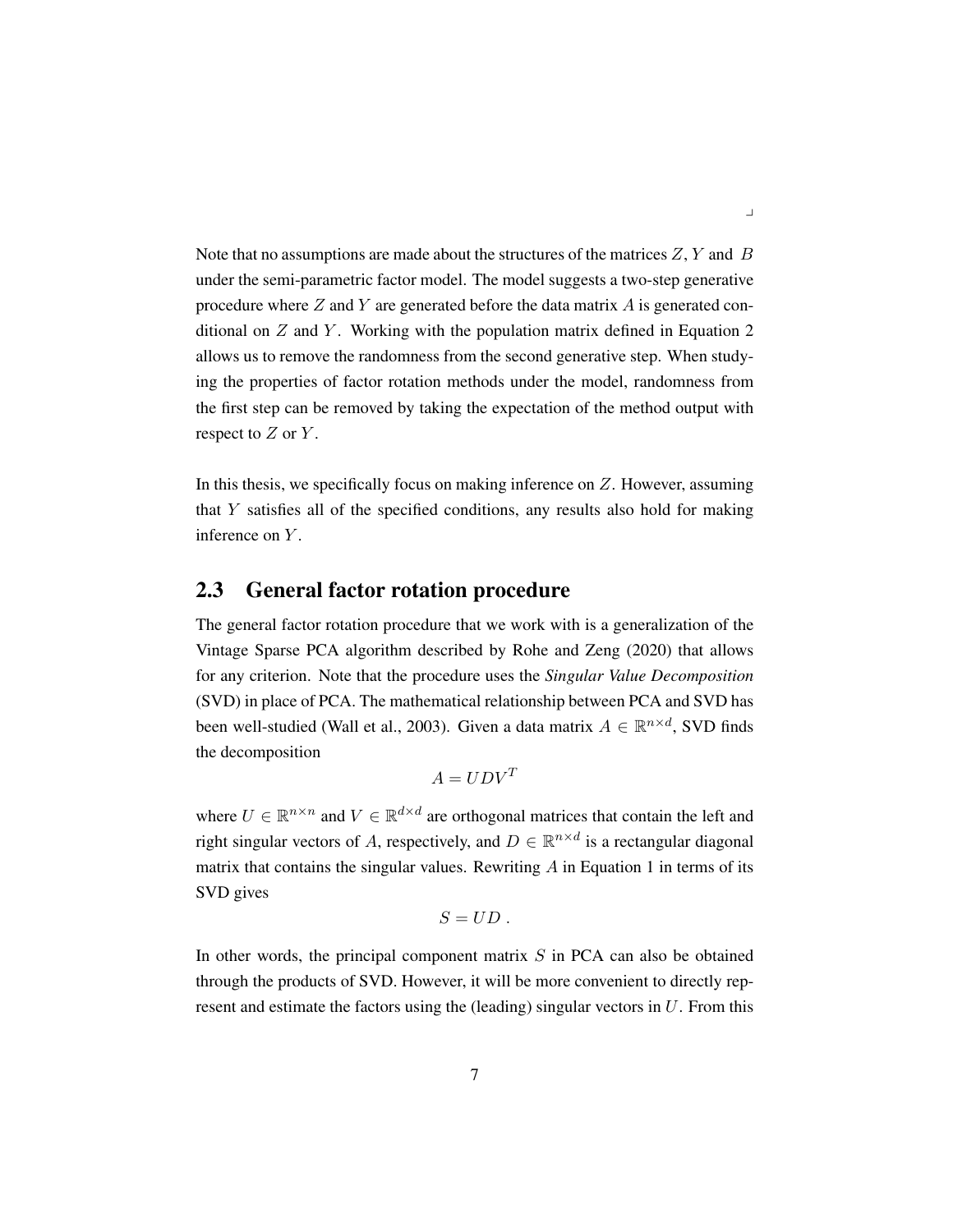Note that no assumptions are made about the structures of the matrices $Z, Y$ and $B$ under the semi-parametric factor model. The model suggests a two-step generative procedure where $Z$ and $Y$ are generated before the data matrix $A$ is generated conditional on $Z$ and $Y$. Working with the population matrix defined in Equation 2 allows us to remove the randomness from the second generative step. When studying the properties of factor rotation methods under the model, randomness from the first step can be removed by taking the expectation of the method output with respect to $Z$ or $Y$.

In this thesis, we specifically focus on making inference on $Z$. However, assuming that $Y$ satisfies all of the specified conditions, any results also hold for making inference on $Y$.

## 2.3 General factor rotation procedure

The general factor rotation procedure that we work with is a generalization of the Vintage Sparse PCA algorithm described by Rohe and Zeng (2020) that allows for any criterion. Note that the procedure uses the *Singular Value Decomposition* (SVD) in place of PCA. The mathematical relationship between PCA and SVD has been well-studied (Wall et al., 2003). Given a data matrix $A \in \mathbb{R}^{n\times d}$, SVD finds the decomposition

$$A = UDV^T$$

where $U \in \mathbb{R}^{n\times n}$ and $V \in \mathbb{R}^{d\times d}$ are orthogonal matrices that contain the left and right singular vectors of $A$, respectively, and $D \in \mathbb{R}^{n\times d}$ is a rectangular diagonal matrix that contains the singular values. Rewriting $A$ in Equation 1 in terms of its SVD gives

$$S = UD\ .$$

In other words, the principal component matrix $S$ in PCA can also be obtained through the products of SVD. However, it will be more convenient to directly represent and estimate the factors using the (leading) singular vectors in $U$. From this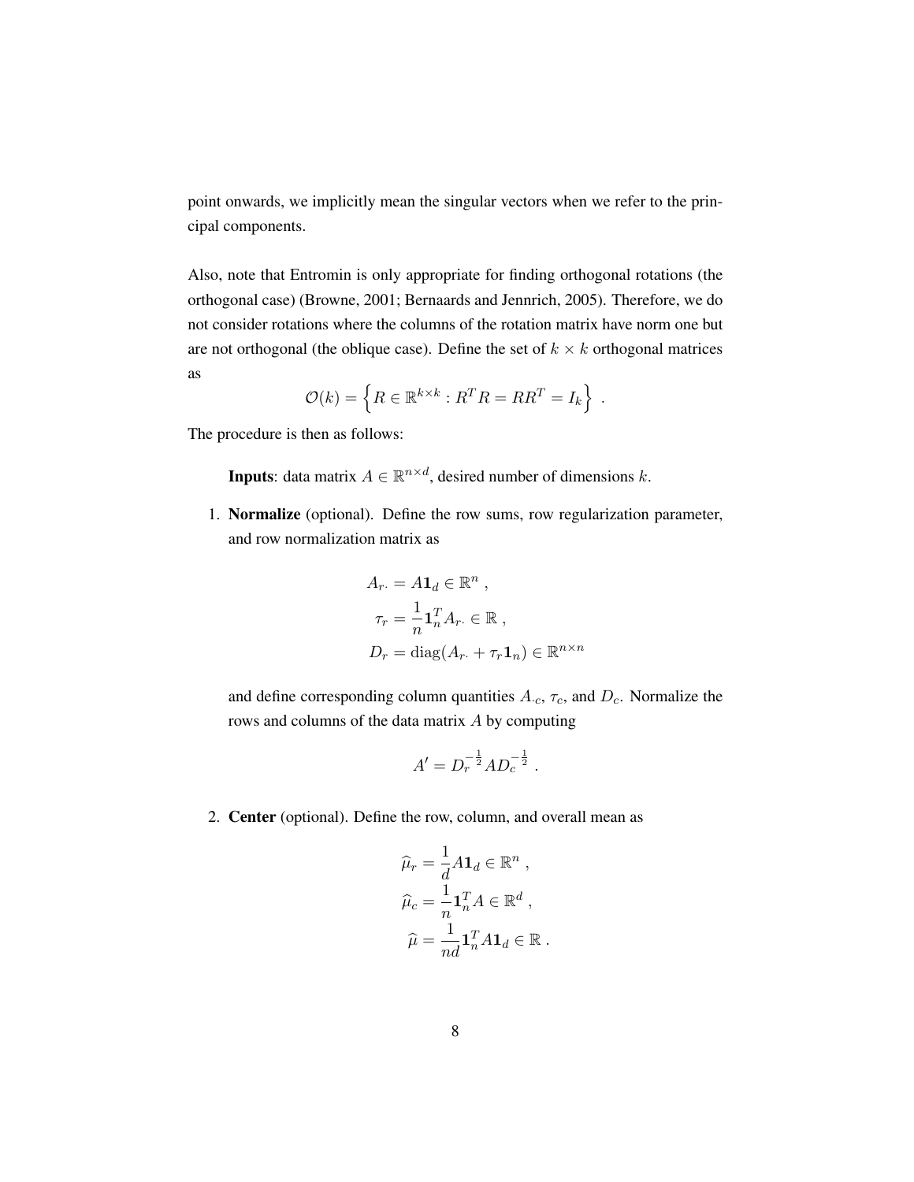point onwards, we implicitly mean the singular vectors when we refer to the principal components.

Also, note that Entromin is only appropriate for finding orthogonal rotations (the orthogonal case) (Browne, 2001; Bernaards and Jennrich, 2005). Therefore, we do not consider rotations where the columns of the rotation matrix have norm one but are not orthogonal (the oblique case). Define the set of $k \times k$ orthogonal matrices as

$$\mathcal{O}(k) = \left\{ R \in \mathbb{R}^{k \times k} : R^T R = R R^T = I_k \right\} .$$

The procedure is then as follows:

> **Inputs**: data matrix $A \in \mathbb{R}^{n \times d}$, desired number of dimensions $k$.

1. **Normalize** (optional). Define the row sums, row regularization parameter, and row normalization matrix as

$$\begin{aligned} A_{r\cdot} &= A \mathbf{1}_d \in \mathbb{R}^n , \\ \tau_r &= \frac{1}{n} \mathbf{1}_n^T A_{r\cdot} \in \mathbb{R} , \\ D_r &= \operatorname{diag}(A_{r\cdot} + \tau_r \mathbf{1}_n) \in \mathbb{R}^{n \times n} \end{aligned}$$

   and define corresponding column quantities $A_{\cdot c}$, $\tau_c$, and $D_c$. Normalize the rows and columns of the data matrix $A$ by computing

$$A' = D_r^{-\frac{1}{2}} A D_c^{-\frac{1}{2}} .$$

2. **Center** (optional). Define the row, column, and overall mean as

$$\begin{aligned} \widehat{\mu}_r &= \frac{1}{d} A \mathbf{1}_d \in \mathbb{R}^n , \\ \widehat{\mu}_c &= \frac{1}{n} \mathbf{1}_n^T A \in \mathbb{R}^d , \\ \widehat{\mu} &= \frac{1}{nd} \mathbf{1}_n^T A \mathbf{1}_d \in \mathbb{R} . \end{aligned}$$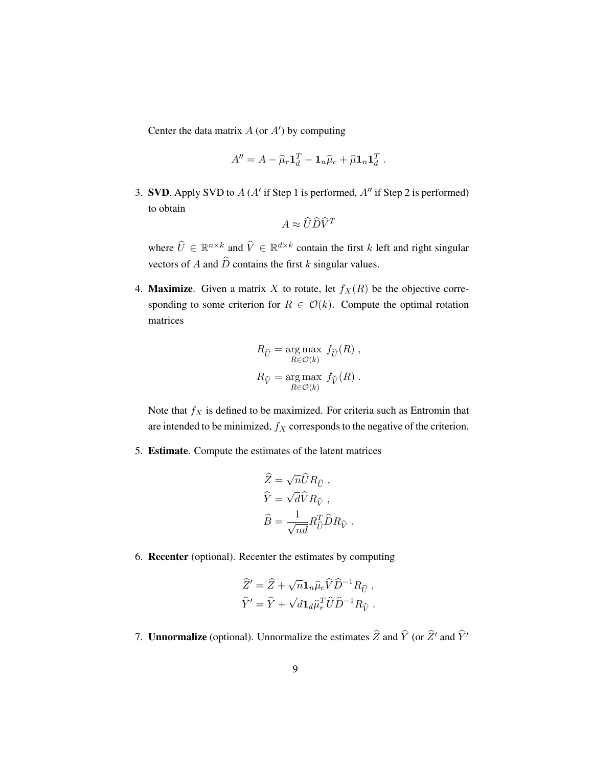Center the data matrix $A$ (or $A'$) by computing

$$A'' = A - \widehat{\mu}_r \mathbf{1}_d^T - \mathbf{1}_n \widehat{\mu}_c + \widehat{\mu} \mathbf{1}_n \mathbf{1}_d^T \ .$$

3. **SVD**. Apply SVD to $A$ ($A'$ if Step 1 is performed, $A''$ if Step 2 is performed) to obtain

$$A \approx \widehat{U} \widehat{D} \widehat{V}^T$$

where $\widehat{U} \in \mathbb{R}^{n \times k}$ and $\widehat{V} \in \mathbb{R}^{d \times k}$ contain the first $k$ left and right singular vectors of $A$ and $\widehat{D}$ contains the first $k$ singular values.

4. **Maximize**. Given a matrix $X$ to rotate, let $f_X(R)$ be the objective corresponding to some criterion for $R \in \mathcal{O}(k)$. Compute the optimal rotation matrices

$$R_{\widehat{U}} = \underset{R \in \mathcal{O}(k)}{\arg\max} \ f_{\widehat{U}}(R) \ ,$$
$$R_{\widehat{V}} = \underset{R \in \mathcal{O}(k)}{\arg\max} \ f_{\widehat{V}}(R) \ .$$

Note that $f_X$ is defined to be maximized. For criteria such as Entromin that are intended to be minimized, $f_X$ corresponds to the negative of the criterion.

5. **Estimate**. Compute the estimates of the latent matrices

$$\widehat{Z} = \sqrt{n} \widehat{U} R_{\widehat{U}} \ ,$$
$$\widehat{Y} = \sqrt{d} \widehat{V} R_{\widehat{V}} \ ,$$
$$\widehat{B} = \frac{1}{\sqrt{nd}} R_{\widehat{U}}^T \widehat{D} R_{\widehat{V}} \ .$$

6. **Recenter** (optional). Recenter the estimates by computing

$$\widehat{Z}' = \widehat{Z} + \sqrt{n} \mathbf{1}_n \widehat{\mu}_c \widehat{V} \widehat{D}^{-1} R_{\widehat{U}} \ ,$$
$$\widehat{Y}' = \widehat{Y} + \sqrt{d} \mathbf{1}_d \widehat{\mu}_r^T \widehat{U} \widehat{D}^{-1} R_{\widehat{V}} \ .$$

7. **Unnormalize** (optional). Unnormalize the estimates $\widehat{Z}$ and $\widehat{Y}$ (or $\widehat{Z}'$ and $\widehat{Y}'$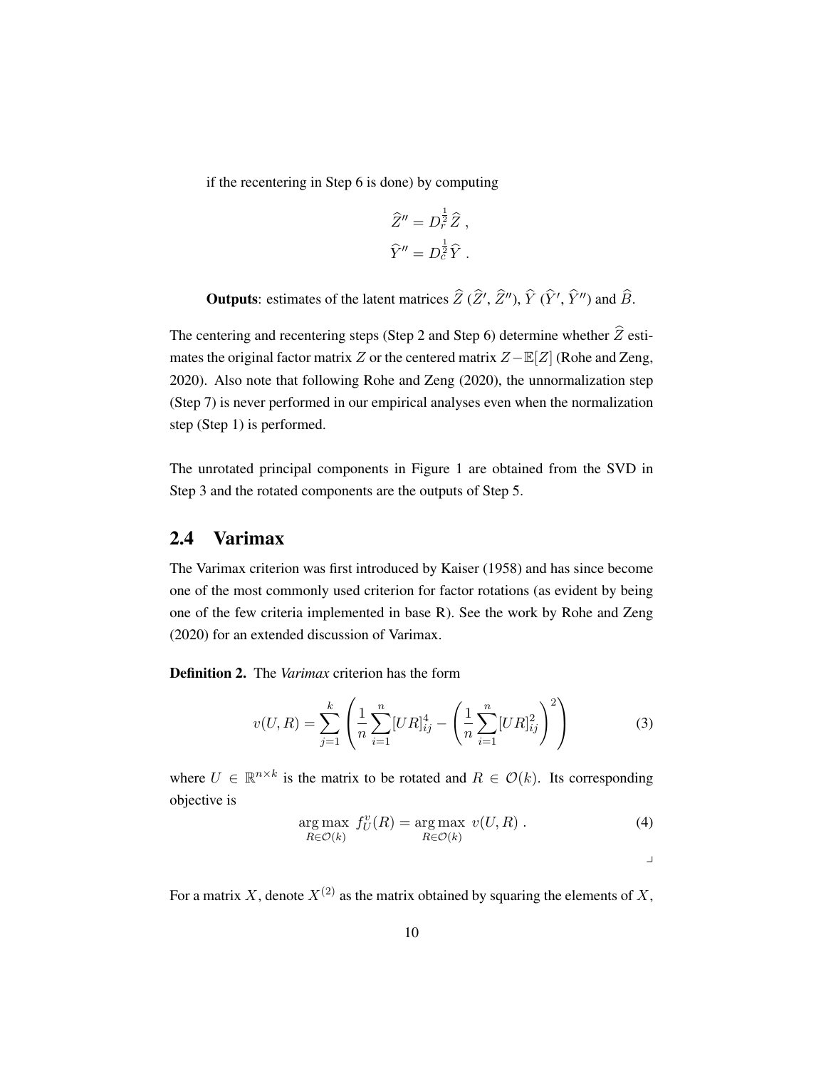if the recentering in Step 6 is done) by computing

$$\widehat{Z}'' = D_r^{\frac{1}{2}} \widehat{Z} \ ,$$
$$\widehat{Y}'' = D_c^{\frac{1}{2}} \widehat{Y} \ .$$

**Outputs**: estimates of the latent matrices $\widehat{Z}$ ($\widehat{Z}'$, $\widehat{Z}''$), $\widehat{Y}$ ($\widehat{Y}'$, $\widehat{Y}''$) and $\widehat{B}$.

The centering and recentering steps (Step 2 and Step 6) determine whether $\widehat{Z}$ estimates the original factor matrix $Z$ or the centered matrix $Z - \mathbb{E}[Z]$ (Rohe and Zeng, 2020). Also note that following Rohe and Zeng (2020), the unnormalization step (Step 7) is never performed in our empirical analyses even when the normalization step (Step 1) is performed.

The unrotated principal components in Figure 1 are obtained from the SVD in Step 3 and the rotated components are the outputs of Step 5.

## 2.4 Varimax

The Varimax criterion was first introduced by Kaiser (1958) and has since become one of the most commonly used criterion for factor rotations (as evident by being one of the few criteria implemented in base R). See the work by Rohe and Zeng (2020) for an extended discussion of Varimax.

**Definition 2.** The *Varimax* criterion has the form

$$v(U, R) = \sum_{j=1}^{k} \left( \frac{1}{n} \sum_{i=1}^{n} [UR]_{ij}^4 - \left( \frac{1}{n} \sum_{i=1}^{n} [UR]_{ij}^2 \right)^2 \right) \tag{3}$$

where $U \in \mathbb{R}^{n \times k}$ is the matrix to be rotated and $R \in \mathcal{O}(k)$. Its corresponding objective is

$$\underset{R \in \mathcal{O}(k)}{\arg\max} \ f_U^v(R) = \underset{R \in \mathcal{O}(k)}{\arg\max} \ v(U, R) \ . \tag{4}$$

⌟

For a matrix $X$, denote $X^{(2)}$ as the matrix obtained by squaring the elements of $X$,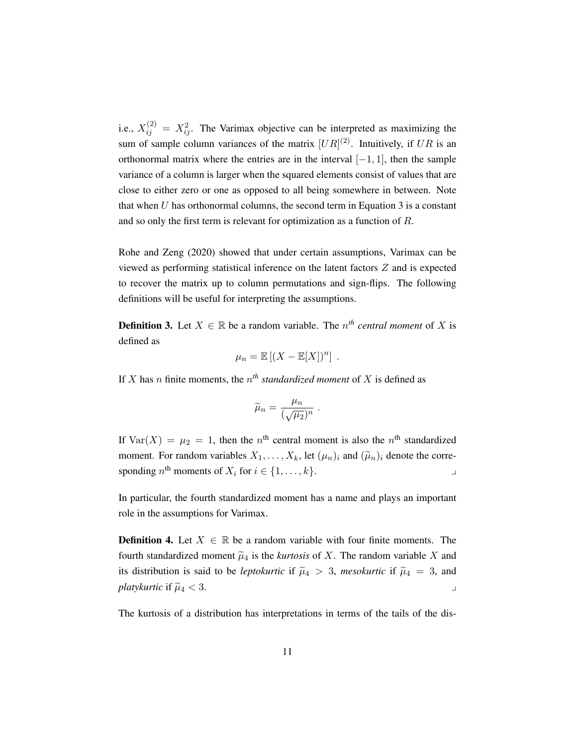i.e., $X_{ij}^{(2)} = X_{ij}^2$. The Varimax objective can be interpreted as maximizing the sum of sample column variances of the matrix $[UR]^{(2)}$. Intuitively, if $UR$ is an orthonormal matrix where the entries are in the interval $[-1, 1]$, then the sample variance of a column is larger when the squared elements consist of values that are close to either zero or one as opposed to all being somewhere in between. Note that when $U$ has orthonormal columns, the second term in Equation 3 is a constant and so only the first term is relevant for optimization as a function of $R$.

Rohe and Zeng (2020) showed that under certain assumptions, Varimax can be viewed as performing statistical inference on the latent factors $Z$ and is expected to recover the matrix up to column permutations and sign-flips. The following definitions will be useful for interpreting the assumptions.

**Definition 3.** Let $X \in \mathbb{R}$ be a random variable. The $n^{th}$ *central moment* of $X$ is defined as

$$\mu_n = \mathbb{E}\left[(X - \mathbb{E}[X])^n\right] .$$

If $X$ has $n$ finite moments, the $n^{th}$ *standardized moment* of $X$ is defined as

$$\widetilde{\mu}_n = \frac{\mu_n}{(\sqrt{\mu_2})^n} .$$

If $\mathrm{Var}(X) = \mu_2 = 1$, then the $n^{\text{th}}$ central moment is also the $n^{\text{th}}$ standardized moment. For random variables $X_1, \ldots, X_k$, let $(\mu_n)_i$ and $(\widetilde{\mu}_n)_i$ denote the corresponding $n^{\text{th}}$ moments of $X_i$ for $i \in \{1, \ldots, k\}$. ⌟

In particular, the fourth standardized moment has a name and plays an important role in the assumptions for Varimax.

**Definition 4.** Let $X \in \mathbb{R}$ be a random variable with four finite moments. The fourth standardized moment $\widetilde{\mu}_4$ is the *kurtosis* of $X$. The random variable $X$ and its distribution is said to be *leptokurtic* if $\widetilde{\mu}_4 > 3$, *mesokurtic* if $\widetilde{\mu}_4 = 3$, and *platykurtic* if $\widetilde{\mu}_4 < 3$. ⌟

The kurtosis of a distribution has interpretations in terms of the tails of the dis-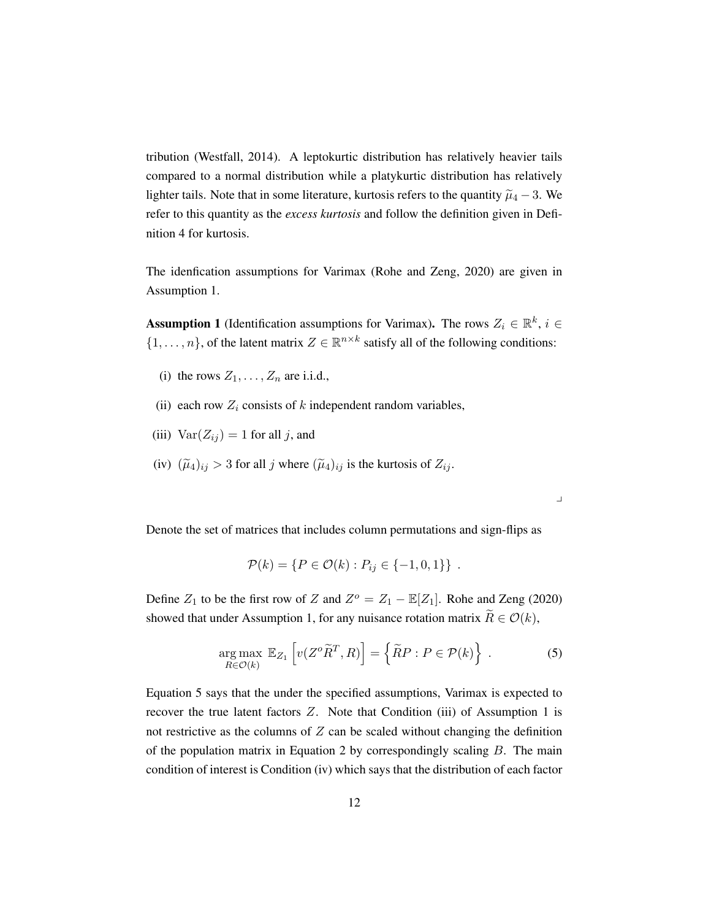tribution (Westfall, 2014). A leptokurtic distribution has relatively heavier tails compared to a normal distribution while a platykurtic distribution has relatively lighter tails. Note that in some literature, kurtosis refers to the quantity $\widetilde{\mu}_4 - 3$. We refer to this quantity as the *excess kurtosis* and follow the definition given in Definition 4 for kurtosis.

The idenfication assumptions for Varimax (Rohe and Zeng, 2020) are given in Assumption 1.

**Assumption 1** (Identification assumptions for Varimax)**.** The rows $Z_i \in \mathbb{R}^k$, $i \in \{1, \ldots, n\}$, of the latent matrix $Z \in \mathbb{R}^{n \times k}$ satisfy all of the following conditions:

(i) the rows $Z_1, \ldots, Z_n$ are i.i.d.,

(ii) each row $Z_i$ consists of $k$ independent random variables,

(iii) $\mathrm{Var}(Z_{ij}) = 1$ for all $j$, and

(iv) $(\widetilde{\mu}_4)_{ij} > 3$ for all $j$ where $(\widetilde{\mu}_4)_{ij}$ is the kurtosis of $Z_{ij}$.

⌟

Denote the set of matrices that includes column permutations and sign-flips as

$$\mathcal{P}(k) = \{P \in \mathcal{O}(k) : P_{ij} \in \{-1, 0, 1\}\} \ .$$

Define $Z_1$ to be the first row of $Z$ and $Z^o = Z_1 - \mathbb{E}[Z_1]$. Rohe and Zeng (2020) showed that under Assumption 1, for any nuisance rotation matrix $\widetilde{R} \in \mathcal{O}(k)$,

$$\underset{R \in \mathcal{O}(k)}{\arg\max} \ \mathbb{E}_{Z_1}\left[v(Z^o \widetilde{R}^T, R)\right] = \left\{\widetilde{R}P : P \in \mathcal{P}(k)\right\} \ . \tag{5}$$

Equation 5 says that the under the specified assumptions, Varimax is expected to recover the true latent factors $Z$. Note that Condition (iii) of Assumption 1 is not restrictive as the columns of $Z$ can be scaled without changing the definition of the population matrix in Equation 2 by correspondingly scaling $B$. The main condition of interest is Condition (iv) which says that the distribution of each factor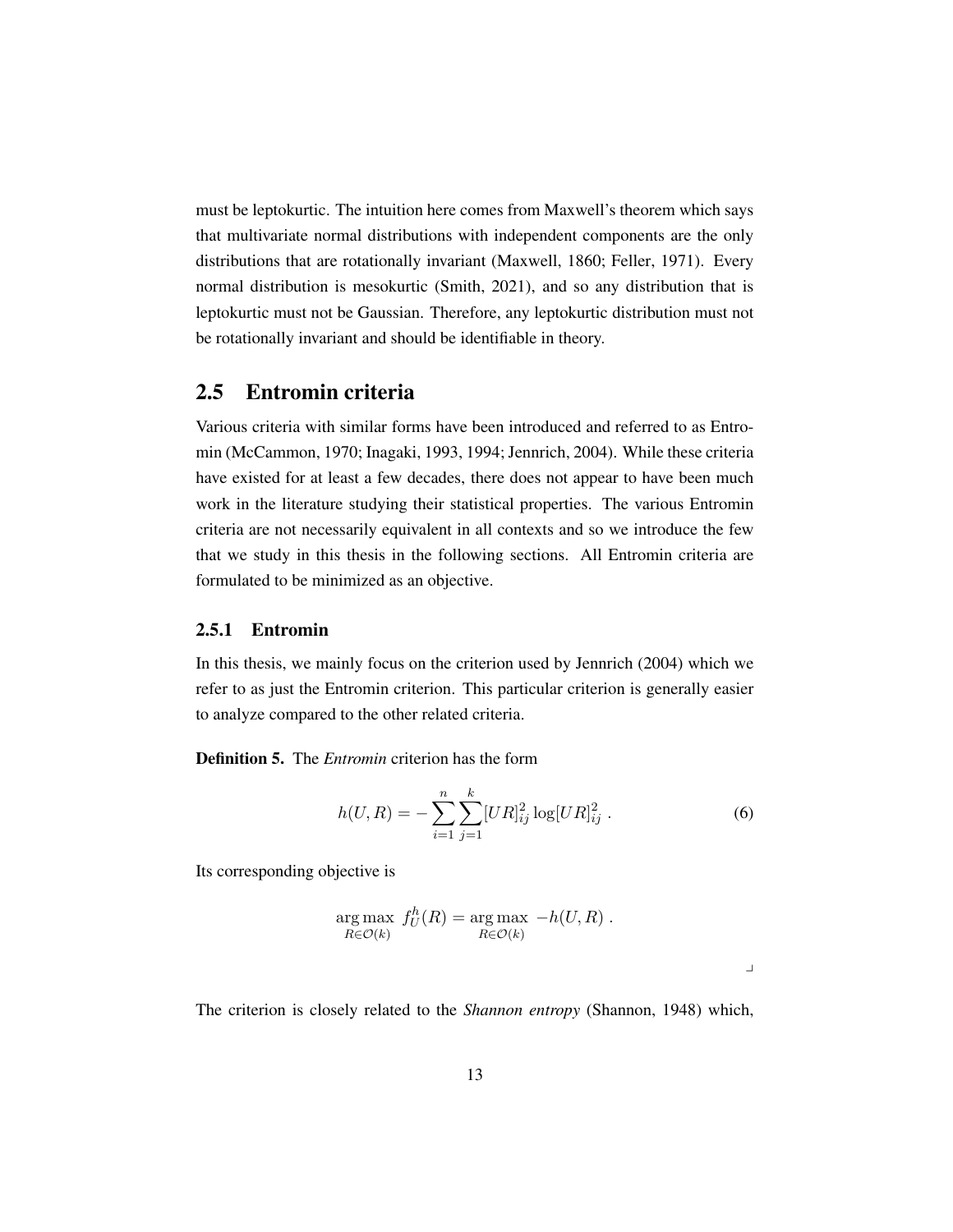must be leptokurtic. The intuition here comes from Maxwell's theorem which says that multivariate normal distributions with independent components are the only distributions that are rotationally invariant (Maxwell, 1860; Feller, 1971). Every normal distribution is mesokurtic (Smith, 2021), and so any distribution that is leptokurtic must not be Gaussian. Therefore, any leptokurtic distribution must not be rotationally invariant and should be identifiable in theory.

## 2.5 Entromin criteria

Various criteria with similar forms have been introduced and referred to as Entromin (McCammon, 1970; Inagaki, 1993, 1994; Jennrich, 2004). While these criteria have existed for at least a few decades, there does not appear to have been much work in the literature studying their statistical properties. The various Entromin criteria are not necessarily equivalent in all contexts and so we introduce the few that we study in this thesis in the following sections. All Entromin criteria are formulated to be minimized as an objective.

### 2.5.1 Entromin

In this thesis, we mainly focus on the criterion used by Jennrich (2004) which we refer to as just the Entromin criterion. This particular criterion is generally easier to analyze compared to the other related criteria.

**Definition 5.** The *Entromin* criterion has the form

$$h(U, R) = -\sum_{i=1}^{n}\sum_{j=1}^{k}[UR]_{ij}^2 \log[UR]_{ij}^2 \; . \tag{6}$$

Its corresponding objective is

$$\underset{R \in \mathcal{O}(k)}{\arg\max} \; f_U^h(R) = \underset{R \in \mathcal{O}(k)}{\arg\max} \; -h(U, R) \; .$$

⌟

The criterion is closely related to the *Shannon entropy* (Shannon, 1948) which,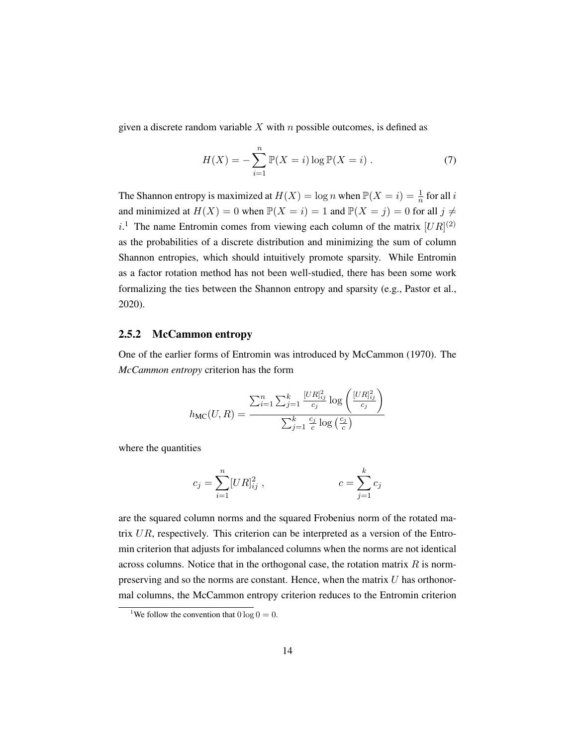given a discrete random variable $X$ with $n$ possible outcomes, is defined as

$$H(X) = -\sum_{i=1}^{n} \mathbb{P}(X = i) \log \mathbb{P}(X = i) \; . \tag{7}$$

The Shannon entropy is maximized at $H(X) = \log n$ when $\mathbb{P}(X = i) = \frac{1}{n}$ for all $i$ and minimized at $H(X) = 0$ when $\mathbb{P}(X = i) = 1$ and $\mathbb{P}(X = j) = 0$ for all $j \neq i$.[1] The name Entromin comes from viewing each column of the matrix $[UR]^{(2)}$ as the probabilities of a discrete distribution and minimizing the sum of column Shannon entropies, which should intuitively promote sparsity. While Entromin as a factor rotation method has not been well-studied, there has been some work formalizing the ties between the Shannon entropy and sparsity (e.g., Pastor et al., 2020).

### 2.5.2 McCammon entropy

One of the earlier forms of Entromin was introduced by McCammon (1970). The *McCammon entropy* criterion has the form

$$h_{\text{MC}}(U, R) = \frac{\sum_{i=1}^{n} \sum_{j=1}^{k} \frac{[UR]_{ij}^2}{c_j} \log\left(\frac{[UR]_{ij}^2}{c_j}\right)}{\sum_{j=1}^{k} \frac{c_j}{c} \log\left(\frac{c_j}{c}\right)}$$

where the quantities

$$c_j = \sum_{i=1}^{n} [UR]_{ij}^2 \; , \qquad\qquad c = \sum_{j=1}^{k} c_j$$

are the squared column norms and the squared Frobenius norm of the rotated matrix $UR$, respectively. This criterion can be interpreted as a version of the Entromin criterion that adjusts for imbalanced columns when the norms are not identical across columns. Notice that in the orthogonal case, the rotation matrix $R$ is norm-preserving and so the norms are constant. Hence, when the matrix $U$ has orthonormal columns, the McCammon entropy criterion reduces to the Entromin criterion

[1] We follow the convention that $0 \log 0 = 0$.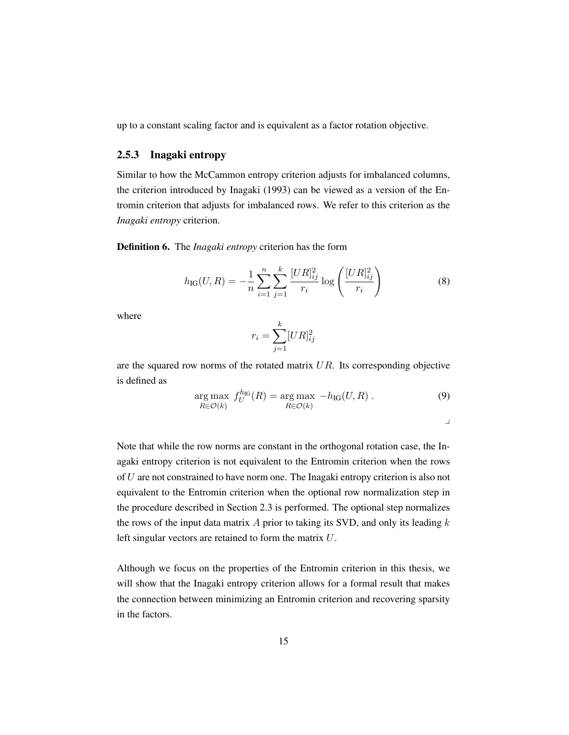up to a constant scaling factor and is equivalent as a factor rotation objective.

### 2.5.3 Inagaki entropy

Similar to how the McCammon entropy criterion adjusts for imbalanced columns, the criterion introduced by Inagaki (1993) can be viewed as a version of the Entromin criterion that adjusts for imbalanced rows. We refer to this criterion as the *Inagaki entropy* criterion.

**Definition 6.** The *Inagaki entropy* criterion has the form

$$h_{\text{IG}}(U, R) = -\frac{1}{n} \sum_{i=1}^{n} \sum_{j=1}^{k} \frac{[UR]_{ij}^2}{r_i} \log\left(\frac{[UR]_{ij}^2}{r_i}\right) \tag{8}$$

where

$$r_i = \sum_{j=1}^{k} [UR]_{ij}^2$$

are the squared row norms of the rotated matrix $UR$. Its corresponding objective is defined as

$$\underset{R \in \mathcal{O}(k)}{\arg\max} \; f_U^{h_{\text{IG}}}(R) = \underset{R \in \mathcal{O}(k)}{\arg\max} \; -h_{\text{IG}}(U, R) \; . \tag{9}$$

⌟

Note that while the row norms are constant in the orthogonal rotation case, the Inagaki entropy criterion is not equivalent to the Entromin criterion when the rows of $U$ are not constrained to have norm one. The Inagaki entropy criterion is also not equivalent to the Entromin criterion when the optional row normalization step in the procedure described in Section 2.3 is performed. The optional step normalizes the rows of the input data matrix $A$ prior to taking its SVD, and only its leading $k$ left singular vectors are retained to form the matrix $U$.

Although we focus on the properties of the Entromin criterion in this thesis, we will show that the Inagaki entropy criterion allows for a formal result that makes the connection between minimizing an Entromin criterion and recovering sparsity in the factors.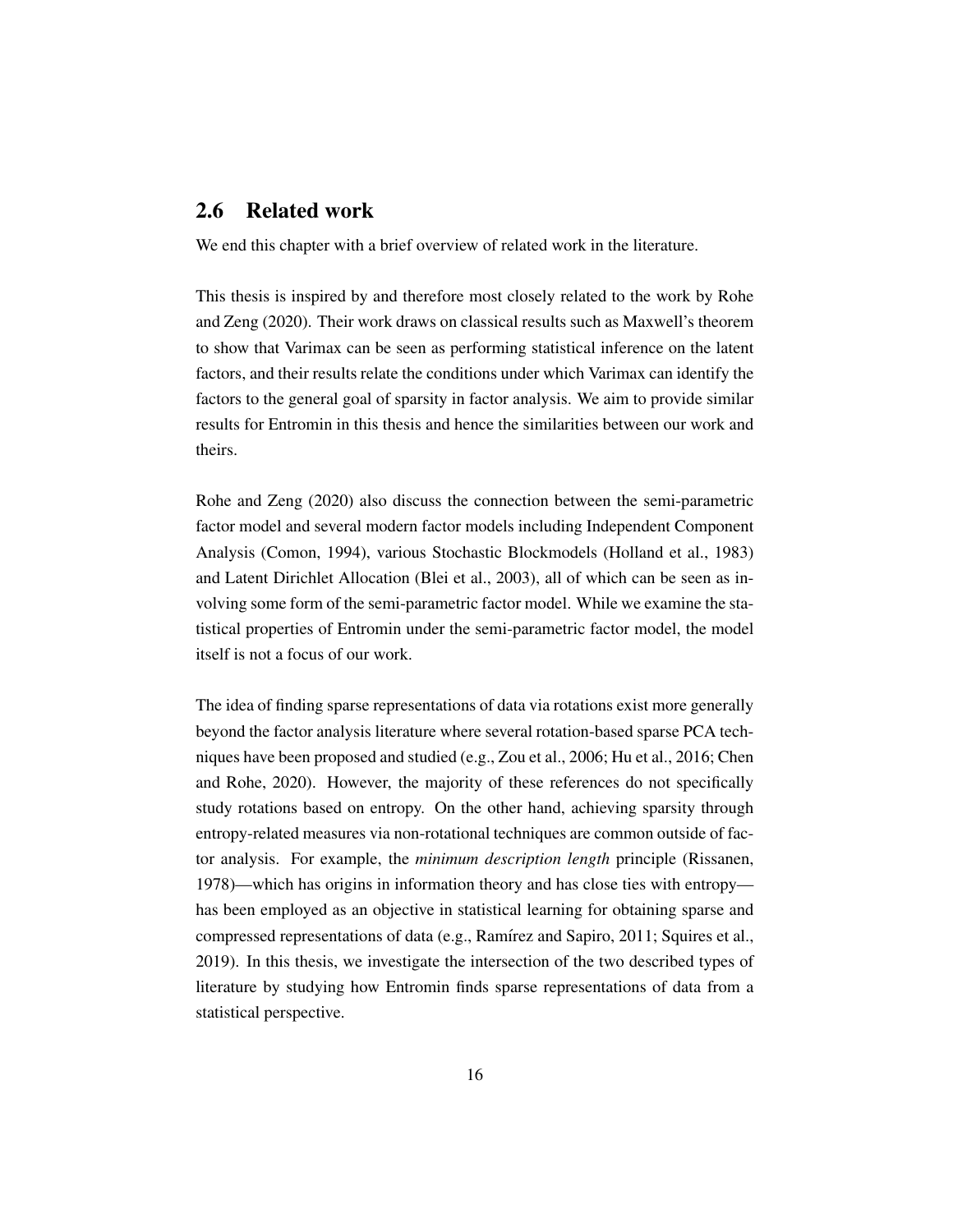## 2.6 Related work

We end this chapter with a brief overview of related work in the literature.

This thesis is inspired by and therefore most closely related to the work by Rohe and Zeng (2020). Their work draws on classical results such as Maxwell's theorem to show that Varimax can be seen as performing statistical inference on the latent factors, and their results relate the conditions under which Varimax can identify the factors to the general goal of sparsity in factor analysis. We aim to provide similar results for Entromin in this thesis and hence the similarities between our work and theirs.

Rohe and Zeng (2020) also discuss the connection between the semi-parametric factor model and several modern factor models including Independent Component Analysis (Comon, 1994), various Stochastic Blockmodels (Holland et al., 1983) and Latent Dirichlet Allocation (Blei et al., 2003), all of which can be seen as involving some form of the semi-parametric factor model. While we examine the statistical properties of Entromin under the semi-parametric factor model, the model itself is not a focus of our work.

The idea of finding sparse representations of data via rotations exist more generally beyond the factor analysis literature where several rotation-based sparse PCA techniques have been proposed and studied (e.g., Zou et al., 2006; Hu et al., 2016; Chen and Rohe, 2020). However, the majority of these references do not specifically study rotations based on entropy. On the other hand, achieving sparsity through entropy-related measures via non-rotational techniques are common outside of factor analysis. For example, the *minimum description length* principle (Rissanen, 1978)—which has origins in information theory and has close ties with entropy—has been employed as an objective in statistical learning for obtaining sparse and compressed representations of data (e.g., Ramírez and Sapiro, 2011; Squires et al., 2019). In this thesis, we investigate the intersection of the two described types of literature by studying how Entromin finds sparse representations of data from a statistical perspective.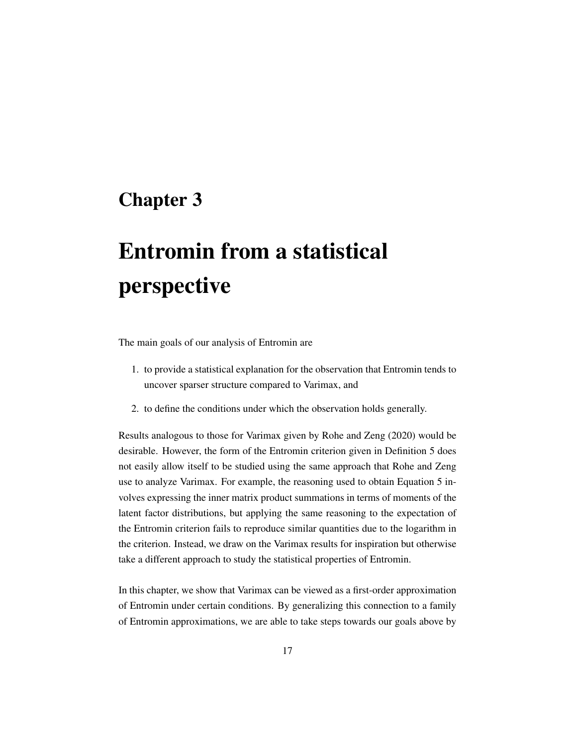# Chapter 3

# Entromin from a statistical perspective

The main goals of our analysis of Entromin are

1. to provide a statistical explanation for the observation that Entromin tends to uncover sparser structure compared to Varimax, and
2. to define the conditions under which the observation holds generally.

Results analogous to those for Varimax given by Rohe and Zeng (2020) would be desirable. However, the form of the Entromin criterion given in Definition 5 does not easily allow itself to be studied using the same approach that Rohe and Zeng use to analyze Varimax. For example, the reasoning used to obtain Equation 5 involves expressing the inner matrix product summations in terms of moments of the latent factor distributions, but applying the same reasoning to the expectation of the Entromin criterion fails to reproduce similar quantities due to the logarithm in the criterion. Instead, we draw on the Varimax results for inspiration but otherwise take a different approach to study the statistical properties of Entromin.

In this chapter, we show that Varimax can be viewed as a first-order approximation of Entromin under certain conditions. By generalizing this connection to a family of Entromin approximations, we are able to take steps towards our goals above by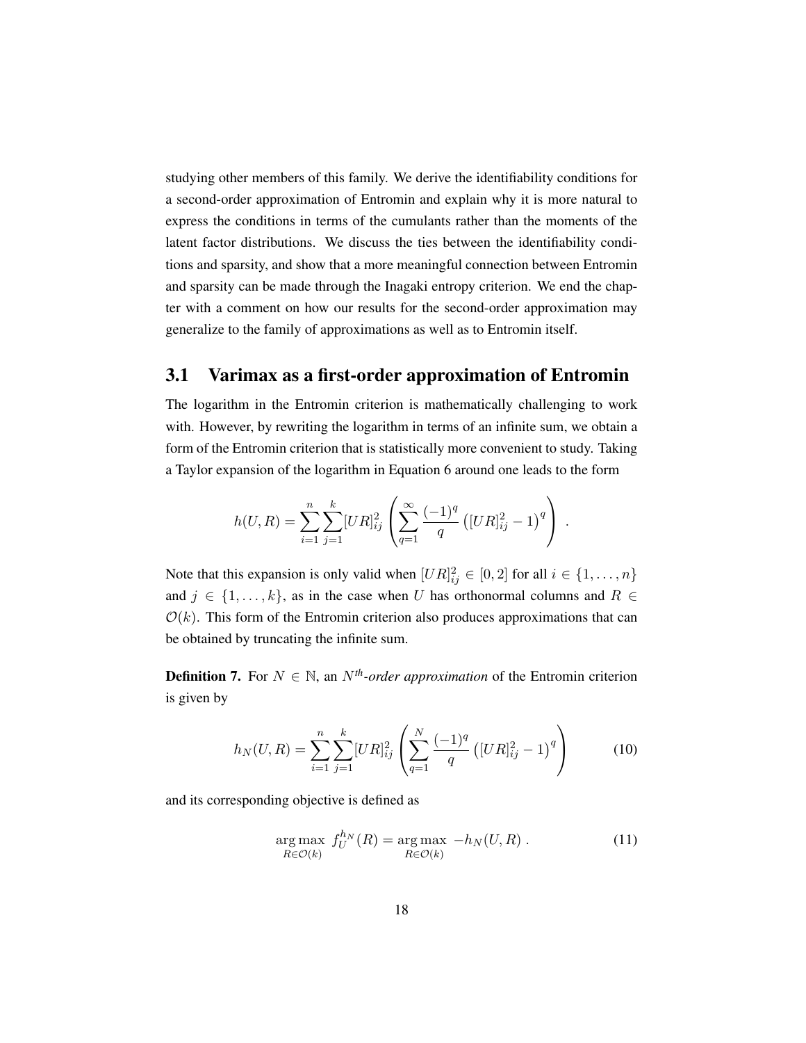studying other members of this family. We derive the identifiability conditions for a second-order approximation of Entromin and explain why it is more natural to express the conditions in terms of the cumulants rather than the moments of the latent factor distributions. We discuss the ties between the identifiability conditions and sparsity, and show that a more meaningful connection between Entromin and sparsity can be made through the Inagaki entropy criterion. We end the chapter with a comment on how our results for the second-order approximation may generalize to the family of approximations as well as to Entromin itself.

## 3.1 Varimax as a first-order approximation of Entromin

The logarithm in the Entromin criterion is mathematically challenging to work with. However, by rewriting the logarithm in terms of an infinite sum, we obtain a form of the Entromin criterion that is statistically more convenient to study. Taking a Taylor expansion of the logarithm in Equation 6 around one leads to the form

$$h(U, R) = \sum_{i=1}^{n} \sum_{j=1}^{k} [UR]_{ij}^2 \left( \sum_{q=1}^{\infty} \frac{(-1)^q}{q} \left( [UR]_{ij}^2 - 1 \right)^q \right) .$$

Note that this expansion is only valid when $[UR]_{ij}^2 \in [0, 2]$ for all $i \in \{1, \ldots, n\}$ and $j \in \{1, \ldots, k\}$, as in the case when $U$ has orthonormal columns and $R \in \mathcal{O}(k)$. This form of the Entromin criterion also produces approximations that can be obtained by truncating the infinite sum.

**Definition 7.** For $N \in \mathbb{N}$, an $N^{th}$*-order approximation* of the Entromin criterion is given by

$$h_N(U, R) = \sum_{i=1}^{n} \sum_{j=1}^{k} [UR]_{ij}^2 \left( \sum_{q=1}^{N} \frac{(-1)^q}{q} \left( [UR]_{ij}^2 - 1 \right)^q \right) \tag{10}$$

and its corresponding objective is defined as

$$\underset{R \in \mathcal{O}(k)}{\arg\max} \ f_U^{h_N}(R) = \underset{R \in \mathcal{O}(k)}{\arg\max} \ -h_N(U, R) \ . \tag{11}$$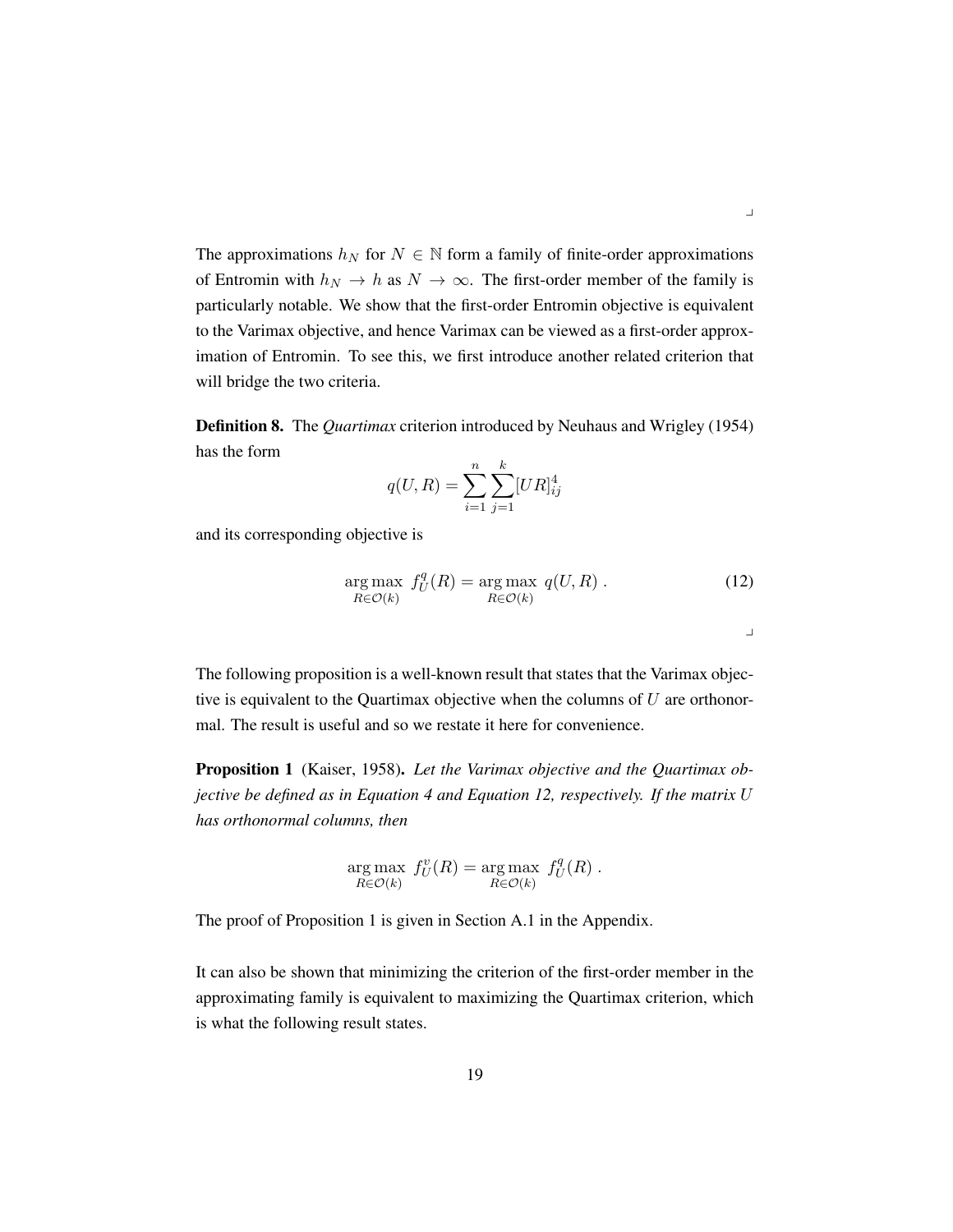⌟

The approximations $h_N$ for $N \in \mathbb{N}$ form a family of finite-order approximations of Entromin with $h_N \to h$ as $N \to \infty$. The first-order member of the family is particularly notable. We show that the first-order Entromin objective is equivalent to the Varimax objective, and hence Varimax can be viewed as a first-order approximation of Entromin. To see this, we first introduce another related criterion that will bridge the two criteria.

**Definition 8.** The *Quartimax* criterion introduced by Neuhaus and Wrigley (1954) has the form

$$q(U, R) = \sum_{i=1}^{n} \sum_{j=1}^{k} [UR]_{ij}^4$$

and its corresponding objective is

$$\underset{R \in \mathcal{O}(k)}{\arg\max}\ f_U^q(R) = \underset{R \in \mathcal{O}(k)}{\arg\max}\ q(U, R)\ . \tag{12}$$

⌟

The following proposition is a well-known result that states that the Varimax objective is equivalent to the Quartimax objective when the columns of $U$ are orthonormal. The result is useful and so we restate it here for convenience.

**Proposition 1** (Kaiser, 1958)**.** *Let the Varimax objective and the Quartimax objective be defined as in Equation 4 and Equation 12, respectively. If the matrix $U$ has orthonormal columns, then*

$$\underset{R \in \mathcal{O}(k)}{\arg\max}\ f_U^v(R) = \underset{R \in \mathcal{O}(k)}{\arg\max}\ f_U^q(R)\ .$$

The proof of Proposition 1 is given in Section A.1 in the Appendix.

It can also be shown that minimizing the criterion of the first-order member in the approximating family is equivalent to maximizing the Quartimax criterion, which is what the following result states.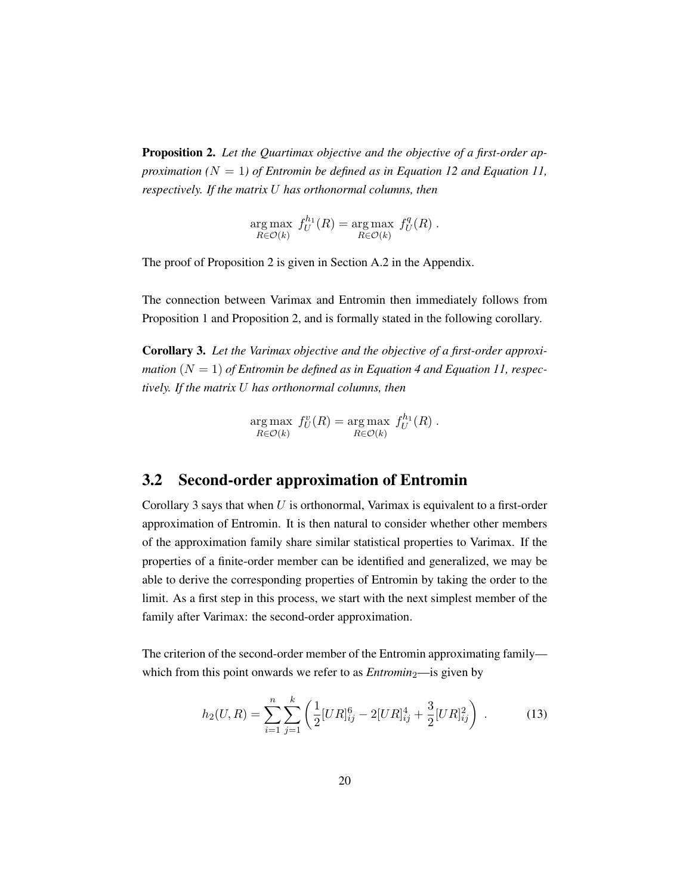**Proposition 2.** *Let the Quartimax objective and the objective of a first-order approximation ($N = 1$) of Entromin be defined as in Equation 12 and Equation 11, respectively. If the matrix $U$ has orthonormal columns, then*

$$\underset{R \in \mathcal{O}(k)}{\arg\max}\ f_U^{h_1}(R) = \underset{R \in \mathcal{O}(k)}{\arg\max}\ f_U^{q}(R)\ .$$

The proof of Proposition 2 is given in Section A.2 in the Appendix.

The connection between Varimax and Entromin then immediately follows from Proposition 1 and Proposition 2, and is formally stated in the following corollary.

**Corollary 3.** *Let the Varimax objective and the objective of a first-order approximation $(N = 1)$ of Entromin be defined as in Equation 4 and Equation 11, respectively. If the matrix $U$ has orthonormal columns, then*

$$\underset{R \in \mathcal{O}(k)}{\arg\max}\ f_U^{v}(R) = \underset{R \in \mathcal{O}(k)}{\arg\max}\ f_U^{h_1}(R)\ .$$

## 3.2 Second-order approximation of Entromin

Corollary 3 says that when $U$ is orthonormal, Varimax is equivalent to a first-order approximation of Entromin. It is then natural to consider whether other members of the approximation family share similar statistical properties to Varimax. If the properties of a finite-order member can be identified and generalized, we may be able to derive the corresponding properties of Entromin by taking the order to the limit. As a first step in this process, we start with the next simplest member of the family after Varimax: the second-order approximation.

The criterion of the second-order member of the Entromin approximating family—which from this point onwards we refer to as *Entromin*$_2$—is given by

$$h_2(U, R) = \sum_{i=1}^{n} \sum_{j=1}^{k} \left( \frac{1}{2}[UR]_{ij}^6 - 2[UR]_{ij}^4 + \frac{3}{2}[UR]_{ij}^2 \right)\ . \tag{13}$$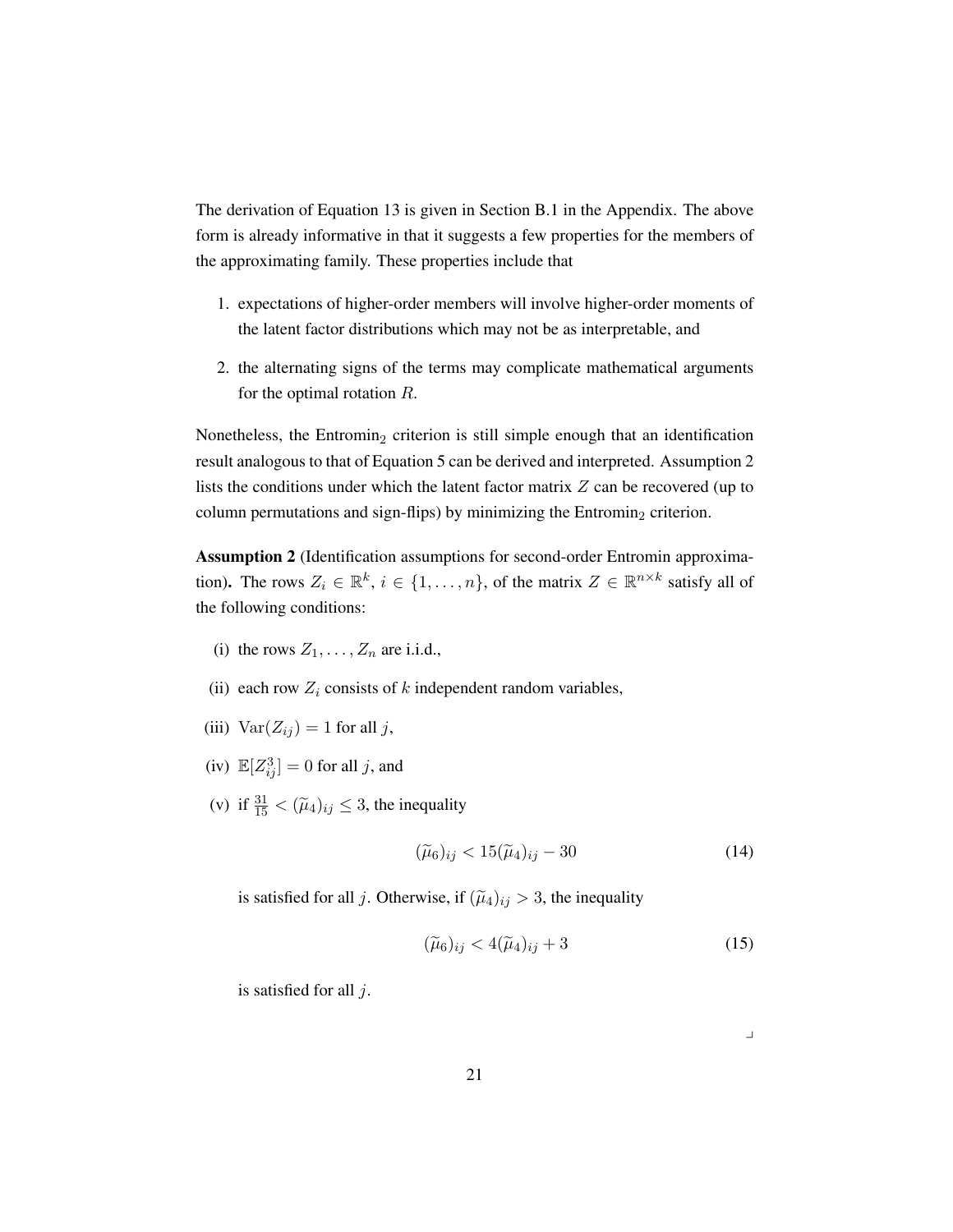The derivation of Equation 13 is given in Section B.1 in the Appendix. The above form is already informative in that it suggests a few properties for the members of the approximating family. These properties include that

1. expectations of higher-order members will involve higher-order moments of the latent factor distributions which may not be as interpretable, and
2. the alternating signs of the terms may complicate mathematical arguments for the optimal rotation $R$.

Nonetheless, the Entromin$_2$ criterion is still simple enough that an identification result analogous to that of Equation 5 can be derived and interpreted. Assumption 2 lists the conditions under which the latent factor matrix $Z$ can be recovered (up to column permutations and sign-flips) by minimizing the Entromin$_2$ criterion.

**Assumption 2** (Identification assumptions for second-order Entromin approximation)**.** The rows $Z_i \in \mathbb{R}^k$, $i \in \{1, \ldots, n\}$, of the matrix $Z \in \mathbb{R}^{n \times k}$ satisfy all of the following conditions:

(i) the rows $Z_1, \ldots, Z_n$ are i.i.d.,

(ii) each row $Z_i$ consists of $k$ independent random variables,

(iii) $\mathrm{Var}(Z_{ij}) = 1$ for all $j$,

(iv) $\mathbb{E}[Z_{ij}^3] = 0$ for all $j$, and

(v) if $\frac{31}{15} < (\widetilde{\mu}_4)_{ij} \leq 3$, the inequality

$$(\widetilde{\mu}_6)_{ij} < 15(\widetilde{\mu}_4)_{ij} - 30 \tag{14}$$

is satisfied for all $j$. Otherwise, if $(\widetilde{\mu}_4)_{ij} > 3$, the inequality

$$(\widetilde{\mu}_6)_{ij} < 4(\widetilde{\mu}_4)_{ij} + 3 \tag{15}$$

is satisfied for all $j$.

⌟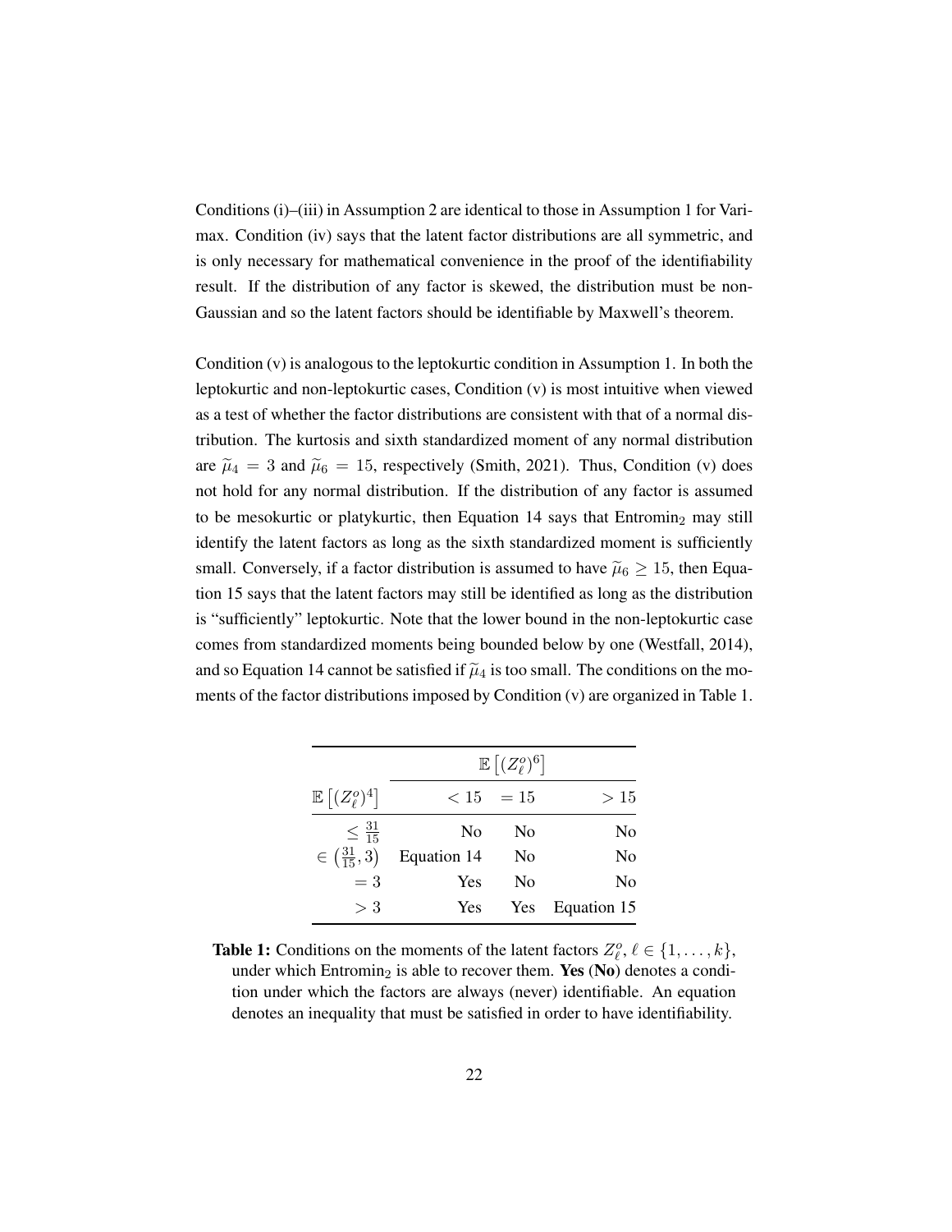Conditions (i)–(iii) in Assumption 2 are identical to those in Assumption 1 for Varimax. Condition (iv) says that the latent factor distributions are all symmetric, and is only necessary for mathematical convenience in the proof of the identifiability result. If the distribution of any factor is skewed, the distribution must be non-Gaussian and so the latent factors should be identifiable by Maxwell's theorem.

Condition (v) is analogous to the leptokurtic condition in Assumption 1. In both the leptokurtic and non-leptokurtic cases, Condition (v) is most intuitive when viewed as a test of whether the factor distributions are consistent with that of a normal distribution. The kurtosis and sixth standardized moment of any normal distribution are $\widetilde{\mu}_4 = 3$ and $\widetilde{\mu}_6 = 15$, respectively (Smith, 2021). Thus, Condition (v) does not hold for any normal distribution. If the distribution of any factor is assumed to be mesokurtic or platykurtic, then Equation 14 says that Entromin$_2$ may still identify the latent factors as long as the sixth standardized moment is sufficiently small. Conversely, if a factor distribution is assumed to have $\widetilde{\mu}_6 \geq 15$, then Equation 15 says that the latent factors may still be identified as long as the distribution is "sufficiently" leptokurtic. Note that the lower bound in the non-leptokurtic case comes from standardized moments being bounded below by one (Westfall, 2014), and so Equation 14 cannot be satisfied if $\widetilde{\mu}_4$ is too small. The conditions on the moments of the factor distributions imposed by Condition (v) are organized in Table 1.

| | $\mathbb{E}\left[(Z_\ell^o)^6\right]$ | | |
|---|---|---|---|
| $\mathbb{E}\left[(Z_\ell^o)^4\right]$ | $< 15$ | $= 15$ | $> 15$ |
| $\leq \frac{31}{15}$ | No | No | No |
| $\in \left(\frac{31}{15}, 3\right)$ | Equation 14 | No | No |
| $= 3$ | Yes | No | No |
| $> 3$ | Yes | Yes | Equation 15 |

**Table 1:** Conditions on the moments of the latent factors $Z_\ell^o, \ell \in \{1, \ldots, k\}$, under which Entromin$_2$ is able to recover them. **Yes** (**No**) denotes a condition under which the factors are always (never) identifiable. An equation denotes an inequality that must be satisfied in order to have identifiability.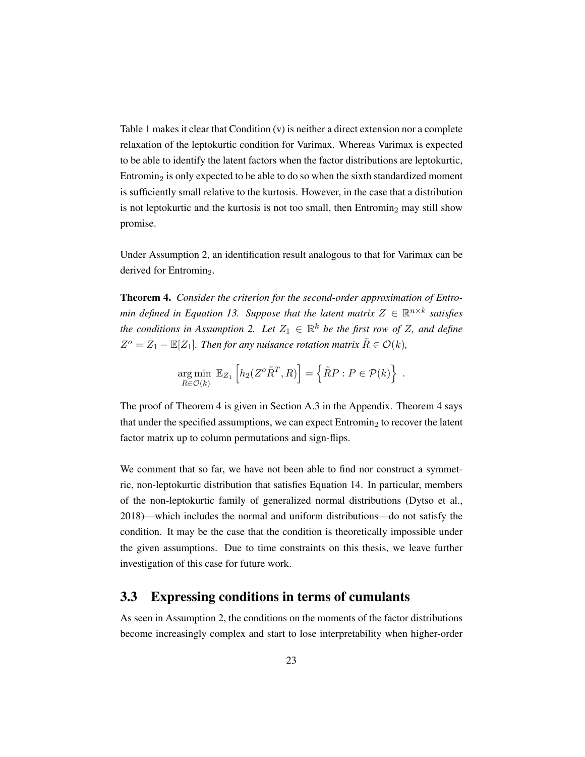Table 1 makes it clear that Condition (v) is neither a direct extension nor a complete relaxation of the leptokurtic condition for Varimax. Whereas Varimax is expected to be able to identify the latent factors when the factor distributions are leptokurtic, $\text{Entromin}_2$ is only expected to be able to do so when the sixth standardized moment is sufficiently small relative to the kurtosis. However, in the case that a distribution is not leptokurtic and the kurtosis is not too small, then $\text{Entromin}_2$ may still show promise.

Under Assumption 2, an identification result analogous to that for Varimax can be derived for $\text{Entromin}_2$.

**Theorem 4.** *Consider the criterion for the second-order approximation of Entromin defined in Equation 13. Suppose that the latent matrix $Z \in \mathbb{R}^{n \times k}$ satisfies the conditions in Assumption 2. Let $Z_1 \in \mathbb{R}^k$ be the first row of $Z$, and define $Z^o = Z_1 - \mathbb{E}[Z_1]$. Then for any nuisance rotation matrix $\tilde{R} \in \mathcal{O}(k)$,*

$$\underset{R \in \mathcal{O}(k)}{\arg\min} \; \mathbb{E}_{Z_1} \left[ h_2(Z^o \tilde{R}^T, R) \right] = \left\{ \tilde{R}P : P \in \mathcal{P}(k) \right\} \; .$$

The proof of Theorem 4 is given in Section A.3 in the Appendix. Theorem 4 says that under the specified assumptions, we can expect $\text{Entromin}_2$ to recover the latent factor matrix up to column permutations and sign-flips.

We comment that so far, we have not been able to find nor construct a symmetric, non-leptokurtic distribution that satisfies Equation 14. In particular, members of the non-leptokurtic family of generalized normal distributions (Dytso et al., 2018)—which includes the normal and uniform distributions—do not satisfy the condition. It may be the case that the condition is theoretically impossible under the given assumptions. Due to time constraints on this thesis, we leave further investigation of this case for future work.

## 3.3 Expressing conditions in terms of cumulants

As seen in Assumption 2, the conditions on the moments of the factor distributions become increasingly complex and start to lose interpretability when higher-order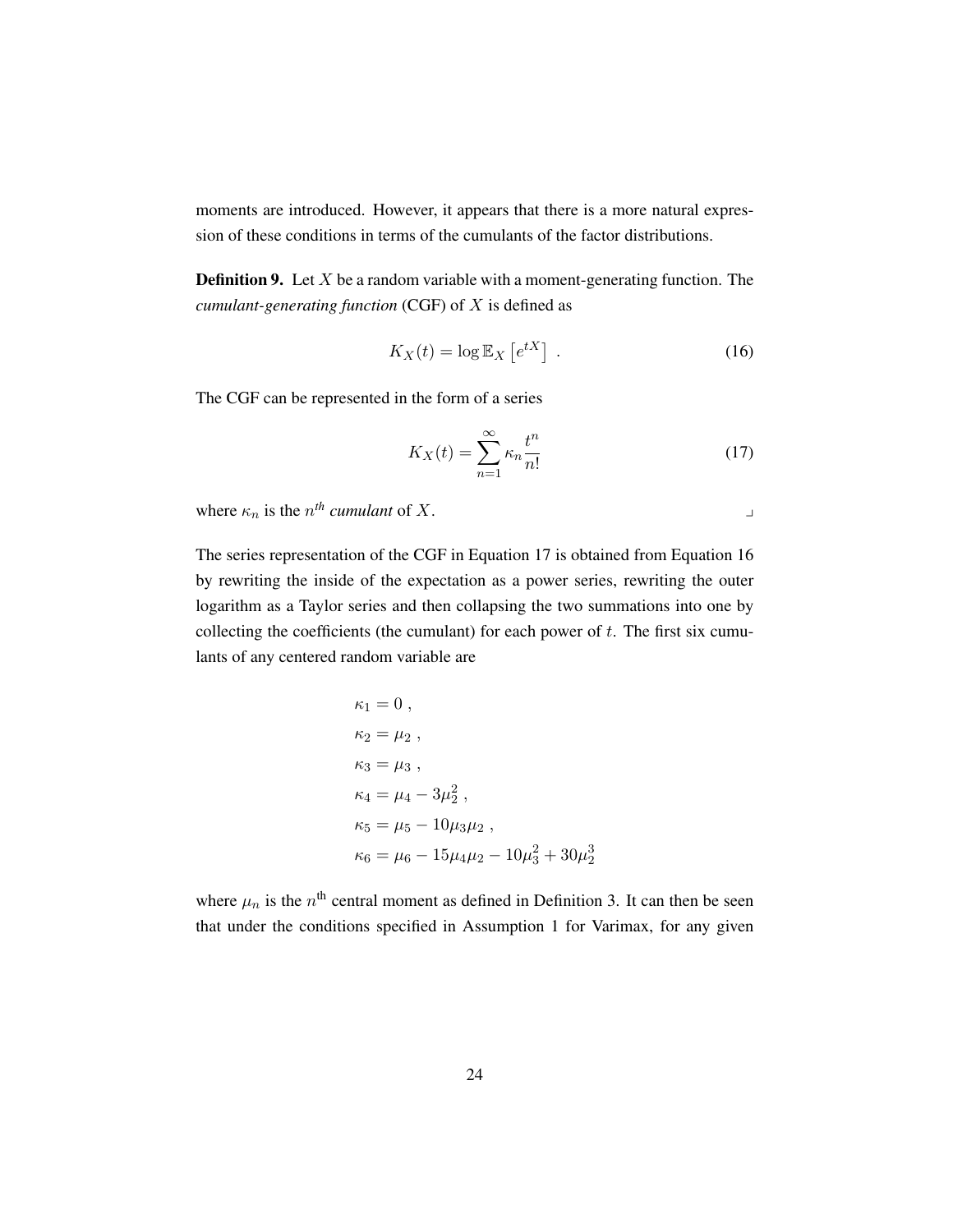moments are introduced. However, it appears that there is a more natural expression of these conditions in terms of the cumulants of the factor distributions.

**Definition 9.** Let $X$ be a random variable with a moment-generating function. The *cumulant-generating function* (CGF) of $X$ is defined as

$$K_X(t) = \log \mathbb{E}_X \left[ e^{tX} \right] \ . \tag{16}$$

The CGF can be represented in the form of a series

$$K_X(t) = \sum_{n=1}^{\infty} \kappa_n \frac{t^n}{n!} \tag{17}$$

where $\kappa_n$ is the $n^{th}$ *cumulant* of $X$. ⌟

The series representation of the CGF in Equation 17 is obtained from Equation 16 by rewriting the inside of the expectation as a power series, rewriting the outer logarithm as a Taylor series and then collapsing the two summations into one by collecting the coefficients (the cumulant) for each power of $t$. The first six cumulants of any centered random variable are

$$\begin{aligned}
\kappa_1 &= 0 \ , \\
\kappa_2 &= \mu_2 \ , \\
\kappa_3 &= \mu_3 \ , \\
\kappa_4 &= \mu_4 - 3\mu_2^2 \ , \\
\kappa_5 &= \mu_5 - 10\mu_3\mu_2 \ , \\
\kappa_6 &= \mu_6 - 15\mu_4\mu_2 - 10\mu_3^2 + 30\mu_2^3
\end{aligned}$$

where $\mu_n$ is the $n^{\text{th}}$ central moment as defined in Definition 3. It can then be seen that under the conditions specified in Assumption 1 for Varimax, for any given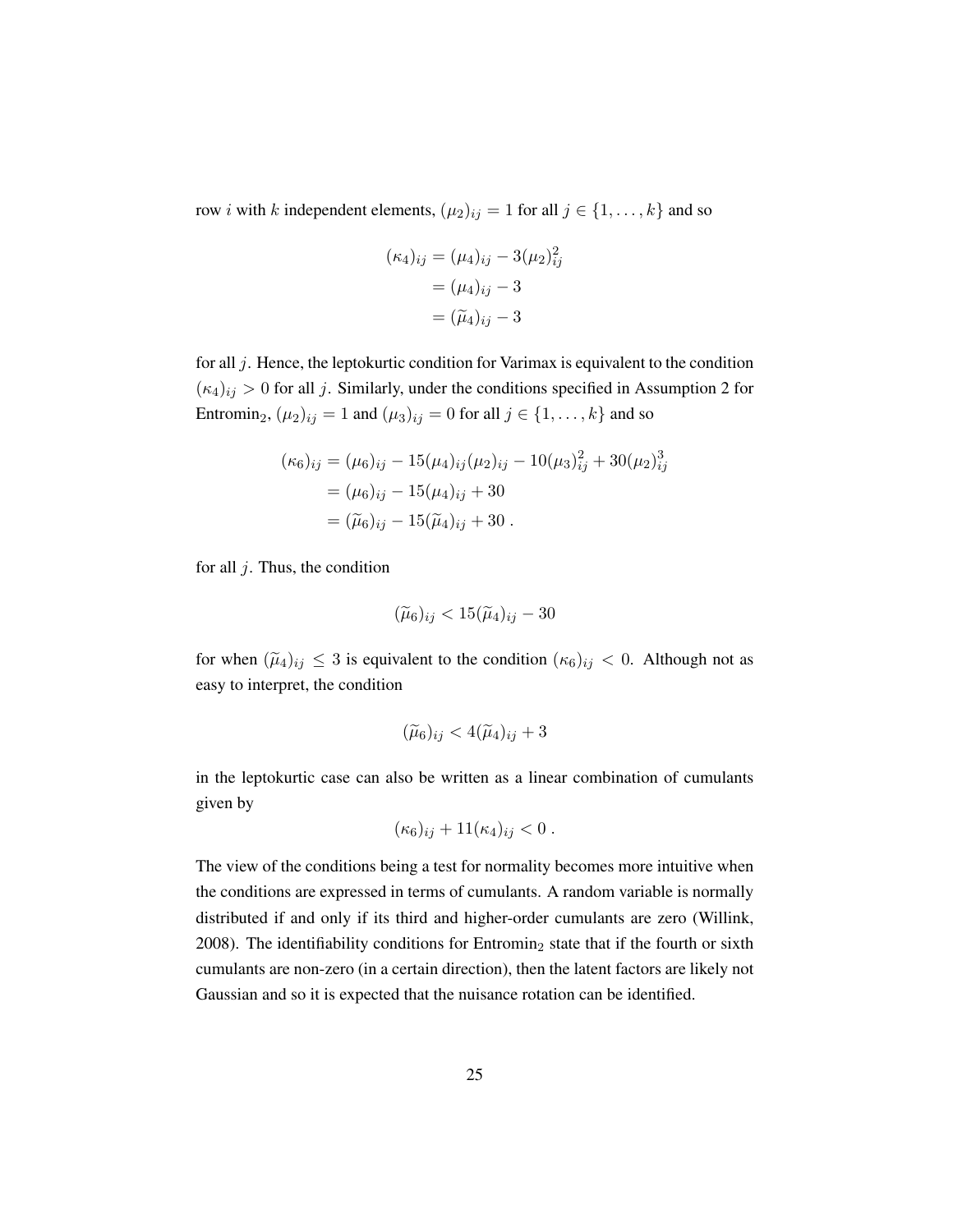row $i$ with $k$ independent elements, $(\mu_2)_{ij} = 1$ for all $j \in \{1, \ldots, k\}$ and so

$$
\begin{aligned}
(\kappa_4)_{ij} &= (\mu_4)_{ij} - 3(\mu_2)_{ij}^2 \\
&= (\mu_4)_{ij} - 3 \\
&= (\widetilde{\mu}_4)_{ij} - 3
\end{aligned}
$$

for all $j$. Hence, the leptokurtic condition for Varimax is equivalent to the condition $(\kappa_4)_{ij} > 0$ for all $j$. Similarly, under the conditions specified in Assumption 2 for Entromin$_2$, $(\mu_2)_{ij} = 1$ and $(\mu_3)_{ij} = 0$ for all $j \in \{1, \ldots, k\}$ and so

$$
\begin{aligned}
(\kappa_6)_{ij} &= (\mu_6)_{ij} - 15(\mu_4)_{ij}(\mu_2)_{ij} - 10(\mu_3)_{ij}^2 + 30(\mu_2)_{ij}^3 \\
&= (\mu_6)_{ij} - 15(\mu_4)_{ij} + 30 \\
&= (\widetilde{\mu}_6)_{ij} - 15(\widetilde{\mu}_4)_{ij} + 30 \; .
\end{aligned}
$$

for all $j$. Thus, the condition

$$
(\widetilde{\mu}_6)_{ij} < 15(\widetilde{\mu}_4)_{ij} - 30
$$

for when $(\widetilde{\mu}_4)_{ij} \leq 3$ is equivalent to the condition $(\kappa_6)_{ij} < 0$. Although not as easy to interpret, the condition

$$
(\widetilde{\mu}_6)_{ij} < 4(\widetilde{\mu}_4)_{ij} + 3
$$

in the leptokurtic case can also be written as a linear combination of cumulants given by

$$
(\kappa_6)_{ij} + 11(\kappa_4)_{ij} < 0 \; .
$$

The view of the conditions being a test for normality becomes more intuitive when the conditions are expressed in terms of cumulants. A random variable is normally distributed if and only if its third and higher-order cumulants are zero (Willink, 2008). The identifiability conditions for Entromin$_2$ state that if the fourth or sixth cumulants are non-zero (in a certain direction), then the latent factors are likely not Gaussian and so it is expected that the nuisance rotation can be identified.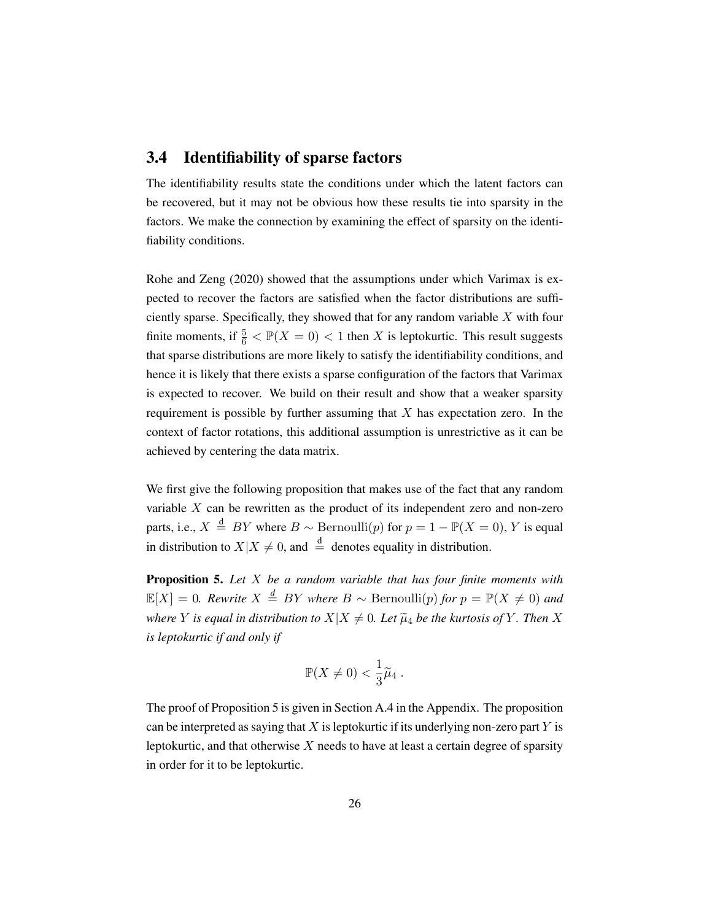### 3.4 Identifiability of sparse factors

The identifiability results state the conditions under which the latent factors can be recovered, but it may not be obvious how these results tie into sparsity in the factors. We make the connection by examining the effect of sparsity on the identifiability conditions.

Rohe and Zeng (2020) showed that the assumptions under which Varimax is expected to recover the factors are satisfied when the factor distributions are sufficiently sparse. Specifically, they showed that for any random variable $X$ with four finite moments, if $\frac{5}{6} < \mathbb{P}(X = 0) < 1$ then $X$ is leptokurtic. This result suggests that sparse distributions are more likely to satisfy the identifiability conditions, and hence it is likely that there exists a sparse configuration of the factors that Varimax is expected to recover. We build on their result and show that a weaker sparsity requirement is possible by further assuming that $X$ has expectation zero. In the context of factor rotations, this additional assumption is unrestrictive as it can be achieved by centering the data matrix.

We first give the following proposition that makes use of the fact that any random variable $X$ can be rewritten as the product of its independent zero and non-zero parts, i.e., $X \stackrel{\text{d}}{=} BY$ where $B \sim \text{Bernoulli}(p)$ for $p = 1 - \mathbb{P}(X = 0)$, $Y$ is equal in distribution to $X|X \neq 0$, and $\stackrel{\text{d}}{=}$ denotes equality in distribution.

**Proposition 5.** *Let $X$ be a random variable that has four finite moments with $\mathbb{E}[X] = 0$. Rewrite $X \stackrel{d}{=} BY$ where $B \sim \text{Bernoulli}(p)$ for $p = \mathbb{P}(X \neq 0)$ and where $Y$ is equal in distribution to $X|X \neq 0$. Let $\widetilde{\mu}_4$ be the kurtosis of $Y$. Then $X$ is leptokurtic if and only if*

$$\mathbb{P}(X \neq 0) < \frac{1}{3}\widetilde{\mu}_4 \; .$$

The proof of Proposition 5 is given in Section A.4 in the Appendix. The proposition can be interpreted as saying that $X$ is leptokurtic if its underlying non-zero part $Y$ is leptokurtic, and that otherwise $X$ needs to have at least a certain degree of sparsity in order for it to be leptokurtic.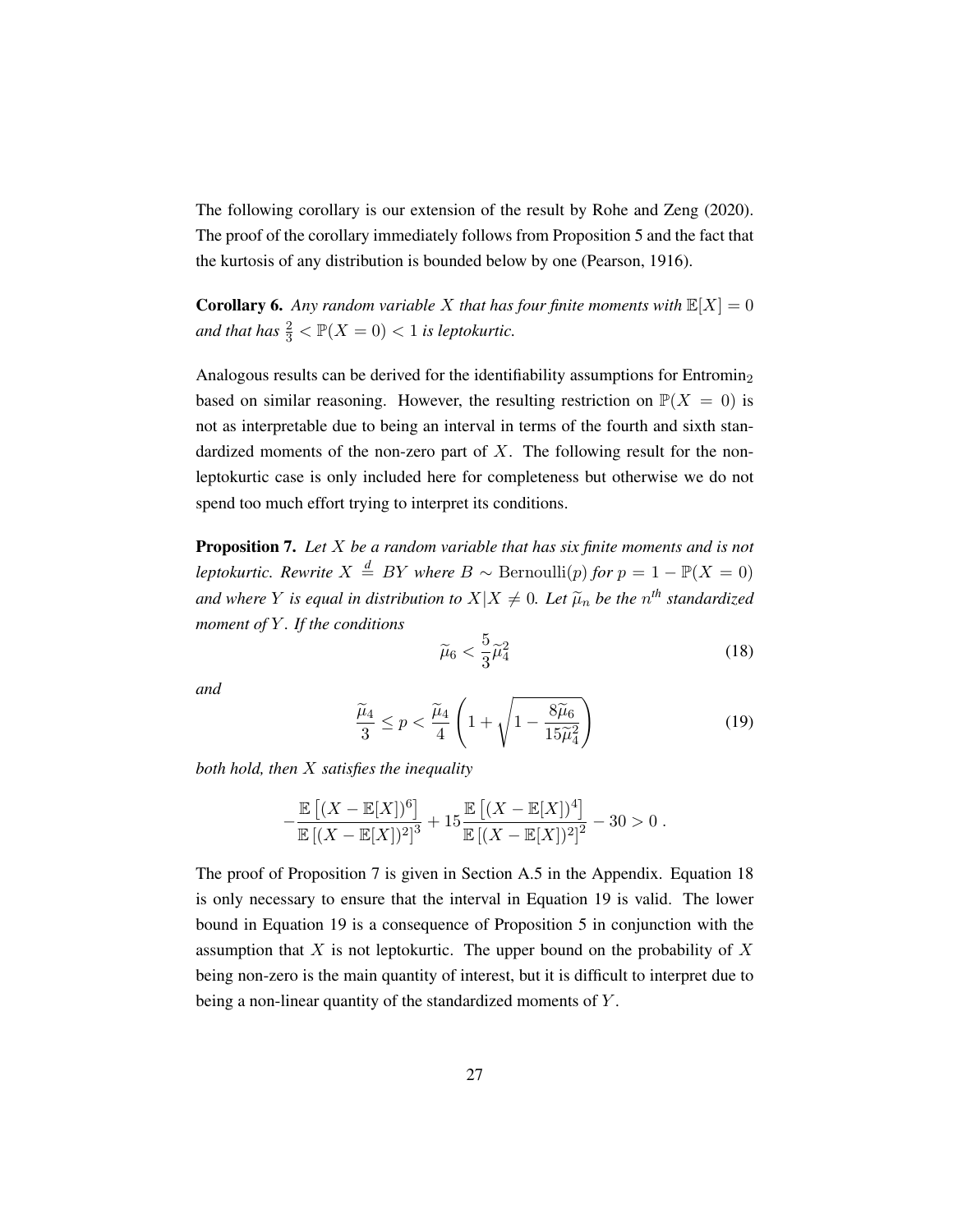The following corollary is our extension of the result by Rohe and Zeng (2020). The proof of the corollary immediately follows from Proposition 5 and the fact that the kurtosis of any distribution is bounded below by one (Pearson, 1916).

**Corollary 6.** *Any random variable $X$ that has four finite moments with $\mathbb{E}[X] = 0$ and that has $\frac{2}{3} < \mathbb{P}(X = 0) < 1$ is leptokurtic.*

Analogous results can be derived for the identifiability assumptions for Entromin$_2$ based on similar reasoning. However, the resulting restriction on $\mathbb{P}(X = 0)$ is not as interpretable due to being an interval in terms of the fourth and sixth standardized moments of the non-zero part of $X$. The following result for the non-leptokurtic case is only included here for completeness but otherwise we do not spend too much effort trying to interpret its conditions.

**Proposition 7.** *Let $X$ be a random variable that has six finite moments and is not leptokurtic. Rewrite $X \overset{d}{=} BY$ where $B \sim \text{Bernoulli}(p)$ for $p = 1 - \mathbb{P}(X = 0)$ and where $Y$ is equal in distribution to $X | X \neq 0$. Let $\widetilde{\mu}_n$ be the $n^{th}$ standardized moment of $Y$. If the conditions*

$$\widetilde{\mu}_6 < \frac{5}{3}\widetilde{\mu}_4^2 \tag{18}$$

*and*

$$\frac{\widetilde{\mu}_4}{3} \leq p < \frac{\widetilde{\mu}_4}{4}\left(1 + \sqrt{1 - \frac{8\widetilde{\mu}_6}{15\widetilde{\mu}_4^2}}\right) \tag{19}$$

*both hold, then $X$ satisfies the inequality*

$$-\frac{\mathbb{E}\left[(X - \mathbb{E}[X])^6\right]}{\mathbb{E}\left[(X - \mathbb{E}[X])^2\right]^3} + 15\frac{\mathbb{E}\left[(X - \mathbb{E}[X])^4\right]}{\mathbb{E}\left[(X - \mathbb{E}[X])^2\right]^2} - 30 > 0 \,.$$

The proof of Proposition 7 is given in Section A.5 in the Appendix. Equation 18 is only necessary to ensure that the interval in Equation 19 is valid. The lower bound in Equation 19 is a consequence of Proposition 5 in conjunction with the assumption that $X$ is not leptokurtic. The upper bound on the probability of $X$ being non-zero is the main quantity of interest, but it is difficult to interpret due to being a non-linear quantity of the standardized moments of $Y$.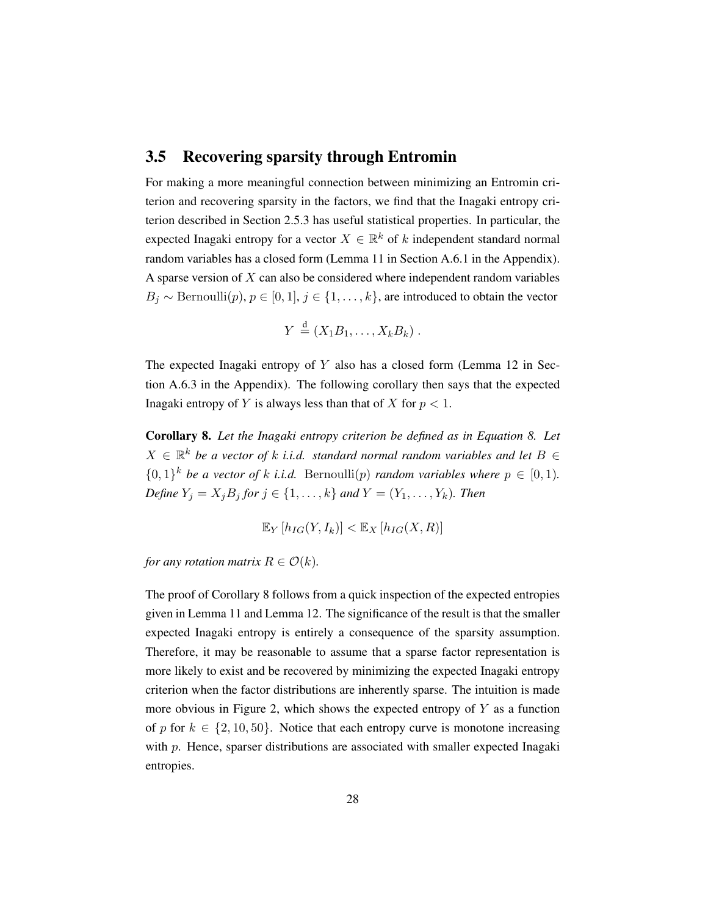## 3.5 Recovering sparsity through Entromin

For making a more meaningful connection between minimizing an Entromin criterion and recovering sparsity in the factors, we find that the Inagaki entropy criterion described in Section 2.5.3 has useful statistical properties. In particular, the expected Inagaki entropy for a vector $X \in \mathbb{R}^k$ of $k$ independent standard normal random variables has a closed form (Lemma 11 in Section A.6.1 in the Appendix). A sparse version of $X$ can also be considered where independent random variables $B_j \sim \text{Bernoulli}(p)$, $p \in [0, 1]$, $j \in \{1, \ldots, k\}$, are introduced to obtain the vector

$$Y \overset{\text{d}}{=} (X_1 B_1, \ldots, X_k B_k) .$$

The expected Inagaki entropy of $Y$ also has a closed form (Lemma 12 in Section A.6.3 in the Appendix). The following corollary then says that the expected Inagaki entropy of $Y$ is always less than that of $X$ for $p < 1$.

**Corollary 8.** *Let the Inagaki entropy criterion be defined as in Equation 8. Let $X \in \mathbb{R}^k$ be a vector of $k$ i.i.d. standard normal random variables and let $B \in \{0, 1\}^k$ be a vector of $k$ i.i.d.* Bernoulli$(p)$ *random variables where $p \in [0, 1)$. Define $Y_j = X_j B_j$ for $j \in \{1, \ldots, k\}$ and $Y = (Y_1, \ldots, Y_k)$. Then*

$$\mathbb{E}_Y \left[ h_{IG}(Y, I_k) \right] < \mathbb{E}_X \left[ h_{IG}(X, R) \right]$$

*for any rotation matrix $R \in \mathcal{O}(k)$.*

The proof of Corollary 8 follows from a quick inspection of the expected entropies given in Lemma 11 and Lemma 12. The significance of the result is that the smaller expected Inagaki entropy is entirely a consequence of the sparsity assumption. Therefore, it may be reasonable to assume that a sparse factor representation is more likely to exist and be recovered by minimizing the expected Inagaki entropy criterion when the factor distributions are inherently sparse. The intuition is made more obvious in Figure 2, which shows the expected entropy of $Y$ as a function of $p$ for $k \in \{2, 10, 50\}$. Notice that each entropy curve is monotone increasing with $p$. Hence, sparser distributions are associated with smaller expected Inagaki entropies.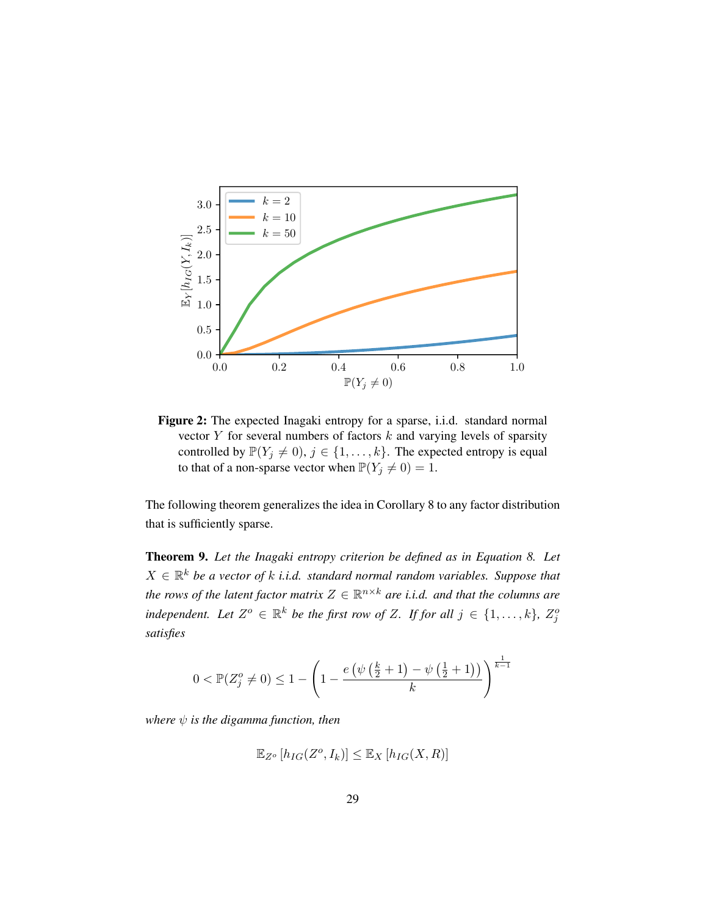**Figure 2:** The expected Inagaki entropy for a sparse, i.i.d. standard normal vector $Y$ for several numbers of factors $k$ and varying levels of sparsity controlled by $\mathbb{P}(Y_j \neq 0)$, $j \in \{1, \ldots, k\}$. The expected entropy is equal to that of a non-sparse vector when $\mathbb{P}(Y_j \neq 0) = 1$.

The following theorem generalizes the idea in Corollary 8 to any factor distribution that is sufficiently sparse.

**Theorem 9.** *Let the Inagaki entropy criterion be defined as in Equation 8. Let $X \in \mathbb{R}^k$ be a vector of $k$ i.i.d. standard normal random variables. Suppose that the rows of the latent factor matrix $Z \in \mathbb{R}^{n \times k}$ are i.i.d. and that the columns are independent. Let $Z^o \in \mathbb{R}^k$ be the first row of $Z$. If for all $j \in \{1, \ldots, k\}$, $Z_j^o$ satisfies*

$$0 < \mathbb{P}(Z_j^o \neq 0) \leq 1 - \left(1 - \frac{e\left(\psi\left(\frac{k}{2}+1\right) - \psi\left(\frac{1}{2}+1\right)\right)}{k}\right)^{\frac{1}{k-1}}$$

*where $\psi$ is the digamma function, then*

$$\mathbb{E}_{Z^o}\left[h_{IG}(Z^o, I_k)\right] \leq \mathbb{E}_X\left[h_{IG}(X, R)\right]$$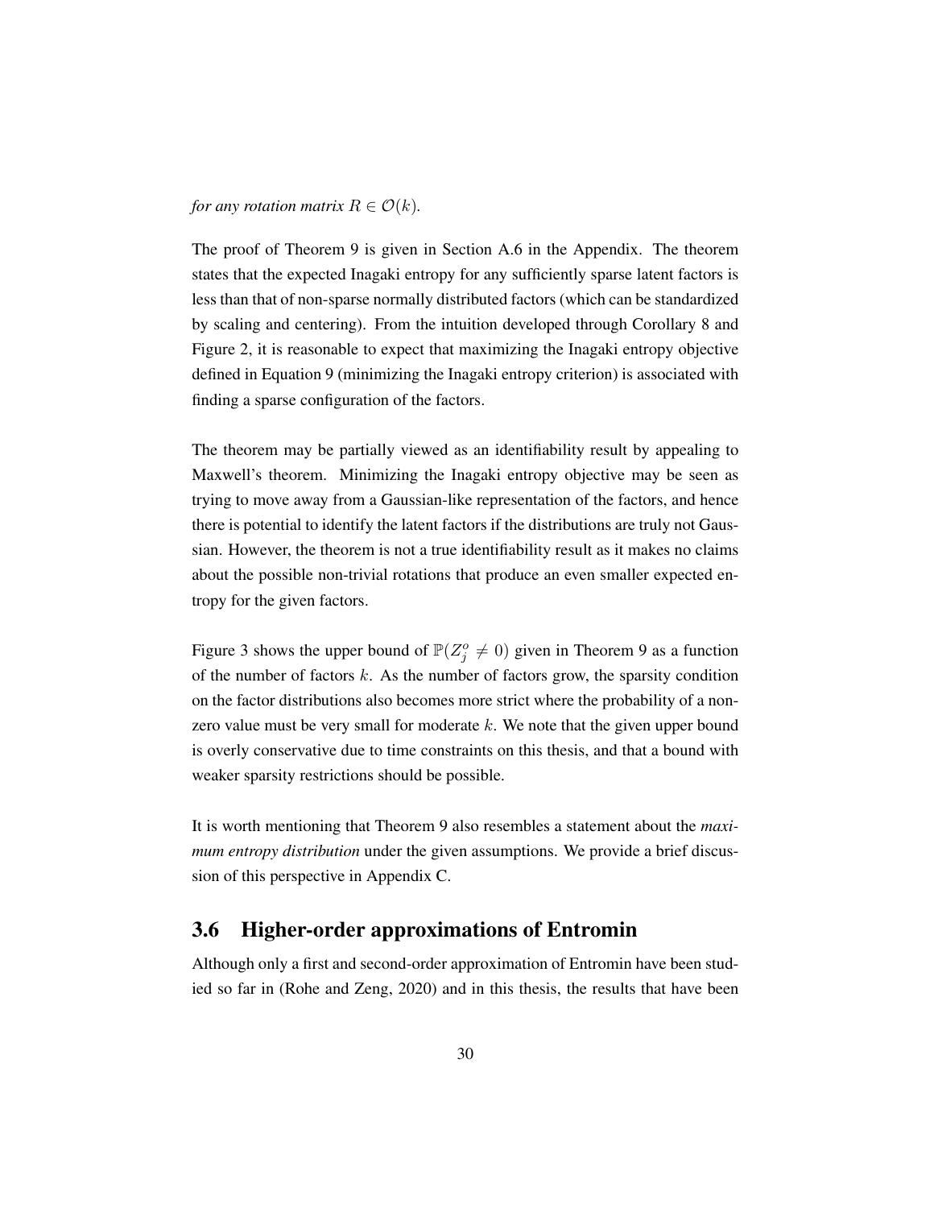*for any rotation matrix $R \in \mathcal{O}(k)$.*

The proof of Theorem 9 is given in Section A.6 in the Appendix. The theorem states that the expected Inagaki entropy for any sufficiently sparse latent factors is less than that of non-sparse normally distributed factors (which can be standardized by scaling and centering). From the intuition developed through Corollary 8 and Figure 2, it is reasonable to expect that maximizing the Inagaki entropy objective defined in Equation 9 (minimizing the Inagaki entropy criterion) is associated with finding a sparse configuration of the factors.

The theorem may be partially viewed as an identifiability result by appealing to Maxwell's theorem. Minimizing the Inagaki entropy objective may be seen as trying to move away from a Gaussian-like representation of the factors, and hence there is potential to identify the latent factors if the distributions are truly not Gaussian. However, the theorem is not a true identifiability result as it makes no claims about the possible non-trivial rotations that produce an even smaller expected entropy for the given factors.

Figure 3 shows the upper bound of $\mathbb{P}(Z_j^o \neq 0)$ given in Theorem 9 as a function of the number of factors $k$. As the number of factors grow, the sparsity condition on the factor distributions also becomes more strict where the probability of a non-zero value must be very small for moderate $k$. We note that the given upper bound is overly conservative due to time constraints on this thesis, and that a bound with weaker sparsity restrictions should be possible.

It is worth mentioning that Theorem 9 also resembles a statement about the *maximum entropy distribution* under the given assumptions. We provide a brief discussion of this perspective in Appendix C.

## 3.6 Higher-order approximations of Entromin

Although only a first and second-order approximation of Entromin have been studied so far in (Rohe and Zeng, 2020) and in this thesis, the results that have been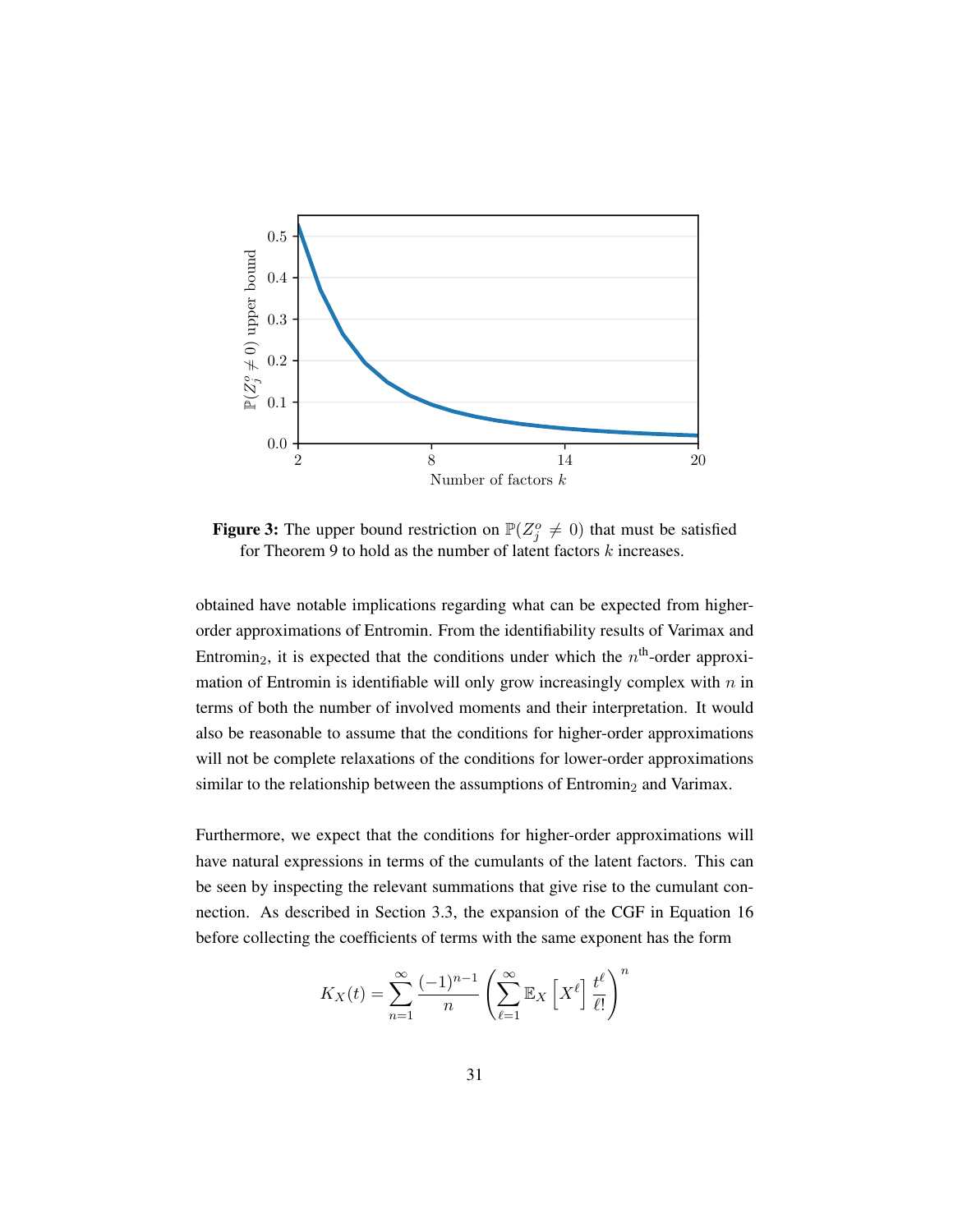**Figure 3:** The upper bound restriction on $\mathbb{P}(Z_j^o \neq 0)$ that must be satisfied for Theorem 9 to hold as the number of latent factors $k$ increases.

obtained have notable implications regarding what can be expected from higher-order approximations of Entromin. From the identifiability results of Varimax and Entromin$_2$, it is expected that the conditions under which the $n^{\text{th}}$-order approximation of Entromin is identifiable will only grow increasingly complex with $n$ in terms of both the number of involved moments and their interpretation. It would also be reasonable to assume that the conditions for higher-order approximations will not be complete relaxations of the conditions for lower-order approximations similar to the relationship between the assumptions of Entromin$_2$ and Varimax.

Furthermore, we expect that the conditions for higher-order approximations will have natural expressions in terms of the cumulants of the latent factors. This can be seen by inspecting the relevant summations that give rise to the cumulant connection. As described in Section 3.3, the expansion of the CGF in Equation 16 before collecting the coefficients of terms with the same exponent has the form

$$K_X(t) = \sum_{n=1}^{\infty} \frac{(-1)^{n-1}}{n} \left( \sum_{\ell=1}^{\infty} \mathbb{E}_X \left[ X^{\ell} \right] \frac{t^{\ell}}{\ell!} \right)^n$$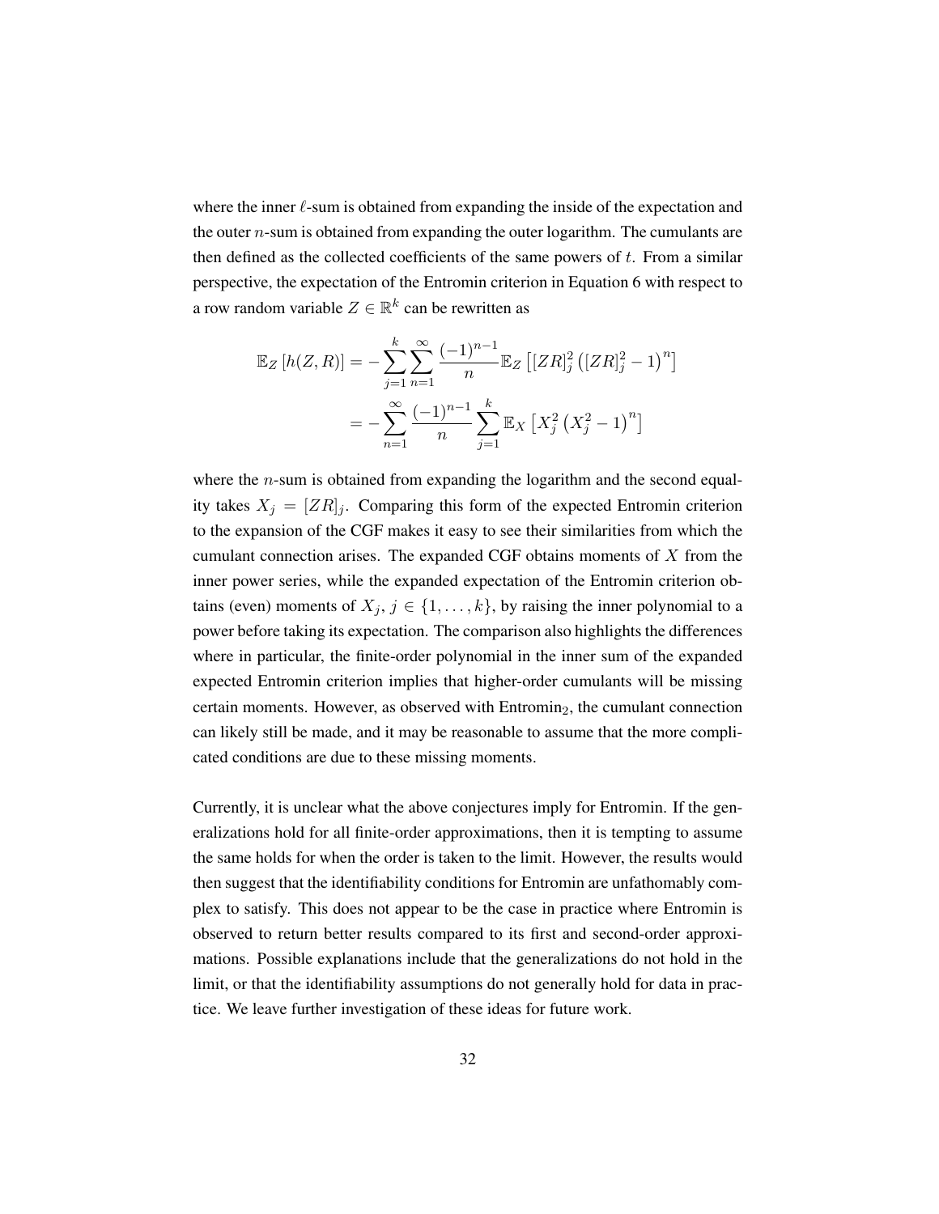where the inner $\ell$-sum is obtained from expanding the inside of the expectation and the outer $n$-sum is obtained from expanding the outer logarithm. The cumulants are then defined as the collected coefficients of the same powers of $t$. From a similar perspective, the expectation of the Entromin criterion in Equation 6 with respect to a row random variable $Z \in \mathbb{R}^k$ can be rewritten as

$$
\begin{aligned}
\mathbb{E}_Z\left[h(Z,R)\right] &= -\sum_{j=1}^{k}\sum_{n=1}^{\infty}\frac{(-1)^{n-1}}{n}\mathbb{E}_Z\left[[ZR]_j^2\left([ZR]_j^2-1\right)^n\right] \\
&= -\sum_{n=1}^{\infty}\frac{(-1)^{n-1}}{n}\sum_{j=1}^{k}\mathbb{E}_X\left[X_j^2\left(X_j^2-1\right)^n\right]
\end{aligned}
$$

where the $n$-sum is obtained from expanding the logarithm and the second equality takes $X_j = [ZR]_j$. Comparing this form of the expected Entromin criterion to the expansion of the CGF makes it easy to see their similarities from which the cumulant connection arises. The expanded CGF obtains moments of $X$ from the inner power series, while the expanded expectation of the Entromin criterion obtains (even) moments of $X_j$, $j \in \{1, \ldots, k\}$, by raising the inner polynomial to a power before taking its expectation. The comparison also highlights the differences where in particular, the finite-order polynomial in the inner sum of the expanded expected Entromin criterion implies that higher-order cumulants will be missing certain moments. However, as observed with Entromin$_2$, the cumulant connection can likely still be made, and it may be reasonable to assume that the more complicated conditions are due to these missing moments.

Currently, it is unclear what the above conjectures imply for Entromin. If the generalizations hold for all finite-order approximations, then it is tempting to assume the same holds for when the order is taken to the limit. However, the results would then suggest that the identifiability conditions for Entromin are unfathomably complex to satisfy. This does not appear to be the case in practice where Entromin is observed to return better results compared to its first and second-order approximations. Possible explanations include that the generalizations do not hold in the limit, or that the identifiability assumptions do not generally hold for data in practice. We leave further investigation of these ideas for future work.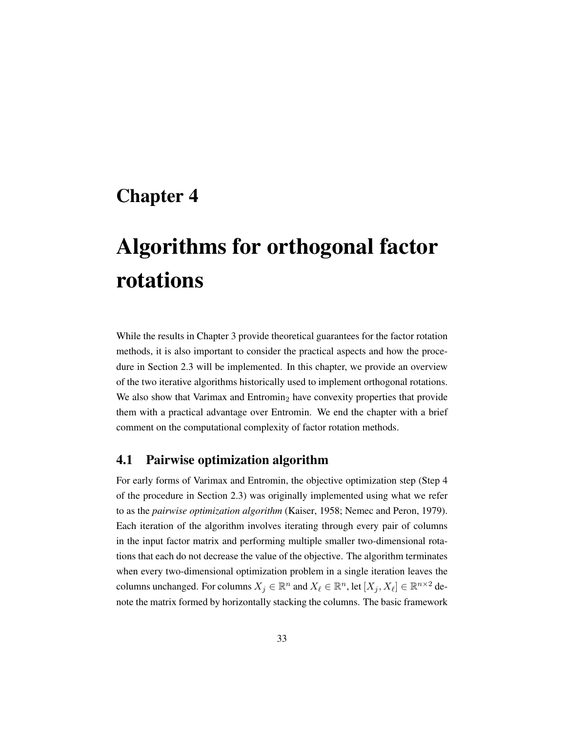# Chapter 4

# Algorithms for orthogonal factor rotations

While the results in Chapter 3 provide theoretical guarantees for the factor rotation methods, it is also important to consider the practical aspects and how the procedure in Section 2.3 will be implemented. In this chapter, we provide an overview of the two iterative algorithms historically used to implement orthogonal rotations. We also show that Varimax and Entromin$_2$ have convexity properties that provide them with a practical advantage over Entromin. We end the chapter with a brief comment on the computational complexity of factor rotation methods.

## 4.1 Pairwise optimization algorithm

For early forms of Varimax and Entromin, the objective optimization step (Step 4 of the procedure in Section 2.3) was originally implemented using what we refer to as the *pairwise optimization algorithm* (Kaiser, 1958; Nemec and Peron, 1979). Each iteration of the algorithm involves iterating through every pair of columns in the input factor matrix and performing multiple smaller two-dimensional rotations that each do not decrease the value of the objective. The algorithm terminates when every two-dimensional optimization problem in a single iteration leaves the columns unchanged. For columns $X_j \in \mathbb{R}^n$ and $X_\ell \in \mathbb{R}^n$, let $[X_j, X_\ell] \in \mathbb{R}^{n\times 2}$ denote the matrix formed by horizontally stacking the columns. The basic framework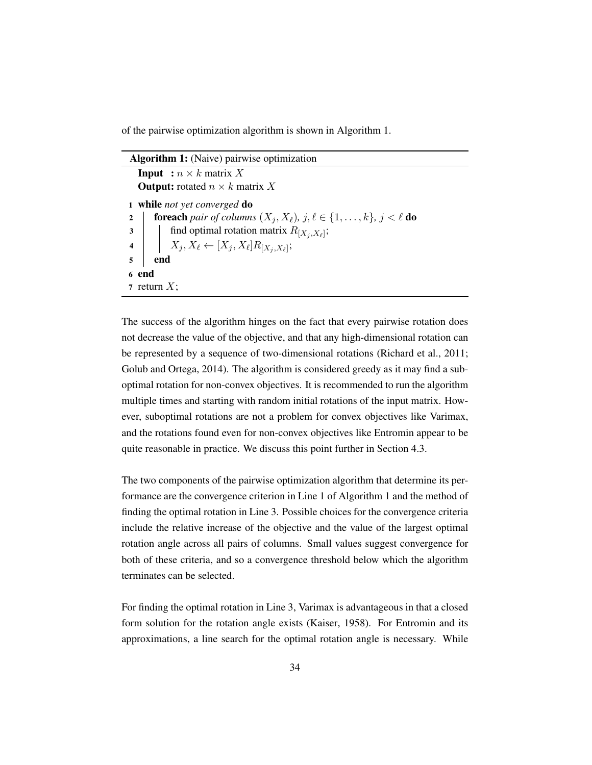of the pairwise optimization algorithm is shown in Algorithm 1.

**Algorithm 1:** (Naive) pairwise optimization

**Input :** $n \times k$ matrix $X$
**Output:** rotated $n \times k$ matrix $X$

```
1 while not yet converged do
2 |   foreach pair of columns (X_j, X_ℓ), j, ℓ ∈ {1, ..., k}, j < ℓ do
3 |   |   find optimal rotation matrix R_[X_j, X_ℓ];
4 |   |   X_j, X_ℓ ← [X_j, X_ℓ] R_[X_j, X_ℓ];
5 |   end
6 end
7 return X;
```

The success of the algorithm hinges on the fact that every pairwise rotation does not decrease the value of the objective, and that any high-dimensional rotation can be represented by a sequence of two-dimensional rotations (Richard et al., 2011; Golub and Ortega, 2014). The algorithm is considered greedy as it may find a suboptimal rotation for non-convex objectives. It is recommended to run the algorithm multiple times and starting with random initial rotations of the input matrix. However, suboptimal rotations are not a problem for convex objectives like Varimax, and the rotations found even for non-convex objectives like Entromin appear to be quite reasonable in practice. We discuss this point further in Section 4.3.

The two components of the pairwise optimization algorithm that determine its performance are the convergence criterion in Line 1 of Algorithm 1 and the method of finding the optimal rotation in Line 3. Possible choices for the convergence criteria include the relative increase of the objective and the value of the largest optimal rotation angle across all pairs of columns. Small values suggest convergence for both of these criteria, and so a convergence threshold below which the algorithm terminates can be selected.

For finding the optimal rotation in Line 3, Varimax is advantageous in that a closed form solution for the rotation angle exists (Kaiser, 1958). For Entromin and its approximations, a line search for the optimal rotation angle is necessary. While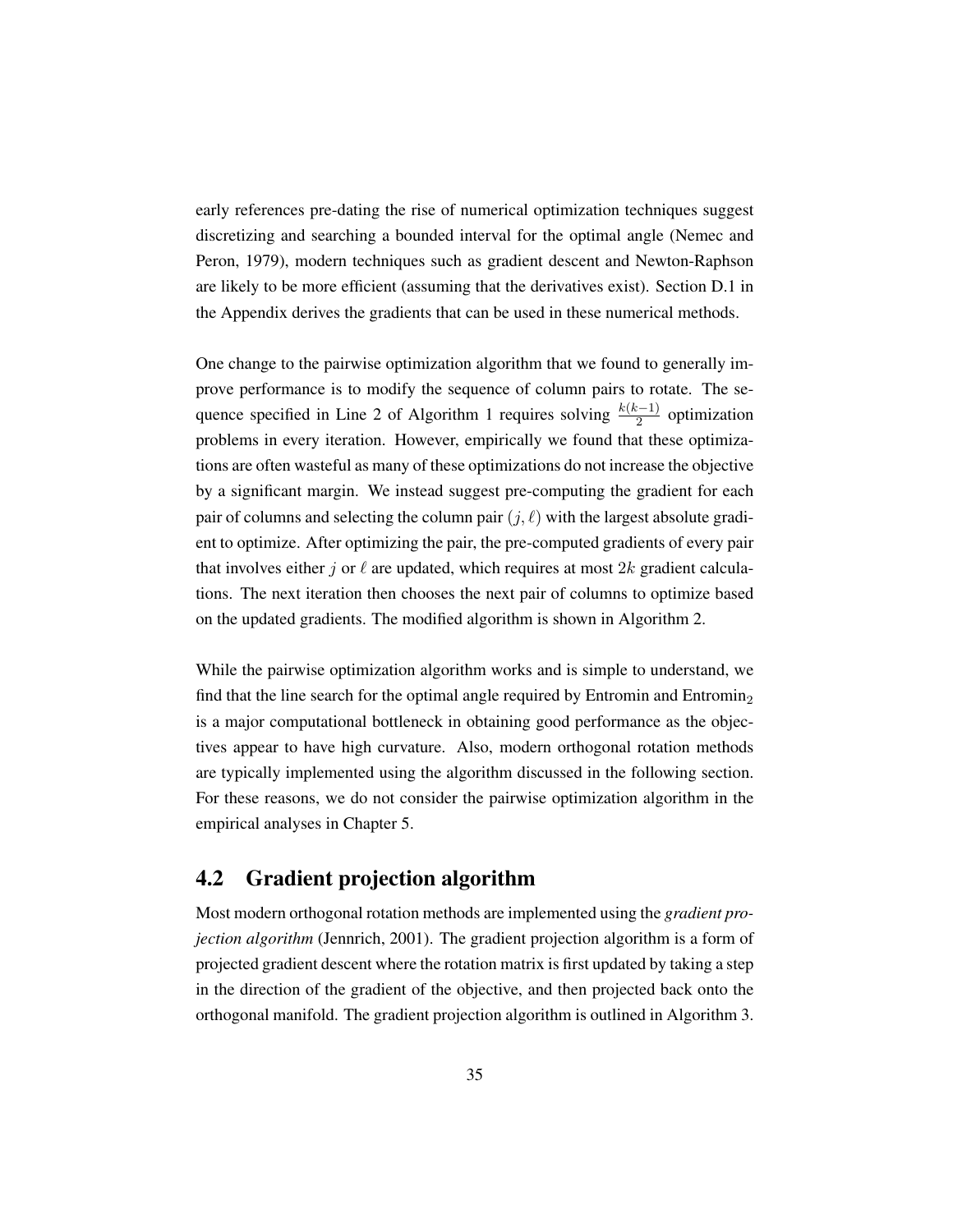early references pre-dating the rise of numerical optimization techniques suggest discretizing and searching a bounded interval for the optimal angle (Nemec and Peron, 1979), modern techniques such as gradient descent and Newton-Raphson are likely to be more efficient (assuming that the derivatives exist). Section D.1 in the Appendix derives the gradients that can be used in these numerical methods.

One change to the pairwise optimization algorithm that we found to generally improve performance is to modify the sequence of column pairs to rotate. The sequence specified in Line 2 of Algorithm 1 requires solving $\frac{k(k-1)}{2}$ optimization problems in every iteration. However, empirically we found that these optimizations are often wasteful as many of these optimizations do not increase the objective by a significant margin. We instead suggest pre-computing the gradient for each pair of columns and selecting the column pair $(j, \ell)$ with the largest absolute gradient to optimize. After optimizing the pair, the pre-computed gradients of every pair that involves either $j$ or $\ell$ are updated, which requires at most $2k$ gradient calculations. The next iteration then chooses the next pair of columns to optimize based on the updated gradients. The modified algorithm is shown in Algorithm 2.

While the pairwise optimization algorithm works and is simple to understand, we find that the line search for the optimal angle required by Entromin and Entromin$_2$ is a major computational bottleneck in obtaining good performance as the objectives appear to have high curvature. Also, modern orthogonal rotation methods are typically implemented using the algorithm discussed in the following section. For these reasons, we do not consider the pairwise optimization algorithm in the empirical analyses in Chapter 5.

## 4.2 Gradient projection algorithm

Most modern orthogonal rotation methods are implemented using the *gradient projection algorithm* (Jennrich, 2001). The gradient projection algorithm is a form of projected gradient descent where the rotation matrix is first updated by taking a step in the direction of the gradient of the objective, and then projected back onto the orthogonal manifold. The gradient projection algorithm is outlined in Algorithm 3.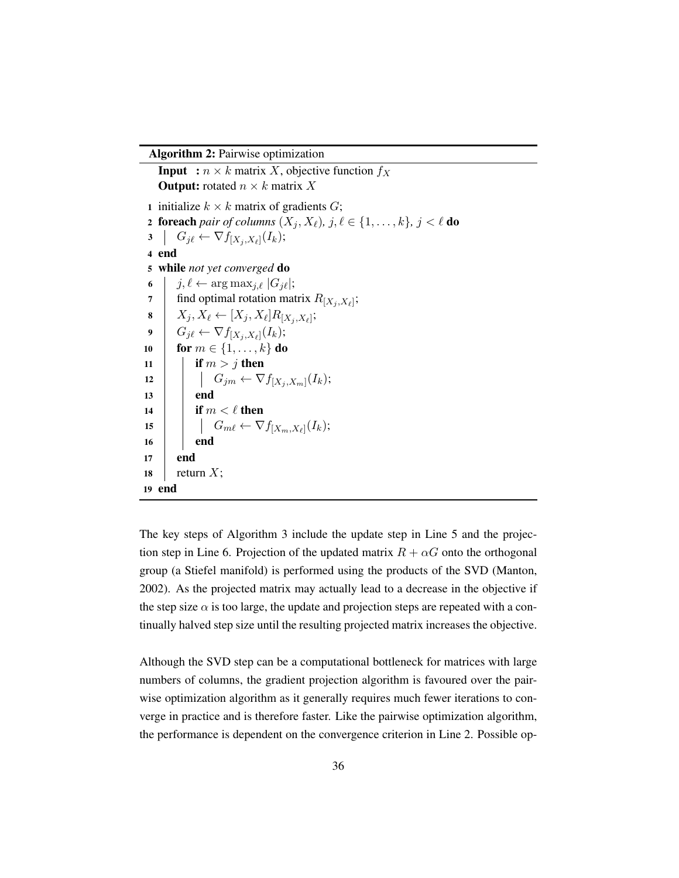**Algorithm 2:** Pairwise optimization

```
   Input  : n × k matrix X, objective function f_X
   Output: rotated n × k matrix X
 1 initialize k × k matrix of gradients G;
 2 foreach pair of columns (X_j, X_ℓ), j, ℓ ∈ {1, ..., k}, j < ℓ do
 3 |   G_jℓ ← ∇f_[X_j, X_ℓ](I_k);
 4 end
 5 while not yet converged do
 6 |   j, ℓ ← arg max_{j,ℓ} |G_jℓ|;
 7 |   find optimal rotation matrix R_[X_j, X_ℓ];
 8 |   X_j, X_ℓ ← [X_j, X_ℓ] R_[X_j, X_ℓ];
 9 |   G_jℓ ← ∇f_[X_j, X_ℓ](I_k);
10 |   for m ∈ {1, ..., k} do
11 |   |   if m > j then
12 |   |   |   G_jm ← ∇f_[X_j, X_m](I_k);
13 |   |   end
14 |   |   if m < ℓ then
15 |   |   |   G_mℓ ← ∇f_[X_m, X_ℓ](I_k);
16 |   |   end
17 |   end
18 |   return X;
19 end
```

The key steps of Algorithm 3 include the update step in Line 5 and the projection step in Line 6. Projection of the updated matrix $R + \alpha G$ onto the orthogonal group (a Stiefel manifold) is performed using the products of the SVD (Manton, 2002). As the projected matrix may actually lead to a decrease in the objective if the step size $\alpha$ is too large, the update and projection steps are repeated with a continually halved step size until the resulting projected matrix increases the objective.

Although the SVD step can be a computational bottleneck for matrices with large numbers of columns, the gradient projection algorithm is favoured over the pairwise optimization algorithm as it generally requires much fewer iterations to converge in practice and is therefore faster. Like the pairwise optimization algorithm, the performance is dependent on the convergence criterion in Line 2. Possible op-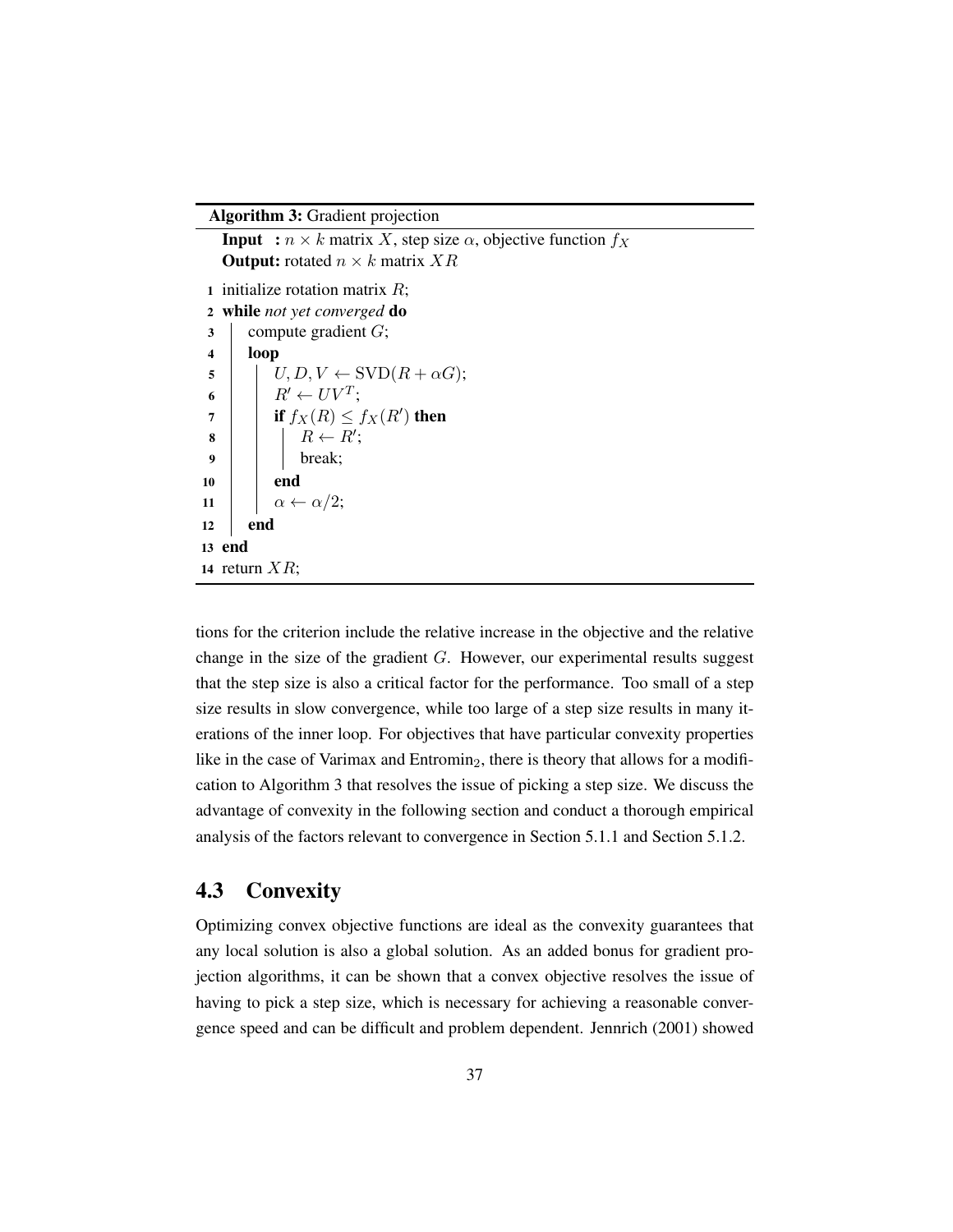**Algorithm 3:** Gradient projection

```
Input  : n × k matrix X, step size α, objective function f_X
Output: rotated n × k matrix XR
1  initialize rotation matrix R;
2  while not yet converged do
3      compute gradient G;
4      loop
5          U, D, V ← SVD(R + αG);
6          R' ← UV^T;
7          if f_X(R) ≤ f_X(R') then
8              R ← R';
9              break;
10         end
11         α ← α/2;
12     end
13 end
14 return XR;
```

tions for the criterion include the relative increase in the objective and the relative change in the size of the gradient $G$. However, our experimental results suggest that the step size is also a critical factor for the performance. Too small of a step size results in slow convergence, while too large of a step size results in many iterations of the inner loop. For objectives that have particular convexity properties like in the case of Varimax and Entromin$_2$, there is theory that allows for a modification to Algorithm 3 that resolves the issue of picking a step size. We discuss the advantage of convexity in the following section and conduct a thorough empirical analysis of the factors relevant to convergence in Section 5.1.1 and Section 5.1.2.

## 4.3 Convexity

Optimizing convex objective functions are ideal as the convexity guarantees that any local solution is also a global solution. As an added bonus for gradient projection algorithms, it can be shown that a convex objective resolves the issue of having to pick a step size, which is necessary for achieving a reasonable convergence speed and can be difficult and problem dependent. Jennrich (2001) showed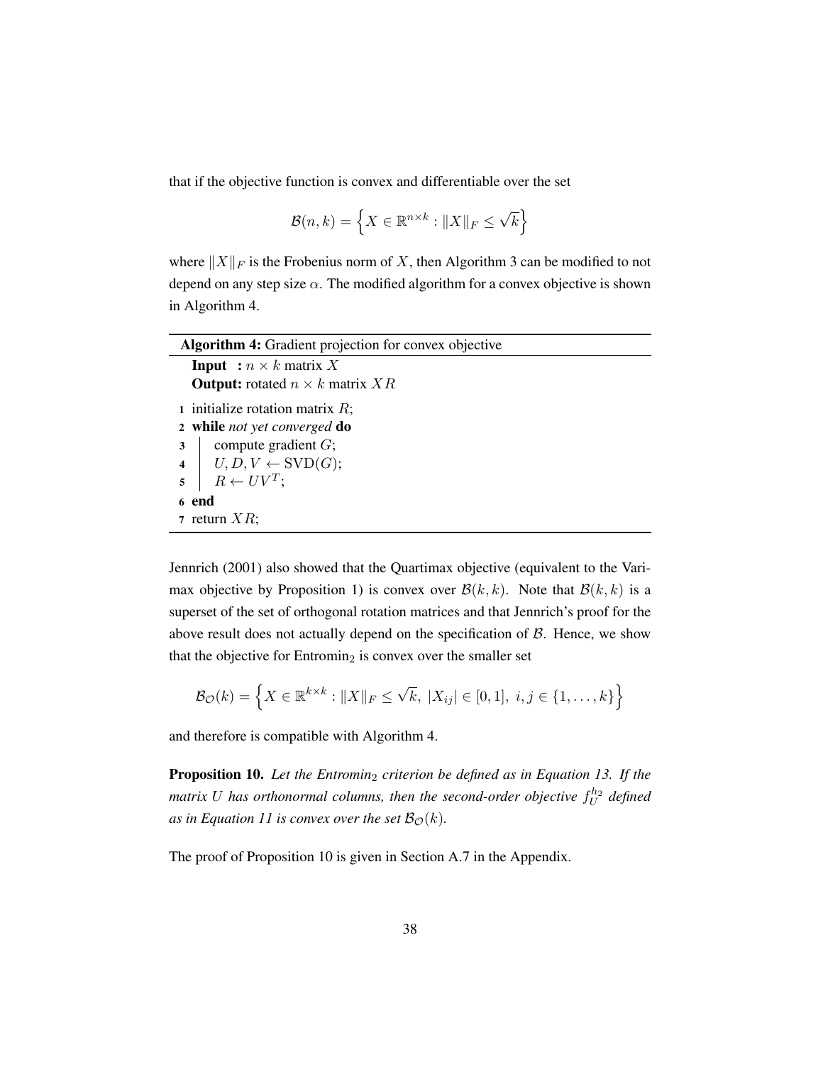that if the objective function is convex and differentiable over the set

$$\mathcal{B}(n, k) = \left\{ X \in \mathbb{R}^{n \times k} : \|X\|_F \leq \sqrt{k} \right\}$$

where $\|X\|_F$ is the Frobenius norm of $X$, then Algorithm 3 can be modified to not depend on any step size $\alpha$. The modified algorithm for a convex objective is shown in Algorithm 4.

---

**Algorithm 4:** Gradient projection for convex objective

---

**Input** : $n \times k$ matrix $X$
**Output:** rotated $n \times k$ matrix $XR$

```
1 initialize rotation matrix R;
2 while not yet converged do
3     compute gradient G;
4     U, D, V ← SVD(G);
5     R ← UV^T;
6 end
7 return XR;
```

---

Jennrich (2001) also showed that the Quartimax objective (equivalent to the Varimax objective by Proposition 1) is convex over $\mathcal{B}(k, k)$. Note that $\mathcal{B}(k, k)$ is a superset of the set of orthogonal rotation matrices and that Jennrich's proof for the above result does not actually depend on the specification of $\mathcal{B}$. Hence, we show that the objective for Entromin$_2$ is convex over the smaller set

$$\mathcal{B}_{\mathcal{O}}(k) = \left\{ X \in \mathbb{R}^{k \times k} : \|X\|_F \leq \sqrt{k},\ |X_{ij}| \in [0, 1],\ i, j \in \{1, \ldots, k\} \right\}$$

and therefore is compatible with Algorithm 4.

**Proposition 10.** *Let the Entromin$_2$ criterion be defined as in Equation 13. If the matrix $U$ has orthonormal columns, then the second-order objective $f_U^{h_2}$ defined as in Equation 11 is convex over the set $\mathcal{B}_{\mathcal{O}}(k)$.*

The proof of Proposition 10 is given in Section A.7 in the Appendix.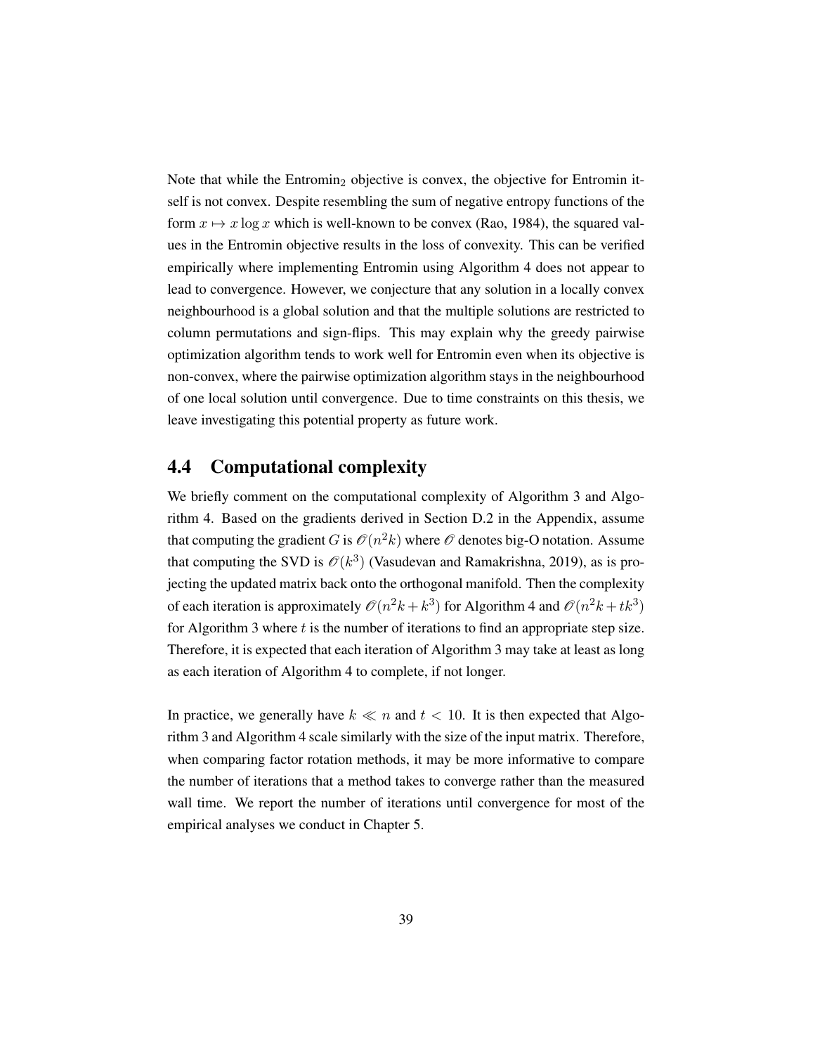Note that while the $\text{Entromin}_2$ objective is convex, the objective for Entromin itself is not convex. Despite resembling the sum of negative entropy functions of the form $x \mapsto x \log x$ which is well-known to be convex (Rao, 1984), the squared values in the Entromin objective results in the loss of convexity. This can be verified empirically where implementing Entromin using Algorithm 4 does not appear to lead to convergence. However, we conjecture that any solution in a locally convex neighbourhood is a global solution and that the multiple solutions are restricted to column permutations and sign-flips. This may explain why the greedy pairwise optimization algorithm tends to work well for Entromin even when its objective is non-convex, where the pairwise optimization algorithm stays in the neighbourhood of one local solution until convergence. Due to time constraints on this thesis, we leave investigating this potential property as future work.

## 4.4 Computational complexity

We briefly comment on the computational complexity of Algorithm 3 and Algorithm 4. Based on the gradients derived in Section D.2 in the Appendix, assume that computing the gradient $G$ is $\mathcal{O}(n^2k)$ where $\mathcal{O}$ denotes big-O notation. Assume that computing the SVD is $\mathcal{O}(k^3)$ (Vasudevan and Ramakrishna, 2019), as is projecting the updated matrix back onto the orthogonal manifold. Then the complexity of each iteration is approximately $\mathcal{O}(n^2k + k^3)$ for Algorithm 4 and $\mathcal{O}(n^2k + tk^3)$ for Algorithm 3 where $t$ is the number of iterations to find an appropriate step size. Therefore, it is expected that each iteration of Algorithm 3 may take at least as long as each iteration of Algorithm 4 to complete, if not longer.

In practice, we generally have $k \ll n$ and $t < 10$. It is then expected that Algorithm 3 and Algorithm 4 scale similarly with the size of the input matrix. Therefore, when comparing factor rotation methods, it may be more informative to compare the number of iterations that a method takes to converge rather than the measured wall time. We report the number of iterations until convergence for most of the empirical analyses we conduct in Chapter 5.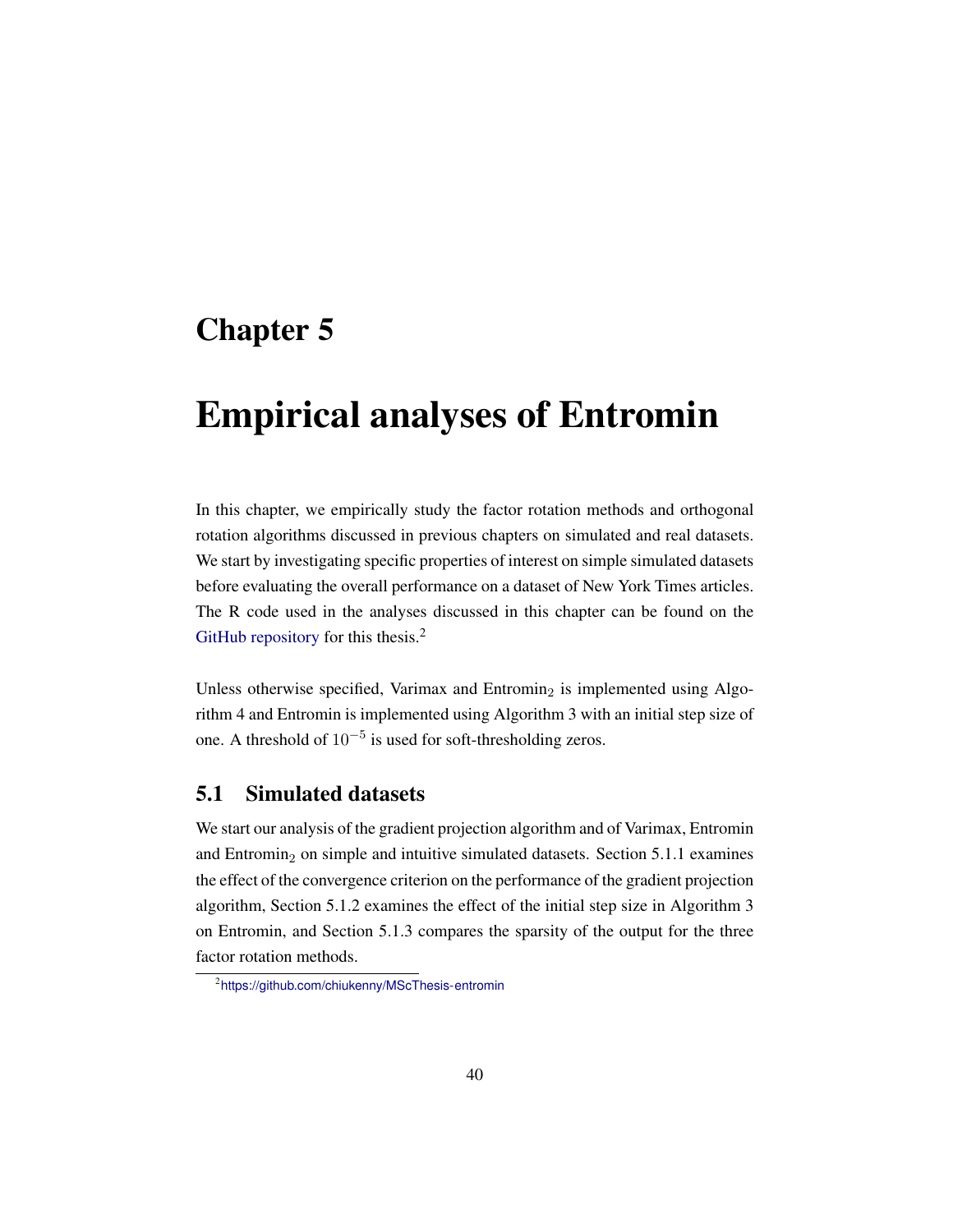# Chapter 5

# Empirical analyses of Entromin

In this chapter, we empirically study the factor rotation methods and orthogonal rotation algorithms discussed in previous chapters on simulated and real datasets. We start by investigating specific properties of interest on simple simulated datasets before evaluating the overall performance on a dataset of New York Times articles. The R code used in the analyses discussed in this chapter can be found on the GitHub repository for this thesis.[2]

Unless otherwise specified, Varimax and Entromin$_2$ is implemented using Algorithm 4 and Entromin is implemented using Algorithm 3 with an initial step size of one. A threshold of $10^{-5}$ is used for soft-thresholding zeros.

## 5.1 Simulated datasets

We start our analysis of the gradient projection algorithm and of Varimax, Entromin and Entromin$_2$ on simple and intuitive simulated datasets. Section 5.1.1 examines the effect of the convergence criterion on the performance of the gradient projection algorithm, Section 5.1.2 examines the effect of the initial step size in Algorithm 3 on Entromin, and Section 5.1.3 compares the sparsity of the output for the three factor rotation methods.

[2] https://github.com/chiukenny/MScThesis-entromin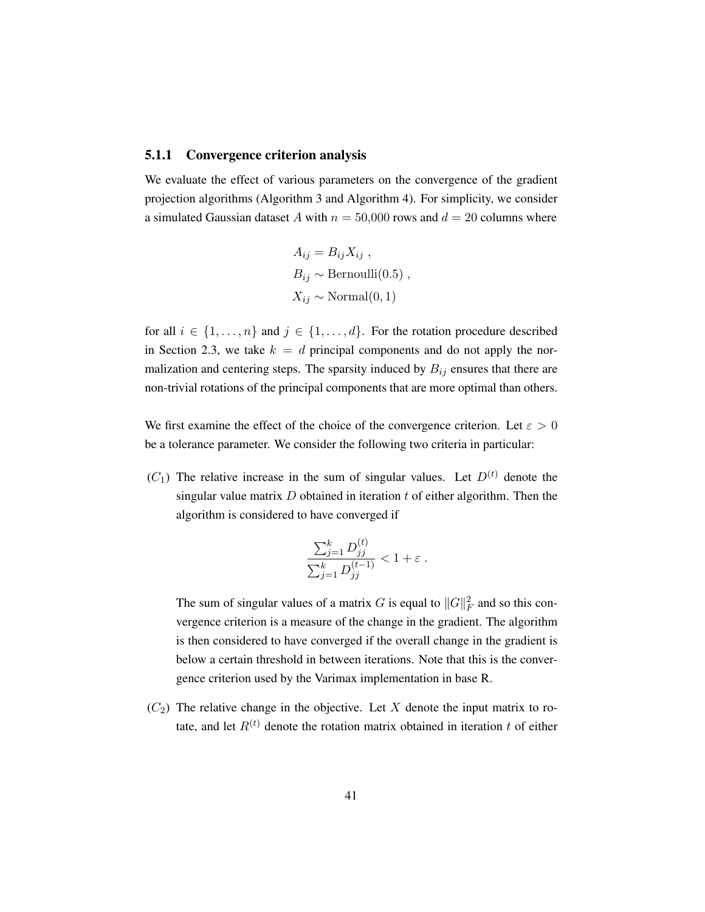### 5.1.1 Convergence criterion analysis

We evaluate the effect of various parameters on the convergence of the gradient projection algorithms (Algorithm 3 and Algorithm 4). For simplicity, we consider a simulated Gaussian dataset $A$ with $n = 50{,}000$ rows and $d = 20$ columns where

$$
\begin{aligned}
A_{ij} &= B_{ij} X_{ij} \, , \\
B_{ij} &\sim \text{Bernoulli}(0.5) \, , \\
X_{ij} &\sim \text{Normal}(0, 1)
\end{aligned}
$$

for all $i \in \{1, \ldots, n\}$ and $j \in \{1, \ldots, d\}$. For the rotation procedure described in Section 2.3, we take $k = d$ principal components and do not apply the normalization and centering steps. The sparsity induced by $B_{ij}$ ensures that there are non-trivial rotations of the principal components that are more optimal than others.

We first examine the effect of the choice of the convergence criterion. Let $\varepsilon > 0$ be a tolerance parameter. We consider the following two criteria in particular:

($C_1$) The relative increase in the sum of singular values. Let $D^{(t)}$ denote the singular value matrix $D$ obtained in iteration $t$ of either algorithm. Then the algorithm is considered to have converged if

$$
\frac{\sum_{j=1}^{k} D_{jj}^{(t)}}{\sum_{j=1}^{k} D_{jj}^{(t-1)}} < 1 + \varepsilon \, .
$$

The sum of singular values of a matrix $G$ is equal to $\|G\|_F^2$ and so this convergence criterion is a measure of the change in the gradient. The algorithm is then considered to have converged if the overall change in the gradient is below a certain threshold in between iterations. Note that this is the convergence criterion used by the Varimax implementation in base R.

($C_2$) The relative change in the objective. Let $X$ denote the input matrix to rotate, and let $R^{(t)}$ denote the rotation matrix obtained in iteration $t$ of either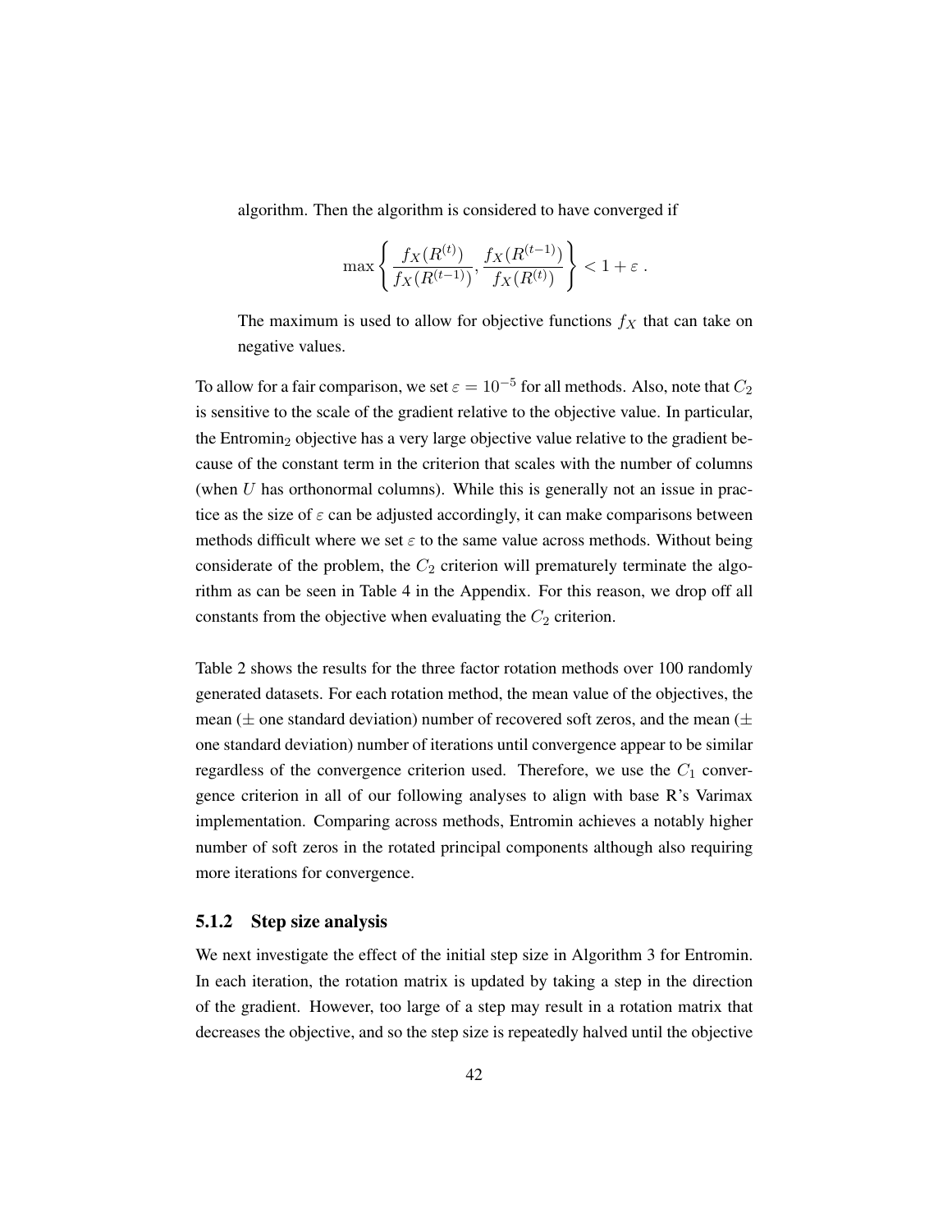algorithm. Then the algorithm is considered to have converged if

$$\max\left\{\frac{f_X(R^{(t)})}{f_X(R^{(t-1)})}, \frac{f_X(R^{(t-1)})}{f_X(R^{(t)})}\right\} < 1 + \varepsilon \ .$$

The maximum is used to allow for objective functions $f_X$ that can take on negative values.

To allow for a fair comparison, we set $\varepsilon = 10^{-5}$ for all methods. Also, note that $C_2$ is sensitive to the scale of the gradient relative to the objective value. In particular, the Entromin$_2$ objective has a very large objective value relative to the gradient because of the constant term in the criterion that scales with the number of columns (when $U$ has orthonormal columns). While this is generally not an issue in practice as the size of $\varepsilon$ can be adjusted accordingly, it can make comparisons between methods difficult where we set $\varepsilon$ to the same value across methods. Without being considerate of the problem, the $C_2$ criterion will prematurely terminate the algorithm as can be seen in Table 4 in the Appendix. For this reason, we drop off all constants from the objective when evaluating the $C_2$ criterion.

Table 2 shows the results for the three factor rotation methods over 100 randomly generated datasets. For each rotation method, the mean value of the objectives, the mean ($\pm$ one standard deviation) number of recovered soft zeros, and the mean ($\pm$ one standard deviation) number of iterations until convergence appear to be similar regardless of the convergence criterion used. Therefore, we use the $C_1$ convergence criterion in all of our following analyses to align with base R's Varimax implementation. Comparing across methods, Entromin achieves a notably higher number of soft zeros in the rotated principal components although also requiring more iterations for convergence.

### 5.1.2 Step size analysis

We next investigate the effect of the initial step size in Algorithm 3 for Entromin. In each iteration, the rotation matrix is updated by taking a step in the direction of the gradient. However, too large of a step may result in a rotation matrix that decreases the objective, and so the step size is repeatedly halved until the objective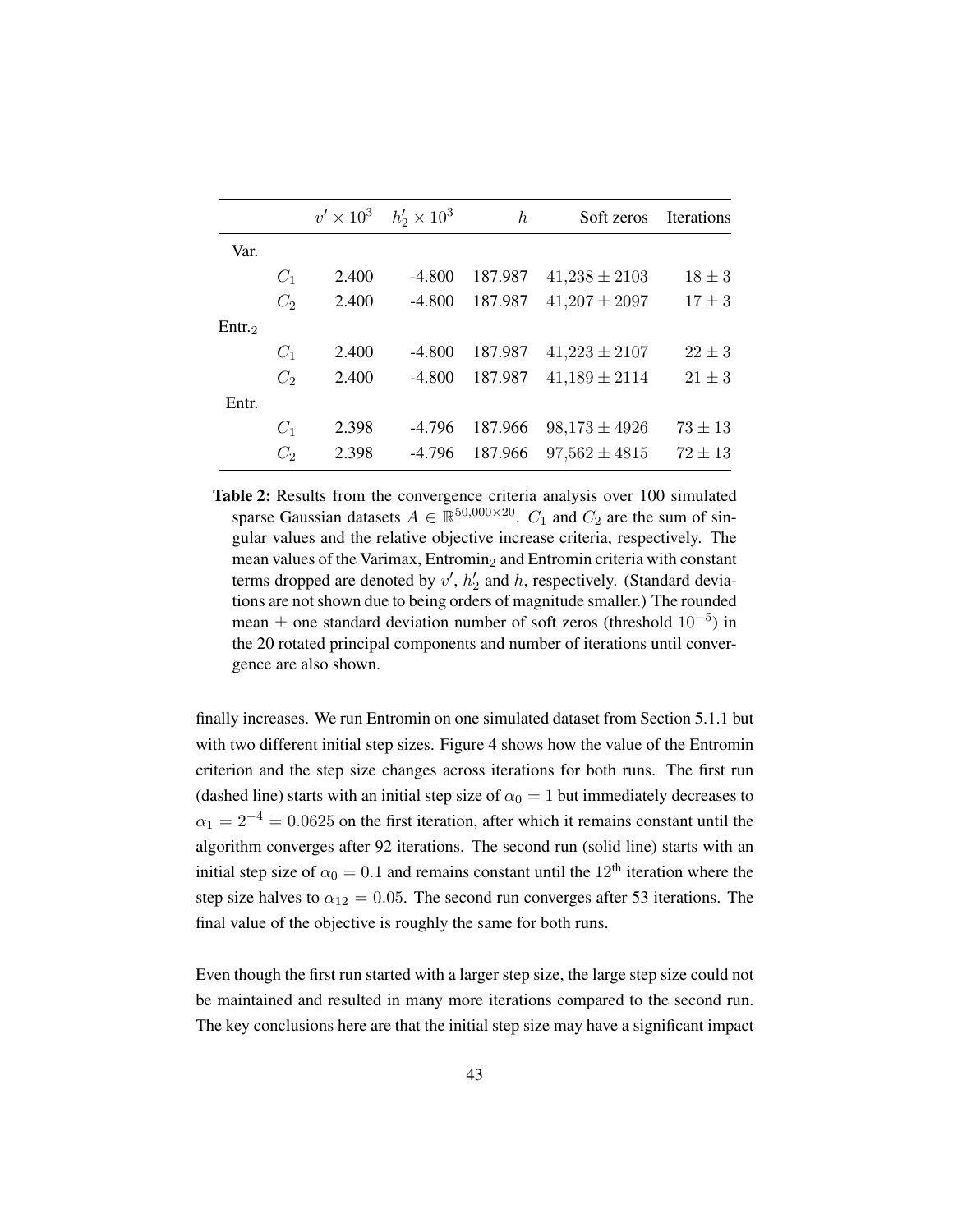| | | $v' \times 10^3$ | $h_2' \times 10^3$ | $h$ | Soft zeros | Iterations |
|---|---|---|---|---|---|---|
| Var. | | | | | | |
| | $C_1$ | 2.400 | -4.800 | 187.987 | $41{,}238 \pm 2103$ | $18 \pm 3$ |
| | $C_2$ | 2.400 | -4.800 | 187.987 | $41{,}207 \pm 2097$ | $17 \pm 3$ |
| Entr.$_2$ | | | | | | |
| | $C_1$ | 2.400 | -4.800 | 187.987 | $41{,}223 \pm 2107$ | $22 \pm 3$ |
| | $C_2$ | 2.400 | -4.800 | 187.987 | $41{,}189 \pm 2114$ | $21 \pm 3$ |
| Entr. | | | | | | |
| | $C_1$ | 2.398 | -4.796 | 187.966 | $98{,}173 \pm 4926$ | $73 \pm 13$ |
| | $C_2$ | 2.398 | -4.796 | 187.966 | $97{,}562 \pm 4815$ | $72 \pm 13$ |

**Table 2:** Results from the convergence criteria analysis over 100 simulated sparse Gaussian datasets $A \in \mathbb{R}^{50{,}000 \times 20}$. $C_1$ and $C_2$ are the sum of singular values and the relative objective increase criteria, respectively. The mean values of the Varimax, Entromin$_2$ and Entromin criteria with constant terms dropped are denoted by $v'$, $h_2'$ and $h$, respectively. (Standard deviations are not shown due to being orders of magnitude smaller.) The rounded mean $\pm$ one standard deviation number of soft zeros (threshold $10^{-5}$) in the 20 rotated principal components and number of iterations until convergence are also shown.

finally increases. We run Entromin on one simulated dataset from Section 5.1.1 but with two different initial step sizes. Figure 4 shows how the value of the Entromin criterion and the step size changes across iterations for both runs. The first run (dashed line) starts with an initial step size of $\alpha_0 = 1$ but immediately decreases to $\alpha_1 = 2^{-4} = 0.0625$ on the first iteration, after which it remains constant until the algorithm converges after 92 iterations. The second run (solid line) starts with an initial step size of $\alpha_0 = 0.1$ and remains constant until the $12^{\text{th}}$ iteration where the step size halves to $\alpha_{12} = 0.05$. The second run converges after 53 iterations. The final value of the objective is roughly the same for both runs.

Even though the first run started with a larger step size, the large step size could not be maintained and resulted in many more iterations compared to the second run. The key conclusions here are that the initial step size may have a significant impact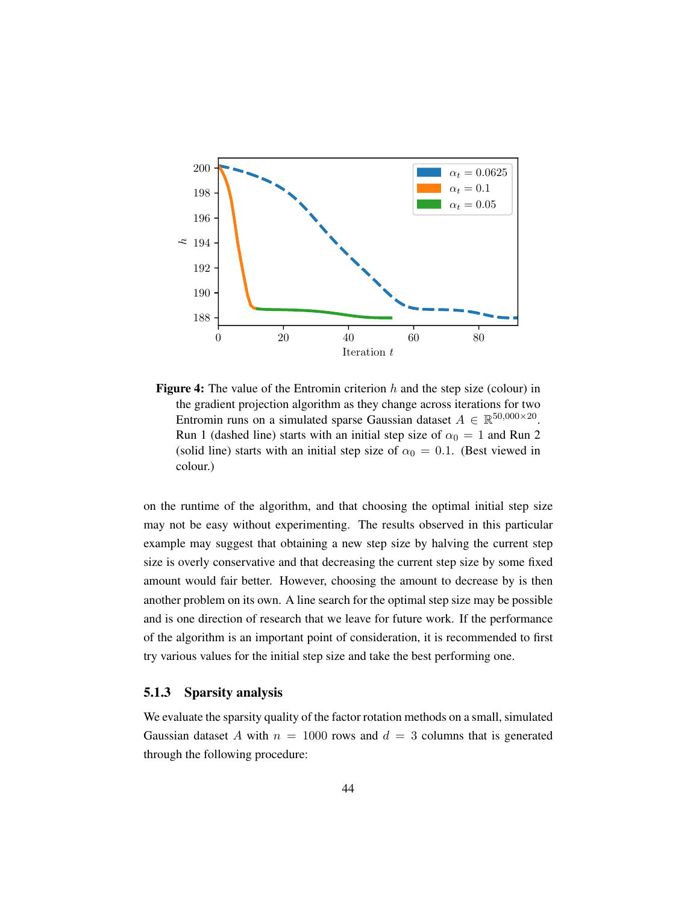**Figure 4:** The value of the Entromin criterion $h$ and the step size (colour) in the gradient projection algorithm as they change across iterations for two Entromin runs on a simulated sparse Gaussian dataset $A \in \mathbb{R}^{50,000 \times 20}$. Run 1 (dashed line) starts with an initial step size of $\alpha_0 = 1$ and Run 2 (solid line) starts with an initial step size of $\alpha_0 = 0.1$. (Best viewed in colour.)

on the runtime of the algorithm, and that choosing the optimal initial step size may not be easy without experimenting. The results observed in this particular example may suggest that obtaining a new step size by halving the current step size is overly conservative and that decreasing the current step size by some fixed amount would fair better. However, choosing the amount to decrease by is then another problem on its own. A line search for the optimal step size may be possible and is one direction of research that we leave for future work. If the performance of the algorithm is an important point of consideration, it is recommended to first try various values for the initial step size and take the best performing one.

### 5.1.3 Sparsity analysis

We evaluate the sparsity quality of the factor rotation methods on a small, simulated Gaussian dataset $A$ with $n = 1000$ rows and $d = 3$ columns that is generated through the following procedure: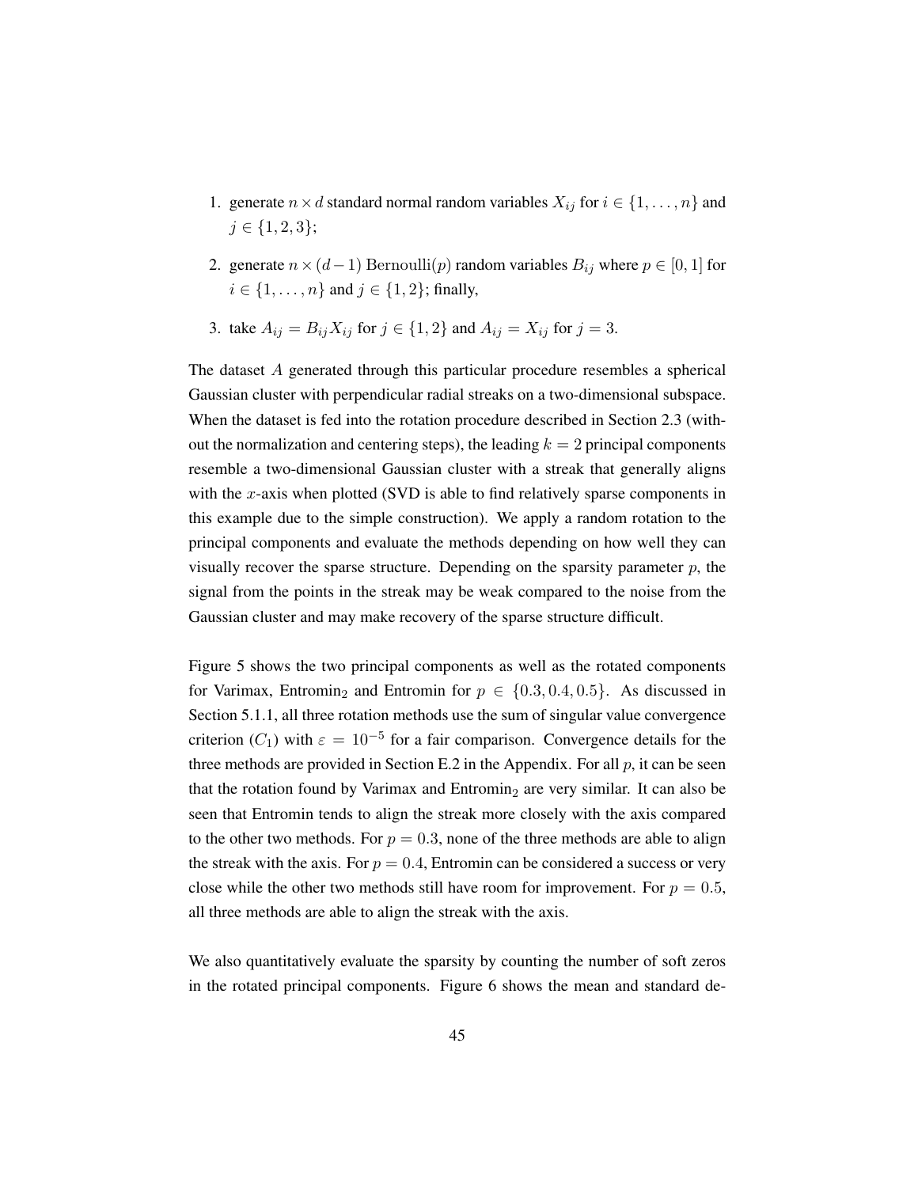1. generate $n \times d$ standard normal random variables $X_{ij}$ for $i \in \{1, \ldots, n\}$ and $j \in \{1, 2, 3\}$;
2. generate $n \times (d-1)$ Bernoulli($p$) random variables $B_{ij}$ where $p \in [0, 1]$ for $i \in \{1, \ldots, n\}$ and $j \in \{1, 2\}$; finally,
3. take $A_{ij} = B_{ij} X_{ij}$ for $j \in \{1, 2\}$ and $A_{ij} = X_{ij}$ for $j = 3$.

The dataset $A$ generated through this particular procedure resembles a spherical Gaussian cluster with perpendicular radial streaks on a two-dimensional subspace. When the dataset is fed into the rotation procedure described in Section 2.3 (without the normalization and centering steps), the leading $k = 2$ principal components resemble a two-dimensional Gaussian cluster with a streak that generally aligns with the $x$-axis when plotted (SVD is able to find relatively sparse components in this example due to the simple construction). We apply a random rotation to the principal components and evaluate the methods depending on how well they can visually recover the sparse structure. Depending on the sparsity parameter $p$, the signal from the points in the streak may be weak compared to the noise from the Gaussian cluster and may make recovery of the sparse structure difficult.

Figure 5 shows the two principal components as well as the rotated components for Varimax, Entromin$_2$ and Entromin for $p \in \{0.3, 0.4, 0.5\}$. As discussed in Section 5.1.1, all three rotation methods use the sum of singular value convergence criterion ($C_1$) with $\varepsilon = 10^{-5}$ for a fair comparison. Convergence details for the three methods are provided in Section E.2 in the Appendix. For all $p$, it can be seen that the rotation found by Varimax and Entromin$_2$ are very similar. It can also be seen that Entromin tends to align the streak more closely with the axis compared to the other two methods. For $p = 0.3$, none of the three methods are able to align the streak with the axis. For $p = 0.4$, Entromin can be considered a success or very close while the other two methods still have room for improvement. For $p = 0.5$, all three methods are able to align the streak with the axis.

We also quantitatively evaluate the sparsity by counting the number of soft zeros in the rotated principal components. Figure 6 shows the mean and standard de-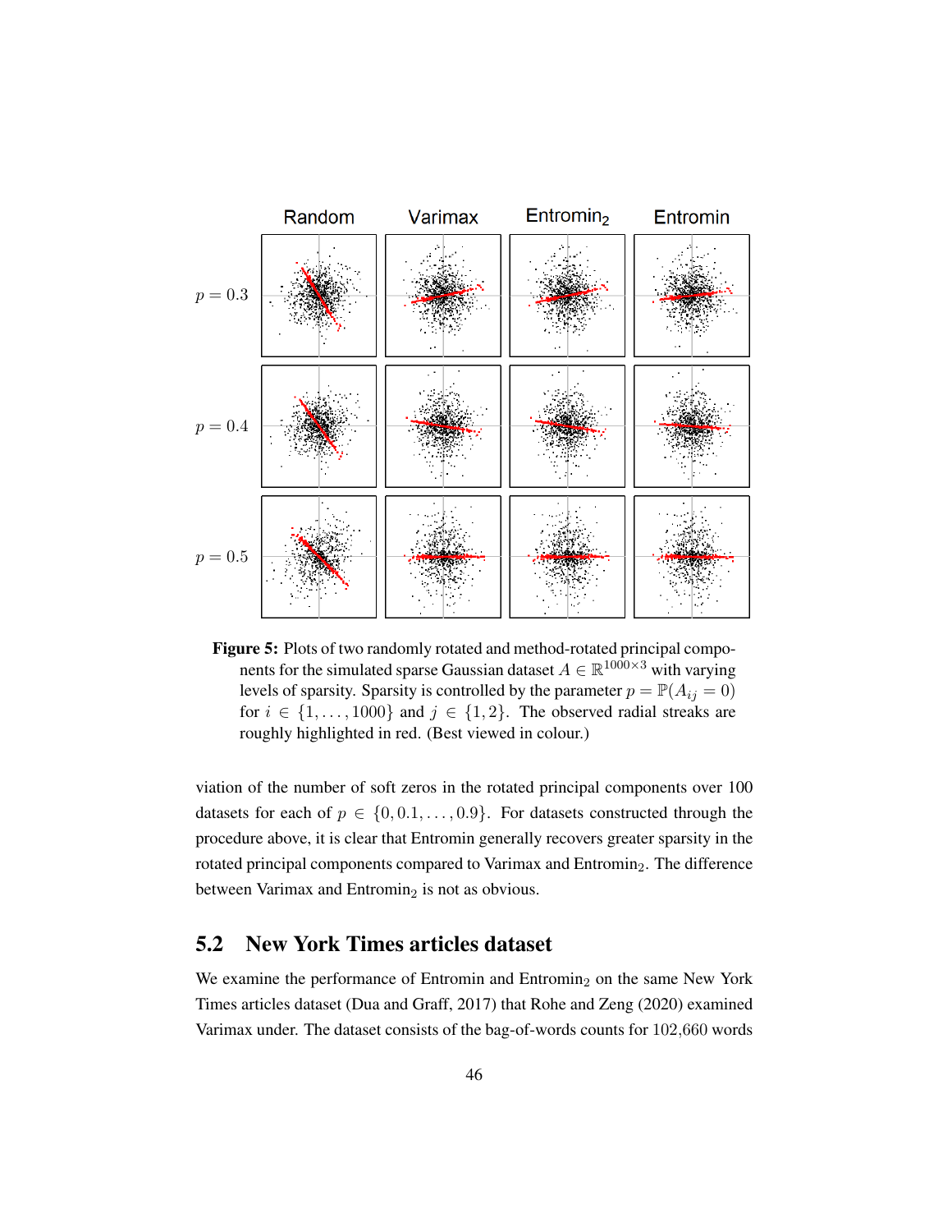Figure 5: Plots of two randomly rotated and method-rotated principal components for the simulated sparse Gaussian dataset $A \in \mathbb{R}^{1000\times 3}$ with varying levels of sparsity. Sparsity is controlled by the parameter $p = \mathbb{P}(A_{ij} = 0)$ for $i \in \{1, \ldots, 1000\}$ and $j \in \{1, 2\}$. The observed radial streaks are roughly highlighted in red. (Best viewed in colour.)

viation of the number of soft zeros in the rotated principal components over 100 datasets for each of $p \in \{0, 0.1, \ldots, 0.9\}$. For datasets constructed through the procedure above, it is clear that Entromin generally recovers greater sparsity in the rotated principal components compared to Varimax and Entromin$_2$. The difference between Varimax and Entromin$_2$ is not as obvious.

## 5.2 New York Times articles dataset

We examine the performance of Entromin and Entromin$_2$ on the same New York Times articles dataset (Dua and Graff, 2017) that Rohe and Zeng (2020) examined Varimax under. The dataset consists of the bag-of-words counts for 102,660 words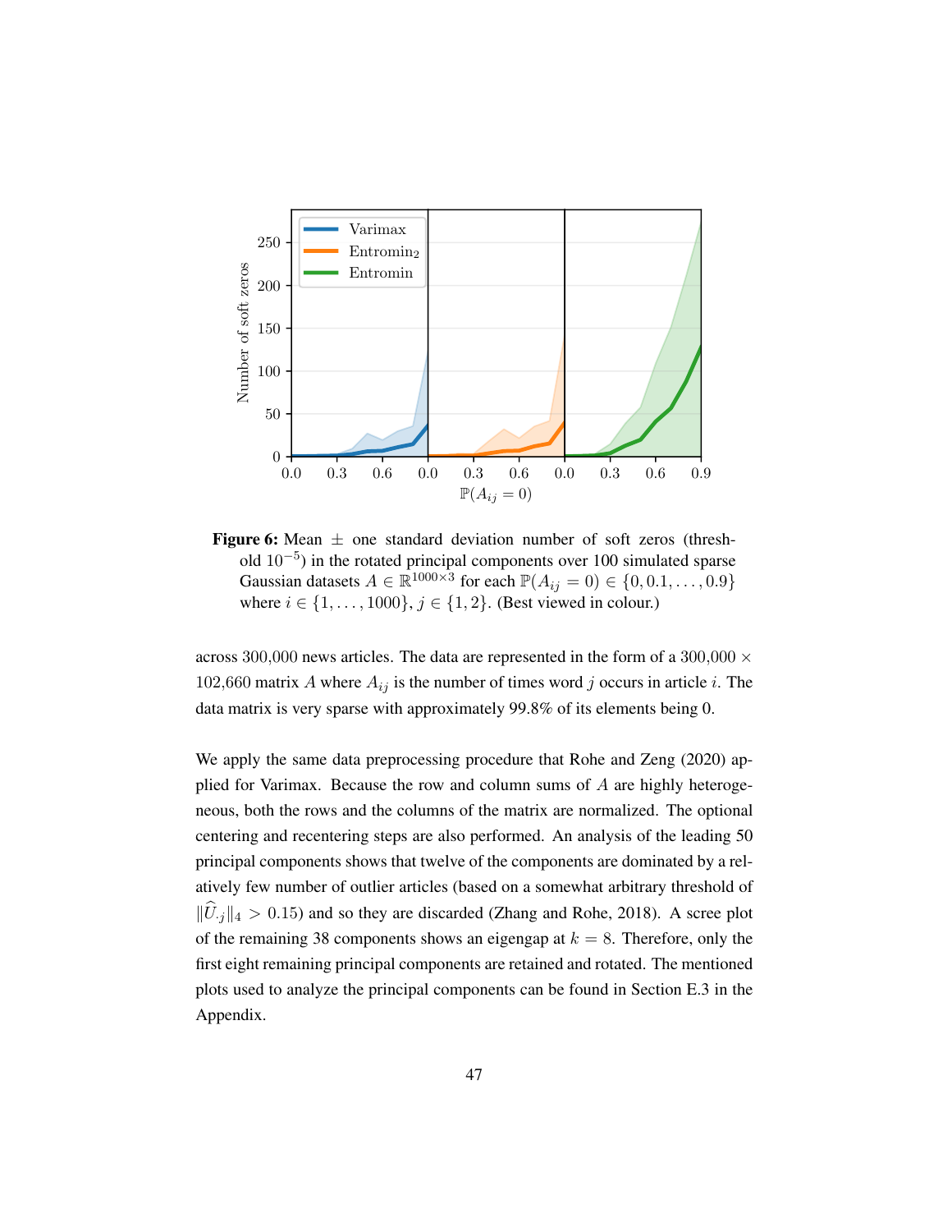**Figure 6:** Mean $\pm$ one standard deviation number of soft zeros (threshold $10^{-5}$) in the rotated principal components over 100 simulated sparse Gaussian datasets $A \in \mathbb{R}^{1000\times 3}$ for each $\mathbb{P}(A_{ij} = 0) \in \{0, 0.1, \ldots, 0.9\}$ where $i \in \{1, \ldots, 1000\}$, $j \in \{1, 2\}$. (Best viewed in colour.)

across 300,000 news articles. The data are represented in the form of a 300,000 $\times$ 102,660 matrix $A$ where $A_{ij}$ is the number of times word $j$ occurs in article $i$. The data matrix is very sparse with approximately 99.8% of its elements being 0.

We apply the same data preprocessing procedure that Rohe and Zeng (2020) applied for Varimax. Because the row and column sums of $A$ are highly heterogeneous, both the rows and the columns of the matrix are normalized. The optional centering and recentering steps are also performed. An analysis of the leading 50 principal components shows that twelve of the components are dominated by a relatively few number of outlier articles (based on a somewhat arbitrary threshold of $\|\widehat{U}_{\cdot j}\|_4 > 0.15$) and so they are discarded (Zhang and Rohe, 2018). A scree plot of the remaining 38 components shows an eigengap at $k = 8$. Therefore, only the first eight remaining principal components are retained and rotated. The mentioned plots used to analyze the principal components can be found in Section E.3 in the Appendix.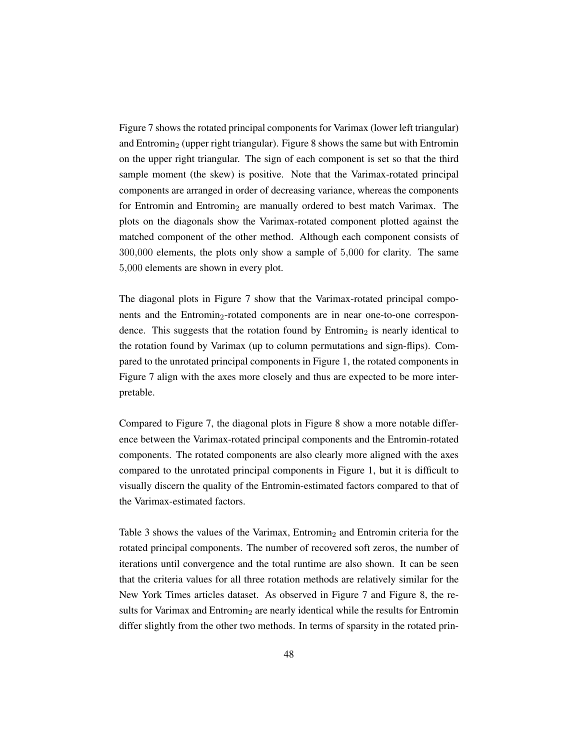Figure 7 shows the rotated principal components for Varimax (lower left triangular) and Entromin$_2$ (upper right triangular). Figure 8 shows the same but with Entromin on the upper right triangular. The sign of each component is set so that the third sample moment (the skew) is positive. Note that the Varimax-rotated principal components are arranged in order of decreasing variance, whereas the components for Entromin and Entromin$_2$ are manually ordered to best match Varimax. The plots on the diagonals show the Varimax-rotated component plotted against the matched component of the other method. Although each component consists of $300{,}000$ elements, the plots only show a sample of $5{,}000$ for clarity. The same $5{,}000$ elements are shown in every plot.

The diagonal plots in Figure 7 show that the Varimax-rotated principal components and the Entromin$_2$-rotated components are in near one-to-one correspondence. This suggests that the rotation found by Entromin$_2$ is nearly identical to the rotation found by Varimax (up to column permutations and sign-flips). Compared to the unrotated principal components in Figure 1, the rotated components in Figure 7 align with the axes more closely and thus are expected to be more interpretable.

Compared to Figure 7, the diagonal plots in Figure 8 show a more notable difference between the Varimax-rotated principal components and the Entromin-rotated components. The rotated components are also clearly more aligned with the axes compared to the unrotated principal components in Figure 1, but it is difficult to visually discern the quality of the Entromin-estimated factors compared to that of the Varimax-estimated factors.

Table 3 shows the values of the Varimax, Entromin$_2$ and Entromin criteria for the rotated principal components. The number of recovered soft zeros, the number of iterations until convergence and the total runtime are also shown. It can be seen that the criteria values for all three rotation methods are relatively similar for the New York Times articles dataset. As observed in Figure 7 and Figure 8, the results for Varimax and Entromin$_2$ are nearly identical while the results for Entromin differ slightly from the other two methods. In terms of sparsity in the rotated prin-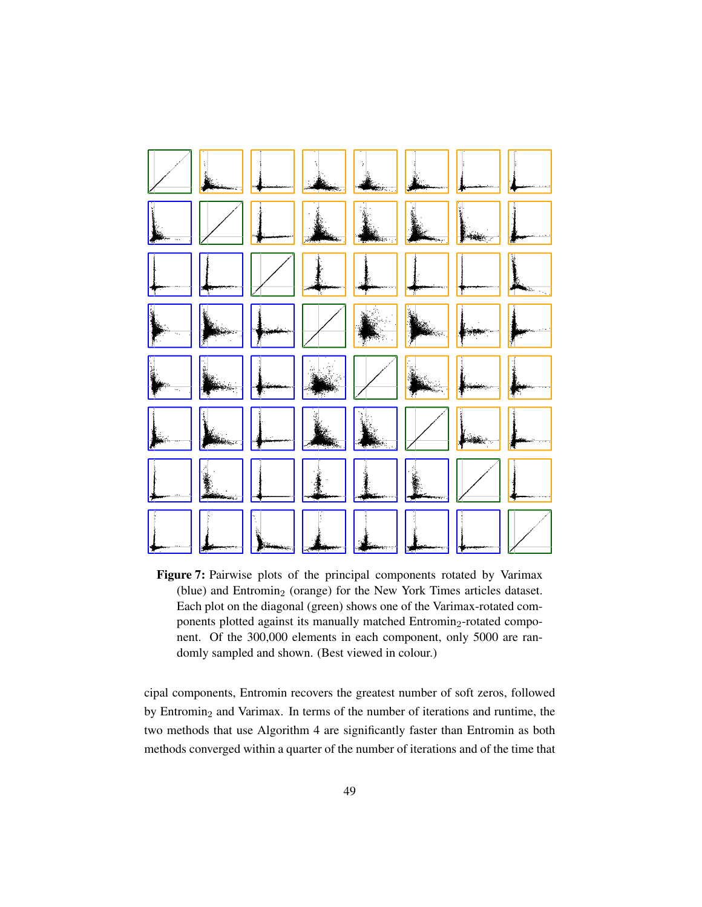**Figure 7:** Pairwise plots of the principal components rotated by Varimax (blue) and Entromin$_2$ (orange) for the New York Times articles dataset. Each plot on the diagonal (green) shows one of the Varimax-rotated components plotted against its manually matched Entromin$_2$-rotated component. Of the 300,000 elements in each component, only 5000 are randomly sampled and shown. (Best viewed in colour.)

cipal components, Entromin recovers the greatest number of soft zeros, followed by Entromin$_2$ and Varimax. In terms of the number of iterations and runtime, the two methods that use Algorithm 4 are significantly faster than Entromin as both methods converged within a quarter of the number of iterations and of the time that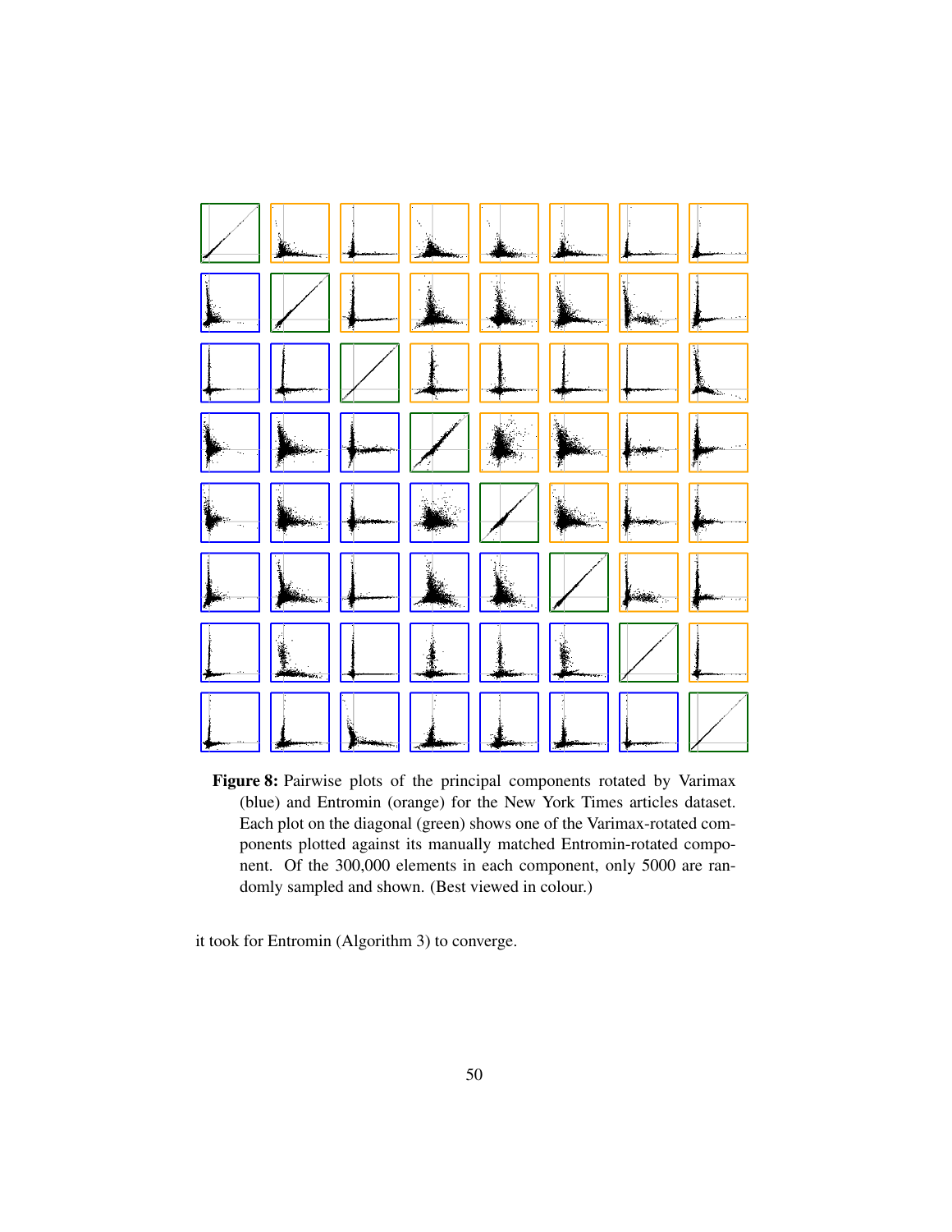**Figure 8:** Pairwise plots of the principal components rotated by Varimax (blue) and Entromin (orange) for the New York Times articles dataset. Each plot on the diagonal (green) shows one of the Varimax-rotated components plotted against its manually matched Entromin-rotated component. Of the 300,000 elements in each component, only 5000 are randomly sampled and shown. (Best viewed in colour.)

it took for Entromin (Algorithm 3) to converge.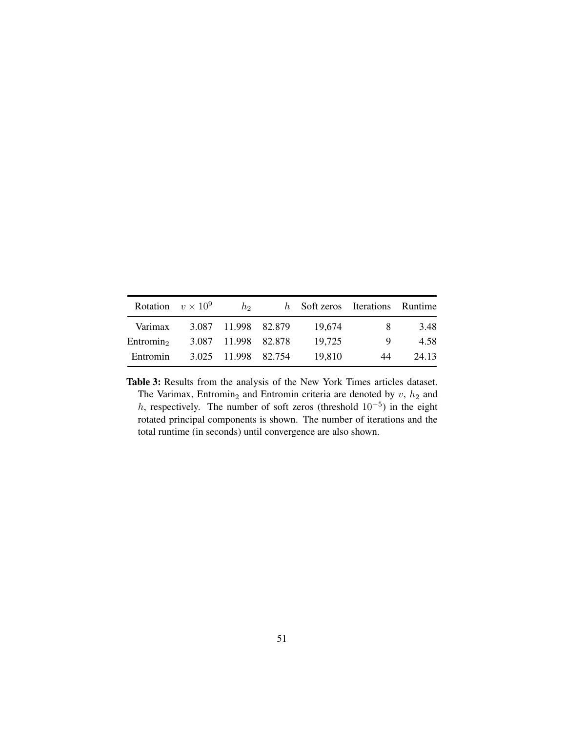| Rotation | $v \times 10^9$ | $h_2$ | $h$ | Soft zeros | Iterations | Runtime |
|---|---|---|---|---|---|---|
| Varimax | 3.087 | 11.998 | 82.879 | 19,674 | 8 | 3.48 |
| Entromin$_2$ | 3.087 | 11.998 | 82.878 | 19,725 | 9 | 4.58 |
| Entromin | 3.025 | 11.998 | 82.754 | 19,810 | 44 | 24.13 |

**Table 3:** Results from the analysis of the New York Times articles dataset. The Varimax, Entromin$_2$ and Entromin criteria are denoted by $v$, $h_2$ and $h$, respectively. The number of soft zeros (threshold $10^{-5}$) in the eight rotated principal components is shown. The number of iterations and the total runtime (in seconds) until convergence are also shown.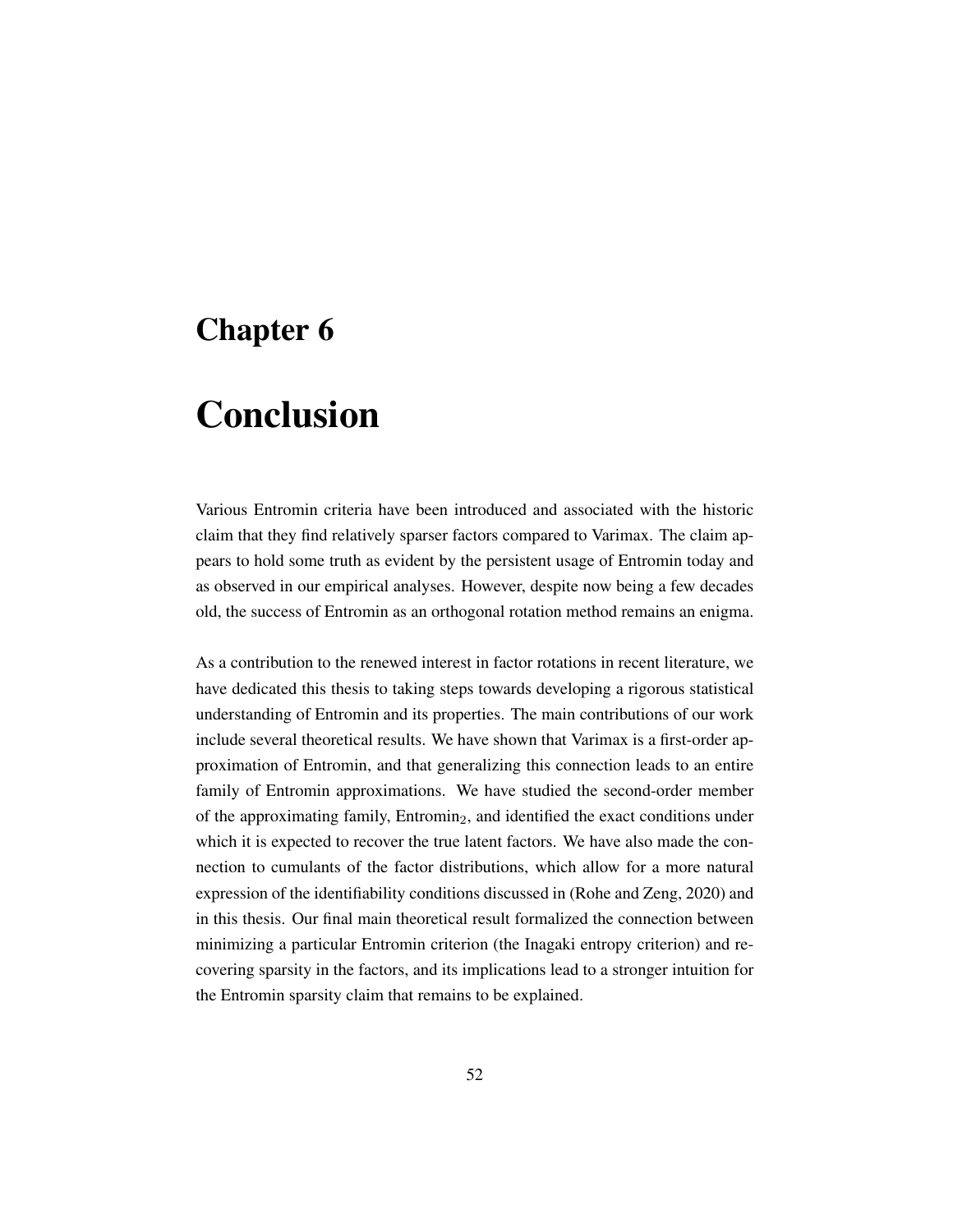# Chapter 6

# Conclusion

Various Entromin criteria have been introduced and associated with the historic claim that they find relatively sparser factors compared to Varimax. The claim appears to hold some truth as evident by the persistent usage of Entromin today and as observed in our empirical analyses. However, despite now being a few decades old, the success of Entromin as an orthogonal rotation method remains an enigma.

As a contribution to the renewed interest in factor rotations in recent literature, we have dedicated this thesis to taking steps towards developing a rigorous statistical understanding of Entromin and its properties. The main contributions of our work include several theoretical results. We have shown that Varimax is a first-order approximation of Entromin, and that generalizing this connection leads to an entire family of Entromin approximations. We have studied the second-order member of the approximating family, $\text{Entromin}_2$, and identified the exact conditions under which it is expected to recover the true latent factors. We have also made the connection to cumulants of the factor distributions, which allow for a more natural expression of the identifiability conditions discussed in (Rohe and Zeng, 2020) and in this thesis. Our final main theoretical result formalized the connection between minimizing a particular Entromin criterion (the Inagaki entropy criterion) and recovering sparsity in the factors, and its implications lead to a stronger intuition for the Entromin sparsity claim that remains to be explained.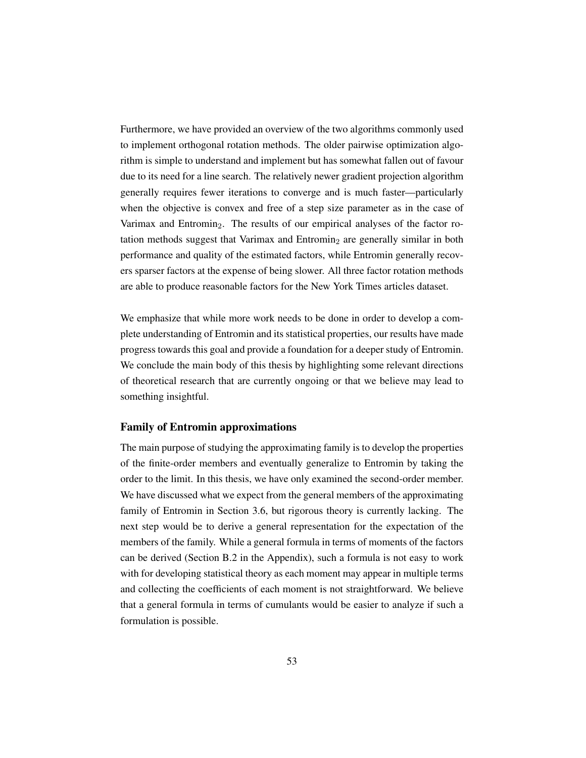Furthermore, we have provided an overview of the two algorithms commonly used to implement orthogonal rotation methods. The older pairwise optimization algorithm is simple to understand and implement but has somewhat fallen out of favour due to its need for a line search. The relatively newer gradient projection algorithm generally requires fewer iterations to converge and is much faster—particularly when the objective is convex and free of a step size parameter as in the case of Varimax and $\text{Entromin}_2$. The results of our empirical analyses of the factor rotation methods suggest that Varimax and $\text{Entromin}_2$ are generally similar in both performance and quality of the estimated factors, while Entromin generally recovers sparser factors at the expense of being slower. All three factor rotation methods are able to produce reasonable factors for the New York Times articles dataset.

We emphasize that while more work needs to be done in order to develop a complete understanding of Entromin and its statistical properties, our results have made progress towards this goal and provide a foundation for a deeper study of Entromin. We conclude the main body of this thesis by highlighting some relevant directions of theoretical research that are currently ongoing or that we believe may lead to something insightful.

### Family of Entromin approximations

The main purpose of studying the approximating family is to develop the properties of the finite-order members and eventually generalize to Entromin by taking the order to the limit. In this thesis, we have only examined the second-order member. We have discussed what we expect from the general members of the approximating family of Entromin in Section 3.6, but rigorous theory is currently lacking. The next step would be to derive a general representation for the expectation of the members of the family. While a general formula in terms of moments of the factors can be derived (Section B.2 in the Appendix), such a formula is not easy to work with for developing statistical theory as each moment may appear in multiple terms and collecting the coefficients of each moment is not straightforward. We believe that a general formula in terms of cumulants would be easier to analyze if such a formulation is possible.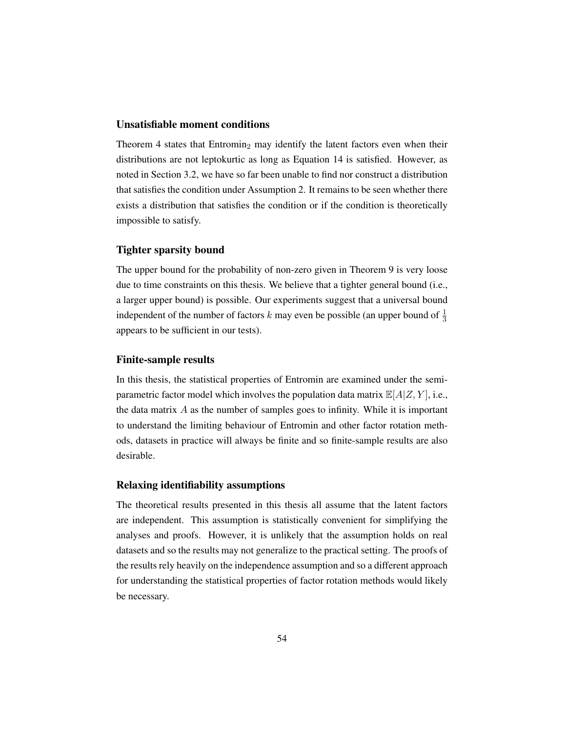### Unsatisfiable moment conditions

Theorem 4 states that $\text{Entromin}_2$ may identify the latent factors even when their distributions are not leptokurtic as long as Equation 14 is satisfied. However, as noted in Section 3.2, we have so far been unable to find nor construct a distribution that satisfies the condition under Assumption 2. It remains to be seen whether there exists a distribution that satisfies the condition or if the condition is theoretically impossible to satisfy.

### Tighter sparsity bound

The upper bound for the probability of non-zero given in Theorem 9 is very loose due to time constraints on this thesis. We believe that a tighter general bound (i.e., a larger upper bound) is possible. Our experiments suggest that a universal bound independent of the number of factors $k$ may even be possible (an upper bound of $\frac{1}{3}$ appears to be sufficient in our tests).

### Finite-sample results

In this thesis, the statistical properties of Entromin are examined under the semi-parametric factor model which involves the population data matrix $\mathbb{E}[A|Z, Y]$, i.e., the data matrix $A$ as the number of samples goes to infinity. While it is important to understand the limiting behaviour of Entromin and other factor rotation methods, datasets in practice will always be finite and so finite-sample results are also desirable.

### Relaxing identifiability assumptions

The theoretical results presented in this thesis all assume that the latent factors are independent. This assumption is statistically convenient for simplifying the analyses and proofs. However, it is unlikely that the assumption holds on real datasets and so the results may not generalize to the practical setting. The proofs of the results rely heavily on the independence assumption and so a different approach for understanding the statistical properties of factor rotation methods would likely be necessary.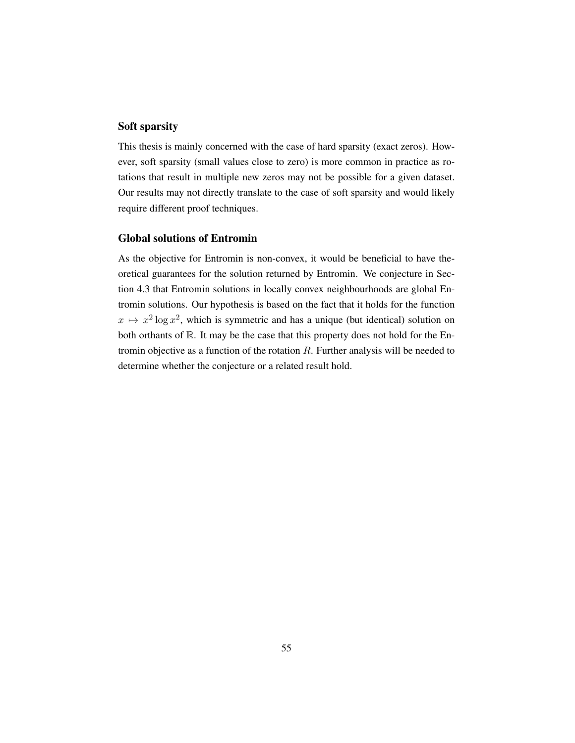### Soft sparsity

This thesis is mainly concerned with the case of hard sparsity (exact zeros). However, soft sparsity (small values close to zero) is more common in practice as rotations that result in multiple new zeros may not be possible for a given dataset. Our results may not directly translate to the case of soft sparsity and would likely require different proof techniques.

### Global solutions of Entromin

As the objective for Entromin is non-convex, it would be beneficial to have theoretical guarantees for the solution returned by Entromin. We conjecture in Section 4.3 that Entromin solutions in locally convex neighbourhoods are global Entromin solutions. Our hypothesis is based on the fact that it holds for the function $x \mapsto x^2 \log x^2$, which is symmetric and has a unique (but identical) solution on both orthants of $\mathbb{R}$. It may be the case that this property does not hold for the Entromin objective as a function of the rotation $R$. Further analysis will be needed to determine whether the conjecture or a related result hold.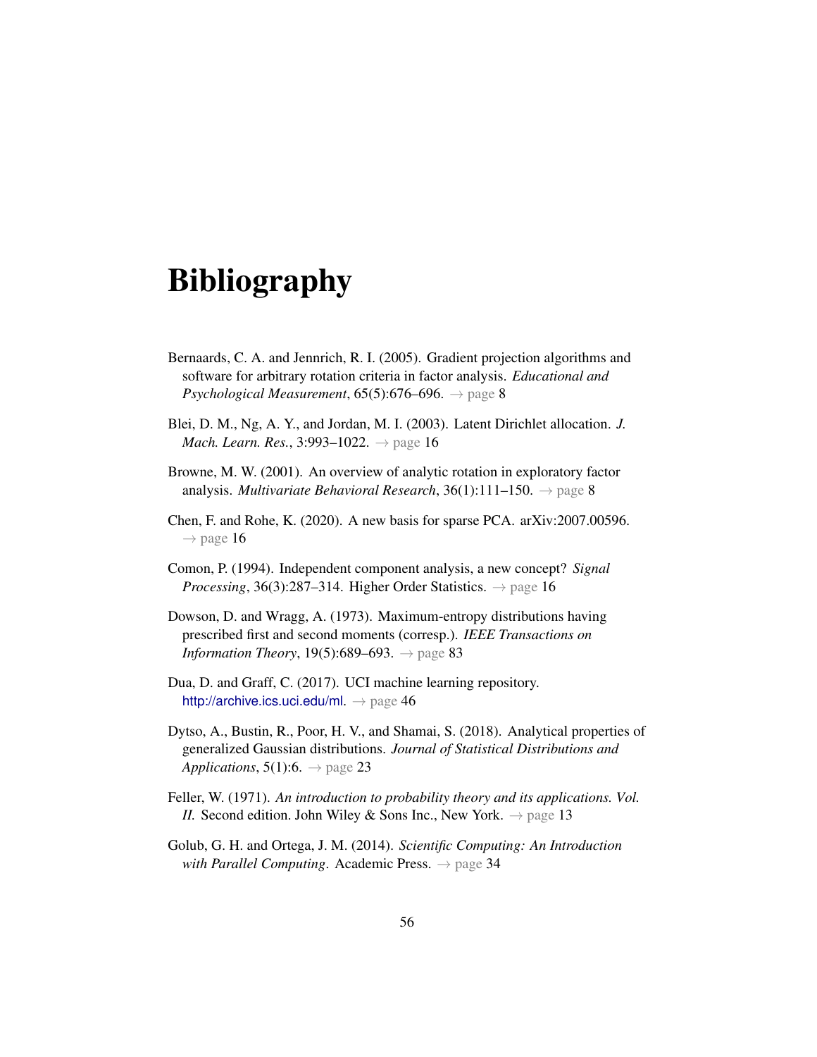# Bibliography

Bernaards, C. A. and Jennrich, R. I. (2005). Gradient projection algorithms and software for arbitrary rotation criteria in factor analysis. *Educational and Psychological Measurement*, 65(5):676–696. → page 8

Blei, D. M., Ng, A. Y., and Jordan, M. I. (2003). Latent Dirichlet allocation. *J. Mach. Learn. Res.*, 3:993–1022. → page 16

Browne, M. W. (2001). An overview of analytic rotation in exploratory factor analysis. *Multivariate Behavioral Research*, 36(1):111–150. → page 8

Chen, F. and Rohe, K. (2020). A new basis for sparse PCA. arXiv:2007.00596. → page 16

Comon, P. (1994). Independent component analysis, a new concept? *Signal Processing*, 36(3):287–314. Higher Order Statistics. → page 16

Dowson, D. and Wragg, A. (1973). Maximum-entropy distributions having prescribed first and second moments (corresp.). *IEEE Transactions on Information Theory*, 19(5):689–693. → page 83

Dua, D. and Graff, C. (2017). UCI machine learning repository. http://archive.ics.uci.edu/ml. → page 46

Dytso, A., Bustin, R., Poor, H. V., and Shamai, S. (2018). Analytical properties of generalized Gaussian distributions. *Journal of Statistical Distributions and Applications*, 5(1):6. → page 23

Feller, W. (1971). *An introduction to probability theory and its applications. Vol. II.* Second edition. John Wiley & Sons Inc., New York. → page 13

Golub, G. H. and Ortega, J. M. (2014). *Scientific Computing: An Introduction with Parallel Computing*. Academic Press. → page 34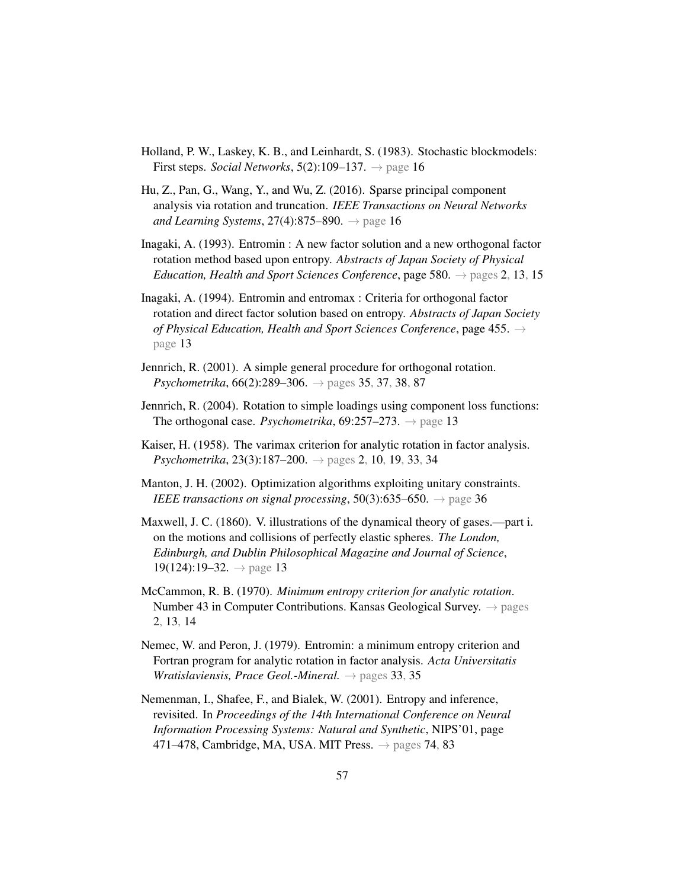Holland, P. W., Laskey, K. B., and Leinhardt, S. (1983). Stochastic blockmodels: First steps. *Social Networks*, 5(2):109–137. → page 16

Hu, Z., Pan, G., Wang, Y., and Wu, Z. (2016). Sparse principal component analysis via rotation and truncation. *IEEE Transactions on Neural Networks and Learning Systems*, 27(4):875–890. → page 16

Inagaki, A. (1993). Entromin : A new factor solution and a new orthogonal factor rotation method based upon entropy. *Abstracts of Japan Society of Physical Education, Health and Sport Sciences Conference*, page 580. → pages 2, 13, 15

Inagaki, A. (1994). Entromin and entromax : Criteria for orthogonal factor rotation and direct factor solution based on entropy. *Abstracts of Japan Society of Physical Education, Health and Sport Sciences Conference*, page 455. → page 13

Jennrich, R. (2001). A simple general procedure for orthogonal rotation. *Psychometrika*, 66(2):289–306. → pages 35, 37, 38, 87

Jennrich, R. (2004). Rotation to simple loadings using component loss functions: The orthogonal case. *Psychometrika*, 69:257–273. → page 13

Kaiser, H. (1958). The varimax criterion for analytic rotation in factor analysis. *Psychometrika*, 23(3):187–200. → pages 2, 10, 19, 33, 34

Manton, J. H. (2002). Optimization algorithms exploiting unitary constraints. *IEEE transactions on signal processing*, 50(3):635–650. → page 36

Maxwell, J. C. (1860). V. illustrations of the dynamical theory of gases.—part i. on the motions and collisions of perfectly elastic spheres. *The London, Edinburgh, and Dublin Philosophical Magazine and Journal of Science*, 19(124):19–32. → page 13

McCammon, R. B. (1970). *Minimum entropy criterion for analytic rotation*. Number 43 in Computer Contributions. Kansas Geological Survey. → pages 2, 13, 14

Nemec, W. and Peron, J. (1979). Entromin: a minimum entropy criterion and Fortran program for analytic rotation in factor analysis. *Acta Universitatis Wratislaviensis, Prace Geol.-Mineral.* → pages 33, 35

Nemenman, I., Shafee, F., and Bialek, W. (2001). Entropy and inference, revisited. In *Proceedings of the 14th International Conference on Neural Information Processing Systems: Natural and Synthetic*, NIPS'01, page 471–478, Cambridge, MA, USA. MIT Press. → pages 74, 83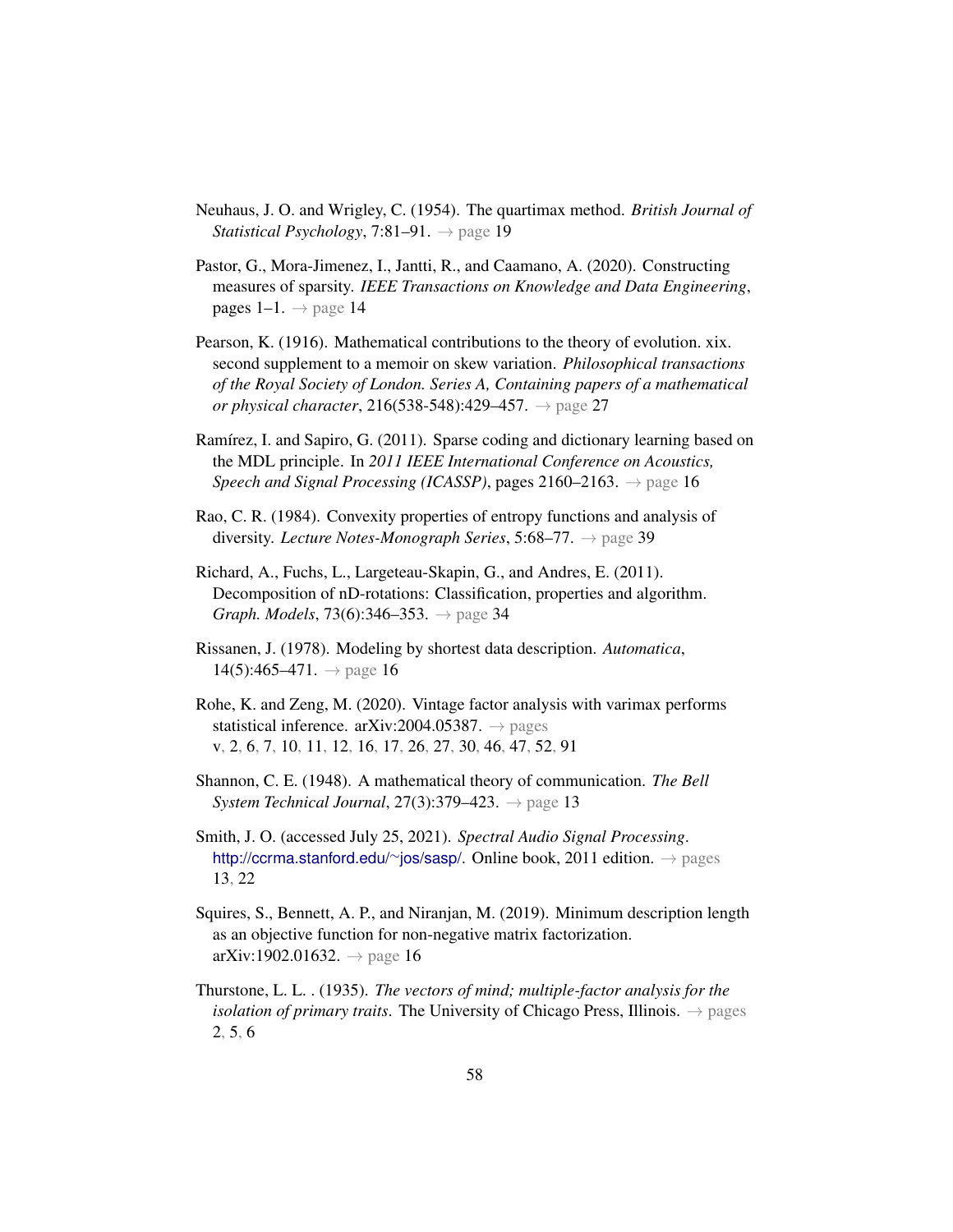Neuhaus, J. O. and Wrigley, C. (1954). The quartimax method. *British Journal of Statistical Psychology*, 7:81–91. → page 19

Pastor, G., Mora-Jimenez, I., Jantti, R., and Caamano, A. (2020). Constructing measures of sparsity. *IEEE Transactions on Knowledge and Data Engineering*, pages 1–1. → page 14

Pearson, K. (1916). Mathematical contributions to the theory of evolution. xix. second supplement to a memoir on skew variation. *Philosophical transactions of the Royal Society of London. Series A, Containing papers of a mathematical or physical character*, 216(538-548):429–457. → page 27

Ramírez, I. and Sapiro, G. (2011). Sparse coding and dictionary learning based on the MDL principle. In *2011 IEEE International Conference on Acoustics, Speech and Signal Processing (ICASSP)*, pages 2160–2163. → page 16

Rao, C. R. (1984). Convexity properties of entropy functions and analysis of diversity. *Lecture Notes-Monograph Series*, 5:68–77. → page 39

Richard, A., Fuchs, L., Largeteau-Skapin, G., and Andres, E. (2011). Decomposition of nD-rotations: Classification, properties and algorithm. *Graph. Models*, 73(6):346–353. → page 34

Rissanen, J. (1978). Modeling by shortest data description. *Automatica*, 14(5):465–471. → page 16

Rohe, K. and Zeng, M. (2020). Vintage factor analysis with varimax performs statistical inference. arXiv:2004.05387. → pages v, 2, 6, 7, 10, 11, 12, 16, 17, 26, 27, 30, 46, 47, 52, 91

Shannon, C. E. (1948). A mathematical theory of communication. *The Bell System Technical Journal*, 27(3):379–423. → page 13

Smith, J. O. (accessed July 25, 2021). *Spectral Audio Signal Processing*. http://ccrma.stanford.edu/~jos/sasp/. Online book, 2011 edition. → pages 13, 22

Squires, S., Bennett, A. P., and Niranjan, M. (2019). Minimum description length as an objective function for non-negative matrix factorization. arXiv:1902.01632. → page 16

Thurstone, L. L. . (1935). *The vectors of mind; multiple-factor analysis for the isolation of primary traits*. The University of Chicago Press, Illinois. → pages 2, 5, 6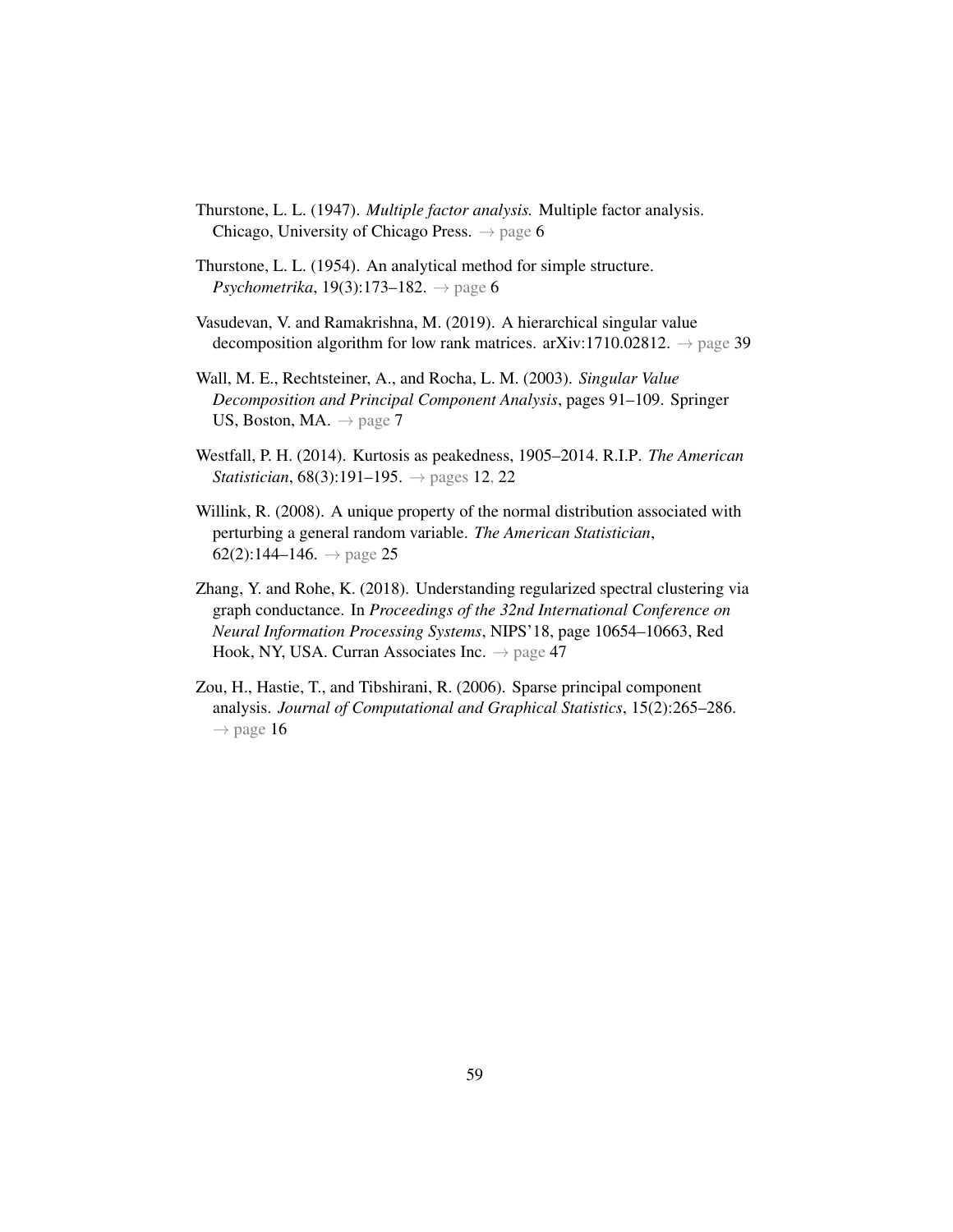Thurstone, L. L. (1947). *Multiple factor analysis.* Multiple factor analysis. Chicago, University of Chicago Press. → page 6

Thurstone, L. L. (1954). An analytical method for simple structure. *Psychometrika*, 19(3):173–182. → page 6

Vasudevan, V. and Ramakrishna, M. (2019). A hierarchical singular value decomposition algorithm for low rank matrices. arXiv:1710.02812. → page 39

Wall, M. E., Rechtsteiner, A., and Rocha, L. M. (2003). *Singular Value Decomposition and Principal Component Analysis*, pages 91–109. Springer US, Boston, MA. → page 7

Westfall, P. H. (2014). Kurtosis as peakedness, 1905–2014. R.I.P. *The American Statistician*, 68(3):191–195. → pages 12, 22

Willink, R. (2008). A unique property of the normal distribution associated with perturbing a general random variable. *The American Statistician*, 62(2):144–146. → page 25

Zhang, Y. and Rohe, K. (2018). Understanding regularized spectral clustering via graph conductance. In *Proceedings of the 32nd International Conference on Neural Information Processing Systems*, NIPS'18, page 10654–10663, Red Hook, NY, USA. Curran Associates Inc. → page 47

Zou, H., Hastie, T., and Tibshirani, R. (2006). Sparse principal component analysis. *Journal of Computational and Graphical Statistics*, 15(2):265–286. → page 16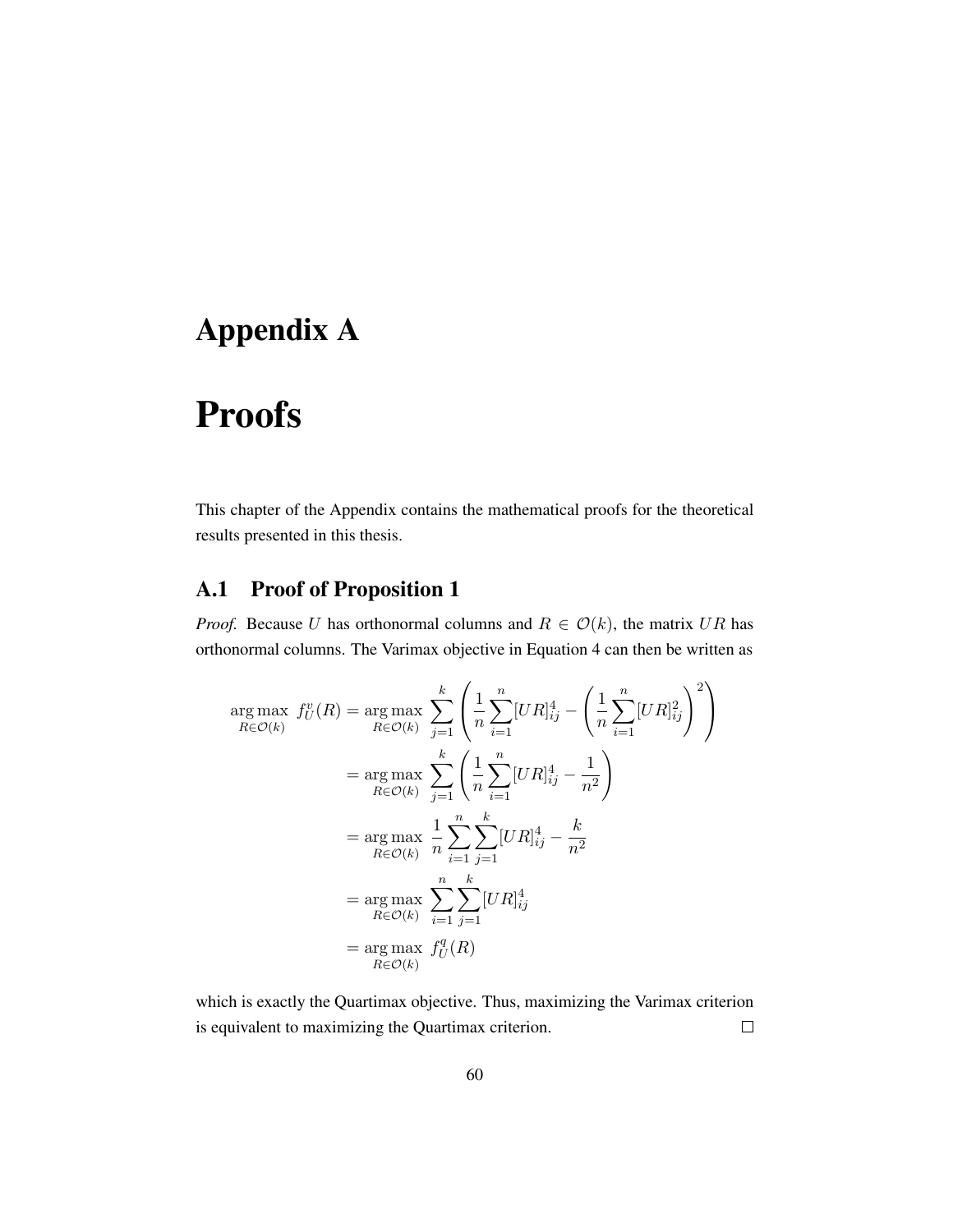# Appendix A

# Proofs

This chapter of the Appendix contains the mathematical proofs for the theoretical results presented in this thesis.

## A.1 Proof of Proposition 1

*Proof.* Because $U$ has orthonormal columns and $R \in \mathcal{O}(k)$, the matrix $UR$ has orthonormal columns. The Varimax objective in Equation 4 can then be written as

$$
\begin{aligned}
\underset{R \in \mathcal{O}(k)}{\arg\max}\ f_U^v(R) &= \underset{R \in \mathcal{O}(k)}{\arg\max}\ \sum_{j=1}^{k} \left( \frac{1}{n} \sum_{i=1}^{n} [UR]_{ij}^4 - \left( \frac{1}{n} \sum_{i=1}^{n} [UR]_{ij}^2 \right)^2 \right) \\
&= \underset{R \in \mathcal{O}(k)}{\arg\max}\ \sum_{j=1}^{k} \left( \frac{1}{n} \sum_{i=1}^{n} [UR]_{ij}^4 - \frac{1}{n^2} \right) \\
&= \underset{R \in \mathcal{O}(k)}{\arg\max}\ \frac{1}{n} \sum_{i=1}^{n} \sum_{j=1}^{k} [UR]_{ij}^4 - \frac{k}{n^2} \\
&= \underset{R \in \mathcal{O}(k)}{\arg\max}\ \sum_{i=1}^{n} \sum_{j=1}^{k} [UR]_{ij}^4 \\
&= \underset{R \in \mathcal{O}(k)}{\arg\max}\ f_U^q(R)
\end{aligned}
$$

which is exactly the Quartimax objective. Thus, maximizing the Varimax criterion is equivalent to maximizing the Quartimax criterion. $\square$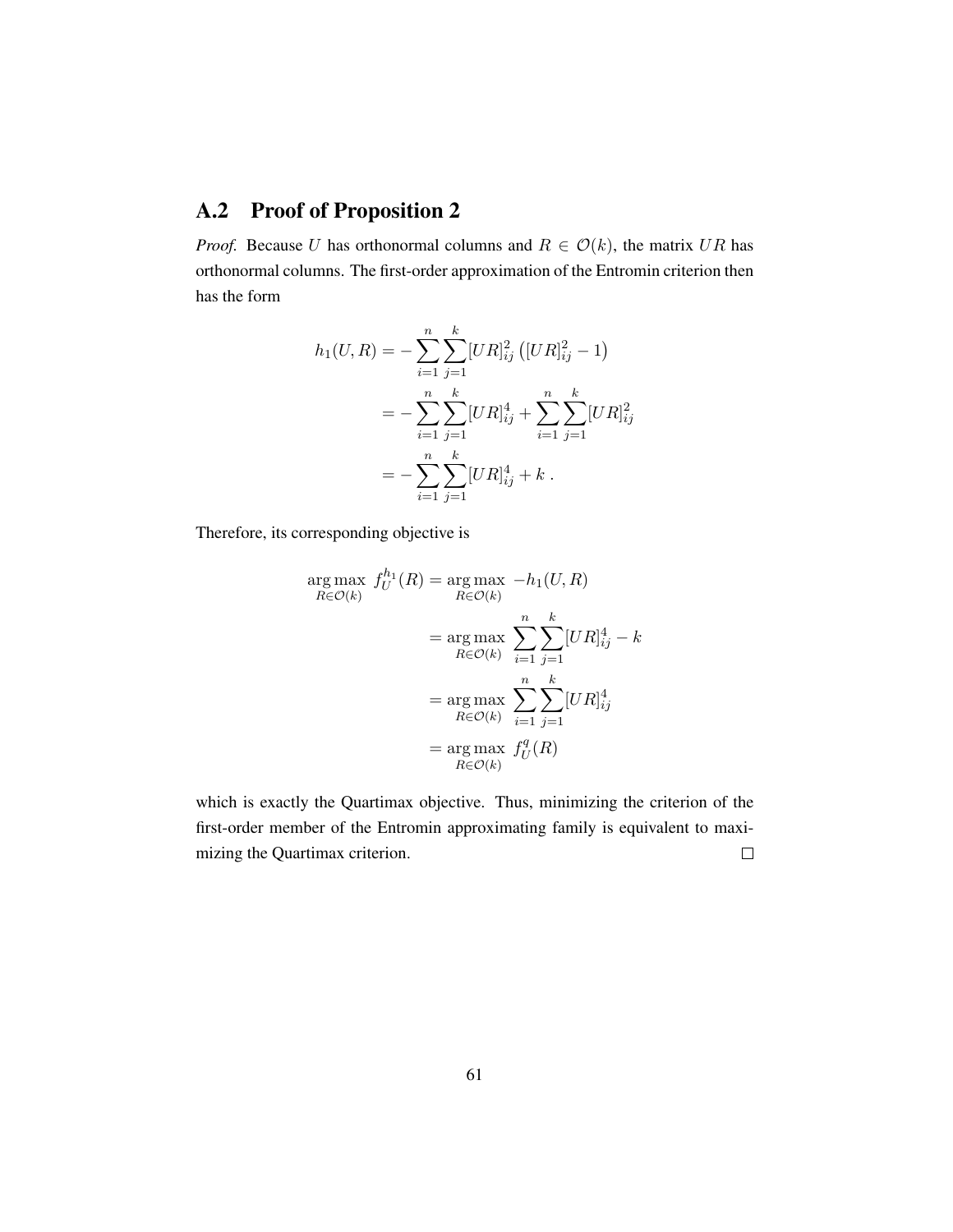## A.2 Proof of Proposition 2

*Proof.* Because $U$ has orthonormal columns and $R \in \mathcal{O}(k)$, the matrix $UR$ has orthonormal columns. The first-order approximation of the Entromin criterion then has the form

$$
\begin{aligned}
h_1(U, R) &= -\sum_{i=1}^{n} \sum_{j=1}^{k} [UR]_{ij}^2 \left( [UR]_{ij}^2 - 1 \right) \\
&= -\sum_{i=1}^{n} \sum_{j=1}^{k} [UR]_{ij}^4 + \sum_{i=1}^{n} \sum_{j=1}^{k} [UR]_{ij}^2 \\
&= -\sum_{i=1}^{n} \sum_{j=1}^{k} [UR]_{ij}^4 + k \ .
\end{aligned}
$$

Therefore, its corresponding objective is

$$
\begin{aligned}
\underset{R \in \mathcal{O}(k)}{\arg\max} \ f_U^{h_1}(R) &= \underset{R \in \mathcal{O}(k)}{\arg\max} \ -h_1(U, R) \\
&= \underset{R \in \mathcal{O}(k)}{\arg\max} \ \sum_{i=1}^{n} \sum_{j=1}^{k} [UR]_{ij}^4 - k \\
&= \underset{R \in \mathcal{O}(k)}{\arg\max} \ \sum_{i=1}^{n} \sum_{j=1}^{k} [UR]_{ij}^4 \\
&= \underset{R \in \mathcal{O}(k)}{\arg\max} \ f_U^q(R)
\end{aligned}
$$

which is exactly the Quartimax objective. Thus, minimizing the criterion of the first-order member of the Entromin approximating family is equivalent to maximizing the Quartimax criterion. $\square$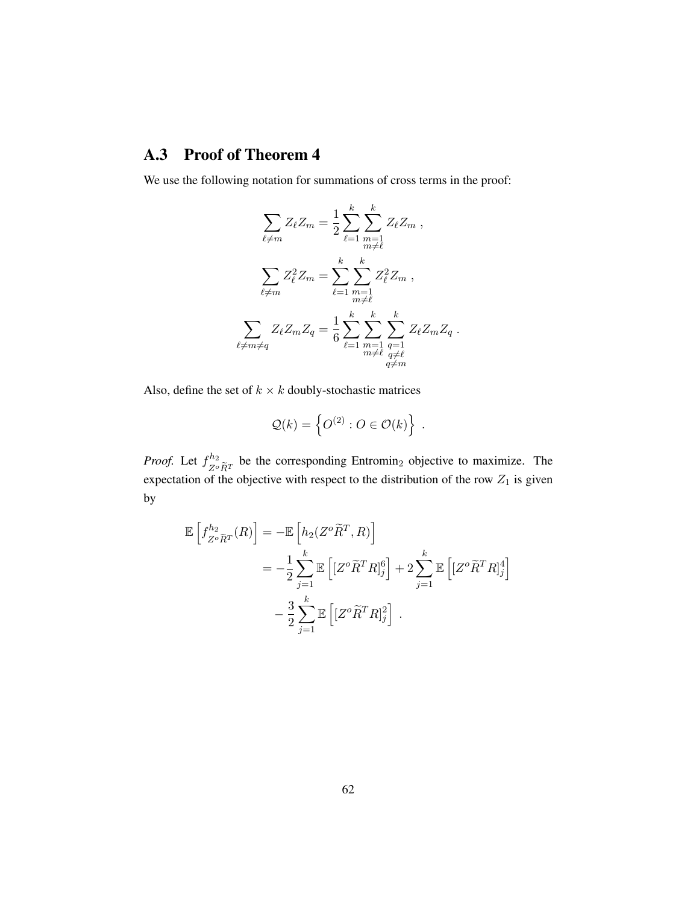## A.3 Proof of Theorem 4

We use the following notation for summations of cross terms in the proof:

$$
\sum_{\ell \neq m} Z_\ell Z_m = \frac{1}{2} \sum_{\ell=1}^{k} \sum_{\substack{m=1 \\ m \neq \ell}}^{k} Z_\ell Z_m \ ,
$$

$$
\sum_{\ell \neq m} Z_\ell^2 Z_m = \sum_{\ell=1}^{k} \sum_{\substack{m=1 \\ m \neq \ell}}^{k} Z_\ell^2 Z_m \ ,
$$

$$
\sum_{\ell \neq m \neq q} Z_\ell Z_m Z_q = \frac{1}{6} \sum_{\ell=1}^{k} \sum_{\substack{m=1 \\ m \neq \ell}}^{k} \sum_{\substack{q=1 \\ q \neq \ell \\ q \neq m}}^{k} Z_\ell Z_m Z_q \ .
$$

Also, define the set of $k \times k$ doubly-stochastic matrices

$$
\mathcal{Q}(k) = \left\{ O^{(2)} : O \in \mathcal{O}(k) \right\} \ .
$$

*Proof.* Let $f^{h_2}_{Z^o \widetilde{R}^T}$ be the corresponding Entromin$_2$ objective to maximize. The expectation of the objective with respect to the distribution of the row $Z_1$ is given by

$$
\begin{aligned}
\mathbb{E}\left[ f^{h_2}_{Z^o \widetilde{R}^T}(R) \right] &= -\mathbb{E}\left[ h_2(Z^o \widetilde{R}^T, R) \right] \\
&= -\frac{1}{2} \sum_{j=1}^{k} \mathbb{E}\left[ [Z^o \widetilde{R}^T R]_j^6 \right] + 2 \sum_{j=1}^{k} \mathbb{E}\left[ [Z^o \widetilde{R}^T R]_j^4 \right] \\
&\quad - \frac{3}{2} \sum_{j=1}^{k} \mathbb{E}\left[ [Z^o \widetilde{R}^T R]_j^2 \right] \ .
\end{aligned}
$$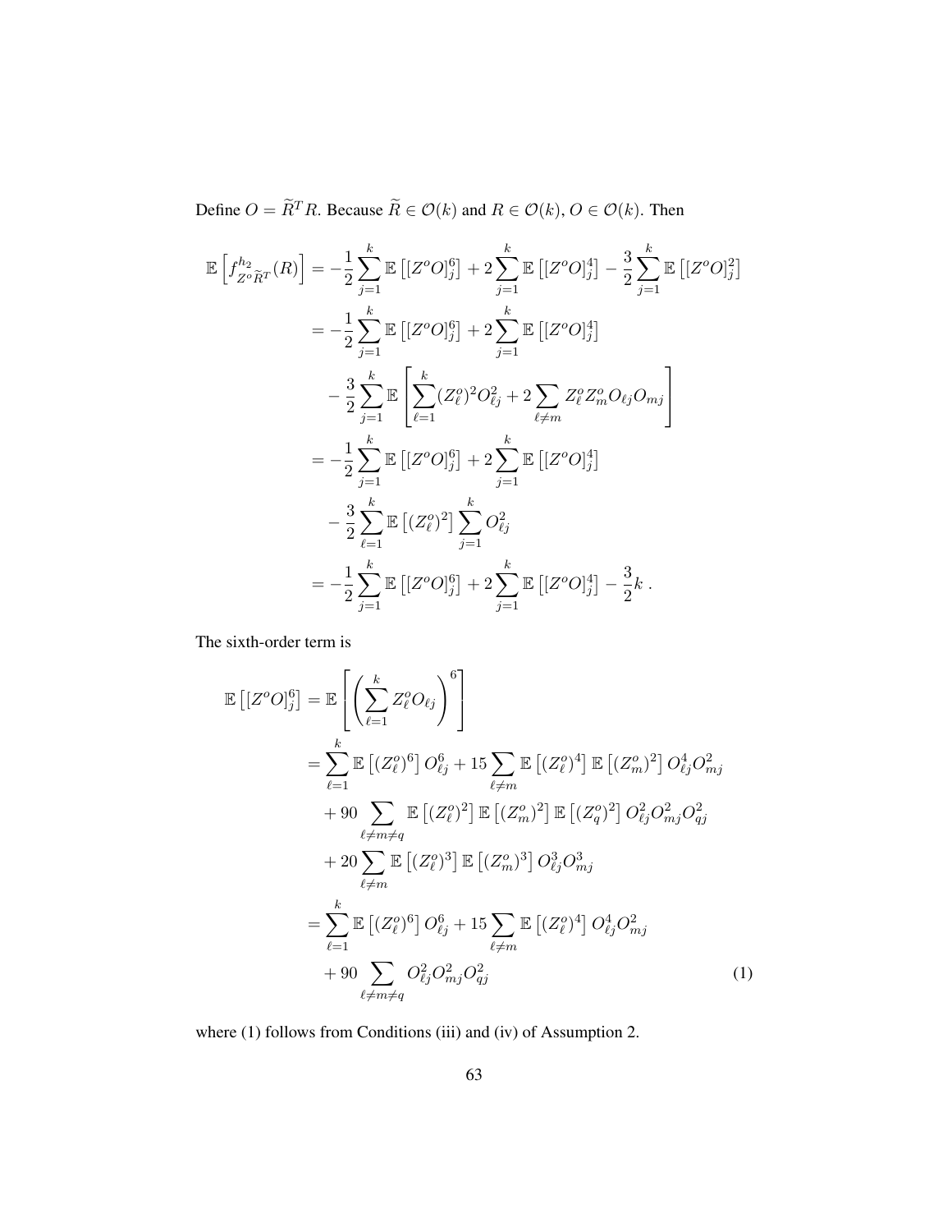Define $O = \widetilde{R}^T R$. Because $\widetilde{R} \in \mathcal{O}(k)$ and $R \in \mathcal{O}(k)$, $O \in \mathcal{O}(k)$. Then

$$
\begin{aligned}
\mathbb{E}\left[f^{h_2}_{Z^o \widetilde{R}^T}(R)\right] &= -\frac{1}{2}\sum_{j=1}^{k} \mathbb{E}\left[[Z^o O]_j^6\right] + 2\sum_{j=1}^{k} \mathbb{E}\left[[Z^o O]_j^4\right] - \frac{3}{2}\sum_{j=1}^{k} \mathbb{E}\left[[Z^o O]_j^2\right] \\
&= -\frac{1}{2}\sum_{j=1}^{k} \mathbb{E}\left[[Z^o O]_j^6\right] + 2\sum_{j=1}^{k} \mathbb{E}\left[[Z^o O]_j^4\right] \\
&\quad - \frac{3}{2}\sum_{j=1}^{k} \mathbb{E}\left[\sum_{\ell=1}^{k} (Z^o_\ell)^2 O_{\ell j}^2 + 2\sum_{\ell \neq m} Z^o_\ell Z^o_m O_{\ell j} O_{m j}\right] \\
&= -\frac{1}{2}\sum_{j=1}^{k} \mathbb{E}\left[[Z^o O]_j^6\right] + 2\sum_{j=1}^{k} \mathbb{E}\left[[Z^o O]_j^4\right] \\
&\quad - \frac{3}{2}\sum_{\ell=1}^{k} \mathbb{E}\left[(Z^o_\ell)^2\right] \sum_{j=1}^{k} O_{\ell j}^2 \\
&= -\frac{1}{2}\sum_{j=1}^{k} \mathbb{E}\left[[Z^o O]_j^6\right] + 2\sum_{j=1}^{k} \mathbb{E}\left[[Z^o O]_j^4\right] - \frac{3}{2}k\,.
\end{aligned}
$$

The sixth-order term is

$$
\begin{aligned}
\mathbb{E}\left[[Z^o O]_j^6\right] &= \mathbb{E}\left[\left(\sum_{\ell=1}^{k} Z^o_\ell O_{\ell j}\right)^6\right] \\
&= \sum_{\ell=1}^{k} \mathbb{E}\left[(Z^o_\ell)^6\right] O_{\ell j}^6 + 15\sum_{\ell \neq m} \mathbb{E}\left[(Z^o_\ell)^4\right] \mathbb{E}\left[(Z^o_m)^2\right] O_{\ell j}^4 O_{m j}^2 \\
&\quad + 90 \sum_{\ell \neq m \neq q} \mathbb{E}\left[(Z^o_\ell)^2\right] \mathbb{E}\left[(Z^o_m)^2\right] \mathbb{E}\left[(Z^o_q)^2\right] O_{\ell j}^2 O_{m j}^2 O_{q j}^2 \\
&\quad + 20 \sum_{\ell \neq m} \mathbb{E}\left[(Z^o_\ell)^3\right] \mathbb{E}\left[(Z^o_m)^3\right] O_{\ell j}^3 O_{m j}^3 \\
&= \sum_{\ell=1}^{k} \mathbb{E}\left[(Z^o_\ell)^6\right] O_{\ell j}^6 + 15\sum_{\ell \neq m} \mathbb{E}\left[(Z^o_\ell)^4\right] O_{\ell j}^4 O_{m j}^2 \\
&\quad + 90 \sum_{\ell \neq m \neq q} O_{\ell j}^2 O_{m j}^2 O_{q j}^2 \qquad (1)
\end{aligned}
$$

where (1) follows from Conditions (iii) and (iv) of Assumption 2.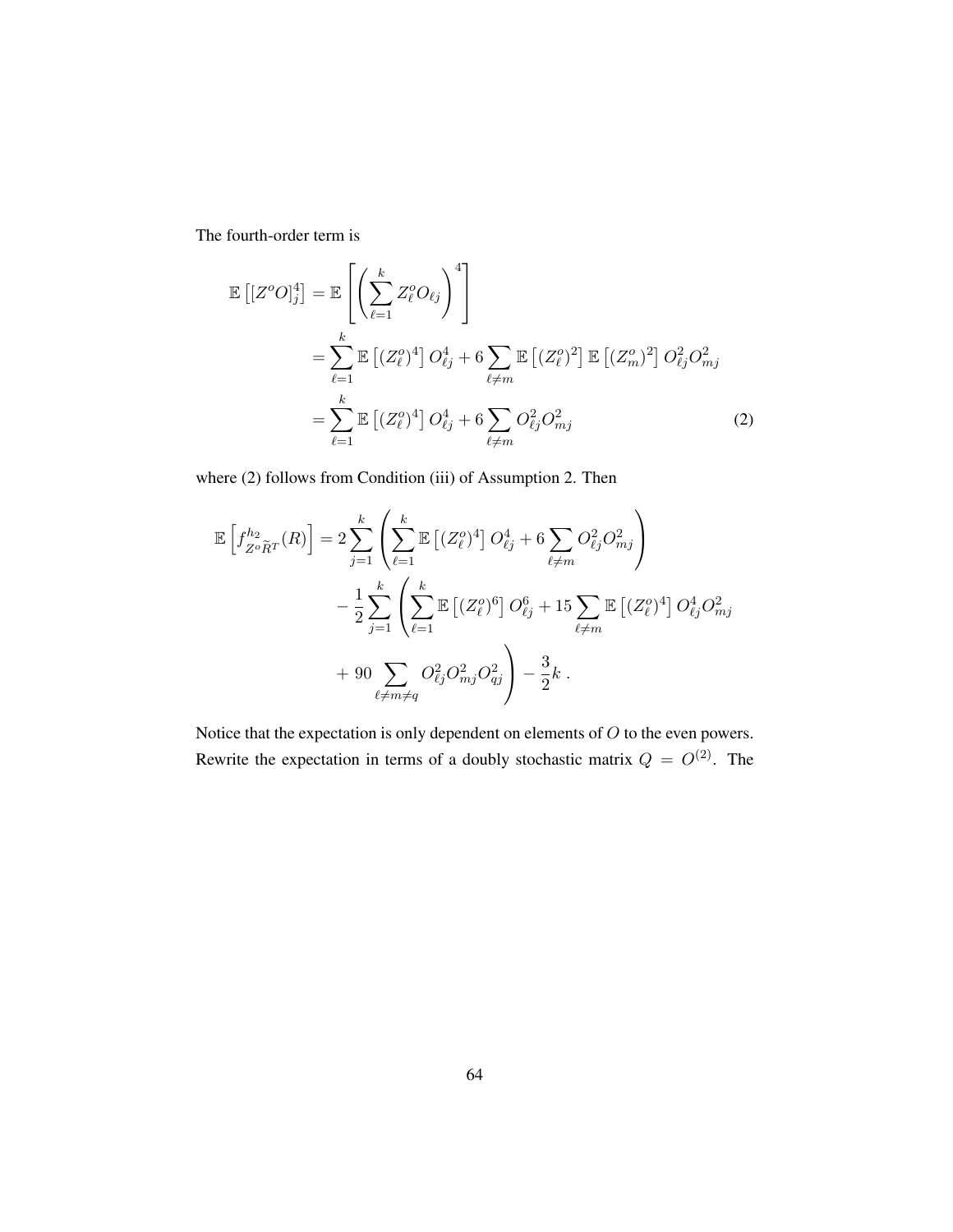The fourth-order term is

$$
\begin{aligned}
\mathbb{E}\left[[Z^o O]_j^4\right] &= \mathbb{E}\left[\left(\sum_{\ell=1}^{k} Z_\ell^o O_{\ell j}\right)^4\right] \\
&= \sum_{\ell=1}^{k} \mathbb{E}\left[(Z_\ell^o)^4\right] O_{\ell j}^4 + 6 \sum_{\ell \neq m} \mathbb{E}\left[(Z_\ell^o)^2\right] \mathbb{E}\left[(Z_m^o)^2\right] O_{\ell j}^2 O_{mj}^2 \\
&= \sum_{\ell=1}^{k} \mathbb{E}\left[(Z_\ell^o)^4\right] O_{\ell j}^4 + 6 \sum_{\ell \neq m} O_{\ell j}^2 O_{mj}^2 \qquad (2)
\end{aligned}
$$

where (2) follows from Condition (iii) of Assumption 2. Then

$$
\begin{aligned}
\mathbb{E}\left[f^{h_2}_{Z^o \widetilde{R}^T}(R)\right] &= 2 \sum_{j=1}^{k} \left( \sum_{\ell=1}^{k} \mathbb{E}\left[(Z_\ell^o)^4\right] O_{\ell j}^4 + 6 \sum_{\ell \neq m} O_{\ell j}^2 O_{mj}^2 \right) \\
&\quad - \frac{1}{2} \sum_{j=1}^{k} \left( \sum_{\ell=1}^{k} \mathbb{E}\left[(Z_\ell^o)^6\right] O_{\ell j}^6 + 15 \sum_{\ell \neq m} \mathbb{E}\left[(Z_\ell^o)^4\right] O_{\ell j}^4 O_{mj}^2 \right. \\
&\quad \left. + \, 90 \sum_{\ell \neq m \neq q} O_{\ell j}^2 O_{mj}^2 O_{qj}^2 \right) - \frac{3}{2} k \, .
\end{aligned}
$$

Notice that the expectation is only dependent on elements of $O$ to the even powers. Rewrite the expectation in terms of a doubly stochastic matrix $Q = O^{(2)}$. The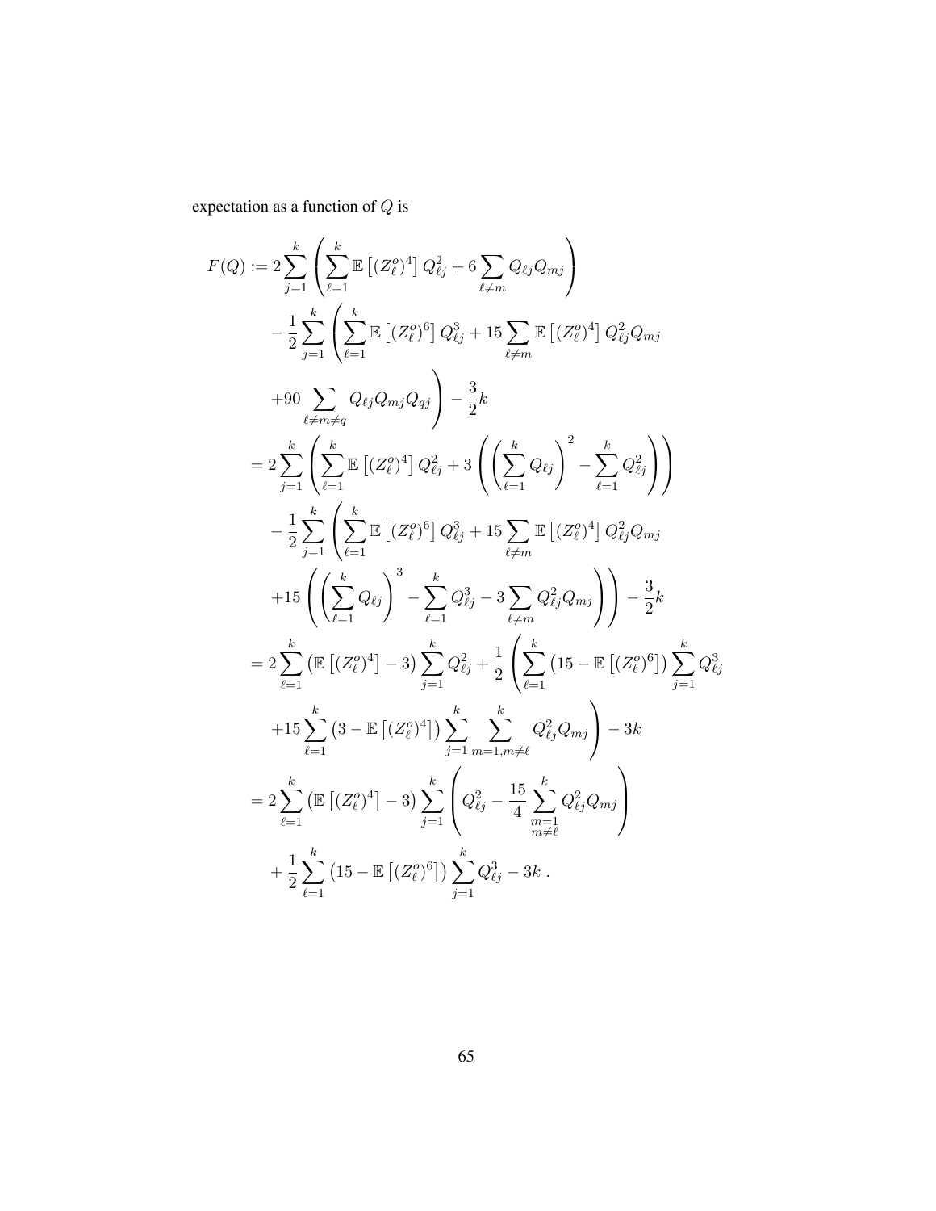expectation as a function of $Q$ is

$$
\begin{aligned}
F(Q) :=& \; 2\sum_{j=1}^{k}\left(\sum_{\ell=1}^{k}\mathbb{E}\left[(Z_\ell^o)^4\right]Q_{\ell j}^2 + 6\sum_{\ell\neq m} Q_{\ell j}Q_{mj}\right) \\
&- \frac{1}{2}\sum_{j=1}^{k}\left(\sum_{\ell=1}^{k}\mathbb{E}\left[(Z_\ell^o)^6\right]Q_{\ell j}^3 + 15\sum_{\ell\neq m}\mathbb{E}\left[(Z_\ell^o)^4\right]Q_{\ell j}^2 Q_{mj}\right. \\
&\left. +90\sum_{\ell\neq m\neq q} Q_{\ell j}Q_{mj}Q_{qj}\right) - \frac{3}{2}k \\
=& \; 2\sum_{j=1}^{k}\left(\sum_{\ell=1}^{k}\mathbb{E}\left[(Z_\ell^o)^4\right]Q_{\ell j}^2 + 3\left(\left(\sum_{\ell=1}^{k}Q_{\ell j}\right)^2 - \sum_{\ell=1}^{k}Q_{\ell j}^2\right)\right) \\
&- \frac{1}{2}\sum_{j=1}^{k}\left(\sum_{\ell=1}^{k}\mathbb{E}\left[(Z_\ell^o)^6\right]Q_{\ell j}^3 + 15\sum_{\ell\neq m}\mathbb{E}\left[(Z_\ell^o)^4\right]Q_{\ell j}^2 Q_{mj}\right. \\
&\left. +15\left(\left(\sum_{\ell=1}^{k}Q_{\ell j}\right)^3 - \sum_{\ell=1}^{k}Q_{\ell j}^3 - 3\sum_{\ell\neq m}Q_{\ell j}^2 Q_{mj}\right)\right) - \frac{3}{2}k \\
=& \; 2\sum_{\ell=1}^{k}\left(\mathbb{E}\left[(Z_\ell^o)^4\right] - 3\right)\sum_{j=1}^{k}Q_{\ell j}^2 + \frac{1}{2}\left(\sum_{\ell=1}^{k}\left(15 - \mathbb{E}\left[(Z_\ell^o)^6\right]\right)\sum_{j=1}^{k}Q_{\ell j}^3\right. \\
&\left. +15\sum_{\ell=1}^{k}\left(3 - \mathbb{E}\left[(Z_\ell^o)^4\right]\right)\sum_{j=1}^{k}\sum_{m=1, m\neq\ell}^{k}Q_{\ell j}^2 Q_{mj}\right) - 3k \\
=& \; 2\sum_{\ell=1}^{k}\left(\mathbb{E}\left[(Z_\ell^o)^4\right] - 3\right)\sum_{j=1}^{k}\left(Q_{\ell j}^2 - \frac{15}{4}\sum_{\substack{m=1\\ m\neq\ell}}^{k}Q_{\ell j}^2 Q_{mj}\right) \\
&+ \frac{1}{2}\sum_{\ell=1}^{k}\left(15 - \mathbb{E}\left[(Z_\ell^o)^6\right]\right)\sum_{j=1}^{k}Q_{\ell j}^3 - 3k\,.
\end{aligned}
$$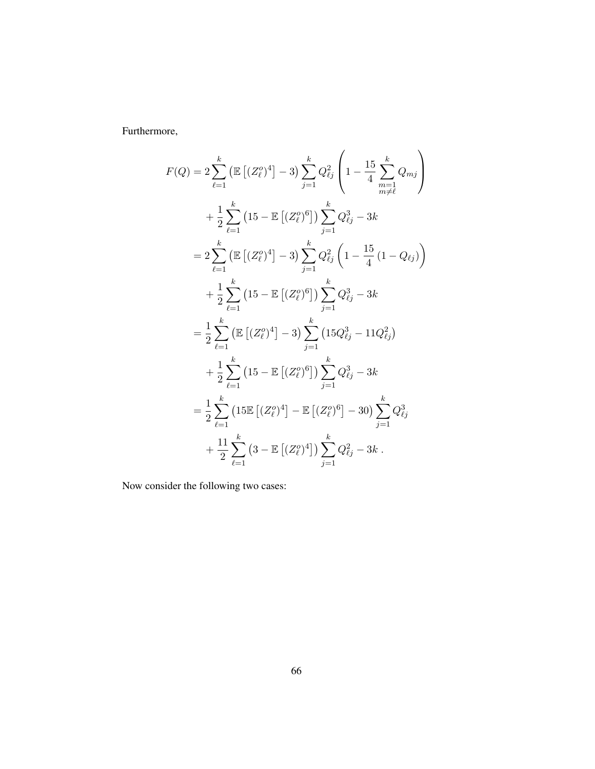Furthermore,

$$
\begin{aligned}
F(Q) &= 2\sum_{\ell=1}^{k}\left(\mathbb{E}\left[(Z_\ell^o)^4\right]-3\right)\sum_{j=1}^{k}Q_{\ell j}^2\left(1-\frac{15}{4}\sum_{\substack{m=1\\m\neq\ell}}^{k}Q_{mj}\right) \\
&\quad+\frac{1}{2}\sum_{\ell=1}^{k}\left(15-\mathbb{E}\left[(Z_\ell^o)^6\right]\right)\sum_{j=1}^{k}Q_{\ell j}^3-3k \\
&= 2\sum_{\ell=1}^{k}\left(\mathbb{E}\left[(Z_\ell^o)^4\right]-3\right)\sum_{j=1}^{k}Q_{\ell j}^2\left(1-\frac{15}{4}\left(1-Q_{\ell j}\right)\right) \\
&\quad+\frac{1}{2}\sum_{\ell=1}^{k}\left(15-\mathbb{E}\left[(Z_\ell^o)^6\right]\right)\sum_{j=1}^{k}Q_{\ell j}^3-3k \\
&= \frac{1}{2}\sum_{\ell=1}^{k}\left(\mathbb{E}\left[(Z_\ell^o)^4\right]-3\right)\sum_{j=1}^{k}\left(15Q_{\ell j}^3-11Q_{\ell j}^2\right) \\
&\quad+\frac{1}{2}\sum_{\ell=1}^{k}\left(15-\mathbb{E}\left[(Z_\ell^o)^6\right]\right)\sum_{j=1}^{k}Q_{\ell j}^3-3k \\
&= \frac{1}{2}\sum_{\ell=1}^{k}\left(15\mathbb{E}\left[(Z_\ell^o)^4\right]-\mathbb{E}\left[(Z_\ell^o)^6\right]-30\right)\sum_{j=1}^{k}Q_{\ell j}^3 \\
&\quad+\frac{11}{2}\sum_{\ell=1}^{k}\left(3-\mathbb{E}\left[(Z_\ell^o)^4\right]\right)\sum_{j=1}^{k}Q_{\ell j}^2-3k\,.
\end{aligned}
$$

Now consider the following two cases: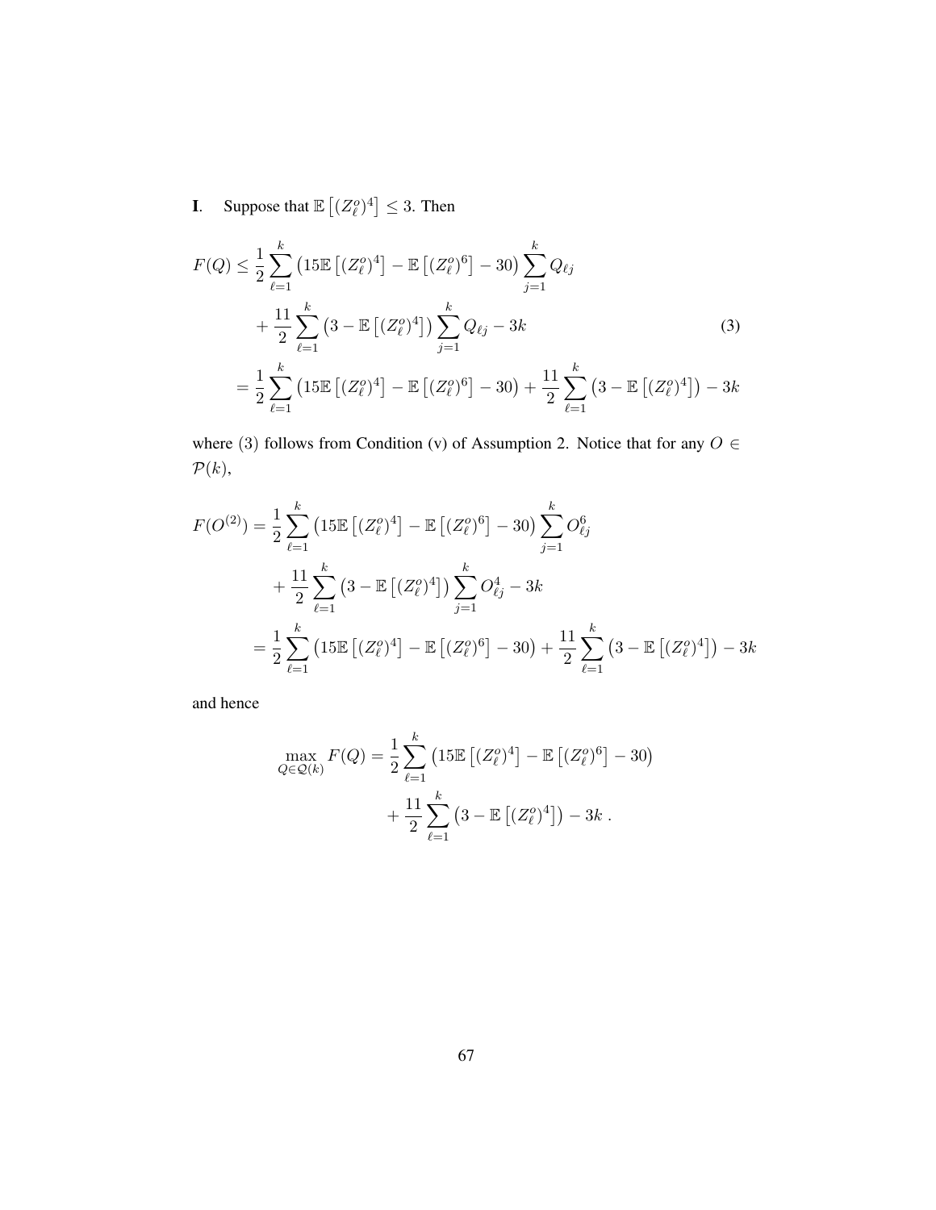**I**. Suppose that $\mathbb{E}\left[(Z_\ell^o)^4\right] \leq 3$. Then

$$
\begin{aligned}
F(Q) &\leq \frac{1}{2} \sum_{\ell=1}^{k} \left(15\mathbb{E}\left[(Z_\ell^o)^4\right] - \mathbb{E}\left[(Z_\ell^o)^6\right] - 30\right) \sum_{j=1}^{k} Q_{\ell j} \\
&\quad + \frac{11}{2} \sum_{\ell=1}^{k} \left(3 - \mathbb{E}\left[(Z_\ell^o)^4\right]\right) \sum_{j=1}^{k} Q_{\ell j} - 3k \qquad (3) \\
&= \frac{1}{2} \sum_{\ell=1}^{k} \left(15\mathbb{E}\left[(Z_\ell^o)^4\right] - \mathbb{E}\left[(Z_\ell^o)^6\right] - 30\right) + \frac{11}{2} \sum_{\ell=1}^{k} \left(3 - \mathbb{E}\left[(Z_\ell^o)^4\right]\right) - 3k
\end{aligned}
$$

where (3) follows from Condition (v) of Assumption 2. Notice that for any $O \in \mathcal{P}(k)$,

$$
\begin{aligned}
F(O^{(2)}) &= \frac{1}{2} \sum_{\ell=1}^{k} \left(15\mathbb{E}\left[(Z_\ell^o)^4\right] - \mathbb{E}\left[(Z_\ell^o)^6\right] - 30\right) \sum_{j=1}^{k} O_{\ell j}^6 \\
&\quad + \frac{11}{2} \sum_{\ell=1}^{k} \left(3 - \mathbb{E}\left[(Z_\ell^o)^4\right]\right) \sum_{j=1}^{k} O_{\ell j}^4 - 3k \\
&= \frac{1}{2} \sum_{\ell=1}^{k} \left(15\mathbb{E}\left[(Z_\ell^o)^4\right] - \mathbb{E}\left[(Z_\ell^o)^6\right] - 30\right) + \frac{11}{2} \sum_{\ell=1}^{k} \left(3 - \mathbb{E}\left[(Z_\ell^o)^4\right]\right) - 3k
\end{aligned}
$$

and hence

$$
\begin{aligned}
\max_{Q \in \mathcal{Q}(k)} F(Q) &= \frac{1}{2} \sum_{\ell=1}^{k} \left(15\mathbb{E}\left[(Z_\ell^o)^4\right] - \mathbb{E}\left[(Z_\ell^o)^6\right] - 30\right) \\
&\quad + \frac{11}{2} \sum_{\ell=1}^{k} \left(3 - \mathbb{E}\left[(Z_\ell^o)^4\right]\right) - 3k \; .
\end{aligned}
$$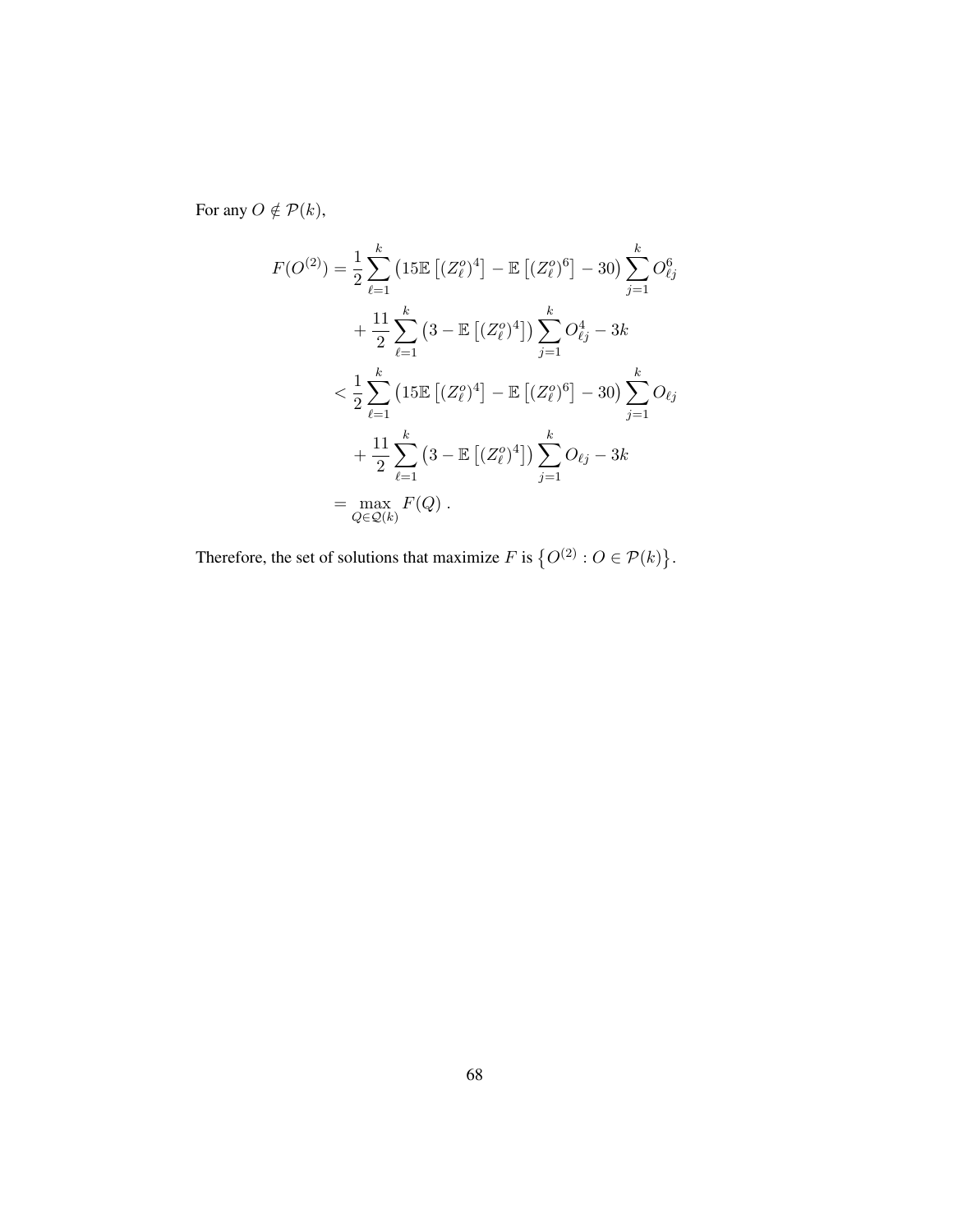For any $O \notin \mathcal{P}(k)$,

$$
\begin{aligned}
F(O^{(2)}) &= \frac{1}{2} \sum_{\ell=1}^{k} \left(15\mathbb{E}\left[(Z_\ell^o)^4\right] - \mathbb{E}\left[(Z_\ell^o)^6\right] - 30\right) \sum_{j=1}^{k} O_{\ell j}^6 \\
&\quad + \frac{11}{2} \sum_{\ell=1}^{k} \left(3 - \mathbb{E}\left[(Z_\ell^o)^4\right]\right) \sum_{j=1}^{k} O_{\ell j}^4 - 3k \\
&< \frac{1}{2} \sum_{\ell=1}^{k} \left(15\mathbb{E}\left[(Z_\ell^o)^4\right] - \mathbb{E}\left[(Z_\ell^o)^6\right] - 30\right) \sum_{j=1}^{k} O_{\ell j} \\
&\quad + \frac{11}{2} \sum_{\ell=1}^{k} \left(3 - \mathbb{E}\left[(Z_\ell^o)^4\right]\right) \sum_{j=1}^{k} O_{\ell j} - 3k \\
&= \max_{Q \in \mathcal{Q}(k)} F(Q) \, .
\end{aligned}
$$

Therefore, the set of solutions that maximize $F$ is $\left\{O^{(2)} : O \in \mathcal{P}(k)\right\}$.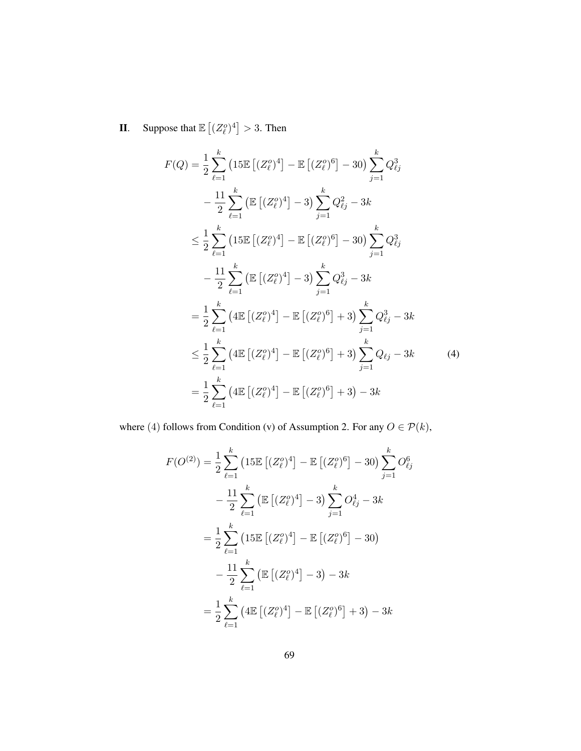**II**. Suppose that $\mathbb{E}\left[(Z_\ell^o)^4\right] > 3$. Then

$$
\begin{aligned}
F(Q) &= \frac{1}{2}\sum_{\ell=1}^{k}\left(15\mathbb{E}\left[(Z_\ell^o)^4\right] - \mathbb{E}\left[(Z_\ell^o)^6\right] - 30\right)\sum_{j=1}^{k} Q_{\ell j}^3 \\
&\quad - \frac{11}{2}\sum_{\ell=1}^{k}\left(\mathbb{E}\left[(Z_\ell^o)^4\right] - 3\right)\sum_{j=1}^{k} Q_{\ell j}^2 - 3k \\
&\leq \frac{1}{2}\sum_{\ell=1}^{k}\left(15\mathbb{E}\left[(Z_\ell^o)^4\right] - \mathbb{E}\left[(Z_\ell^o)^6\right] - 30\right)\sum_{j=1}^{k} Q_{\ell j}^3 \\
&\quad - \frac{11}{2}\sum_{\ell=1}^{k}\left(\mathbb{E}\left[(Z_\ell^o)^4\right] - 3\right)\sum_{j=1}^{k} Q_{\ell j}^3 - 3k \\
&= \frac{1}{2}\sum_{\ell=1}^{k}\left(4\mathbb{E}\left[(Z_\ell^o)^4\right] - \mathbb{E}\left[(Z_\ell^o)^6\right] + 3\right)\sum_{j=1}^{k} Q_{\ell j}^3 - 3k \\
&\leq \frac{1}{2}\sum_{\ell=1}^{k}\left(4\mathbb{E}\left[(Z_\ell^o)^4\right] - \mathbb{E}\left[(Z_\ell^o)^6\right] + 3\right)\sum_{j=1}^{k} Q_{\ell j} - 3k \qquad (4) \\
&= \frac{1}{2}\sum_{\ell=1}^{k}\left(4\mathbb{E}\left[(Z_\ell^o)^4\right] - \mathbb{E}\left[(Z_\ell^o)^6\right] + 3\right) - 3k
\end{aligned}
$$

where $(4)$ follows from Condition (v) of Assumption 2. For any $O \in \mathcal{P}(k)$,

$$
\begin{aligned}
F(O^{(2)}) &= \frac{1}{2}\sum_{\ell=1}^{k}\left(15\mathbb{E}\left[(Z_\ell^o)^4\right] - \mathbb{E}\left[(Z_\ell^o)^6\right] - 30\right)\sum_{j=1}^{k} O_{\ell j}^6 \\
&\quad - \frac{11}{2}\sum_{\ell=1}^{k}\left(\mathbb{E}\left[(Z_\ell^o)^4\right] - 3\right)\sum_{j=1}^{k} O_{\ell j}^4 - 3k \\
&= \frac{1}{2}\sum_{\ell=1}^{k}\left(15\mathbb{E}\left[(Z_\ell^o)^4\right] - \mathbb{E}\left[(Z_\ell^o)^6\right] - 30\right) \\
&\quad - \frac{11}{2}\sum_{\ell=1}^{k}\left(\mathbb{E}\left[(Z_\ell^o)^4\right] - 3\right) - 3k \\
&= \frac{1}{2}\sum_{\ell=1}^{k}\left(4\mathbb{E}\left[(Z_\ell^o)^4\right] - \mathbb{E}\left[(Z_\ell^o)^6\right] + 3\right) - 3k
\end{aligned}
$$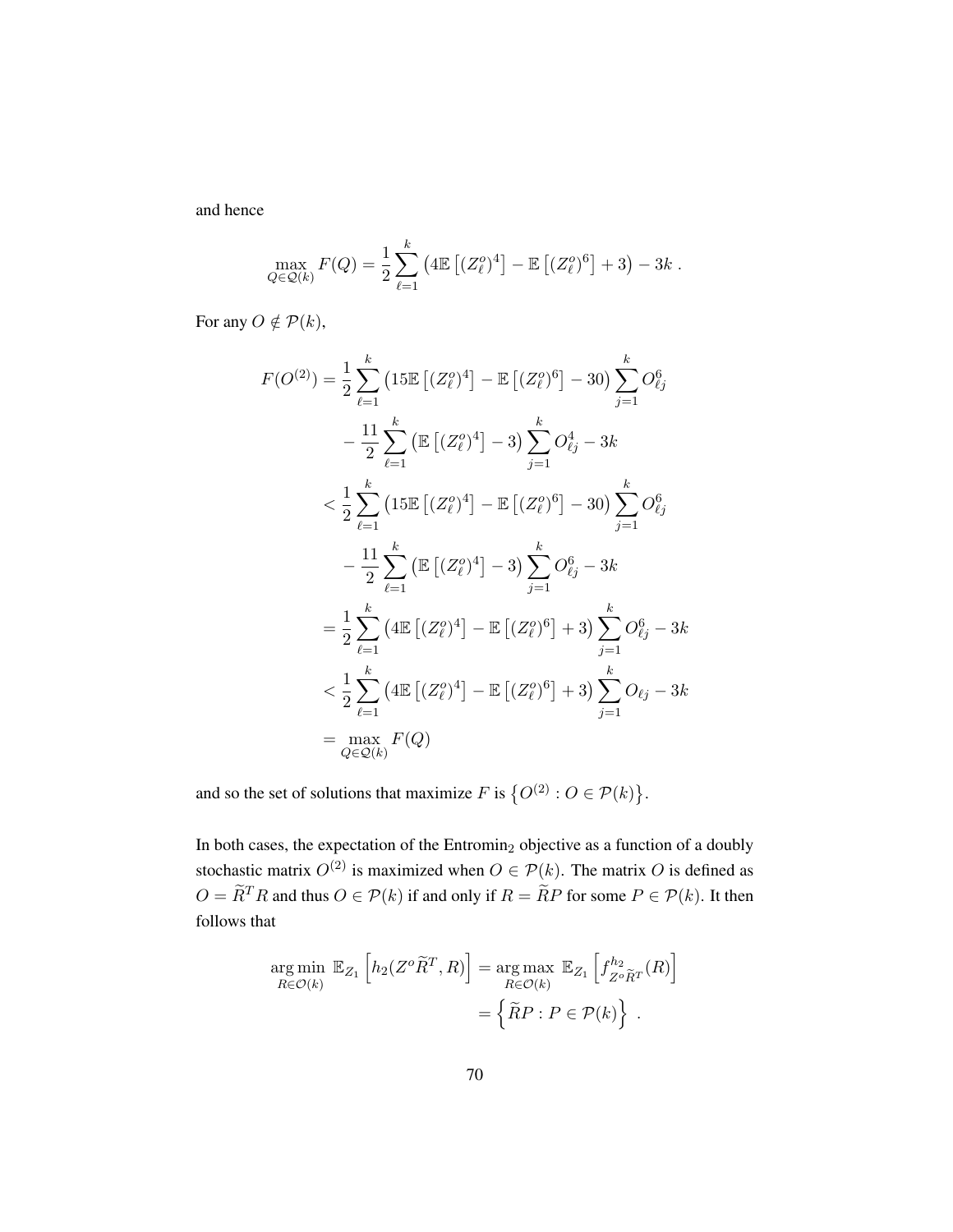and hence

$$\max_{Q \in \mathcal{Q}(k)} F(Q) = \frac{1}{2} \sum_{\ell=1}^{k} \left( 4\mathbb{E}\left[(Z_\ell^o)^4\right] - \mathbb{E}\left[(Z_\ell^o)^6\right] + 3 \right) - 3k \; .$$

For any $O \notin \mathcal{P}(k)$,

$$\begin{aligned}
F(O^{(2)}) &= \frac{1}{2} \sum_{\ell=1}^{k} \left( 15\mathbb{E}\left[(Z_\ell^o)^4\right] - \mathbb{E}\left[(Z_\ell^o)^6\right] - 30 \right) \sum_{j=1}^{k} O_{\ell j}^6 \\
&\quad - \frac{11}{2} \sum_{\ell=1}^{k} \left( \mathbb{E}\left[(Z_\ell^o)^4\right] - 3 \right) \sum_{j=1}^{k} O_{\ell j}^4 - 3k \\
&< \frac{1}{2} \sum_{\ell=1}^{k} \left( 15\mathbb{E}\left[(Z_\ell^o)^4\right] - \mathbb{E}\left[(Z_\ell^o)^6\right] - 30 \right) \sum_{j=1}^{k} O_{\ell j}^6 \\
&\quad - \frac{11}{2} \sum_{\ell=1}^{k} \left( \mathbb{E}\left[(Z_\ell^o)^4\right] - 3 \right) \sum_{j=1}^{k} O_{\ell j}^6 - 3k \\
&= \frac{1}{2} \sum_{\ell=1}^{k} \left( 4\mathbb{E}\left[(Z_\ell^o)^4\right] - \mathbb{E}\left[(Z_\ell^o)^6\right] + 3 \right) \sum_{j=1}^{k} O_{\ell j}^6 - 3k \\
&< \frac{1}{2} \sum_{\ell=1}^{k} \left( 4\mathbb{E}\left[(Z_\ell^o)^4\right] - \mathbb{E}\left[(Z_\ell^o)^6\right] + 3 \right) \sum_{j=1}^{k} O_{\ell j} - 3k \\
&= \max_{Q \in \mathcal{Q}(k)} F(Q)
\end{aligned}$$

and so the set of solutions that maximize $F$ is $\left\{ O^{(2)} : O \in \mathcal{P}(k) \right\}$.

In both cases, the expectation of the Entromin$_2$ objective as a function of a doubly stochastic matrix $O^{(2)}$ is maximized when $O \in \mathcal{P}(k)$. The matrix $O$ is defined as $O = \widetilde{R}^T R$ and thus $O \in \mathcal{P}(k)$ if and only if $R = \widetilde{R}P$ for some $P \in \mathcal{P}(k)$. It then follows that

$$\begin{aligned}
\underset{R \in \mathcal{O}(k)}{\arg\min} \; \mathbb{E}_{Z_1}\left[ h_2(Z^o \widetilde{R}^T, R) \right] &= \underset{R \in \mathcal{O}(k)}{\arg\max} \; \mathbb{E}_{Z_1}\left[ f^{h_2}_{Z^o \widetilde{R}^T}(R) \right] \\
&= \left\{ \widetilde{R}P : P \in \mathcal{P}(k) \right\} \; .
\end{aligned}$$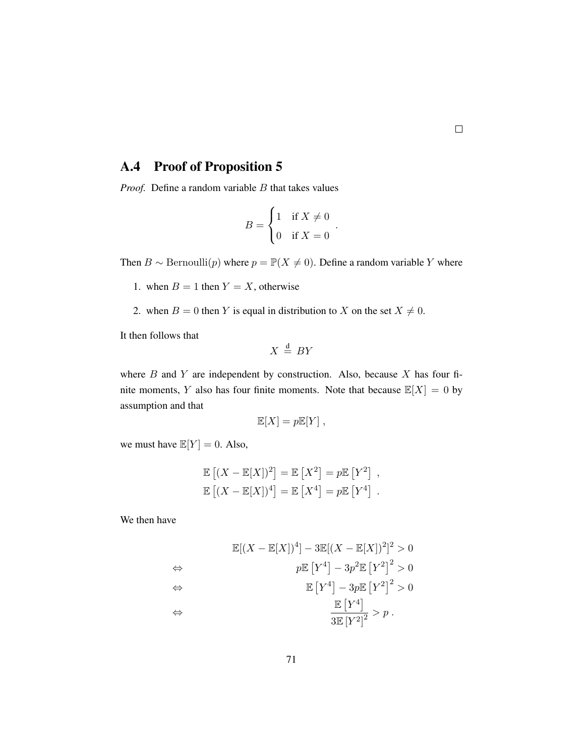□

## A.4 Proof of Proposition 5

*Proof.* Define a random variable $B$ that takes values

$$B = \begin{cases} 1 & \text{if } X \neq 0 \\ 0 & \text{if } X = 0 \end{cases} .$$

Then $B \sim \text{Bernoulli}(p)$ where $p = \mathbb{P}(X \neq 0)$. Define a random variable $Y$ where

1. when $B = 1$ then $Y = X$, otherwise
2. when $B = 0$ then $Y$ is equal in distribution to $X$ on the set $X \neq 0$.

It then follows that

$$X \stackrel{\text{d}}{=} BY$$

where $B$ and $Y$ are independent by construction. Also, because $X$ has four finite moments, $Y$ also has four finite moments. Note that because $\mathbb{E}[X] = 0$ by assumption and that

$$\mathbb{E}[X] = p\mathbb{E}[Y] \ ,$$

we must have $\mathbb{E}[Y] = 0$. Also,

$$\mathbb{E}\left[(X - \mathbb{E}[X])^2\right] = \mathbb{E}\left[X^2\right] = p\mathbb{E}\left[Y^2\right] \ ,$$
$$\mathbb{E}\left[(X - \mathbb{E}[X])^4\right] = \mathbb{E}\left[X^4\right] = p\mathbb{E}\left[Y^4\right] \ .$$

We then have

$$
\begin{aligned}
& \mathbb{E}[(X - \mathbb{E}[X])^4] - 3\mathbb{E}[(X - \mathbb{E}[X])^2]^2 > 0 \\
\Leftrightarrow \quad & p\mathbb{E}\left[Y^4\right] - 3p^2\mathbb{E}\left[Y^2\right]^2 > 0 \\
\Leftrightarrow \quad & \mathbb{E}\left[Y^4\right] - 3p\mathbb{E}\left[Y^2\right]^2 > 0 \\
\Leftrightarrow \quad & \frac{\mathbb{E}\left[Y^4\right]}{3\mathbb{E}\left[Y^2\right]^2} > p \ .
\end{aligned}
$$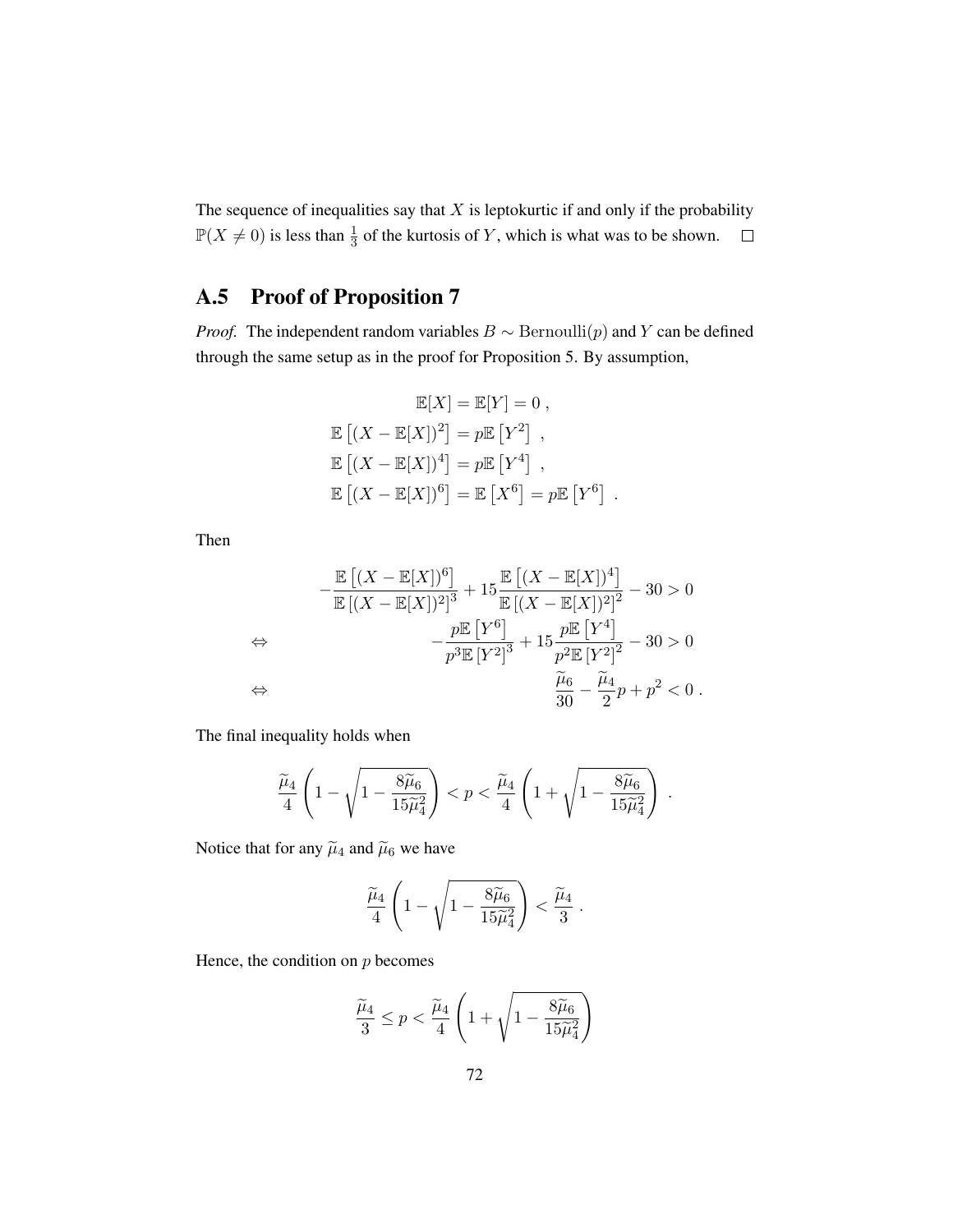The sequence of inequalities say that $X$ is leptokurtic if and only if the probability $\mathbb{P}(X \neq 0)$ is less than $\frac{1}{3}$ of the kurtosis of $Y$, which is what was to be shown. $\square$

## A.5 Proof of Proposition 7

*Proof.* The independent random variables $B \sim \text{Bernoulli}(p)$ and $Y$ can be defined through the same setup as in the proof for Proposition 5. By assumption,

$$
\begin{aligned}
\mathbb{E}[X] &= \mathbb{E}[Y] = 0 \,, \\
\mathbb{E}\left[(X - \mathbb{E}[X])^2\right] &= p\mathbb{E}\left[Y^2\right] \,, \\
\mathbb{E}\left[(X - \mathbb{E}[X])^4\right] &= p\mathbb{E}\left[Y^4\right] \,, \\
\mathbb{E}\left[(X - \mathbb{E}[X])^6\right] &= \mathbb{E}\left[X^6\right] = p\mathbb{E}\left[Y^6\right] \,.
\end{aligned}
$$

Then

$$
\begin{aligned}
& -\frac{\mathbb{E}\left[(X - \mathbb{E}[X])^6\right]}{\mathbb{E}\left[(X - \mathbb{E}[X])^2\right]^3} + 15\frac{\mathbb{E}\left[(X - \mathbb{E}[X])^4\right]}{\mathbb{E}\left[(X - \mathbb{E}[X])^2\right]^2} - 30 > 0 \\
\Leftrightarrow \quad & -\frac{p\mathbb{E}\left[Y^6\right]}{p^3\mathbb{E}\left[Y^2\right]^3} + 15\frac{p\mathbb{E}\left[Y^4\right]}{p^2\mathbb{E}\left[Y^2\right]^2} - 30 > 0 \\
\Leftrightarrow \quad & \frac{\widetilde{\mu}_6}{30} - \frac{\widetilde{\mu}_4}{2}p + p^2 < 0 \,.
\end{aligned}
$$

The final inequality holds when

$$
\frac{\widetilde{\mu}_4}{4}\left(1 - \sqrt{1 - \frac{8\widetilde{\mu}_6}{15\widetilde{\mu}_4^2}}\right) < p < \frac{\widetilde{\mu}_4}{4}\left(1 + \sqrt{1 - \frac{8\widetilde{\mu}_6}{15\widetilde{\mu}_4^2}}\right) \,.
$$

Notice that for any $\widetilde{\mu}_4$ and $\widetilde{\mu}_6$ we have

$$
\frac{\widetilde{\mu}_4}{4}\left(1 - \sqrt{1 - \frac{8\widetilde{\mu}_6}{15\widetilde{\mu}_4^2}}\right) < \frac{\widetilde{\mu}_4}{3} \,.
$$

Hence, the condition on $p$ becomes

$$
\frac{\widetilde{\mu}_4}{3} \leq p < \frac{\widetilde{\mu}_4}{4}\left(1 + \sqrt{1 - \frac{8\widetilde{\mu}_6}{15\widetilde{\mu}_4^2}}\right)
$$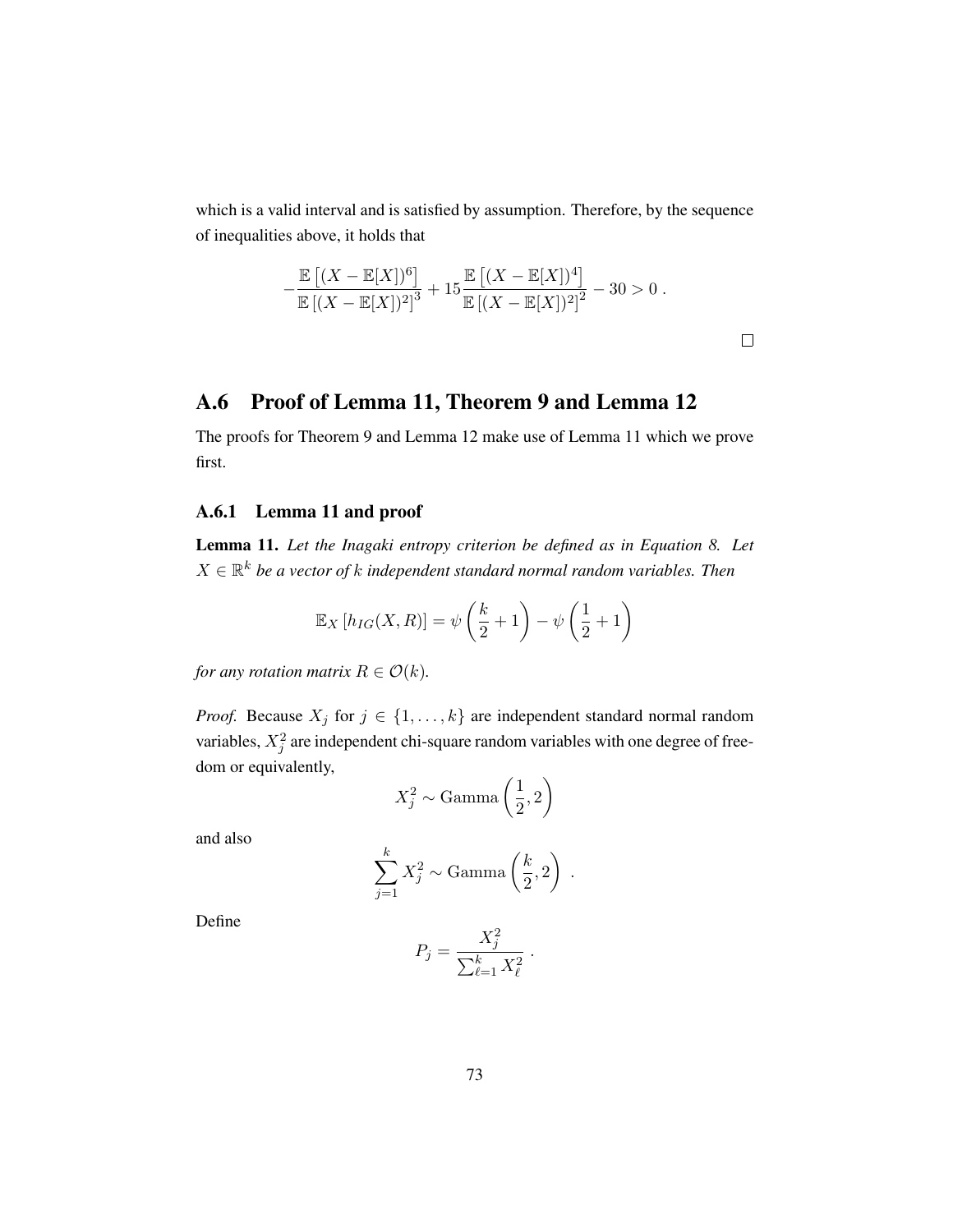which is a valid interval and is satisfied by assumption. Therefore, by the sequence of inequalities above, it holds that

$$
-\frac{\mathbb{E}\left[(X-\mathbb{E}[X])^6\right]}{\mathbb{E}\left[(X-\mathbb{E}[X])^2\right]^3}+15\frac{\mathbb{E}\left[(X-\mathbb{E}[X])^4\right]}{\mathbb{E}\left[(X-\mathbb{E}[X])^2\right]^2}-30>0\ .
$$

□

## A.6 Proof of Lemma 11, Theorem 9 and Lemma 12

The proofs for Theorem 9 and Lemma 12 make use of Lemma 11 which we prove first.

### A.6.1 Lemma 11 and proof

**Lemma 11.** *Let the Inagaki entropy criterion be defined as in Equation 8. Let $X \in \mathbb{R}^k$ be a vector of $k$ independent standard normal random variables. Then*

$$
\mathbb{E}_X\left[h_{IG}(X,R)\right]=\psi\left(\frac{k}{2}+1\right)-\psi\left(\frac{1}{2}+1\right)
$$

*for any rotation matrix $R \in \mathcal{O}(k)$.*

*Proof.* Because $X_j$ for $j \in \{1,\ldots,k\}$ are independent standard normal random variables, $X_j^2$ are independent chi-square random variables with one degree of freedom or equivalently,

$$
X_j^2 \sim \mathrm{Gamma}\left(\frac{1}{2},2\right)
$$

and also

$$
\sum_{j=1}^{k} X_j^2 \sim \mathrm{Gamma}\left(\frac{k}{2},2\right)\ .
$$

Define

$$
P_j=\frac{X_j^2}{\sum_{\ell=1}^{k} X_\ell^2}\ .
$$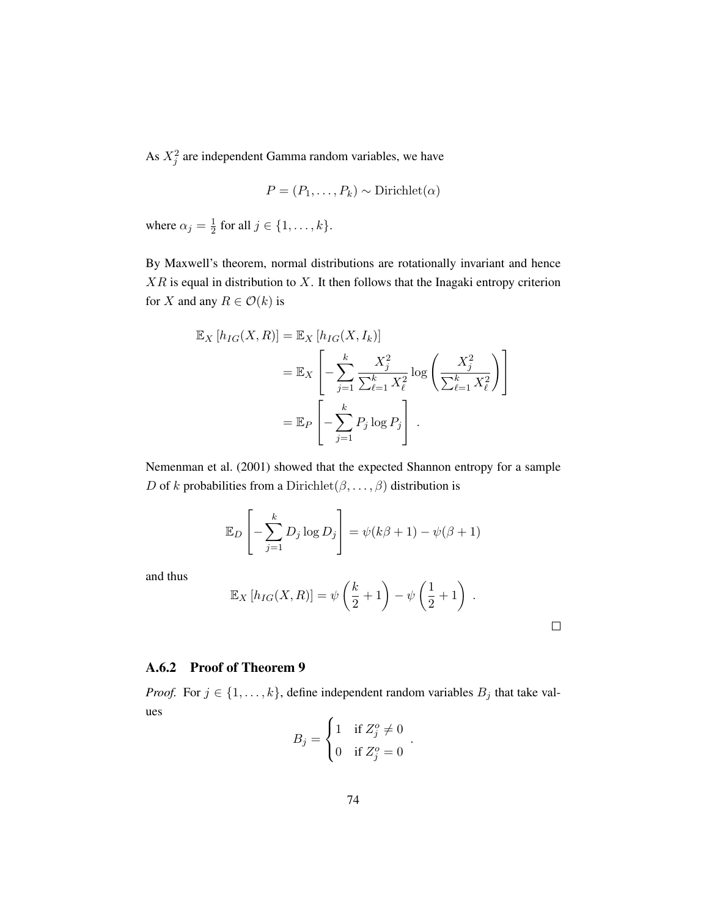As $X_j^2$ are independent Gamma random variables, we have

$$P = (P_1, \dots, P_k) \sim \text{Dirichlet}(\alpha)$$

where $\alpha_j = \frac{1}{2}$ for all $j \in \{1, \dots, k\}$.

By Maxwell's theorem, normal distributions are rotationally invariant and hence $XR$ is equal in distribution to $X$. It then follows that the Inagaki entropy criterion for $X$ and any $R \in \mathcal{O}(k)$ is

$$\begin{aligned}
\mathbb{E}_X \left[ h_{IG}(X, R) \right] &= \mathbb{E}_X \left[ h_{IG}(X, I_k) \right] \\
&= \mathbb{E}_X \left[ - \sum_{j=1}^{k} \frac{X_j^2}{\sum_{\ell=1}^{k} X_\ell^2} \log \left( \frac{X_j^2}{\sum_{\ell=1}^{k} X_\ell^2} \right) \right] \\
&= \mathbb{E}_P \left[ - \sum_{j=1}^{k} P_j \log P_j \right] .
\end{aligned}$$

Nemenman et al. (2001) showed that the expected Shannon entropy for a sample $D$ of $k$ probabilities from a $\text{Dirichlet}(\beta, \dots, \beta)$ distribution is

$$\mathbb{E}_D \left[ - \sum_{j=1}^{k} D_j \log D_j \right] = \psi(k\beta + 1) - \psi(\beta + 1)$$

and thus

$$\mathbb{E}_X \left[ h_{IG}(X, R) \right] = \psi \left( \frac{k}{2} + 1 \right) - \psi \left( \frac{1}{2} + 1 \right) .$$

□

### A.6.2 Proof of Theorem 9

*Proof.* For $j \in \{1, \dots, k\}$, define independent random variables $B_j$ that take values

$$B_j = \begin{cases} 1 & \text{if } Z_j^o \neq 0 \\ 0 & \text{if } Z_j^o = 0 \end{cases} .$$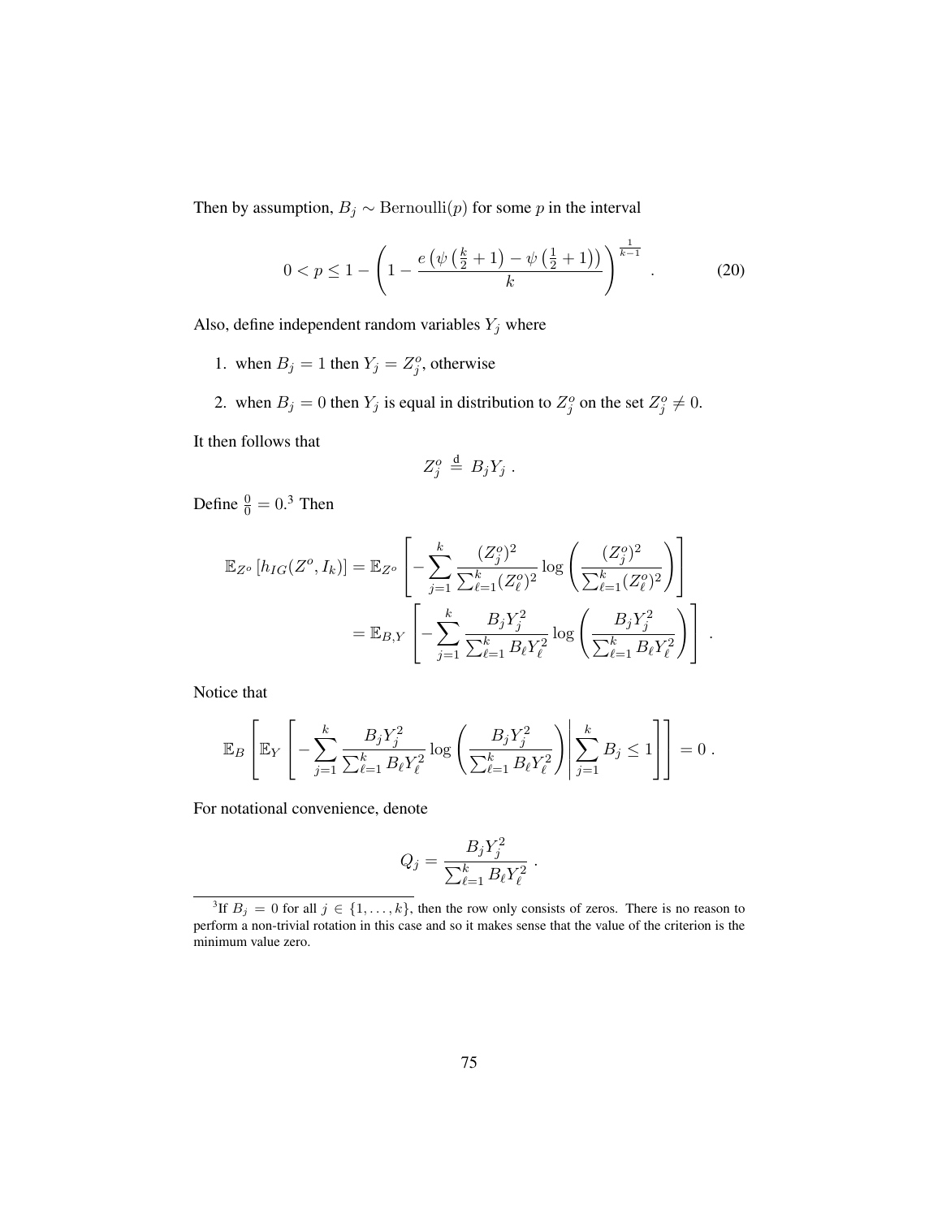Then by assumption, $B_j \sim \text{Bernoulli}(p)$ for some $p$ in the interval

$$0 < p \leq 1 - \left(1 - \frac{e\left(\psi\left(\frac{k}{2}+1\right) - \psi\left(\frac{1}{2}+1\right)\right)}{k}\right)^{\frac{1}{k-1}} . \tag{20}$$

Also, define independent random variables $Y_j$ where

1. when $B_j = 1$ then $Y_j = Z_j^o$, otherwise
2. when $B_j = 0$ then $Y_j$ is equal in distribution to $Z_j^o$ on the set $Z_j^o \neq 0$.

It then follows that

$$Z_j^o \overset{\text{d}}{=} B_j Y_j \ .$$

Define $\frac{0}{0} = 0$.[3] Then

$$\begin{aligned}
\mathbb{E}_{Z^o}\left[h_{IG}(Z^o, I_k)\right] &= \mathbb{E}_{Z^o}\left[-\sum_{j=1}^{k} \frac{(Z_j^o)^2}{\sum_{\ell=1}^{k}(Z_\ell^o)^2} \log\left(\frac{(Z_j^o)^2}{\sum_{\ell=1}^{k}(Z_\ell^o)^2}\right)\right] \\
&= \mathbb{E}_{B,Y}\left[-\sum_{j=1}^{k} \frac{B_j Y_j^2}{\sum_{\ell=1}^{k} B_\ell Y_\ell^2} \log\left(\frac{B_j Y_j^2}{\sum_{\ell=1}^{k} B_\ell Y_\ell^2}\right)\right] .
\end{aligned}$$

Notice that

$$\mathbb{E}_{B}\left[\mathbb{E}_{Y}\left[-\sum_{j=1}^{k} \frac{B_j Y_j^2}{\sum_{\ell=1}^{k} B_\ell Y_\ell^2} \log\left(\frac{B_j Y_j^2}{\sum_{\ell=1}^{k} B_\ell Y_\ell^2}\right) \middle| \sum_{j=1}^{k} B_j \leq 1\right]\right] = 0 \ .$$

For notational convenience, denote

$$Q_j = \frac{B_j Y_j^2}{\sum_{\ell=1}^{k} B_\ell Y_\ell^2} \ .$$

[3] If $B_j = 0$ for all $j \in \{1, \ldots, k\}$, then the row only consists of zeros. There is no reason to perform a non-trivial rotation in this case and so it makes sense that the value of the criterion is the minimum value zero.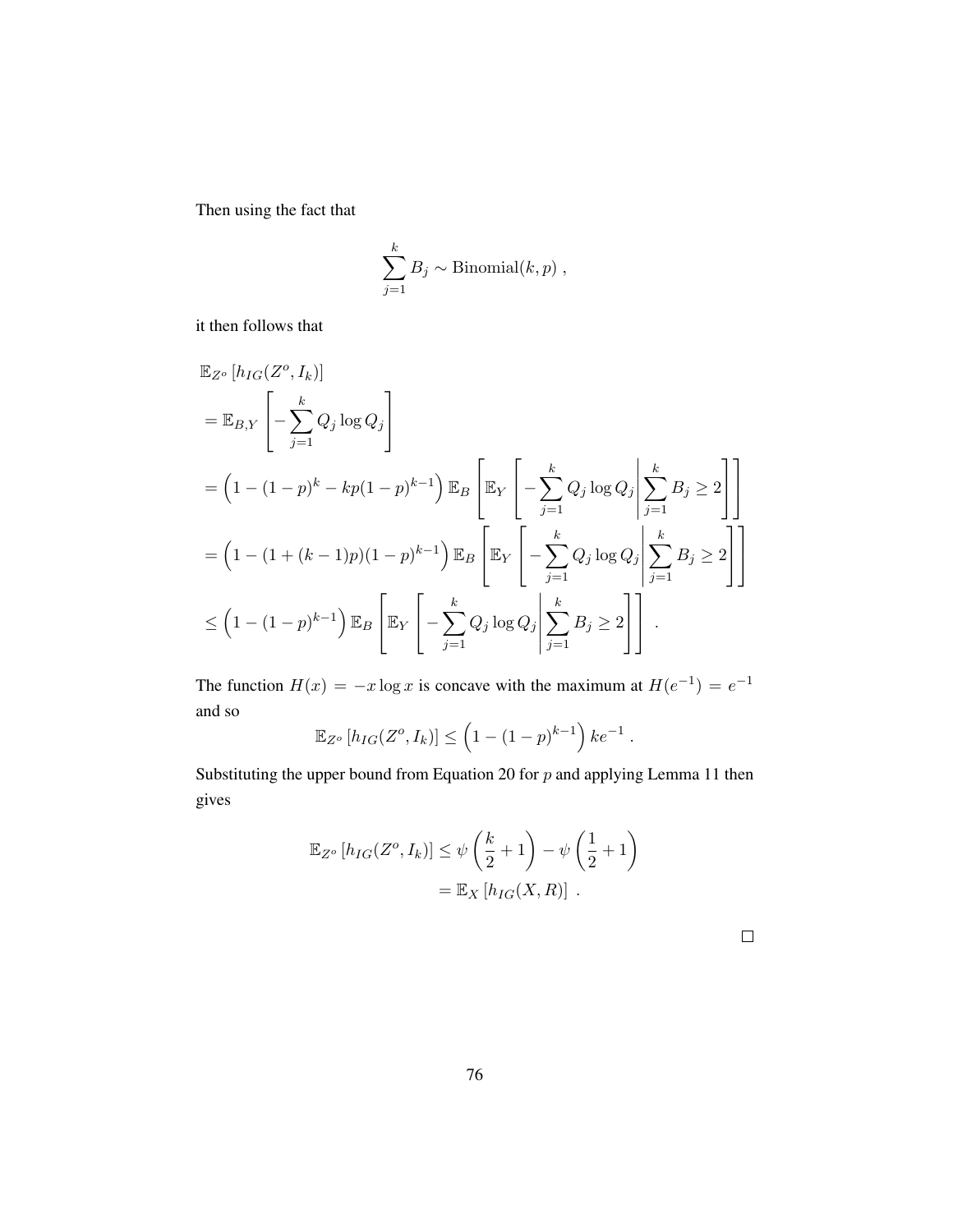Then using the fact that

$$\sum_{j=1}^{k} B_j \sim \text{Binomial}(k, p) \ ,$$

it then follows that

$$
\begin{aligned}
&\mathbb{E}_{Z^o}\left[h_{IG}(Z^o, I_k)\right] \\
&= \mathbb{E}_{B,Y}\left[-\sum_{j=1}^{k} Q_j \log Q_j\right] \\
&= \left(1 - (1-p)^k - kp(1-p)^{k-1}\right) \mathbb{E}_B\left[\mathbb{E}_Y\left[-\sum_{j=1}^{k} Q_j \log Q_j \middle| \sum_{j=1}^{k} B_j \geq 2\right]\right] \\
&= \left(1 - (1 + (k-1)p)(1-p)^{k-1}\right) \mathbb{E}_B\left[\mathbb{E}_Y\left[-\sum_{j=1}^{k} Q_j \log Q_j \middle| \sum_{j=1}^{k} B_j \geq 2\right]\right] \\
&\leq \left(1 - (1-p)^{k-1}\right) \mathbb{E}_B\left[\mathbb{E}_Y\left[-\sum_{j=1}^{k} Q_j \log Q_j \middle| \sum_{j=1}^{k} B_j \geq 2\right]\right] \ .
\end{aligned}
$$

The function $H(x) = -x \log x$ is concave with the maximum at $H(e^{-1}) = e^{-1}$ and so

$$\mathbb{E}_{Z^o}\left[h_{IG}(Z^o, I_k)\right] \leq \left(1 - (1-p)^{k-1}\right) ke^{-1} \ .$$

Substituting the upper bound from Equation 20 for $p$ and applying Lemma 11 then gives

$$
\begin{aligned}
\mathbb{E}_{Z^o}\left[h_{IG}(Z^o, I_k)\right] &\leq \psi\left(\frac{k}{2} + 1\right) - \psi\left(\frac{1}{2} + 1\right) \\
&= \mathbb{E}_X\left[h_{IG}(X, R)\right] \ .
\end{aligned}
$$

□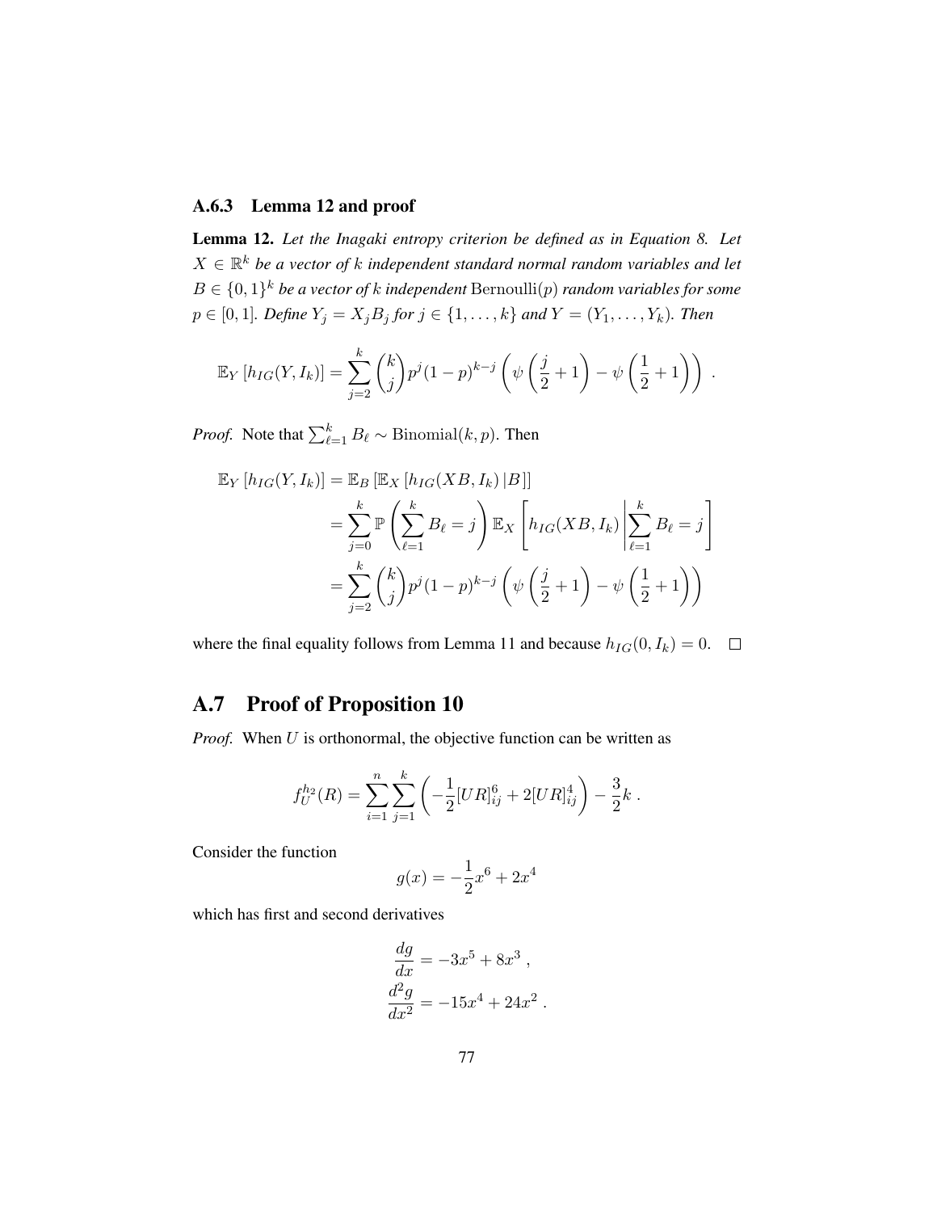### A.6.3 Lemma 12 and proof

**Lemma 12.** *Let the Inagaki entropy criterion be defined as in Equation 8. Let $X \in \mathbb{R}^k$ be a vector of $k$ independent standard normal random variables and let $B \in \{0,1\}^k$ be a vector of $k$ independent* $\text{Bernoulli}(p)$ *random variables for some $p \in [0,1]$. Define $Y_j = X_j B_j$ for $j \in \{1, \dots, k\}$ and $Y = (Y_1, \dots, Y_k)$. Then*

$$\mathbb{E}_Y \left[ h_{IG}(Y, I_k) \right] = \sum_{j=2}^{k} \binom{k}{j} p^j (1-p)^{k-j} \left( \psi\left(\frac{j}{2}+1\right) - \psi\left(\frac{1}{2}+1\right) \right) .$$

*Proof.* Note that $\sum_{\ell=1}^{k} B_\ell \sim \text{Binomial}(k,p)$. Then

$$\begin{aligned}
\mathbb{E}_Y \left[ h_{IG}(Y, I_k) \right] &= \mathbb{E}_B \left[ \mathbb{E}_X \left[ h_{IG}(XB, I_k) \,|B \right] \right] \\
&= \sum_{j=0}^{k} \mathbb{P}\left( \sum_{\ell=1}^{k} B_\ell = j \right) \mathbb{E}_X \left[ h_{IG}(XB, I_k) \middle| \sum_{\ell=1}^{k} B_\ell = j \right] \\
&= \sum_{j=2}^{k} \binom{k}{j} p^j (1-p)^{k-j} \left( \psi\left(\frac{j}{2}+1\right) - \psi\left(\frac{1}{2}+1\right) \right)
\end{aligned}$$

where the final equality follows from Lemma 11 and because $h_{IG}(0, I_k) = 0$. □

## A.7 Proof of Proposition 10

*Proof.* When $U$ is orthonormal, the objective function can be written as

$$f_U^{h_2}(R) = \sum_{i=1}^{n} \sum_{j=1}^{k} \left( -\frac{1}{2}[UR]_{ij}^6 + 2[UR]_{ij}^4 \right) - \frac{3}{2}k \, .$$

Consider the function

$$g(x) = -\frac{1}{2}x^6 + 2x^4$$

which has first and second derivatives

$$\begin{aligned}
\frac{dg}{dx} &= -3x^5 + 8x^3 \, , \\
\frac{d^2 g}{dx^2} &= -15x^4 + 24x^2 \, .
\end{aligned}$$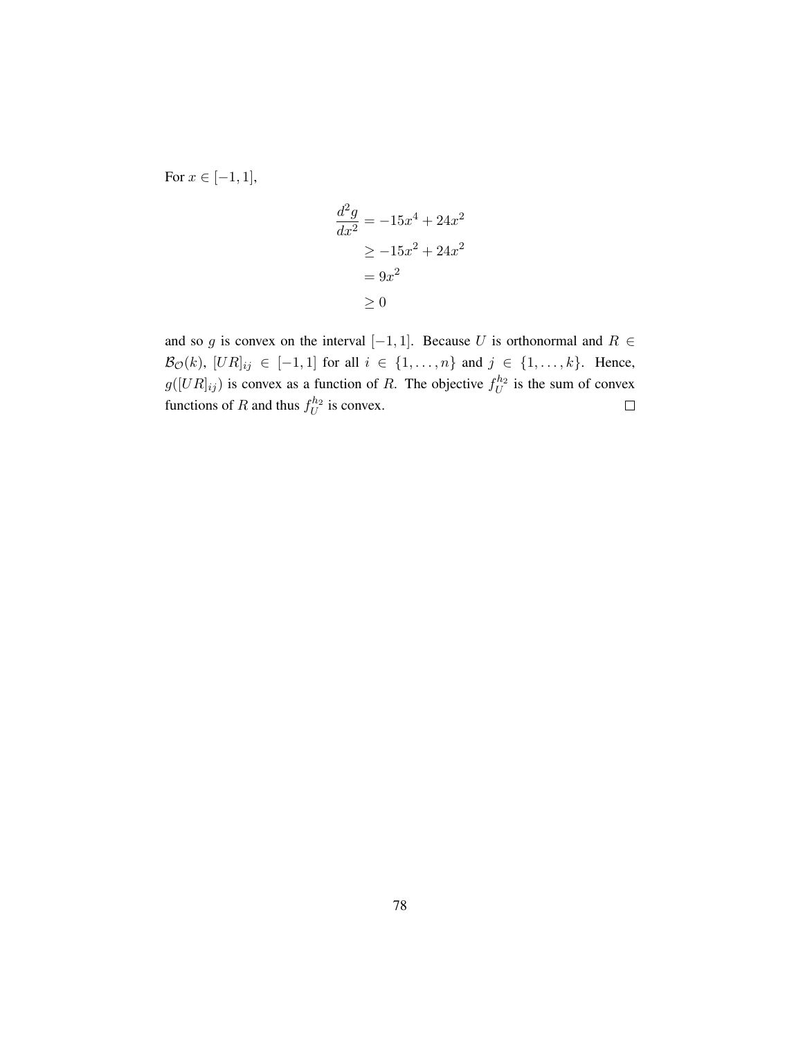For $x \in [-1, 1]$,

$$
\begin{aligned}
\frac{d^2 g}{dx^2} &= -15x^4 + 24x^2 \\
&\geq -15x^2 + 24x^2 \\
&= 9x^2 \\
&\geq 0
\end{aligned}
$$

and so $g$ is convex on the interval $[-1, 1]$. Because $U$ is orthonormal and $R \in \mathcal{B}_{\mathcal{O}}(k)$, $[UR]_{ij} \in [-1, 1]$ for all $i \in \{1, \ldots, n\}$ and $j \in \{1, \ldots, k\}$. Hence, $g([UR]_{ij})$ is convex as a function of $R$. The objective $f_U^{h_2}$ is the sum of convex functions of $R$ and thus $f_U^{h_2}$ is convex. $\square$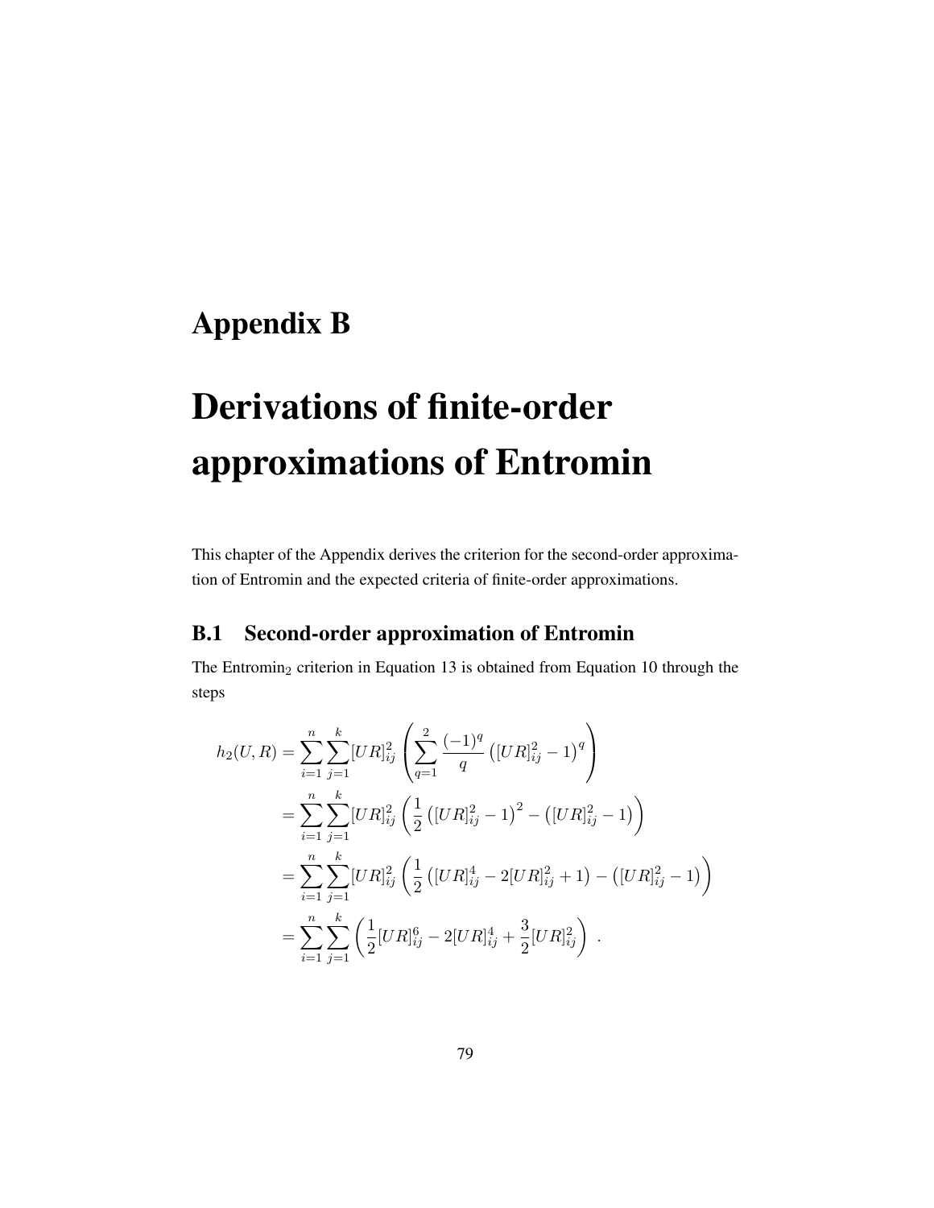# Appendix B

# Derivations of finite-order approximations of Entromin

This chapter of the Appendix derives the criterion for the second-order approximation of Entromin and the expected criteria of finite-order approximations.

## B.1 Second-order approximation of Entromin

The $\text{Entromin}_2$ criterion in Equation 13 is obtained from Equation 10 through the steps

$$
\begin{aligned}
h_2(U,R) &= \sum_{i=1}^{n}\sum_{j=1}^{k}[UR]_{ij}^2\left(\sum_{q=1}^{2}\frac{(-1)^q}{q}\left([UR]_{ij}^2-1\right)^q\right)\\
&= \sum_{i=1}^{n}\sum_{j=1}^{k}[UR]_{ij}^2\left(\frac{1}{2}\left([UR]_{ij}^2-1\right)^2-\left([UR]_{ij}^2-1\right)\right)\\
&= \sum_{i=1}^{n}\sum_{j=1}^{k}[UR]_{ij}^2\left(\frac{1}{2}\left([UR]_{ij}^4-2[UR]_{ij}^2+1\right)-\left([UR]_{ij}^2-1\right)\right)\\
&= \sum_{i=1}^{n}\sum_{j=1}^{k}\left(\frac{1}{2}[UR]_{ij}^6-2[UR]_{ij}^4+\frac{3}{2}[UR]_{ij}^2\right) .
\end{aligned}
$$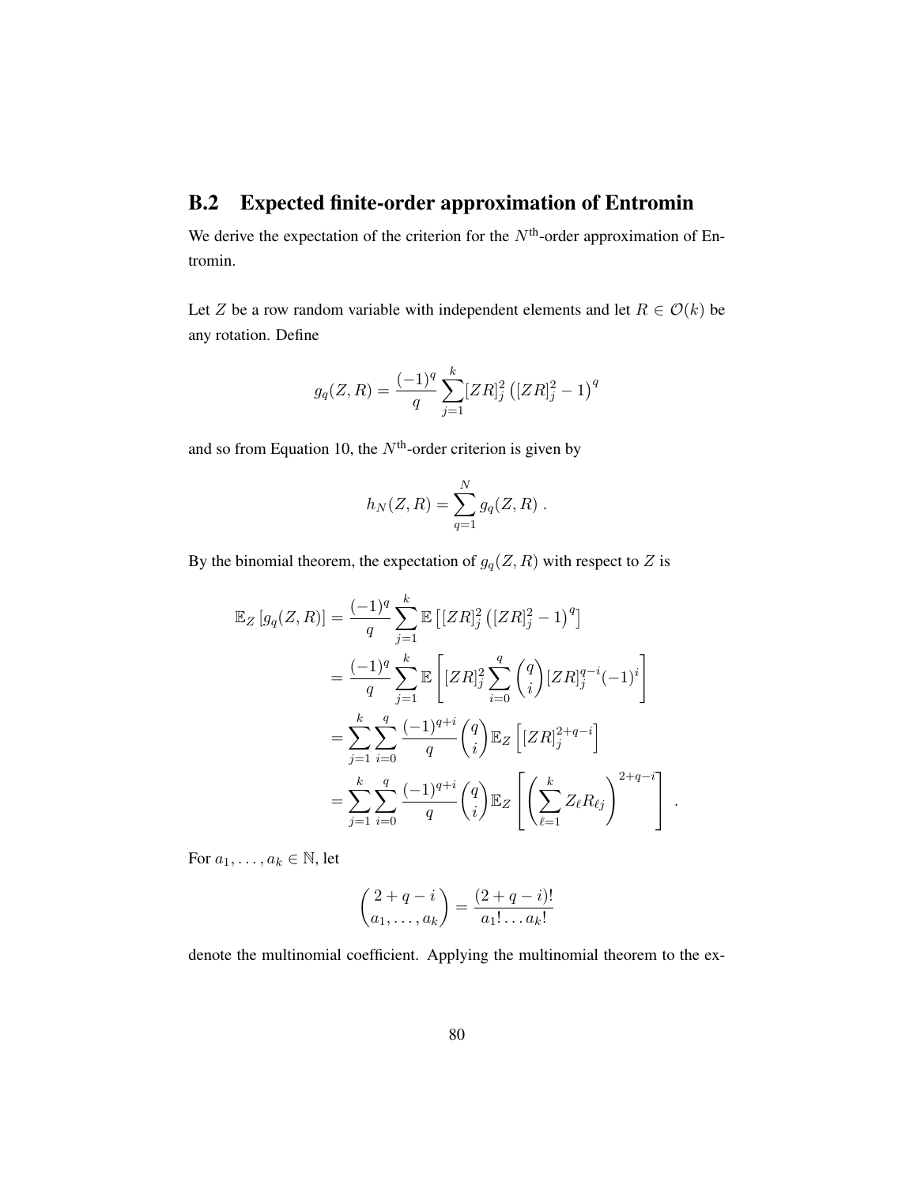## B.2 Expected finite-order approximation of Entromin

We derive the expectation of the criterion for the $N^{\text{th}}$-order approximation of Entromin.

Let $Z$ be a row random variable with independent elements and let $R \in \mathcal{O}(k)$ be any rotation. Define

$$
g_q(Z, R) = \frac{(-1)^q}{q} \sum_{j=1}^{k} [ZR]_j^2 \left( [ZR]_j^2 - 1 \right)^q
$$

and so from Equation 10, the $N^{\text{th}}$-order criterion is given by

$$
h_N(Z, R) = \sum_{q=1}^{N} g_q(Z, R) \; .
$$

By the binomial theorem, the expectation of $g_q(Z, R)$ with respect to $Z$ is

$$
\begin{aligned}
\mathbb{E}_Z \left[ g_q(Z, R) \right] &= \frac{(-1)^q}{q} \sum_{j=1}^{k} \mathbb{E} \left[ [ZR]_j^2 \left( [ZR]_j^2 - 1 \right)^q \right] \\
&= \frac{(-1)^q}{q} \sum_{j=1}^{k} \mathbb{E} \left[ [ZR]_j^2 \sum_{i=0}^{q} \binom{q}{i} [ZR]_j^{q-i} (-1)^i \right] \\
&= \sum_{j=1}^{k} \sum_{i=0}^{q} \frac{(-1)^{q+i}}{q} \binom{q}{i} \mathbb{E}_Z \left[ [ZR]_j^{2+q-i} \right] \\
&= \sum_{j=1}^{k} \sum_{i=0}^{q} \frac{(-1)^{q+i}}{q} \binom{q}{i} \mathbb{E}_Z \left[ \left( \sum_{\ell=1}^{k} Z_\ell R_{\ell j} \right)^{2+q-i} \right] \; .
\end{aligned}
$$

For $a_1, \ldots, a_k \in \mathbb{N}$, let

$$
\binom{2+q-i}{a_1, \ldots, a_k} = \frac{(2+q-i)!}{a_1! \ldots a_k!}
$$

denote the multinomial coefficient. Applying the multinomial theorem to the ex-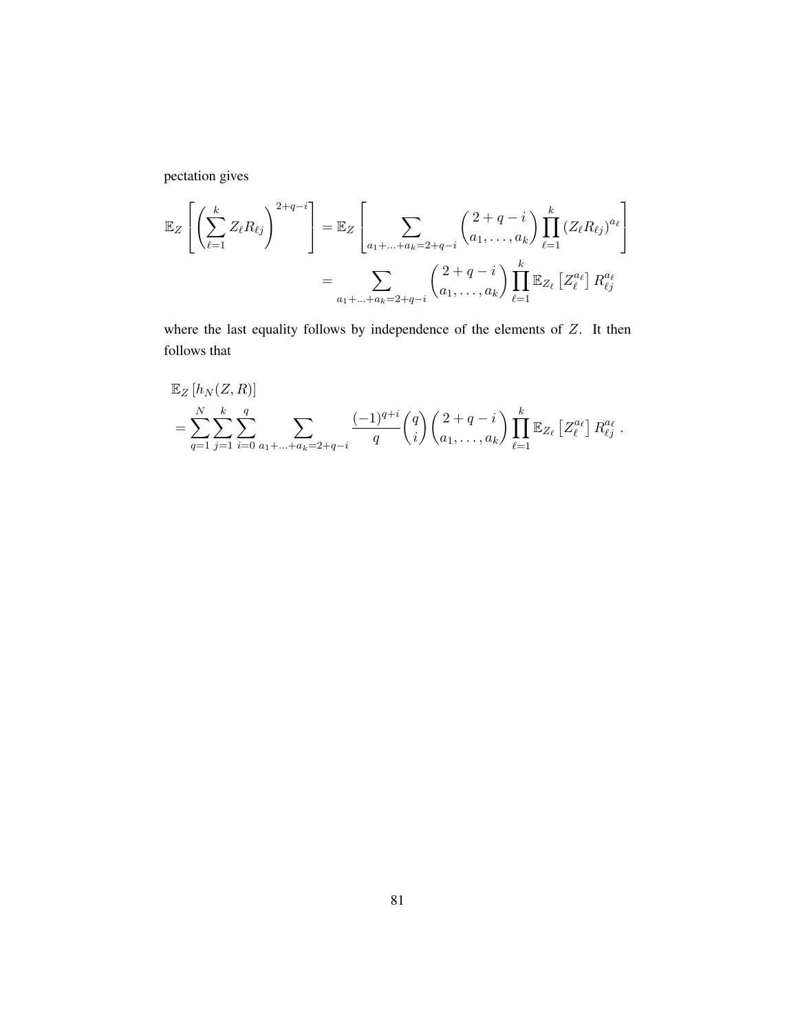pectation gives

$$
\begin{aligned}
\mathbb{E}_Z\left[\left(\sum_{\ell=1}^{k} Z_\ell R_{\ell j}\right)^{2+q-i}\right] &= \mathbb{E}_Z\left[\sum_{a_1+\ldots+a_k=2+q-i} \binom{2+q-i}{a_1,\ldots,a_k} \prod_{\ell=1}^{k} (Z_\ell R_{\ell j})^{a_\ell}\right] \\
&= \sum_{a_1+\ldots+a_k=2+q-i} \binom{2+q-i}{a_1,\ldots,a_k} \prod_{\ell=1}^{k} \mathbb{E}_{Z_\ell}\left[Z_\ell^{a_\ell}\right] R_{\ell j}^{a_\ell}
\end{aligned}
$$

where the last equality follows by independence of the elements of $Z$. It then follows that

$$
\begin{aligned}
&\mathbb{E}_Z\left[h_N(Z,R)\right] \\
&= \sum_{q=1}^{N}\sum_{j=1}^{k}\sum_{i=0}^{q} \sum_{a_1+\ldots+a_k=2+q-i} \frac{(-1)^{q+i}}{q}\binom{q}{i}\binom{2+q-i}{a_1,\ldots,a_k} \prod_{\ell=1}^{k} \mathbb{E}_{Z_\ell}\left[Z_\ell^{a_\ell}\right] R_{\ell j}^{a_\ell}\,.
\end{aligned}
$$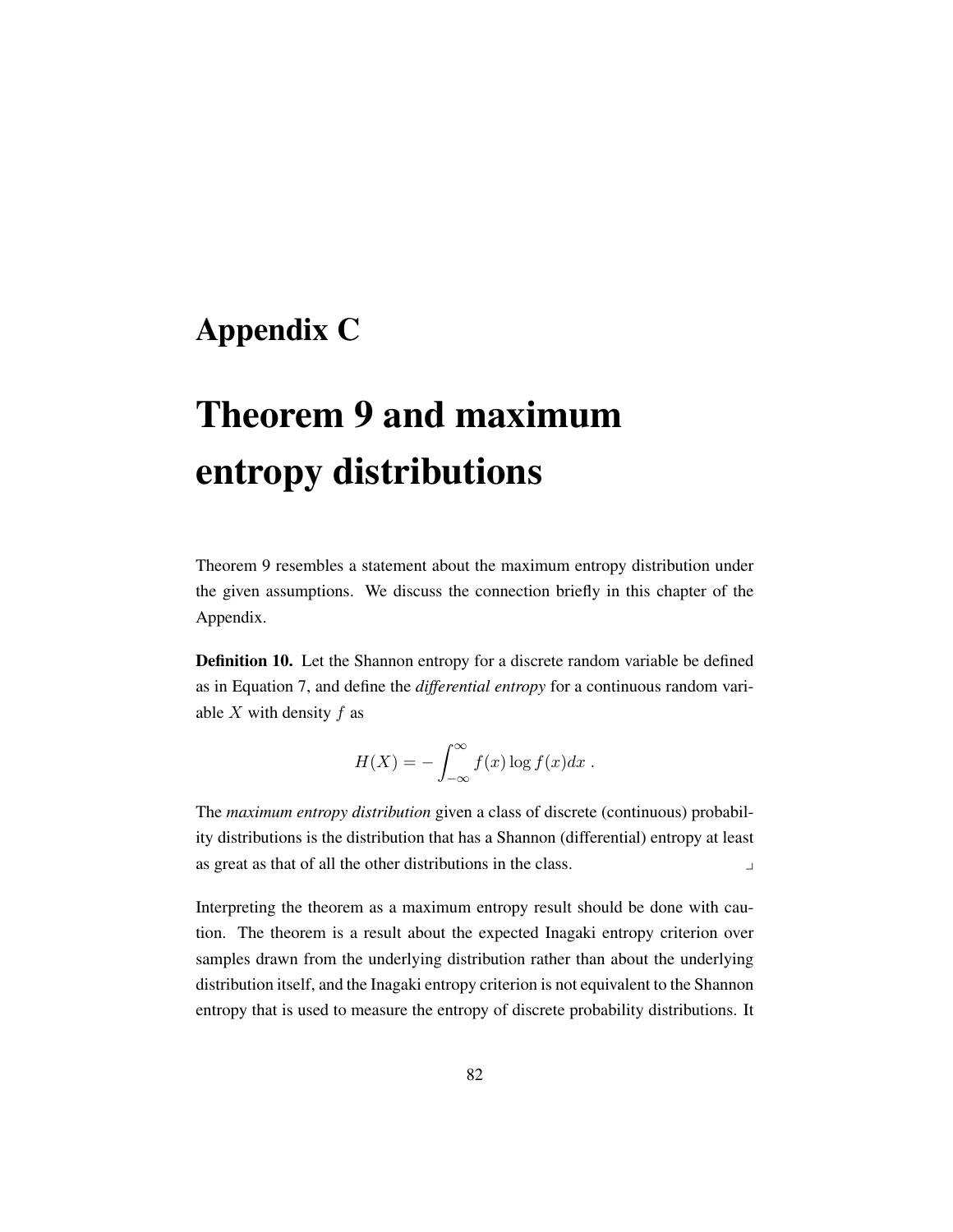# Appendix C

# Theorem 9 and maximum entropy distributions

Theorem 9 resembles a statement about the maximum entropy distribution under the given assumptions. We discuss the connection briefly in this chapter of the Appendix.

**Definition 10.** Let the Shannon entropy for a discrete random variable be defined as in Equation 7, and define the *differential entropy* for a continuous random variable $X$ with density $f$ as

$$H(X) = -\int_{-\infty}^{\infty} f(x) \log f(x) dx \ .$$

The *maximum entropy distribution* given a class of discrete (continuous) probability distributions is the distribution that has a Shannon (differential) entropy at least as great as that of all the other distributions in the class. ⌟

Interpreting the theorem as a maximum entropy result should be done with caution. The theorem is a result about the expected Inagaki entropy criterion over samples drawn from the underlying distribution rather than about the underlying distribution itself, and the Inagaki entropy criterion is not equivalent to the Shannon entropy that is used to measure the entropy of discrete probability distributions. It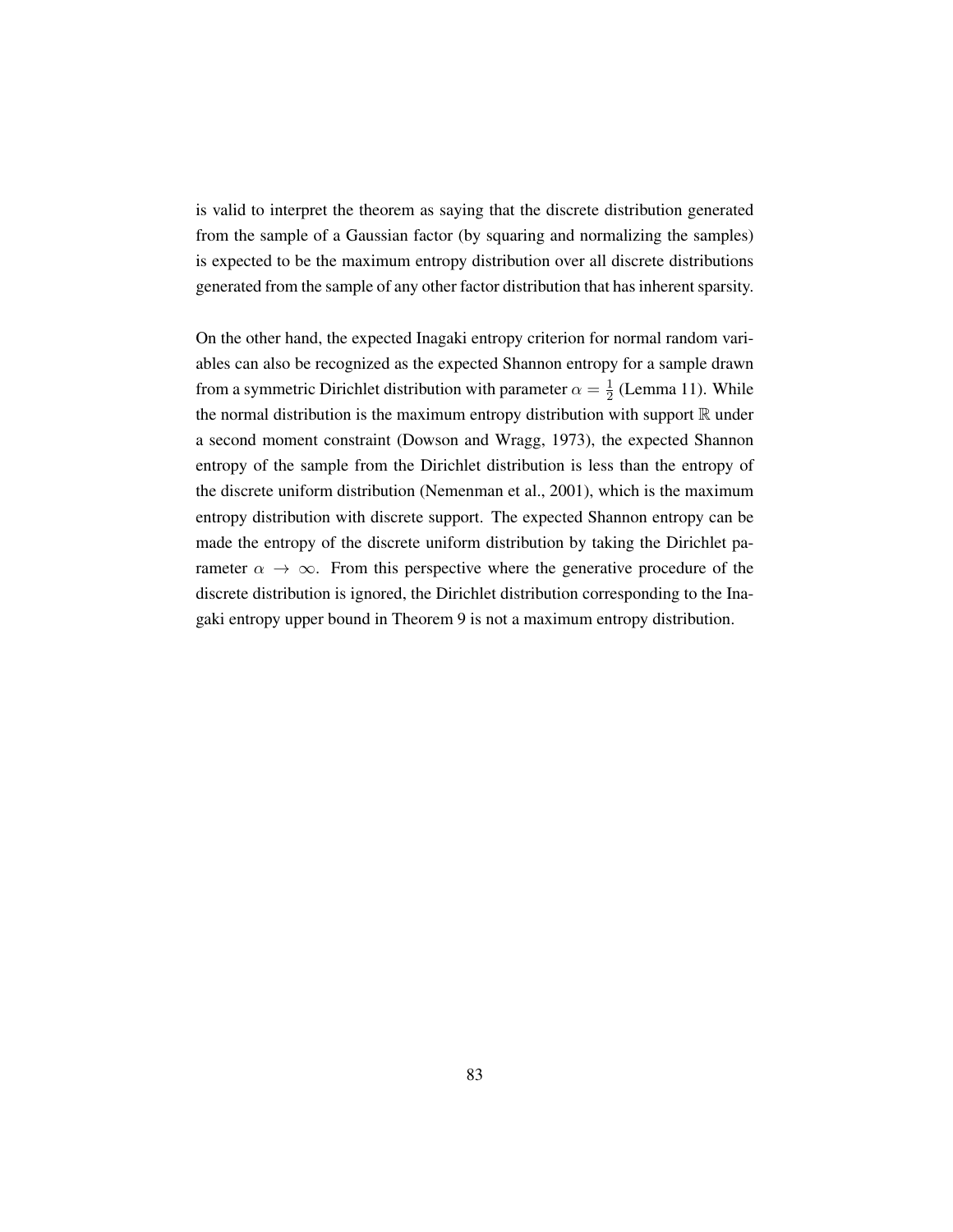is valid to interpret the theorem as saying that the discrete distribution generated from the sample of a Gaussian factor (by squaring and normalizing the samples) is expected to be the maximum entropy distribution over all discrete distributions generated from the sample of any other factor distribution that has inherent sparsity.

On the other hand, the expected Inagaki entropy criterion for normal random variables can also be recognized as the expected Shannon entropy for a sample drawn from a symmetric Dirichlet distribution with parameter $\alpha = \frac{1}{2}$ (Lemma 11). While the normal distribution is the maximum entropy distribution with support $\mathbb{R}$ under a second moment constraint (Dowson and Wragg, 1973), the expected Shannon entropy of the sample from the Dirichlet distribution is less than the entropy of the discrete uniform distribution (Nemenman et al., 2001), which is the maximum entropy distribution with discrete support. The expected Shannon entropy can be made the entropy of the discrete uniform distribution by taking the Dirichlet parameter $\alpha \to \infty$. From this perspective where the generative procedure of the discrete distribution is ignored, the Dirichlet distribution corresponding to the Inagaki entropy upper bound in Theorem 9 is not a maximum entropy distribution.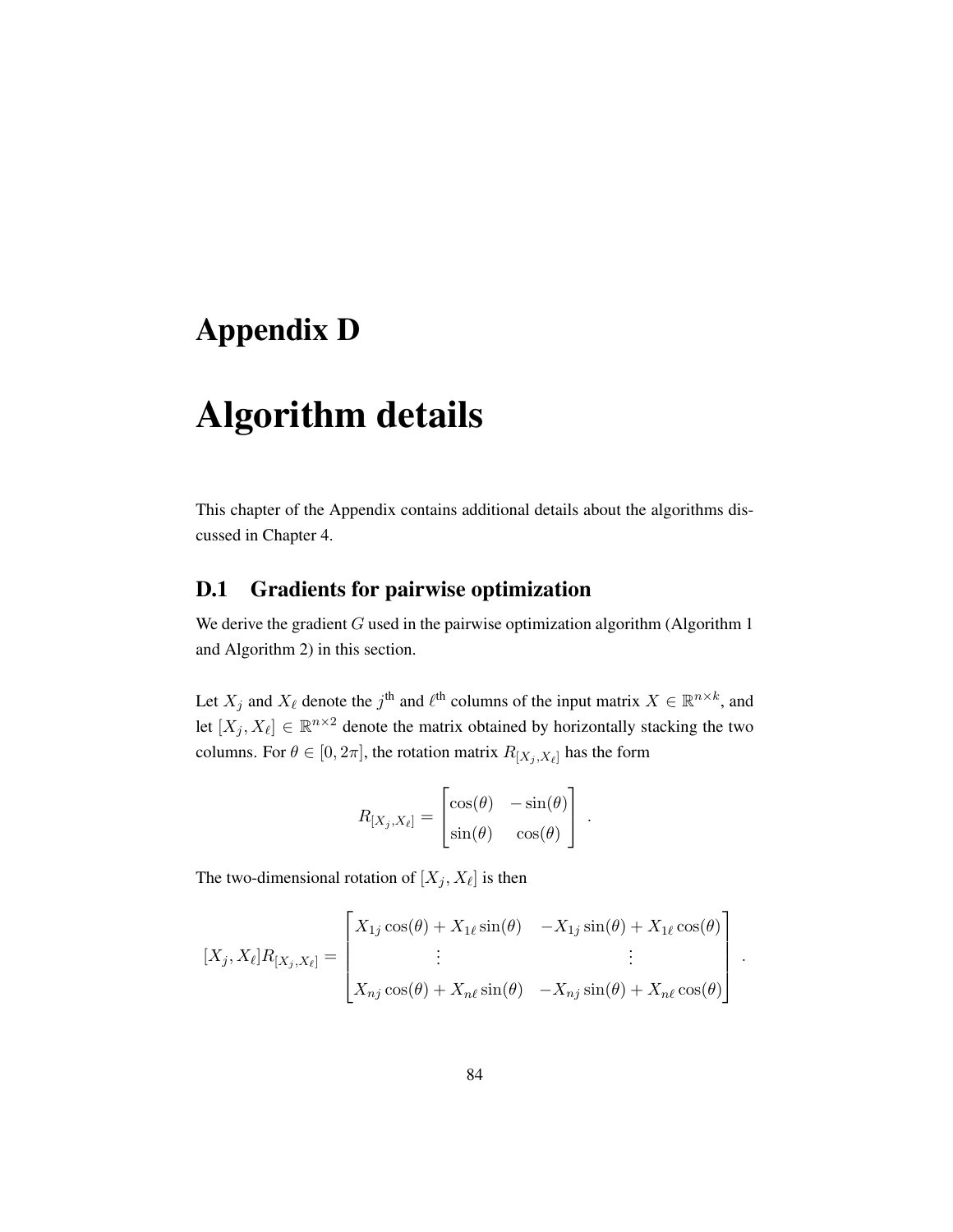# Appendix D

# Algorithm details

This chapter of the Appendix contains additional details about the algorithms discussed in Chapter 4.

## D.1 Gradients for pairwise optimization

We derive the gradient $G$ used in the pairwise optimization algorithm (Algorithm 1 and Algorithm 2) in this section.

Let $X_j$ and $X_\ell$ denote the $j^{\text{th}}$ and $\ell^{\text{th}}$ columns of the input matrix $X \in \mathbb{R}^{n \times k}$, and let $[X_j, X_\ell] \in \mathbb{R}^{n \times 2}$ denote the matrix obtained by horizontally stacking the two columns. For $\theta \in [0, 2\pi]$, the rotation matrix $R_{[X_j, X_\ell]}$ has the form

$$R_{[X_j, X_\ell]} = \begin{bmatrix} \cos(\theta) & -\sin(\theta) \\ \sin(\theta) & \cos(\theta) \end{bmatrix} .$$

The two-dimensional rotation of $[X_j, X_\ell]$ is then

$$[X_j, X_\ell] R_{[X_j, X_\ell]} = \begin{bmatrix} X_{1j}\cos(\theta) + X_{1\ell}\sin(\theta) & -X_{1j}\sin(\theta) + X_{1\ell}\cos(\theta) \\ \vdots & \vdots \\ X_{nj}\cos(\theta) + X_{n\ell}\sin(\theta) & -X_{nj}\sin(\theta) + X_{n\ell}\cos(\theta) \end{bmatrix} .$$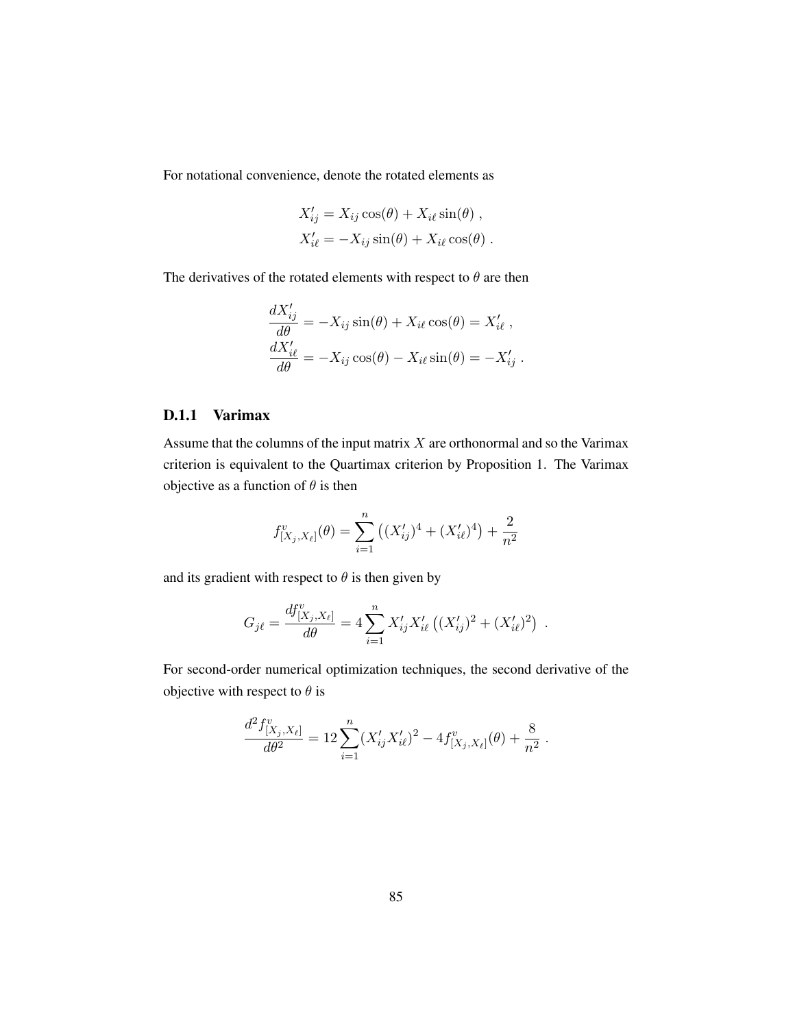For notational convenience, denote the rotated elements as

$$
\begin{aligned}
X'_{ij} &= X_{ij}\cos(\theta) + X_{i\ell}\sin(\theta) \ , \\
X'_{i\ell} &= -X_{ij}\sin(\theta) + X_{i\ell}\cos(\theta) \ .
\end{aligned}
$$

The derivatives of the rotated elements with respect to $\theta$ are then

$$
\begin{aligned}
\frac{dX'_{ij}}{d\theta} &= -X_{ij}\sin(\theta) + X_{i\ell}\cos(\theta) = X'_{i\ell} \ , \\
\frac{dX'_{i\ell}}{d\theta} &= -X_{ij}\cos(\theta) - X_{i\ell}\sin(\theta) = -X'_{ij} \ .
\end{aligned}
$$

### D.1.1 Varimax

Assume that the columns of the input matrix $X$ are orthonormal and so the Varimax criterion is equivalent to the Quartimax criterion by Proposition 1. The Varimax objective as a function of $\theta$ is then

$$
f^{v}_{[X_j,X_\ell]}(\theta) = \sum_{i=1}^{n} \left( (X'_{ij})^4 + (X'_{i\ell})^4 \right) + \frac{2}{n^2}
$$

and its gradient with respect to $\theta$ is then given by

$$
G_{j\ell} = \frac{df^{v}_{[X_j,X_\ell]}}{d\theta} = 4\sum_{i=1}^{n} X'_{ij}X'_{i\ell}\left( (X'_{ij})^2 + (X'_{i\ell})^2 \right) \ .
$$

For second-order numerical optimization techniques, the second derivative of the objective with respect to $\theta$ is

$$
\frac{d^2 f^{v}_{[X_j,X_\ell]}}{d\theta^2} = 12\sum_{i=1}^{n} (X'_{ij}X'_{i\ell})^2 - 4f^{v}_{[X_j,X_\ell]}(\theta) + \frac{8}{n^2} \ .
$$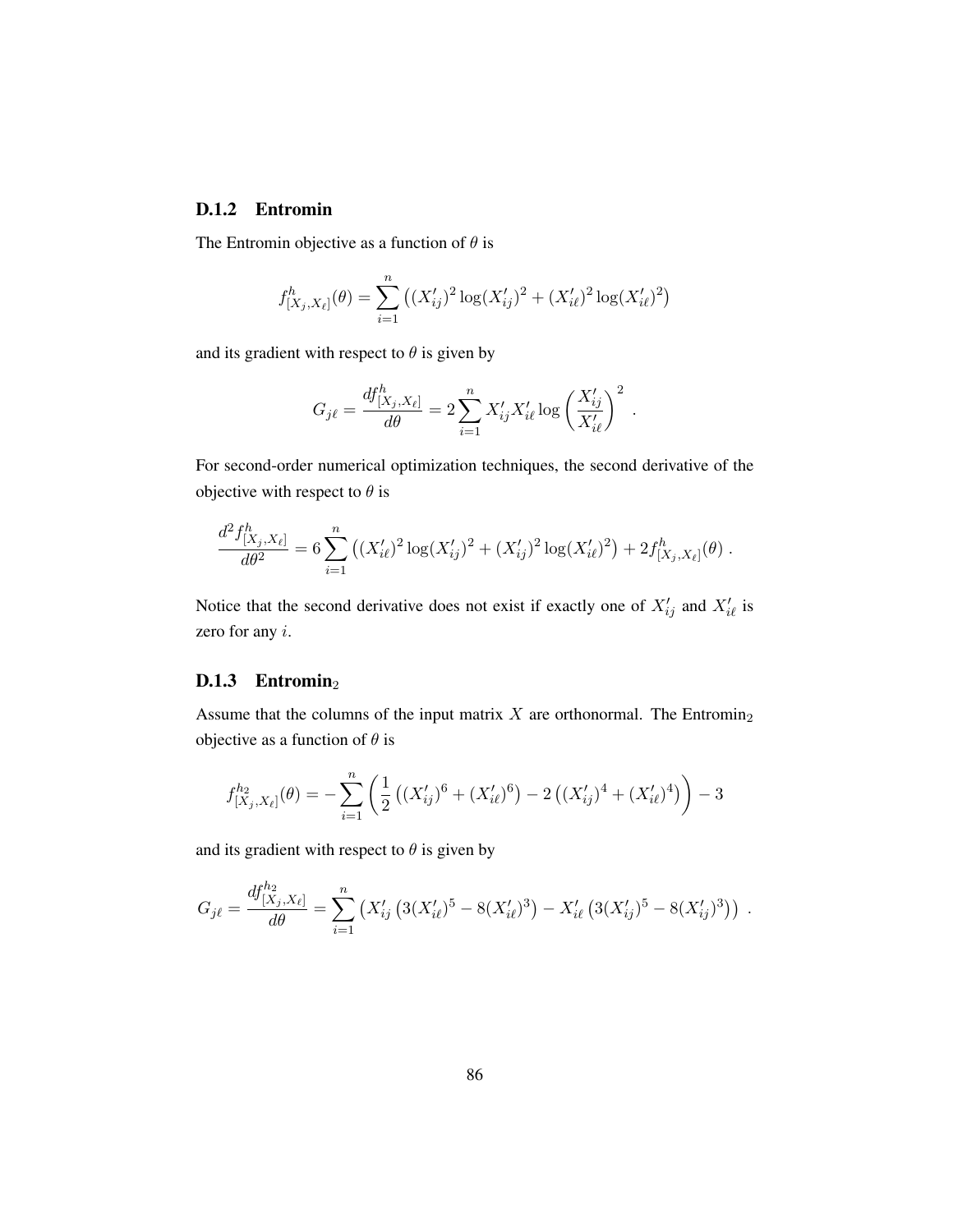### D.1.2 Entromin

The Entromin objective as a function of $\theta$ is

$$f^{h}_{[X_j, X_\ell]}(\theta) = \sum_{i=1}^{n} \left( (X'_{ij})^2 \log(X'_{ij})^2 + (X'_{i\ell})^2 \log(X'_{i\ell})^2 \right)$$

and its gradient with respect to $\theta$ is given by

$$G_{j\ell} = \frac{df^{h}_{[X_j, X_\ell]}}{d\theta} = 2 \sum_{i=1}^{n} X'_{ij} X'_{i\ell} \log \left( \frac{X'_{ij}}{X'_{i\ell}} \right)^2 .$$

For second-order numerical optimization techniques, the second derivative of the objective with respect to $\theta$ is

$$\frac{d^2 f^{h}_{[X_j, X_\ell]}}{d\theta^2} = 6 \sum_{i=1}^{n} \left( (X'_{i\ell})^2 \log(X'_{ij})^2 + (X'_{ij})^2 \log(X'_{i\ell})^2 \right) + 2 f^{h}_{[X_j, X_\ell]}(\theta) .$$

Notice that the second derivative does not exist if exactly one of $X'_{ij}$ and $X'_{i\ell}$ is zero for any $i$.

### D.1.3 Entromin$_2$

Assume that the columns of the input matrix $X$ are orthonormal. The Entromin$_2$ objective as a function of $\theta$ is

$$f^{h_2}_{[X_j, X_\ell]}(\theta) = - \sum_{i=1}^{n} \left( \frac{1}{2} \left( (X'_{ij})^6 + (X'_{i\ell})^6 \right) - 2 \left( (X'_{ij})^4 + (X'_{i\ell})^4 \right) \right) - 3$$

and its gradient with respect to $\theta$ is given by

$$G_{j\ell} = \frac{df^{h_2}_{[X_j, X_\ell]}}{d\theta} = \sum_{i=1}^{n} \left( X'_{ij} \left( 3(X'_{i\ell})^5 - 8(X'_{i\ell})^3 \right) - X'_{i\ell} \left( 3(X'_{ij})^5 - 8(X'_{ij})^3 \right) \right) .$$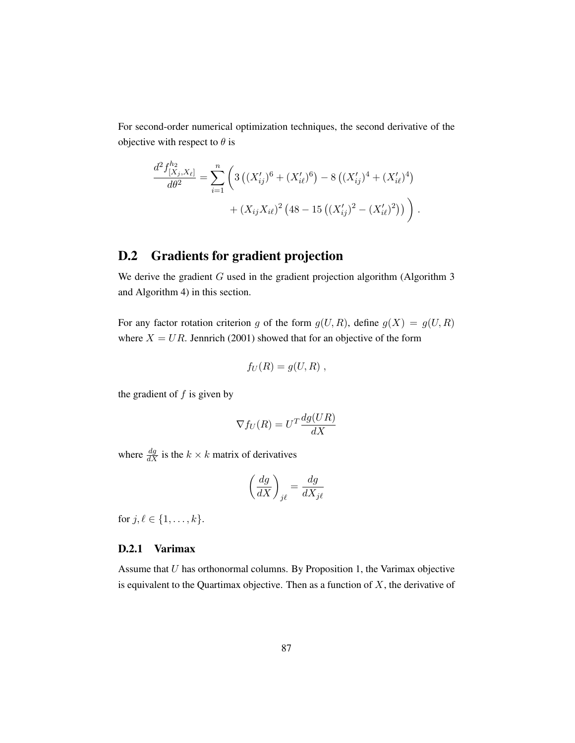For second-order numerical optimization techniques, the second derivative of the objective with respect to $\theta$ is

$$\frac{d^2 f^{h_2}_{[X_j, X_\ell]}}{d\theta^2} = \sum_{i=1}^{n} \Bigg( 3\left((X'_{ij})^6 + (X'_{i\ell})^6\right) - 8\left((X'_{ij})^4 + (X'_{i\ell})^4\right) + (X_{ij}X_{i\ell})^2\left(48 - 15\left((X'_{ij})^2 - (X'_{i\ell})^2\right)\right) \Bigg) .$$

## D.2 Gradients for gradient projection

We derive the gradient $G$ used in the gradient projection algorithm (Algorithm 3 and Algorithm 4) in this section.

For any factor rotation criterion $g$ of the form $g(U, R)$, define $g(X) = g(U, R)$ where $X = UR$. Jennrich (2001) showed that for an objective of the form

$$f_U(R) = g(U, R) ,$$

the gradient of $f$ is given by

$$\nabla f_U(R) = U^T \frac{dg(UR)}{dX}$$

where $\frac{dg}{dX}$ is the $k \times k$ matrix of derivatives

$$\left(\frac{dg}{dX}\right)_{j\ell} = \frac{dg}{dX_{j\ell}}$$

for $j, \ell \in \{1, \ldots, k\}$.

### D.2.1 Varimax

Assume that $U$ has orthonormal columns. By Proposition 1, the Varimax objective is equivalent to the Quartimax objective. Then as a function of $X$, the derivative of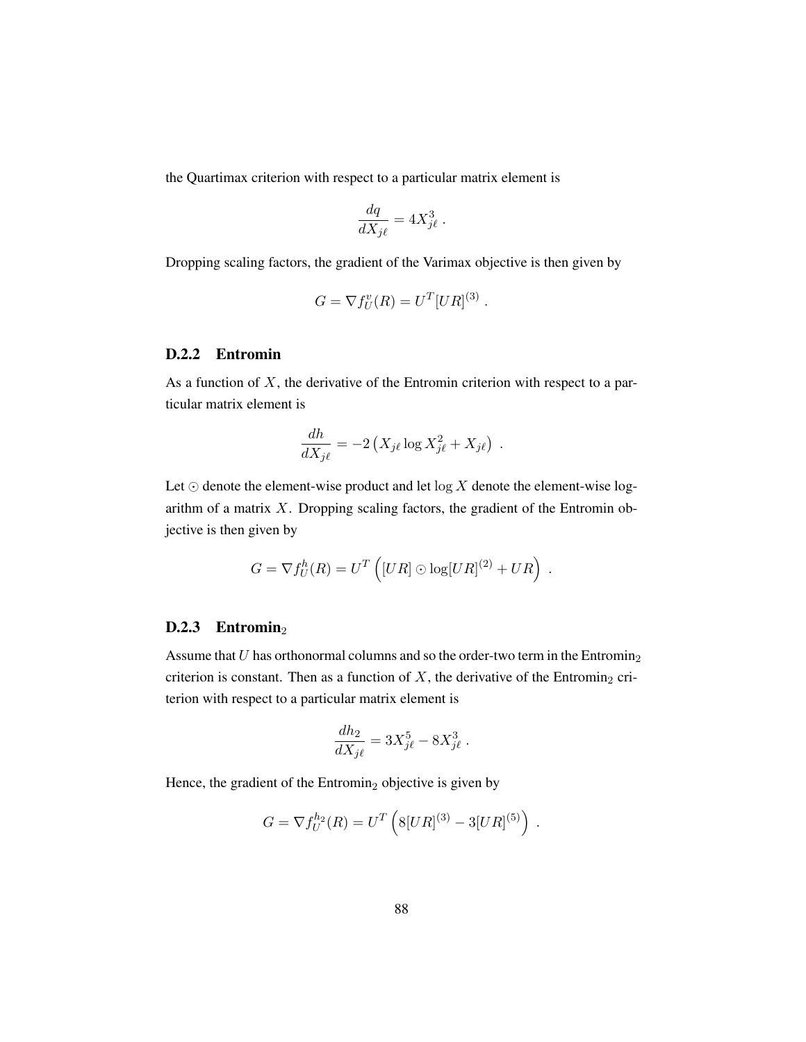the Quartimax criterion with respect to a particular matrix element is

$$\frac{dq}{dX_{j\ell}} = 4X_{j\ell}^3 \ .$$

Dropping scaling factors, the gradient of the Varimax objective is then given by

$$G = \nabla f_U^v(R) = U^T [UR]^{(3)} \ .$$

### D.2.2 Entromin

As a function of $X$, the derivative of the Entromin criterion with respect to a particular matrix element is

$$\frac{dh}{dX_{j\ell}} = -2\left(X_{j\ell} \log X_{j\ell}^2 + X_{j\ell}\right) \ .$$

Let $\odot$ denote the element-wise product and let $\log X$ denote the element-wise logarithm of a matrix $X$. Dropping scaling factors, the gradient of the Entromin objective is then given by

$$G = \nabla f_U^h(R) = U^T \left([UR] \odot \log[UR]^{(2)} + UR\right) \ .$$

### D.2.3 Entromin$_2$

Assume that $U$ has orthonormal columns and so the order-two term in the Entromin$_2$ criterion is constant. Then as a function of $X$, the derivative of the Entromin$_2$ criterion with respect to a particular matrix element is

$$\frac{dh_2}{dX_{j\ell}} = 3X_{j\ell}^5 - 8X_{j\ell}^3 \ .$$

Hence, the gradient of the Entromin$_2$ objective is given by

$$G = \nabla f_U^{h_2}(R) = U^T \left(8[UR]^{(3)} - 3[UR]^{(5)}\right) \ .$$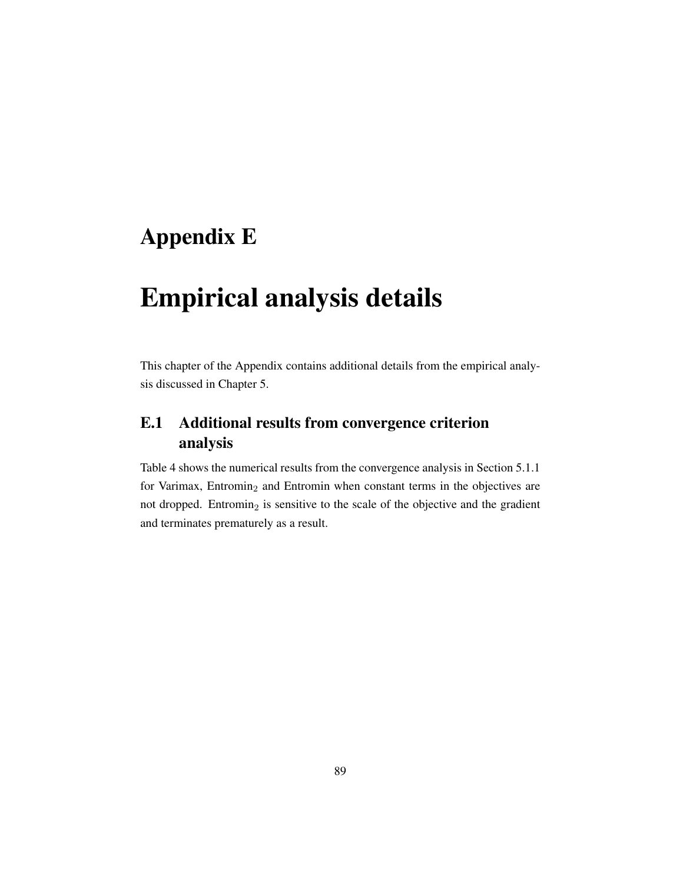# Appendix E

# Empirical analysis details

This chapter of the Appendix contains additional details from the empirical analysis discussed in Chapter 5.

## E.1 Additional results from convergence criterion analysis

Table 4 shows the numerical results from the convergence analysis in Section 5.1.1 for Varimax, $\text{Entromin}_2$ and Entromin when constant terms in the objectives are not dropped. $\text{Entromin}_2$ is sensitive to the scale of the objective and the gradient and terminates prematurely as a result.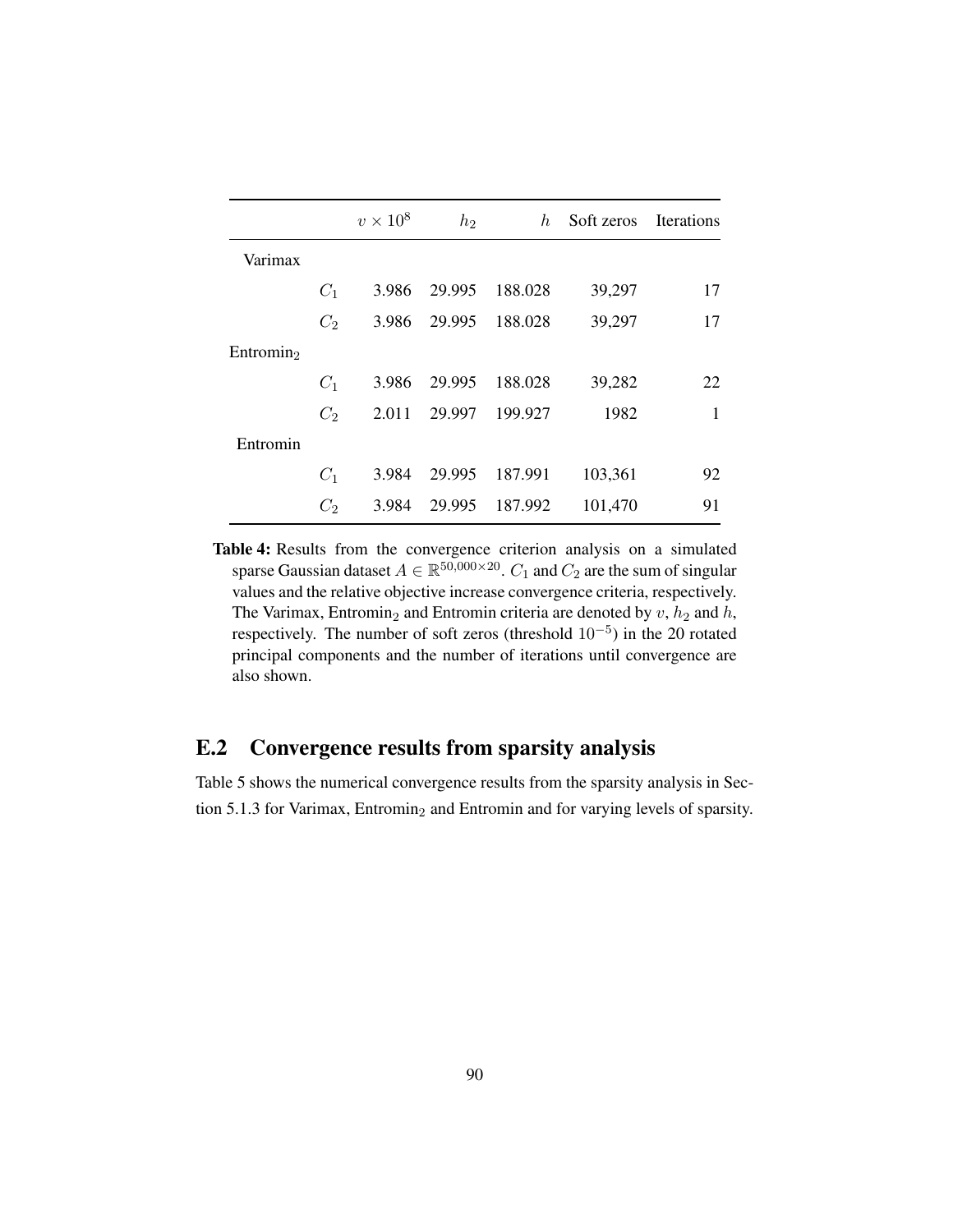|  |  | $v \times 10^8$ | $h_2$ | $h$ | Soft zeros | Iterations |
|---|---|---|---|---|---|---|
| Varimax |  |  |  |  |  |  |
|  | $C_1$ | 3.986 | 29.995 | 188.028 | 39,297 | 17 |
|  | $C_2$ | 3.986 | 29.995 | 188.028 | 39,297 | 17 |
| Entromin$_2$ |  |  |  |  |  |  |
|  | $C_1$ | 3.986 | 29.995 | 188.028 | 39,282 | 22 |
|  | $C_2$ | 2.011 | 29.997 | 199.927 | 1982 | 1 |
| Entromin |  |  |  |  |  |  |
|  | $C_1$ | 3.984 | 29.995 | 187.991 | 103,361 | 92 |
|  | $C_2$ | 3.984 | 29.995 | 187.992 | 101,470 | 91 |

**Table 4:** Results from the convergence criterion analysis on a simulated sparse Gaussian dataset $A \in \mathbb{R}^{50,000 \times 20}$. $C_1$ and $C_2$ are the sum of singular values and the relative objective increase convergence criteria, respectively. The Varimax, Entromin$_2$ and Entromin criteria are denoted by $v$, $h_2$ and $h$, respectively. The number of soft zeros (threshold $10^{-5}$) in the 20 rotated principal components and the number of iterations until convergence are also shown.

## E.2 Convergence results from sparsity analysis

Table 5 shows the numerical convergence results from the sparsity analysis in Section 5.1.3 for Varimax, Entromin$_2$ and Entromin and for varying levels of sparsity.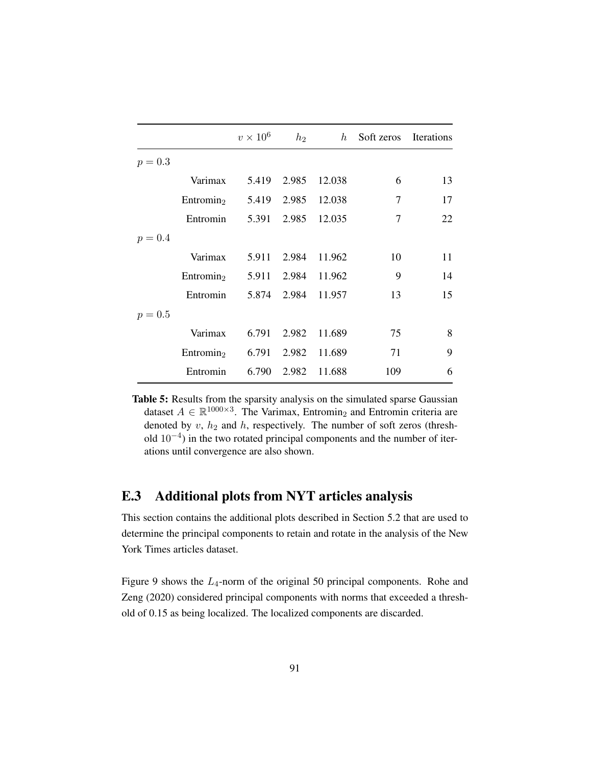| | | $v \times 10^6$ | $h_2$ | $h$ | Soft zeros | Iterations |
|---|---|---|---|---|---|---|
| $p = 0.3$ | | | | | | |
| | Varimax | 5.419 | 2.985 | 12.038 | 6 | 13 |
| | Entromin$_2$ | 5.419 | 2.985 | 12.038 | 7 | 17 |
| | Entromin | 5.391 | 2.985 | 12.035 | 7 | 22 |
| $p = 0.4$ | | | | | | |
| | Varimax | 5.911 | 2.984 | 11.962 | 10 | 11 |
| | Entromin$_2$ | 5.911 | 2.984 | 11.962 | 9 | 14 |
| | Entromin | 5.874 | 2.984 | 11.957 | 13 | 15 |
| $p = 0.5$ | | | | | | |
| | Varimax | 6.791 | 2.982 | 11.689 | 75 | 8 |
| | Entromin$_2$ | 6.791 | 2.982 | 11.689 | 71 | 9 |
| | Entromin | 6.790 | 2.982 | 11.688 | 109 | 6 |

**Table 5:** Results from the sparsity analysis on the simulated sparse Gaussian dataset $A \in \mathbb{R}^{1000\times3}$. The Varimax, Entromin$_2$ and Entromin criteria are denoted by $v$, $h_2$ and $h$, respectively. The number of soft zeros (threshold $10^{-4}$) in the two rotated principal components and the number of iterations until convergence are also shown.

## E.3 Additional plots from NYT articles analysis

This section contains the additional plots described in Section 5.2 that are used to determine the principal components to retain and rotate in the analysis of the New York Times articles dataset.

Figure 9 shows the $L_4$-norm of the original 50 principal components. Rohe and Zeng (2020) considered principal components with norms that exceeded a threshold of 0.15 as being localized. The localized components are discarded.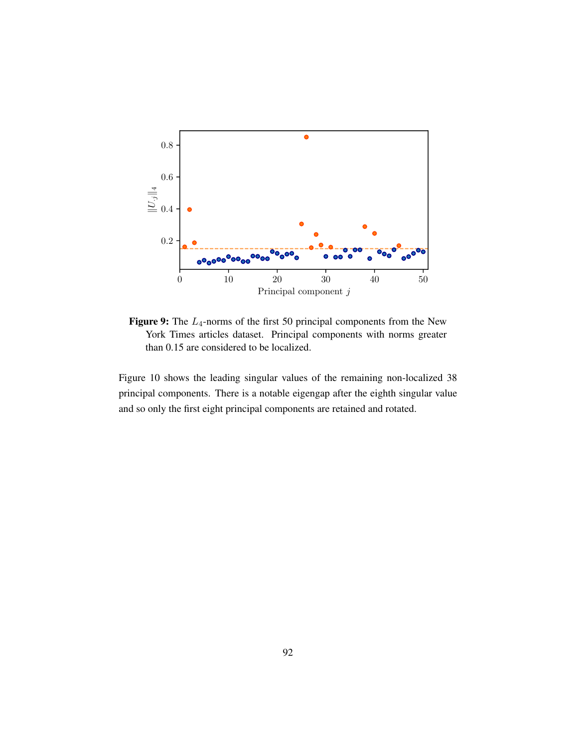**Figure 9:** The $L_4$-norms of the first 50 principal components from the New York Times articles dataset. Principal components with norms greater than 0.15 are considered to be localized.

Figure 10 shows the leading singular values of the remaining non-localized 38 principal components. There is a notable eigengap after the eighth singular value and so only the first eight principal components are retained and rotated.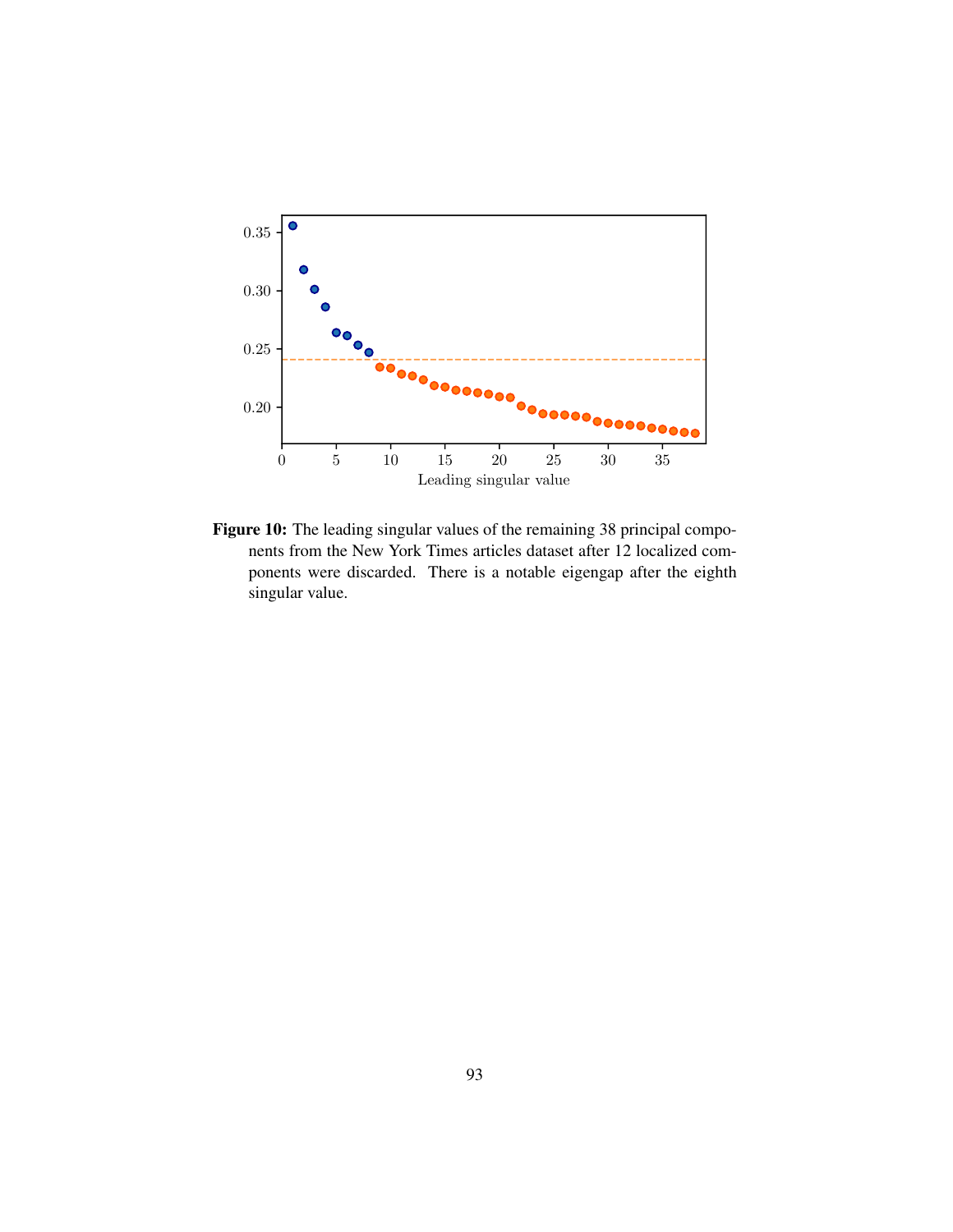0.35
0.30
0.25
0.20

0 5 10 15 20 25 30 35

Leading singular value

**Figure 10:** The leading singular values of the remaining 38 principal components from the New York Times articles dataset after 12 localized components were discarded. There is a notable eigengap after the eighth singular value.